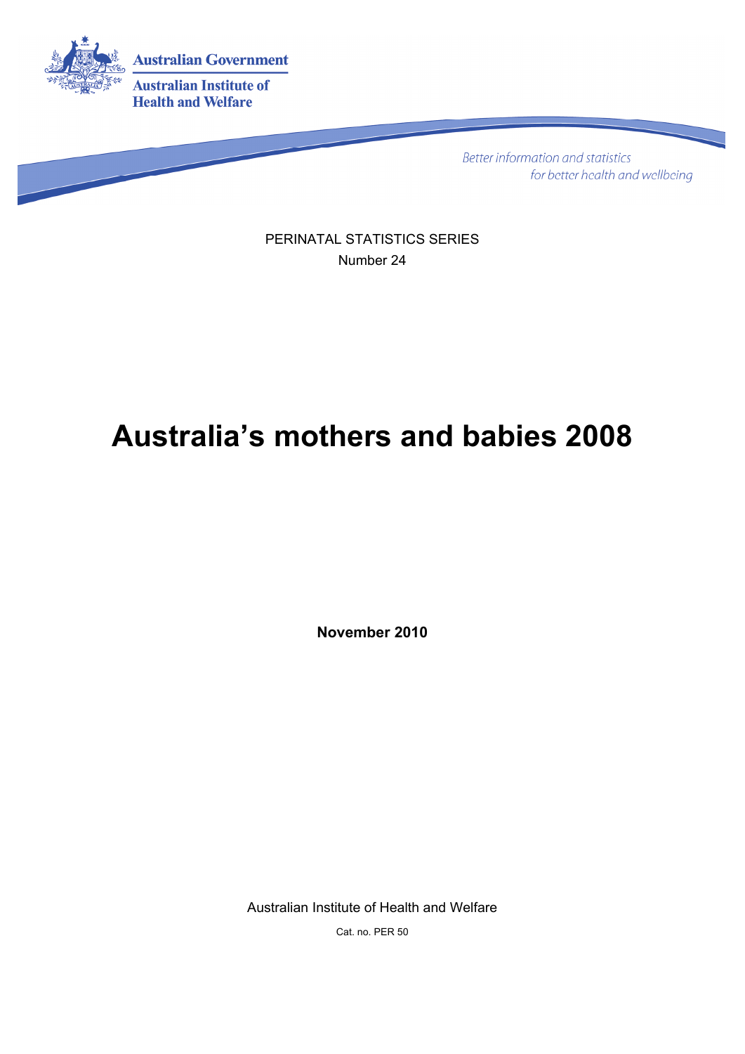Australian Government

Australian Institute of Health and Welfare

*Better information and statistics for better health and wellbeing*

PERINATAL STATISTICS SERIES

Number 24

# Australia's mothers and babies 2008

**November 2010**

Australian Institute of Health and Welfare

Cat. no. PER 50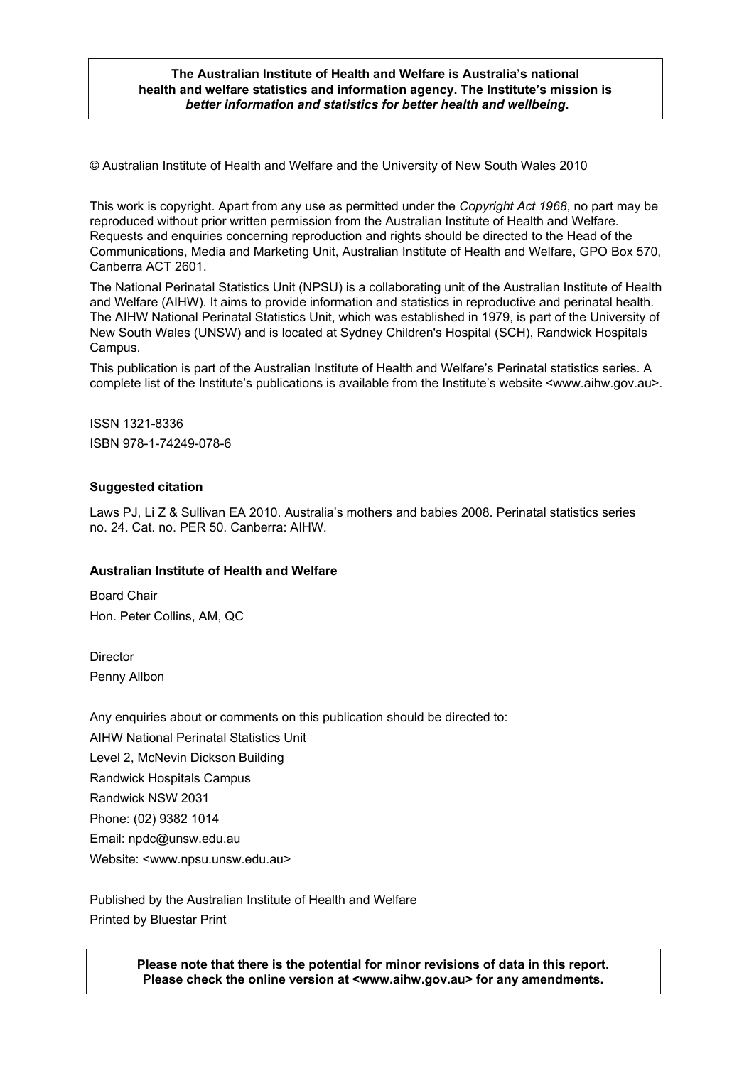**The Australian Institute of Health and Welfare is Australia's national health and welfare statistics and information agency. The Institute's mission is *better information and statistics for better health and wellbeing*.**

© Australian Institute of Health and Welfare and the University of New South Wales 2010

This work is copyright. Apart from any use as permitted under the *Copyright Act 1968*, no part may be reproduced without prior written permission from the Australian Institute of Health and Welfare. Requests and enquiries concerning reproduction and rights should be directed to the Head of the Communications, Media and Marketing Unit, Australian Institute of Health and Welfare, GPO Box 570, Canberra ACT 2601.

The National Perinatal Statistics Unit (NPSU) is a collaborating unit of the Australian Institute of Health and Welfare (AIHW). It aims to provide information and statistics in reproductive and perinatal health. The AIHW National Perinatal Statistics Unit, which was established in 1979, is part of the University of New South Wales (UNSW) and is located at Sydney Children's Hospital (SCH), Randwick Hospitals Campus.

This publication is part of the Australian Institute of Health and Welfare's Perinatal statistics series. A complete list of the Institute's publications is available from the Institute's website <www.aihw.gov.au>.

ISSN 1321-8336

ISBN 978-1-74249-078-6

**Suggested citation**

Laws PJ, Li Z & Sullivan EA 2010. Australia's mothers and babies 2008. Perinatal statistics series no. 24. Cat. no. PER 50. Canberra: AIHW.

**Australian Institute of Health and Welfare**

Board Chair

Hon. Peter Collins, AM, QC

Director

Penny Allbon

Any enquiries about or comments on this publication should be directed to:

AIHW National Perinatal Statistics Unit

Level 2, McNevin Dickson Building

Randwick Hospitals Campus

Randwick NSW 2031

Phone: (02) 9382 1014

Email: npdc@unsw.edu.au

Website: <www.npsu.unsw.edu.au>

Published by the Australian Institute of Health and Welfare

Printed by Bluestar Print

**Please note that there is the potential for minor revisions of data in this report. Please check the online version at <www.aihw.gov.au> for any amendments.**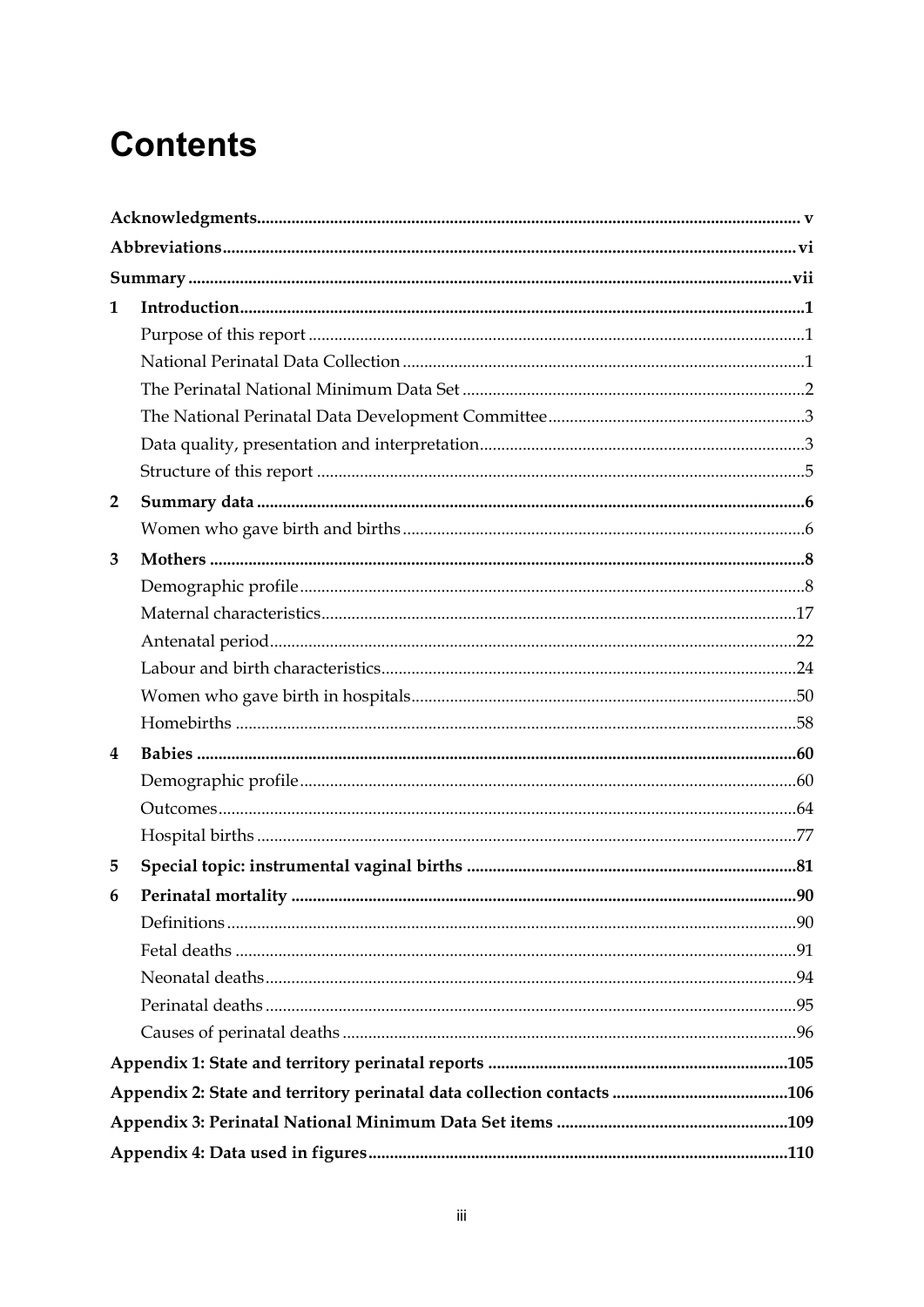# Contents

**Acknowledgments** ..... v

**Abbreviations** ..... vi

**Summary** ..... vii

**1 Introduction** ..... 1

- Purpose of this report ..... 1
- National Perinatal Data Collection ..... 1
- The Perinatal National Minimum Data Set ..... 2
- The National Perinatal Data Development Committee ..... 3
- Data quality, presentation and interpretation ..... 3
- Structure of this report ..... 5

**2 Summary data** ..... 6

- Women who gave birth and births ..... 6

**3 Mothers** ..... 8

- Demographic profile ..... 8
- Maternal characteristics ..... 17
- Antenatal period ..... 22
- Labour and birth characteristics ..... 24
- Women who gave birth in hospitals ..... 50
- Homebirths ..... 58

**4 Babies** ..... 60

- Demographic profile ..... 60
- Outcomes ..... 64
- Hospital births ..... 77

**5 Special topic: instrumental vaginal births** ..... 81

**6 Perinatal mortality** ..... 90

- Definitions ..... 90
- Fetal deaths ..... 91
- Neonatal deaths ..... 94
- Perinatal deaths ..... 95
- Causes of perinatal deaths ..... 96

**Appendix 1: State and territory perinatal reports** ..... 105

**Appendix 2: State and territory perinatal data collection contacts** ..... 106

**Appendix 3: Perinatal National Minimum Data Set items** ..... 109

**Appendix 4: Data used in figures** ..... 110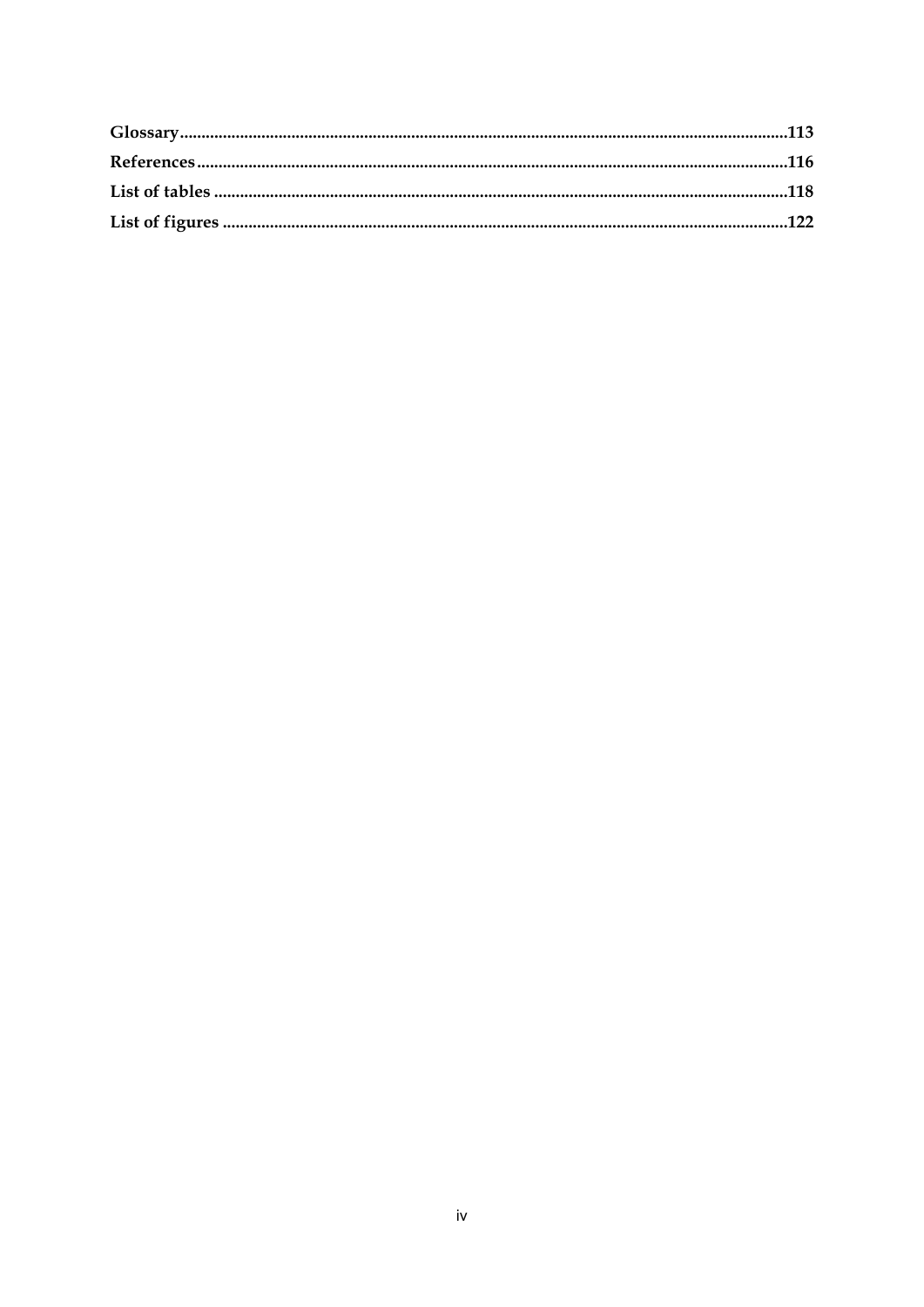**Glossary**......................................................................................................................................**113**

**References**...................................................................................................................................**116**

**List of tables** ...............................................................................................................................**118**

**List of figures** .............................................................................................................................**122**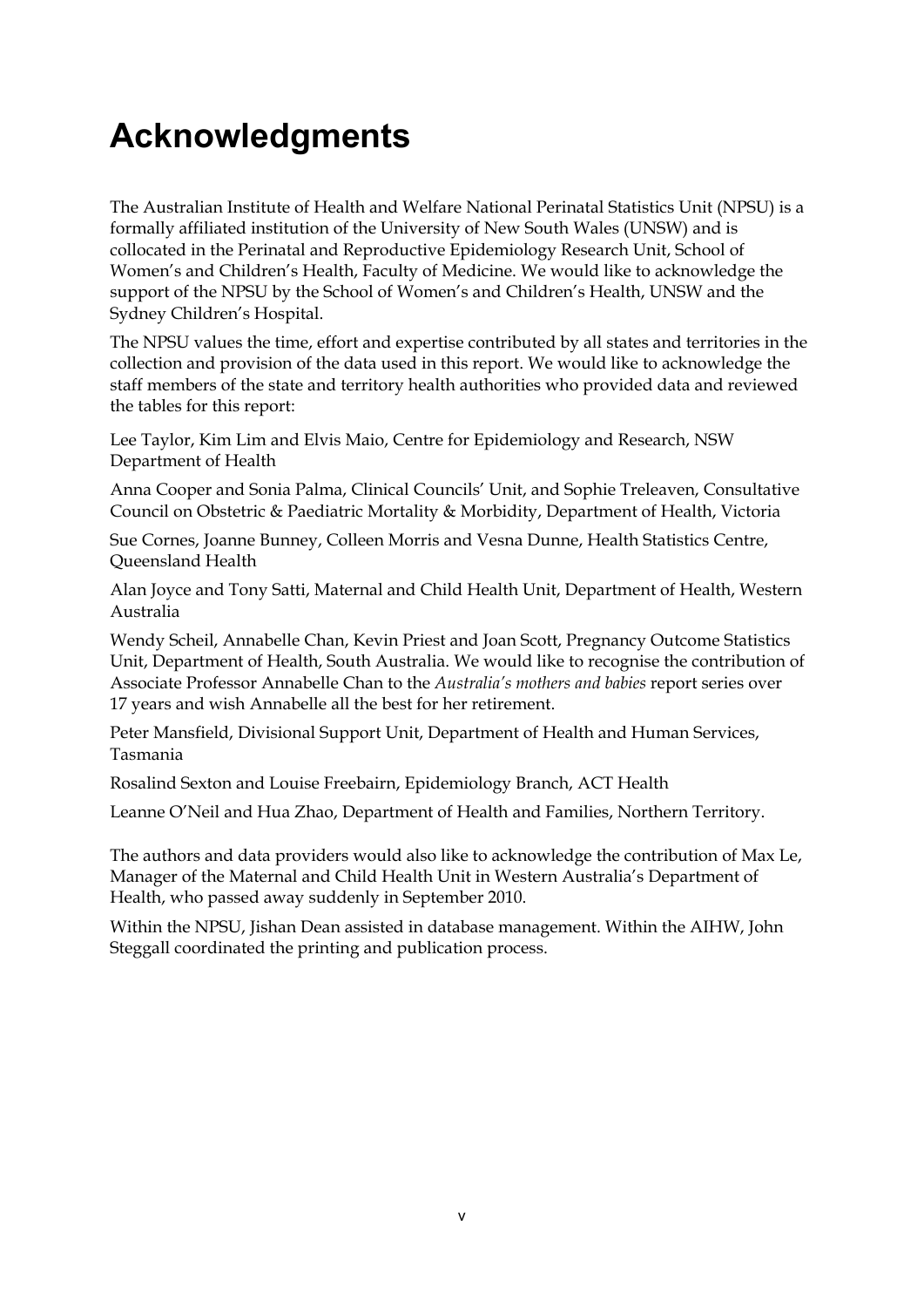# Acknowledgments

The Australian Institute of Health and Welfare National Perinatal Statistics Unit (NPSU) is a formally affiliated institution of the University of New South Wales (UNSW) and is collocated in the Perinatal and Reproductive Epidemiology Research Unit, School of Women's and Children's Health, Faculty of Medicine. We would like to acknowledge the support of the NPSU by the School of Women's and Children's Health, UNSW and the Sydney Children's Hospital.

The NPSU values the time, effort and expertise contributed by all states and territories in the collection and provision of the data used in this report. We would like to acknowledge the staff members of the state and territory health authorities who provided data and reviewed the tables for this report:

Lee Taylor, Kim Lim and Elvis Maio, Centre for Epidemiology and Research, NSW Department of Health

Anna Cooper and Sonia Palma, Clinical Councils' Unit, and Sophie Treleaven, Consultative Council on Obstetric & Paediatric Mortality & Morbidity, Department of Health, Victoria

Sue Cornes, Joanne Bunney, Colleen Morris and Vesna Dunne, Health Statistics Centre, Queensland Health

Alan Joyce and Tony Satti, Maternal and Child Health Unit, Department of Health, Western Australia

Wendy Scheil, Annabelle Chan, Kevin Priest and Joan Scott, Pregnancy Outcome Statistics Unit, Department of Health, South Australia. We would like to recognise the contribution of Associate Professor Annabelle Chan to the *Australia's mothers and babies* report series over 17 years and wish Annabelle all the best for her retirement.

Peter Mansfield, Divisional Support Unit, Department of Health and Human Services, Tasmania

Rosalind Sexton and Louise Freebairn, Epidemiology Branch, ACT Health

Leanne O'Neil and Hua Zhao, Department of Health and Families, Northern Territory.

The authors and data providers would also like to acknowledge the contribution of Max Le, Manager of the Maternal and Child Health Unit in Western Australia's Department of Health, who passed away suddenly in September 2010.

Within the NPSU, Jishan Dean assisted in database management. Within the AIHW, John Steggall coordinated the printing and publication process.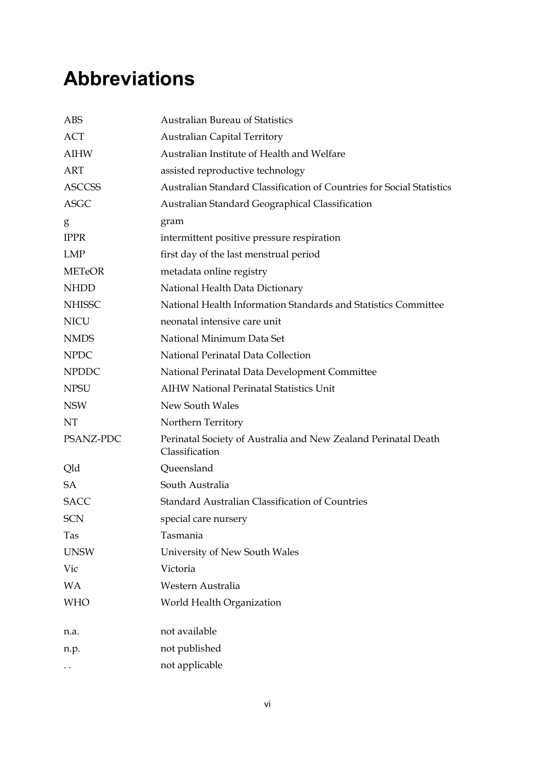# Abbreviations

| | |
|---|---|
| ABS | Australian Bureau of Statistics |
| ACT | Australian Capital Territory |
| AIHW | Australian Institute of Health and Welfare |
| ART | assisted reproductive technology |
| ASCCSS | Australian Standard Classification of Countries for Social Statistics |
| ASGC | Australian Standard Geographical Classification |
| g | gram |
| IPPR | intermittent positive pressure respiration |
| LMP | first day of the last menstrual period |
| METeOR | metadata online registry |
| NHDD | National Health Data Dictionary |
| NHISSC | National Health Information Standards and Statistics Committee |
| NICU | neonatal intensive care unit |
| NMDS | National Minimum Data Set |
| NPDC | National Perinatal Data Collection |
| NPDDC | National Perinatal Data Development Committee |
| NPSU | AIHW National Perinatal Statistics Unit |
| NSW | New South Wales |
| NT | Northern Territory |
| PSANZ-PDC | Perinatal Society of Australia and New Zealand Perinatal Death Classification |
| Qld | Queensland |
| SA | South Australia |
| SACC | Standard Australian Classification of Countries |
| SCN | special care nursery |
| Tas | Tasmania |
| UNSW | University of New South Wales |
| Vic | Victoria |
| WA | Western Australia |
| WHO | World Health Organization |
| | |
| n.a. | not available |
| n.p. | not published |
| . . | not applicable |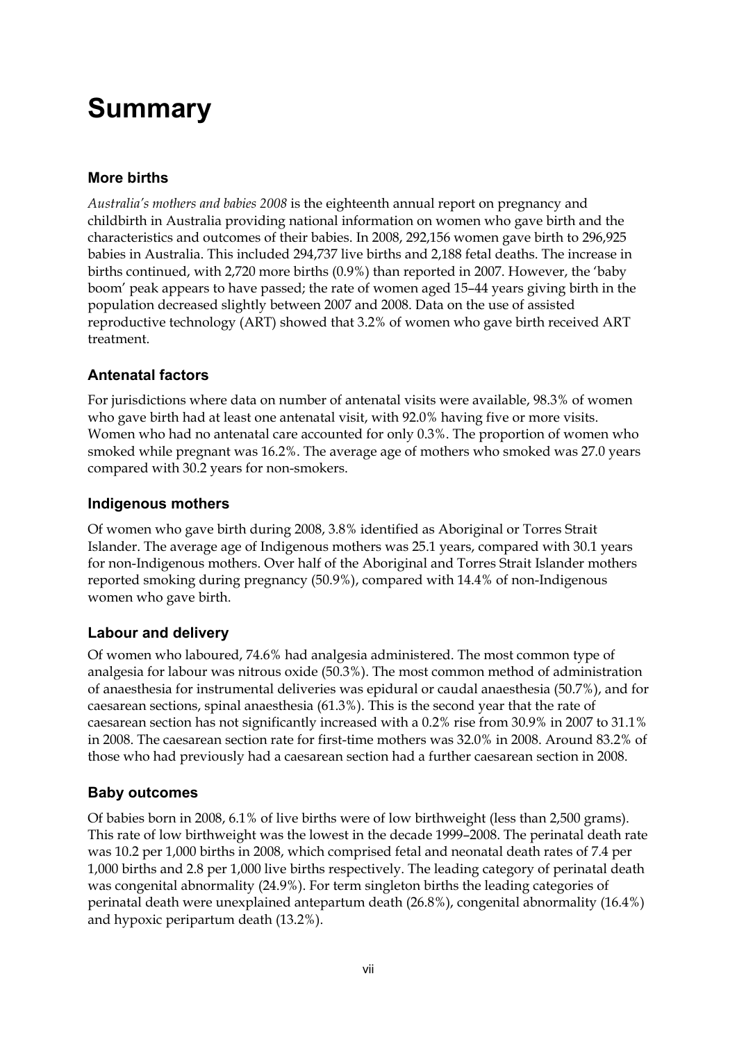# Summary

## More births

*Australia's mothers and babies 2008* is the eighteenth annual report on pregnancy and childbirth in Australia providing national information on women who gave birth and the characteristics and outcomes of their babies. In 2008, 292,156 women gave birth to 296,925 babies in Australia. This included 294,737 live births and 2,188 fetal deaths. The increase in births continued, with 2,720 more births (0.9%) than reported in 2007. However, the 'baby boom' peak appears to have passed; the rate of women aged 15–44 years giving birth in the population decreased slightly between 2007 and 2008. Data on the use of assisted reproductive technology (ART) showed that 3.2% of women who gave birth received ART treatment.

## Antenatal factors

For jurisdictions where data on number of antenatal visits were available, 98.3% of women who gave birth had at least one antenatal visit, with 92.0% having five or more visits. Women who had no antenatal care accounted for only 0.3%. The proportion of women who smoked while pregnant was 16.2%. The average age of mothers who smoked was 27.0 years compared with 30.2 years for non-smokers.

## Indigenous mothers

Of women who gave birth during 2008, 3.8% identified as Aboriginal or Torres Strait Islander. The average age of Indigenous mothers was 25.1 years, compared with 30.1 years for non-Indigenous mothers. Over half of the Aboriginal and Torres Strait Islander mothers reported smoking during pregnancy (50.9%), compared with 14.4% of non-Indigenous women who gave birth.

## Labour and delivery

Of women who laboured, 74.6% had analgesia administered. The most common type of analgesia for labour was nitrous oxide (50.3%). The most common method of administration of anaesthesia for instrumental deliveries was epidural or caudal anaesthesia (50.7%), and for caesarean sections, spinal anaesthesia (61.3%). This is the second year that the rate of caesarean section has not significantly increased with a 0.2% rise from 30.9% in 2007 to 31.1% in 2008. The caesarean section rate for first-time mothers was 32.0% in 2008. Around 83.2% of those who had previously had a caesarean section had a further caesarean section in 2008.

## Baby outcomes

Of babies born in 2008, 6.1% of live births were of low birthweight (less than 2,500 grams). This rate of low birthweight was the lowest in the decade 1999–2008. The perinatal death rate was 10.2 per 1,000 births in 2008, which comprised fetal and neonatal death rates of 7.4 per 1,000 births and 2.8 per 1,000 live births respectively. The leading category of perinatal death was congenital abnormality (24.9%). For term singleton births the leading categories of perinatal death were unexplained antepartum death (26.8%), congenital abnormality (16.4%) and hypoxic peripartum death (13.2%).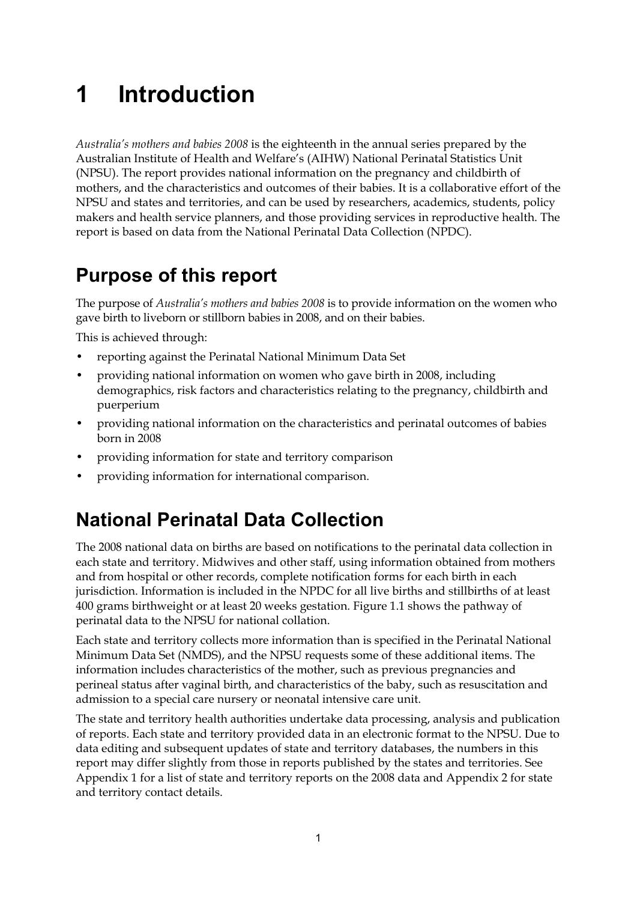# 1 Introduction

*Australia's mothers and babies 2008* is the eighteenth in the annual series prepared by the Australian Institute of Health and Welfare's (AIHW) National Perinatal Statistics Unit (NPSU). The report provides national information on the pregnancy and childbirth of mothers, and the characteristics and outcomes of their babies. It is a collaborative effort of the NPSU and states and territories, and can be used by researchers, academics, students, policy makers and health service planners, and those providing services in reproductive health. The report is based on data from the National Perinatal Data Collection (NPDC).

## Purpose of this report

The purpose of *Australia's mothers and babies 2008* is to provide information on the women who gave birth to liveborn or stillborn babies in 2008, and on their babies.

This is achieved through:

- reporting against the Perinatal National Minimum Data Set
- providing national information on women who gave birth in 2008, including demographics, risk factors and characteristics relating to the pregnancy, childbirth and puerperium
- providing national information on the characteristics and perinatal outcomes of babies born in 2008
- providing information for state and territory comparison
- providing information for international comparison.

## National Perinatal Data Collection

The 2008 national data on births are based on notifications to the perinatal data collection in each state and territory. Midwives and other staff, using information obtained from mothers and from hospital or other records, complete notification forms for each birth in each jurisdiction. Information is included in the NPDC for all live births and stillbirths of at least 400 grams birthweight or at least 20 weeks gestation. Figure 1.1 shows the pathway of perinatal data to the NPSU for national collation.

Each state and territory collects more information than is specified in the Perinatal National Minimum Data Set (NMDS), and the NPSU requests some of these additional items. The information includes characteristics of the mother, such as previous pregnancies and perineal status after vaginal birth, and characteristics of the baby, such as resuscitation and admission to a special care nursery or neonatal intensive care unit.

The state and territory health authorities undertake data processing, analysis and publication of reports. Each state and territory provided data in an electronic format to the NPSU. Due to data editing and subsequent updates of state and territory databases, the numbers in this report may differ slightly from those in reports published by the states and territories. See Appendix 1 for a list of state and territory reports on the 2008 data and Appendix 2 for state and territory contact details.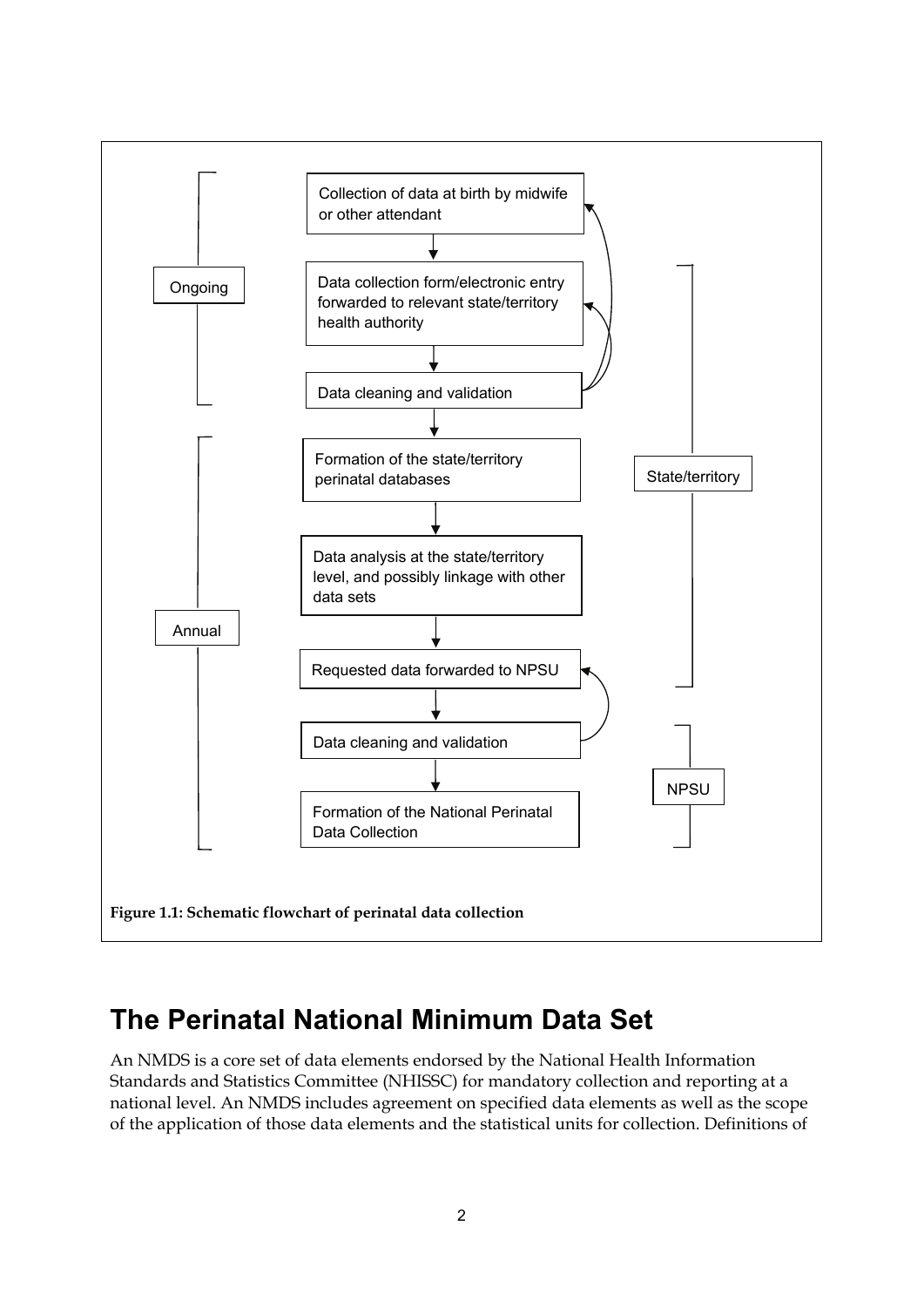Ongoing

Annual

Collection of data at birth by midwife or other attendant

Data collection form/electronic entry forwarded to relevant state/territory health authority

Data cleaning and validation

Formation of the state/territory perinatal databases

Data analysis at the state/territory level, and possibly linkage with other data sets

Requested data forwarded to NPSU

Data cleaning and validation

Formation of the National Perinatal Data Collection

State/territory

NPSU

**Figure 1.1: Schematic flowchart of perinatal data collection**

## The Perinatal National Minimum Data Set

An NMDS is a core set of data elements endorsed by the National Health Information Standards and Statistics Committee (NHISSC) for mandatory collection and reporting at a national level. An NMDS includes agreement on specified data elements as well as the scope of the application of those data elements and the statistical units for collection. Definitions of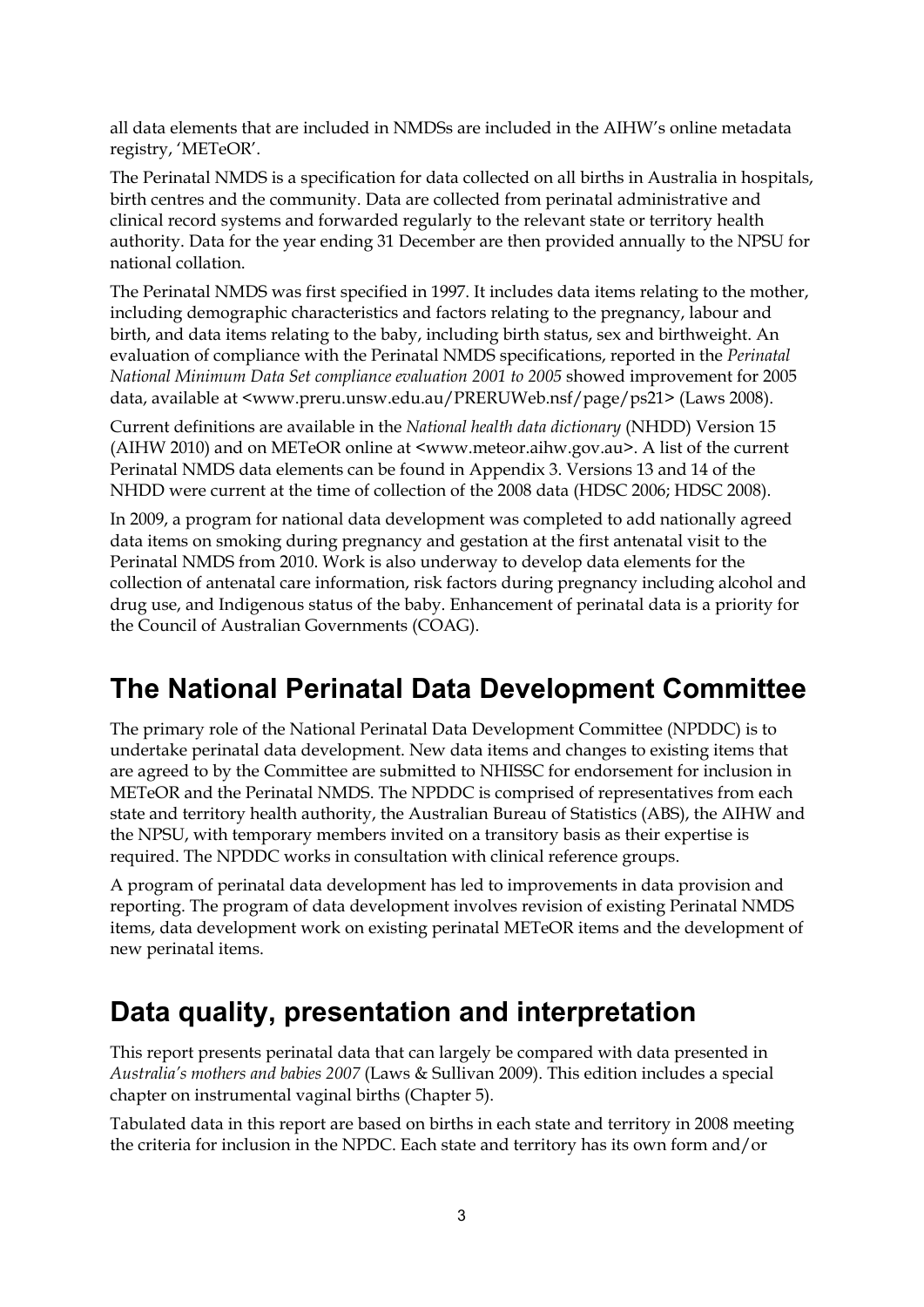all data elements that are included in NMDSs are included in the AIHW's online metadata registry, 'METeOR'.

The Perinatal NMDS is a specification for data collected on all births in Australia in hospitals, birth centres and the community. Data are collected from perinatal administrative and clinical record systems and forwarded regularly to the relevant state or territory health authority. Data for the year ending 31 December are then provided annually to the NPSU for national collation.

The Perinatal NMDS was first specified in 1997. It includes data items relating to the mother, including demographic characteristics and factors relating to the pregnancy, labour and birth, and data items relating to the baby, including birth status, sex and birthweight. An evaluation of compliance with the Perinatal NMDS specifications, reported in the *Perinatal National Minimum Data Set compliance evaluation 2001 to 2005* showed improvement for 2005 data, available at <www.preru.unsw.edu.au/PRERUWeb.nsf/page/ps21> (Laws 2008).

Current definitions are available in the *National health data dictionary* (NHDD) Version 15 (AIHW 2010) and on METeOR online at <www.meteor.aihw.gov.au>. A list of the current Perinatal NMDS data elements can be found in Appendix 3. Versions 13 and 14 of the NHDD were current at the time of collection of the 2008 data (HDSC 2006; HDSC 2008).

In 2009, a program for national data development was completed to add nationally agreed data items on smoking during pregnancy and gestation at the first antenatal visit to the Perinatal NMDS from 2010. Work is also underway to develop data elements for the collection of antenatal care information, risk factors during pregnancy including alcohol and drug use, and Indigenous status of the baby. Enhancement of perinatal data is a priority for the Council of Australian Governments (COAG).

## The National Perinatal Data Development Committee

The primary role of the National Perinatal Data Development Committee (NPDDC) is to undertake perinatal data development. New data items and changes to existing items that are agreed to by the Committee are submitted to NHISSC for endorsement for inclusion in METeOR and the Perinatal NMDS. The NPDDC is comprised of representatives from each state and territory health authority, the Australian Bureau of Statistics (ABS), the AIHW and the NPSU, with temporary members invited on a transitory basis as their expertise is required. The NPDDC works in consultation with clinical reference groups.

A program of perinatal data development has led to improvements in data provision and reporting. The program of data development involves revision of existing Perinatal NMDS items, data development work on existing perinatal METeOR items and the development of new perinatal items.

## Data quality, presentation and interpretation

This report presents perinatal data that can largely be compared with data presented in *Australia's mothers and babies 2007* (Laws & Sullivan 2009). This edition includes a special chapter on instrumental vaginal births (Chapter 5).

Tabulated data in this report are based on births in each state and territory in 2008 meeting the criteria for inclusion in the NPDC. Each state and territory has its own form and/or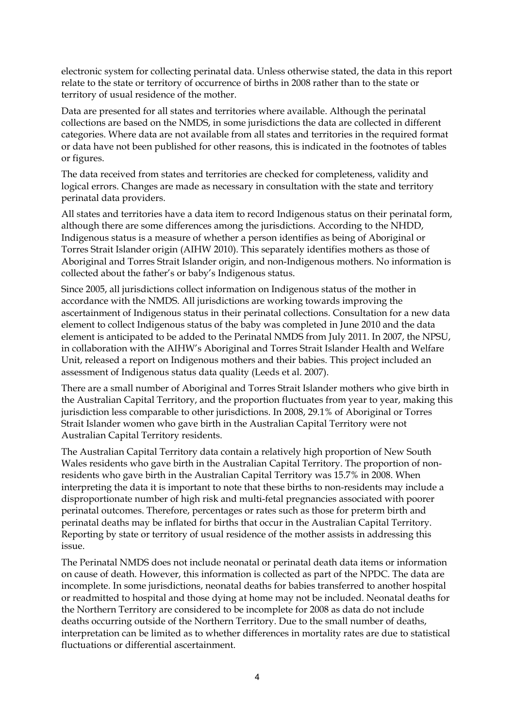electronic system for collecting perinatal data. Unless otherwise stated, the data in this report relate to the state or territory of occurrence of births in 2008 rather than to the state or territory of usual residence of the mother.

Data are presented for all states and territories where available. Although the perinatal collections are based on the NMDS, in some jurisdictions the data are collected in different categories. Where data are not available from all states and territories in the required format or data have not been published for other reasons, this is indicated in the footnotes of tables or figures.

The data received from states and territories are checked for completeness, validity and logical errors. Changes are made as necessary in consultation with the state and territory perinatal data providers.

All states and territories have a data item to record Indigenous status on their perinatal form, although there are some differences among the jurisdictions. According to the NHDD, Indigenous status is a measure of whether a person identifies as being of Aboriginal or Torres Strait Islander origin (AIHW 2010). This separately identifies mothers as those of Aboriginal and Torres Strait Islander origin, and non-Indigenous mothers. No information is collected about the father's or baby's Indigenous status.

Since 2005, all jurisdictions collect information on Indigenous status of the mother in accordance with the NMDS. All jurisdictions are working towards improving the ascertainment of Indigenous status in their perinatal collections. Consultation for a new data element to collect Indigenous status of the baby was completed in June 2010 and the data element is anticipated to be added to the Perinatal NMDS from July 2011. In 2007, the NPSU, in collaboration with the AIHW's Aboriginal and Torres Strait Islander Health and Welfare Unit, released a report on Indigenous mothers and their babies. This project included an assessment of Indigenous status data quality (Leeds et al. 2007).

There are a small number of Aboriginal and Torres Strait Islander mothers who give birth in the Australian Capital Territory, and the proportion fluctuates from year to year, making this jurisdiction less comparable to other jurisdictions. In 2008, 29.1% of Aboriginal or Torres Strait Islander women who gave birth in the Australian Capital Territory were not Australian Capital Territory residents.

The Australian Capital Territory data contain a relatively high proportion of New South Wales residents who gave birth in the Australian Capital Territory. The proportion of non-residents who gave birth in the Australian Capital Territory was 15.7% in 2008. When interpreting the data it is important to note that these births to non-residents may include a disproportionate number of high risk and multi-fetal pregnancies associated with poorer perinatal outcomes. Therefore, percentages or rates such as those for preterm birth and perinatal deaths may be inflated for births that occur in the Australian Capital Territory. Reporting by state or territory of usual residence of the mother assists in addressing this issue.

The Perinatal NMDS does not include neonatal or perinatal death data items or information on cause of death. However, this information is collected as part of the NPDC. The data are incomplete. In some jurisdictions, neonatal deaths for babies transferred to another hospital or readmitted to hospital and those dying at home may not be included. Neonatal deaths for the Northern Territory are considered to be incomplete for 2008 as data do not include deaths occurring outside of the Northern Territory. Due to the small number of deaths, interpretation can be limited as to whether differences in mortality rates are due to statistical fluctuations or differential ascertainment.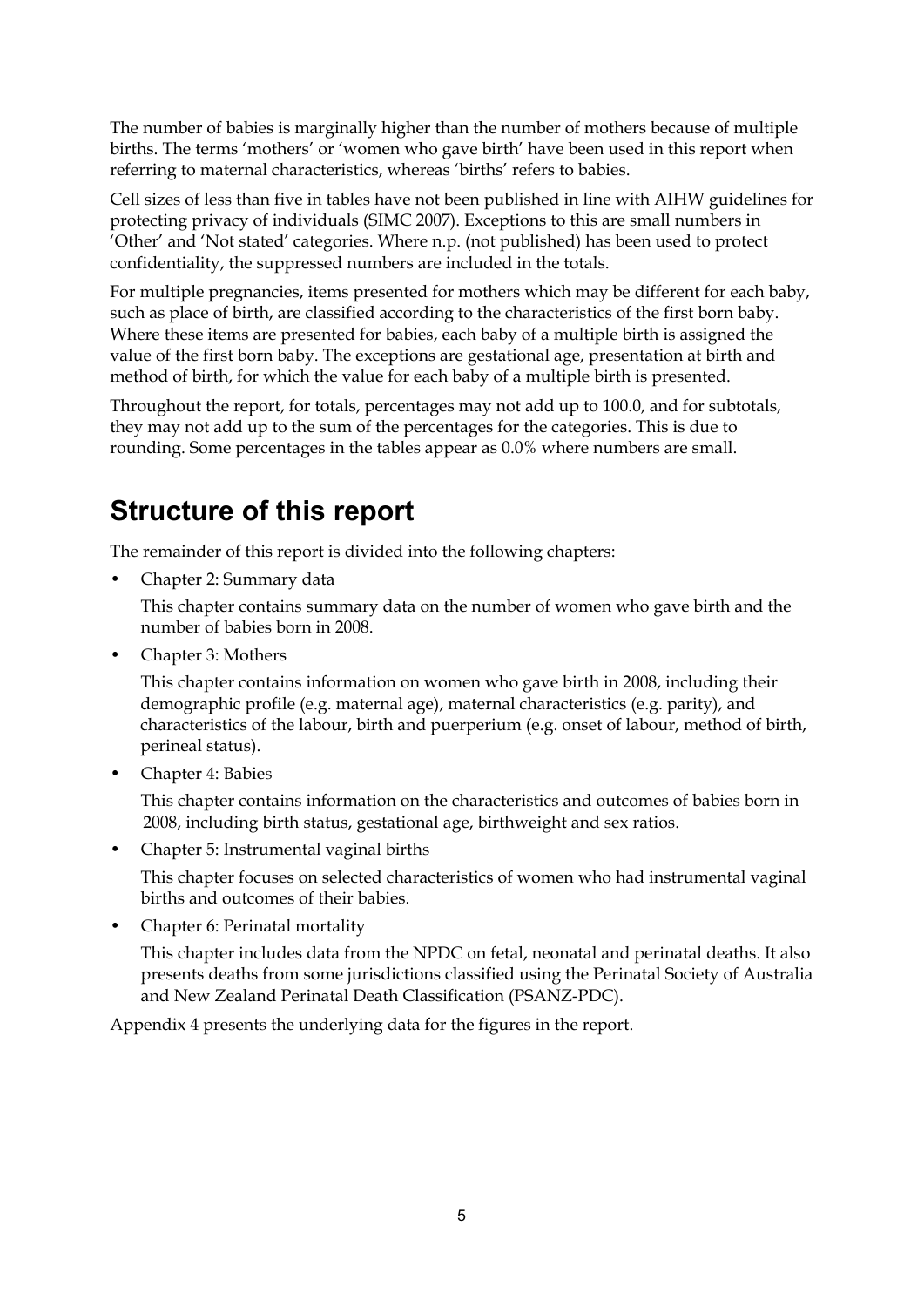The number of babies is marginally higher than the number of mothers because of multiple births. The terms 'mothers' or 'women who gave birth' have been used in this report when referring to maternal characteristics, whereas 'births' refers to babies.

Cell sizes of less than five in tables have not been published in line with AIHW guidelines for protecting privacy of individuals (SIMC 2007). Exceptions to this are small numbers in 'Other' and 'Not stated' categories. Where n.p. (not published) has been used to protect confidentiality, the suppressed numbers are included in the totals.

For multiple pregnancies, items presented for mothers which may be different for each baby, such as place of birth, are classified according to the characteristics of the first born baby. Where these items are presented for babies, each baby of a multiple birth is assigned the value of the first born baby. The exceptions are gestational age, presentation at birth and method of birth, for which the value for each baby of a multiple birth is presented.

Throughout the report, for totals, percentages may not add up to 100.0, and for subtotals, they may not add up to the sum of the percentages for the categories. This is due to rounding. Some percentages in the tables appear as 0.0% where numbers are small.

## Structure of this report

The remainder of this report is divided into the following chapters:

- Chapter 2: Summary data

  This chapter contains summary data on the number of women who gave birth and the number of babies born in 2008.

- Chapter 3: Mothers

  This chapter contains information on women who gave birth in 2008, including their demographic profile (e.g. maternal age), maternal characteristics (e.g. parity), and characteristics of the labour, birth and puerperium (e.g. onset of labour, method of birth, perineal status).

- Chapter 4: Babies

  This chapter contains information on the characteristics and outcomes of babies born in 2008, including birth status, gestational age, birthweight and sex ratios.

- Chapter 5: Instrumental vaginal births

  This chapter focuses on selected characteristics of women who had instrumental vaginal births and outcomes of their babies.

- Chapter 6: Perinatal mortality

  This chapter includes data from the NPDC on fetal, neonatal and perinatal deaths. It also presents deaths from some jurisdictions classified using the Perinatal Society of Australia and New Zealand Perinatal Death Classification (PSANZ-PDC).

Appendix 4 presents the underlying data for the figures in the report.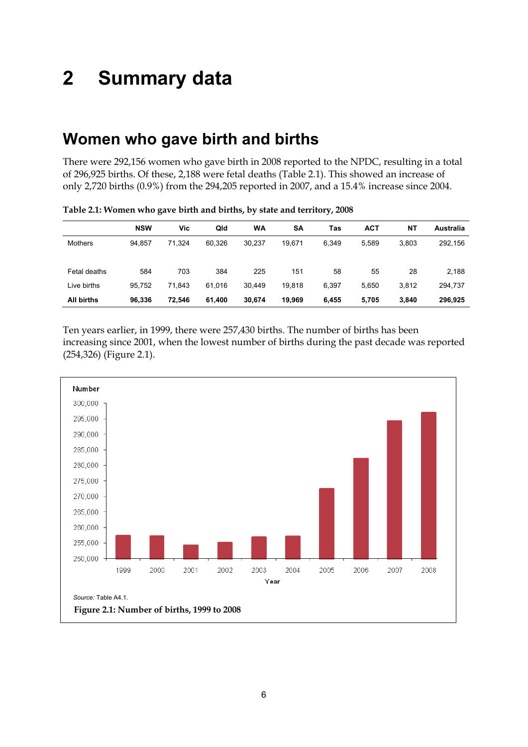# 2 Summary data

## Women who gave birth and births

There were 292,156 women who gave birth in 2008 reported to the NPDC, resulting in a total of 296,925 births. Of these, 2,188 were fetal deaths (Table 2.1). This showed an increase of only 2,720 births (0.9%) from the 294,205 reported in 2007, and a 15.4% increase since 2004.

**Table 2.1: Women who gave birth and births, by state and territory, 2008**

| | NSW | Vic | Qld | WA | SA | Tas | ACT | NT | Australia |
|---|---|---|---|---|---|---|---|---|---|
| Mothers | 94,857 | 71,324 | 60,326 | 30,237 | 19,671 | 6,349 | 5,589 | 3,803 | 292,156 |
| Fetal deaths | 584 | 703 | 384 | 225 | 151 | 58 | 55 | 28 | 2,188 |
| Live births | 95,752 | 71,843 | 61,016 | 30,449 | 19,818 | 6,397 | 5,650 | 3,812 | 294,737 |
| **All births** | **96,336** | **72,546** | **61,400** | **30,674** | **19,969** | **6,455** | **5,705** | **3,840** | **296,925** |

Ten years earlier, in 1999, there were 257,430 births. The number of births has been increasing since 2001, when the lowest number of births during the past decade was reported (254,326) (Figure 2.1).

*Source:* Table A4.1.

**Figure 2.1: Number of births, 1999 to 2008**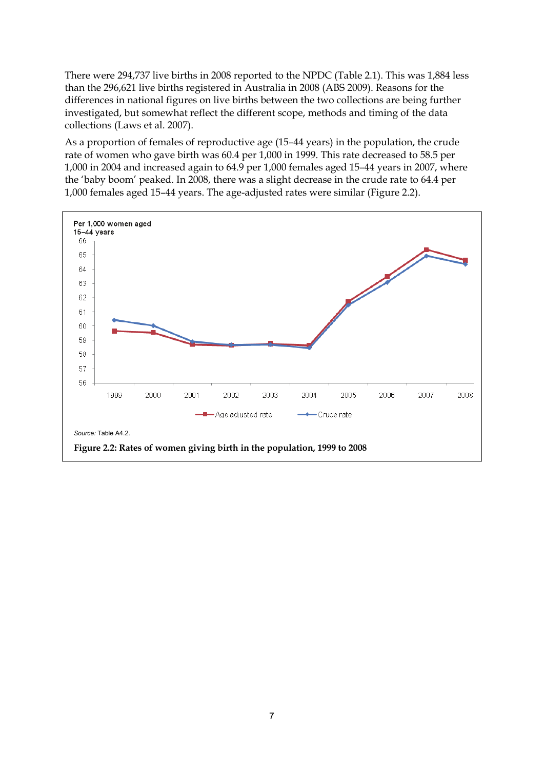There were 294,737 live births in 2008 reported to the NPDC (Table 2.1). This was 1,884 less than the 296,621 live births registered in Australia in 2008 (ABS 2009). Reasons for the differences in national figures on live births between the two collections are being further investigated, but somewhat reflect the different scope, methods and timing of the data collections (Laws et al. 2007).

As a proportion of females of reproductive age (15–44 years) in the population, the crude rate of women who gave birth was 60.4 per 1,000 in 1999. This rate decreased to 58.5 per 1,000 in 2004 and increased again to 64.9 per 1,000 females aged 15–44 years in 2007, where the 'baby boom' peaked. In 2008, there was a slight decrease in the crude rate to 64.4 per 1,000 females aged 15–44 years. The age-adjusted rates were similar (Figure 2.2).

*Source:* Table A4.2.

**Figure 2.2: Rates of women giving birth in the population, 1999 to 2008**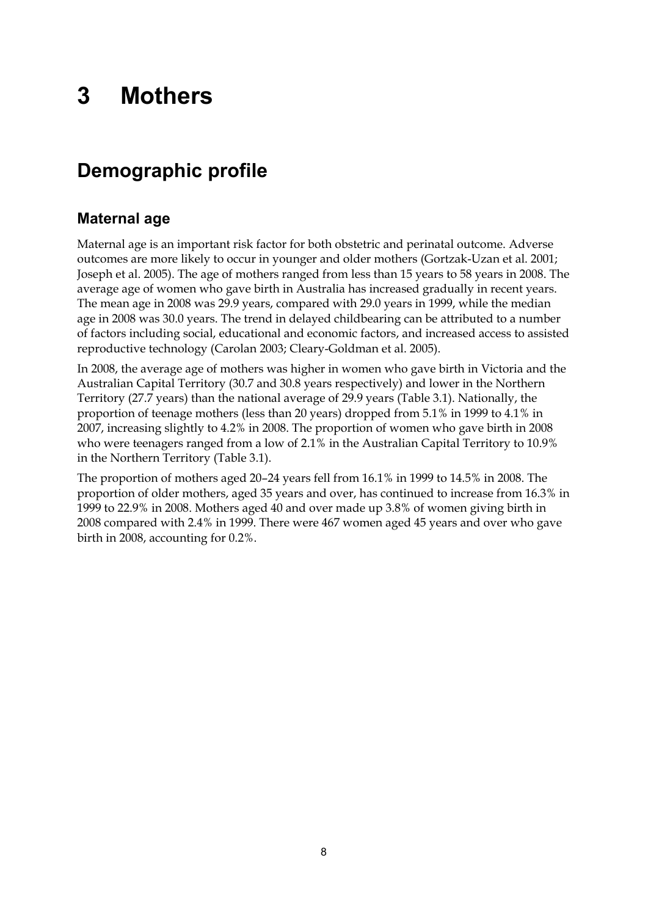# 3 Mothers

## Demographic profile

### Maternal age

Maternal age is an important risk factor for both obstetric and perinatal outcome. Adverse outcomes are more likely to occur in younger and older mothers (Gortzak-Uzan et al. 2001; Joseph et al. 2005). The age of mothers ranged from less than 15 years to 58 years in 2008. The average age of women who gave birth in Australia has increased gradually in recent years. The mean age in 2008 was 29.9 years, compared with 29.0 years in 1999, while the median age in 2008 was 30.0 years. The trend in delayed childbearing can be attributed to a number of factors including social, educational and economic factors, and increased access to assisted reproductive technology (Carolan 2003; Cleary-Goldman et al. 2005).

In 2008, the average age of mothers was higher in women who gave birth in Victoria and the Australian Capital Territory (30.7 and 30.8 years respectively) and lower in the Northern Territory (27.7 years) than the national average of 29.9 years (Table 3.1). Nationally, the proportion of teenage mothers (less than 20 years) dropped from 5.1% in 1999 to 4.1% in 2007, increasing slightly to 4.2% in 2008. The proportion of women who gave birth in 2008 who were teenagers ranged from a low of 2.1% in the Australian Capital Territory to 10.9% in the Northern Territory (Table 3.1).

The proportion of mothers aged 20–24 years fell from 16.1% in 1999 to 14.5% in 2008. The proportion of older mothers, aged 35 years and over, has continued to increase from 16.3% in 1999 to 22.9% in 2008. Mothers aged 40 and over made up 3.8% of women giving birth in 2008 compared with 2.4% in 1999. There were 467 women aged 45 years and over who gave birth in 2008, accounting for 0.2%.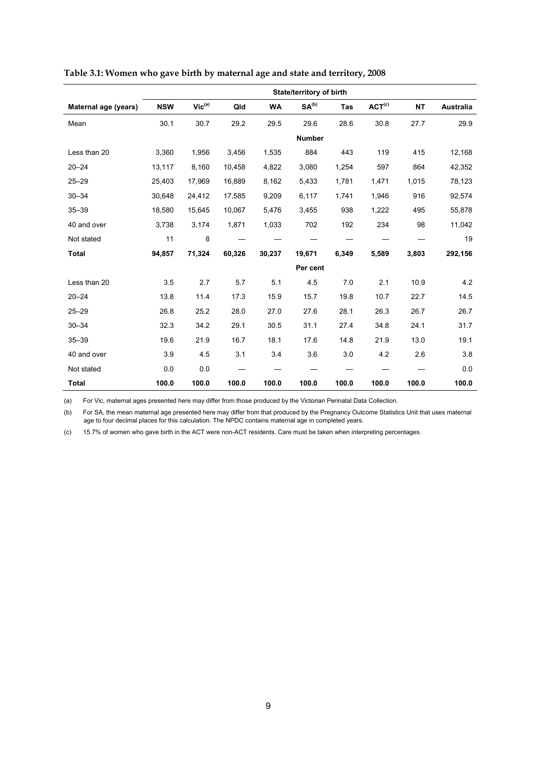**Table 3.1: Women who gave birth by maternal age and state and territory, 2008**

| | State/territory of birth | | | | | | | | |
|---|---|---|---|---|---|---|---|---|---|
| **Maternal age (years)** | **NSW** | **Vic[(a)]** | **Qld** | **WA** | **SA[(b)]** | **Tas** | **ACT[(c)]** | **NT** | **Australia** |
| Mean | 30.1 | 30.7 | 29.2 | 29.5 | 29.6 | 28.6 | 30.8 | 27.7 | 29.9 |
| | | | | | **Number** | | | | |
| Less than 20 | 3,360 | 1,956 | 3,456 | 1,535 | 884 | 443 | 119 | 415 | 12,168 |
| 20–24 | 13,117 | 8,160 | 10,458 | 4,822 | 3,080 | 1,254 | 597 | 864 | 42,352 |
| 25–29 | 25,403 | 17,969 | 16,889 | 8,162 | 5,433 | 1,781 | 1,471 | 1,015 | 78,123 |
| 30–34 | 30,648 | 24,412 | 17,585 | 9,209 | 6,117 | 1,741 | 1,946 | 916 | 92,574 |
| 35–39 | 18,580 | 15,645 | 10,067 | 5,476 | 3,455 | 938 | 1,222 | 495 | 55,878 |
| 40 and over | 3,738 | 3,174 | 1,871 | 1,033 | 702 | 192 | 234 | 98 | 11,042 |
| Not stated | 11 | 8 | — | — | — | — | — | — | 19 |
| **Total** | **94,857** | **71,324** | **60,326** | **30,237** | **19,671** | **6,349** | **5,589** | **3,803** | **292,156** |
| | | | | | **Per cent** | | | | |
| Less than 20 | 3.5 | 2.7 | 5.7 | 5.1 | 4.5 | 7.0 | 2.1 | 10.9 | 4.2 |
| 20–24 | 13.8 | 11.4 | 17.3 | 15.9 | 15.7 | 19.8 | 10.7 | 22.7 | 14.5 |
| 25–29 | 26.8 | 25.2 | 28.0 | 27.0 | 27.6 | 28.1 | 26.3 | 26.7 | 26.7 |
| 30–34 | 32.3 | 34.2 | 29.1 | 30.5 | 31.1 | 27.4 | 34.8 | 24.1 | 31.7 |
| 35–39 | 19.6 | 21.9 | 16.7 | 18.1 | 17.6 | 14.8 | 21.9 | 13.0 | 19.1 |
| 40 and over | 3.9 | 4.5 | 3.1 | 3.4 | 3.6 | 3.0 | 4.2 | 2.6 | 3.8 |
| Not stated | 0.0 | 0.0 | — | — | — | — | — | — | 0.0 |
| **Total** | **100.0** | **100.0** | **100.0** | **100.0** | **100.0** | **100.0** | **100.0** | **100.0** | **100.0** |

(a) For Vic, maternal ages presented here may differ from those produced by the Victorian Perinatal Data Collection.

(b) For SA, the mean maternal age presented here may differ from that produced by the Pregnancy Outcome Statistics Unit that uses maternal age to four decimal places for this calculation. The NPDC contains maternal age in completed years.

(c) 15.7% of women who gave birth in the ACT were non-ACT residents. Care must be taken when interpreting percentages.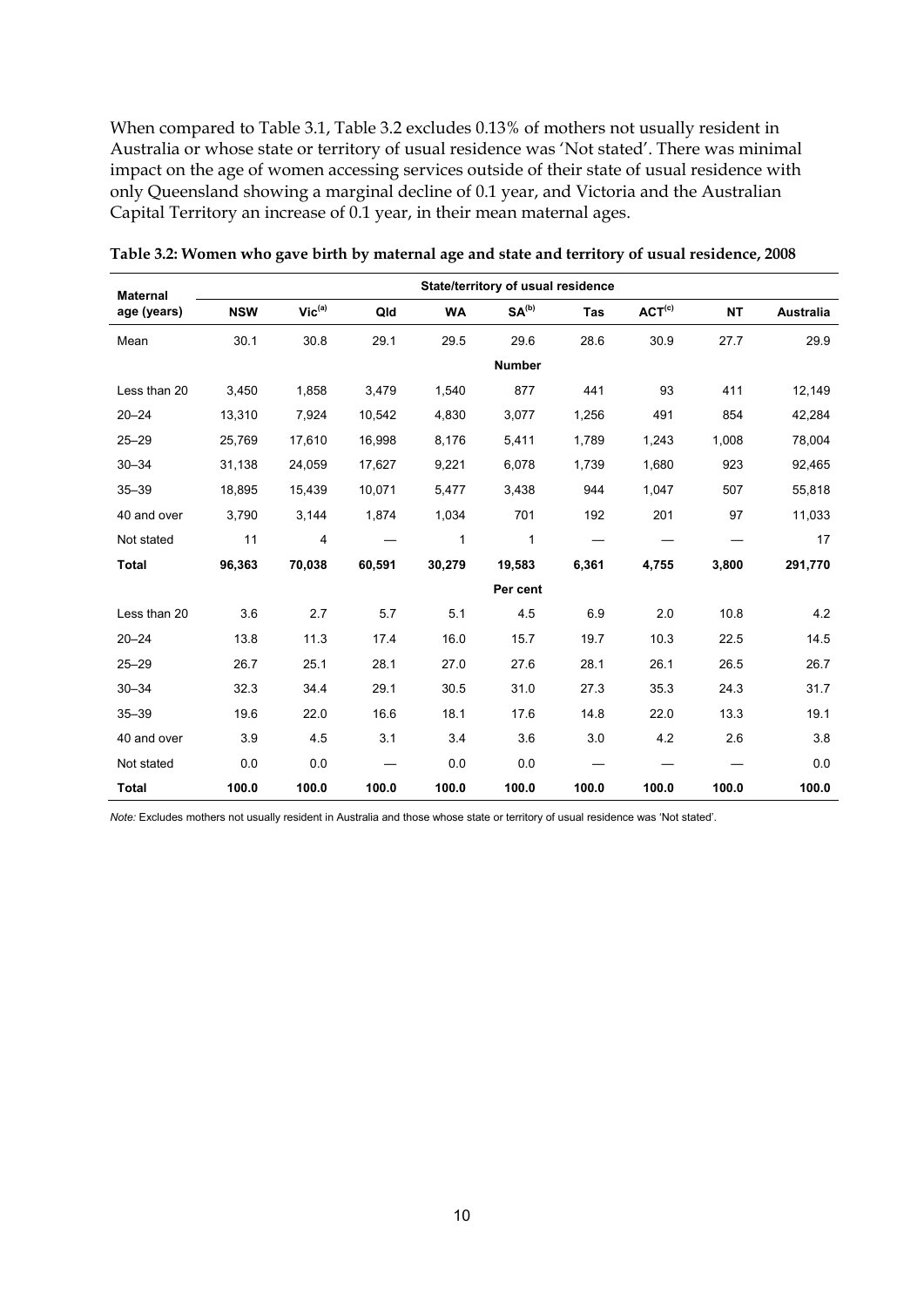When compared to Table 3.1, Table 3.2 excludes 0.13% of mothers not usually resident in Australia or whose state or territory of usual residence was 'Not stated'. There was minimal impact on the age of women accessing services outside of their state of usual residence with only Queensland showing a marginal decline of 0.1 year, and Victoria and the Australian Capital Territory an increase of 0.1 year, in their mean maternal ages.

**Table 3.2: Women who gave birth by maternal age and state and territory of usual residence, 2008**

| Maternal age (years) | State/territory of usual residence | | | | | | | | |
|---|---|---|---|---|---|---|---|---|---|
| | NSW | Vic[(a)] | Qld | WA | SA[(b)] | Tas | ACT[(c)] | NT | Australia |
| Mean | 30.1 | 30.8 | 29.1 | 29.5 | 29.6 | 28.6 | 30.9 | 27.7 | 29.9 |
| | | | | | **Number** | | | | |
| Less than 20 | 3,450 | 1,858 | 3,479 | 1,540 | 877 | 441 | 93 | 411 | 12,149 |
| 20–24 | 13,310 | 7,924 | 10,542 | 4,830 | 3,077 | 1,256 | 491 | 854 | 42,284 |
| 25–29 | 25,769 | 17,610 | 16,998 | 8,176 | 5,411 | 1,789 | 1,243 | 1,008 | 78,004 |
| 30–34 | 31,138 | 24,059 | 17,627 | 9,221 | 6,078 | 1,739 | 1,680 | 923 | 92,465 |
| 35–39 | 18,895 | 15,439 | 10,071 | 5,477 | 3,438 | 944 | 1,047 | 507 | 55,818 |
| 40 and over | 3,790 | 3,144 | 1,874 | 1,034 | 701 | 192 | 201 | 97 | 11,033 |
| Not stated | 11 | 4 | — | 1 | 1 | — | — | — | 17 |
| **Total** | **96,363** | **70,038** | **60,591** | **30,279** | **19,583** | **6,361** | **4,755** | **3,800** | **291,770** |
| | | | | | **Per cent** | | | | |
| Less than 20 | 3.6 | 2.7 | 5.7 | 5.1 | 4.5 | 6.9 | 2.0 | 10.8 | 4.2 |
| 20–24 | 13.8 | 11.3 | 17.4 | 16.0 | 15.7 | 19.7 | 10.3 | 22.5 | 14.5 |
| 25–29 | 26.7 | 25.1 | 28.1 | 27.0 | 27.6 | 28.1 | 26.1 | 26.5 | 26.7 |
| 30–34 | 32.3 | 34.4 | 29.1 | 30.5 | 31.0 | 27.3 | 35.3 | 24.3 | 31.7 |
| 35–39 | 19.6 | 22.0 | 16.6 | 18.1 | 17.6 | 14.8 | 22.0 | 13.3 | 19.1 |
| 40 and over | 3.9 | 4.5 | 3.1 | 3.4 | 3.6 | 3.0 | 4.2 | 2.6 | 3.8 |
| Not stated | 0.0 | 0.0 | — | 0.0 | 0.0 | — | — | — | 0.0 |
| **Total** | **100.0** | **100.0** | **100.0** | **100.0** | **100.0** | **100.0** | **100.0** | **100.0** | **100.0** |

*Note:* Excludes mothers not usually resident in Australia and those whose state or territory of usual residence was 'Not stated'.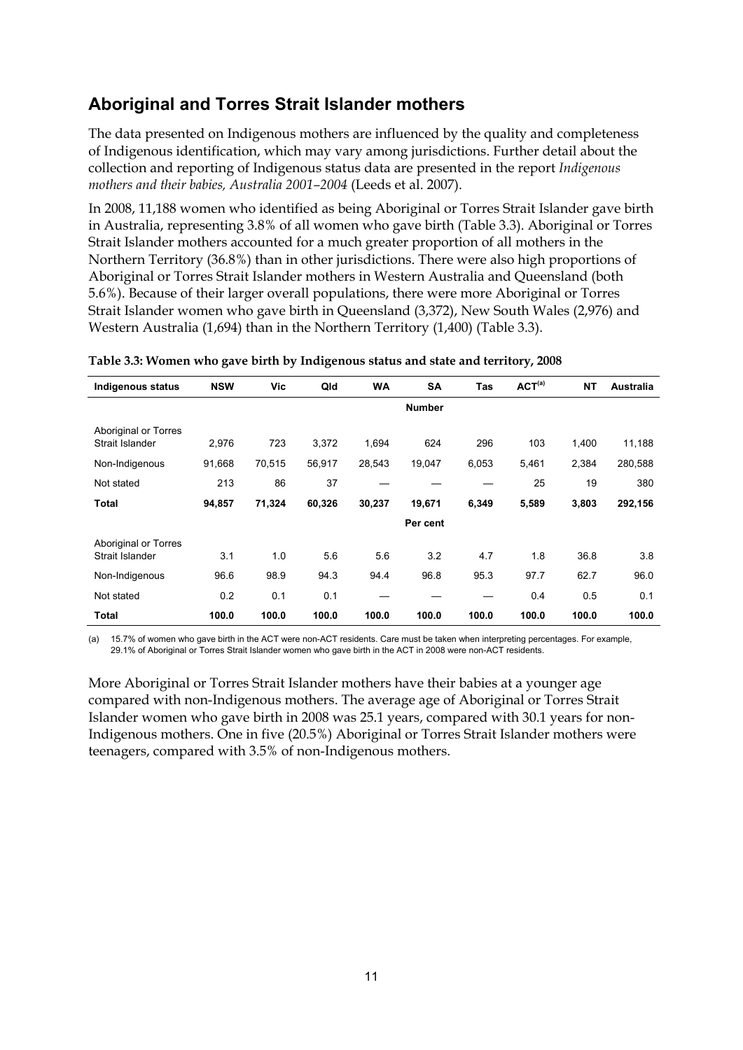## Aboriginal and Torres Strait Islander mothers

The data presented on Indigenous mothers are influenced by the quality and completeness of Indigenous identification, which may vary among jurisdictions. Further detail about the collection and reporting of Indigenous status data are presented in the report *Indigenous mothers and their babies, Australia 2001–2004* (Leeds et al. 2007).

In 2008, 11,188 women who identified as being Aboriginal or Torres Strait Islander gave birth in Australia, representing 3.8% of all women who gave birth (Table 3.3). Aboriginal or Torres Strait Islander mothers accounted for a much greater proportion of all mothers in the Northern Territory (36.8%) than in other jurisdictions. There were also high proportions of Aboriginal or Torres Strait Islander mothers in Western Australia and Queensland (both 5.6%). Because of their larger overall populations, there were more Aboriginal or Torres Strait Islander women who gave birth in Queensland (3,372), New South Wales (2,976) and Western Australia (1,694) than in the Northern Territory (1,400) (Table 3.3).

**Table 3.3: Women who gave birth by Indigenous status and state and territory, 2008**

| Indigenous status | NSW | Vic | Qld | WA | SA | Tas | ACT[(a)] | NT | Australia |
|---|---|---|---|---|---|---|---|---|---|
| | | | | | **Number** | | | | |
| Aboriginal or Torres Strait Islander | 2,976 | 723 | 3,372 | 1,694 | 624 | 296 | 103 | 1,400 | 11,188 |
| Non-Indigenous | 91,668 | 70,515 | 56,917 | 28,543 | 19,047 | 6,053 | 5,461 | 2,384 | 280,588 |
| Not stated | 213 | 86 | 37 | — | — | — | 25 | 19 | 380 |
| **Total** | **94,857** | **71,324** | **60,326** | **30,237** | **19,671** | **6,349** | **5,589** | **3,803** | **292,156** |
| | | | | | **Per cent** | | | | |
| Aboriginal or Torres Strait Islander | 3.1 | 1.0 | 5.6 | 5.6 | 3.2 | 4.7 | 1.8 | 36.8 | 3.8 |
| Non-Indigenous | 96.6 | 98.9 | 94.3 | 94.4 | 96.8 | 95.3 | 97.7 | 62.7 | 96.0 |
| Not stated | 0.2 | 0.1 | 0.1 | — | — | — | 0.4 | 0.5 | 0.1 |
| **Total** | **100.0** | **100.0** | **100.0** | **100.0** | **100.0** | **100.0** | **100.0** | **100.0** | **100.0** |

(a) 15.7% of women who gave birth in the ACT were non-ACT residents. Care must be taken when interpreting percentages. For example, 29.1% of Aboriginal or Torres Strait Islander women who gave birth in the ACT in 2008 were non-ACT residents.

More Aboriginal or Torres Strait Islander mothers have their babies at a younger age compared with non-Indigenous mothers. The average age of Aboriginal or Torres Strait Islander women who gave birth in 2008 was 25.1 years, compared with 30.1 years for non-Indigenous mothers. One in five (20.5%) Aboriginal or Torres Strait Islander mothers were teenagers, compared with 3.5% of non-Indigenous mothers.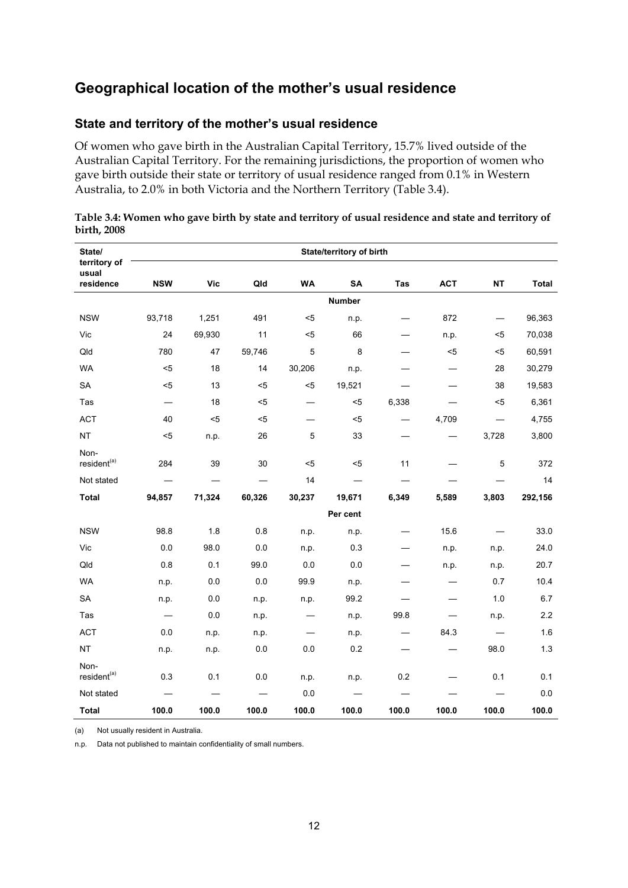## Geographical location of the mother's usual residence

### State and territory of the mother's usual residence

Of women who gave birth in the Australian Capital Territory, 15.7% lived outside of the Australian Capital Territory. For the remaining jurisdictions, the proportion of women who gave birth outside their state or territory of usual residence ranged from 0.1% in Western Australia, to 2.0% in both Victoria and the Northern Territory (Table 3.4).

**Table 3.4: Women who gave birth by state and territory of usual residence and state and territory of birth, 2008**

| State/ territory of usual residence | State/territory of birth | | | | | | | | |
|---|---|---|---|---|---|---|---|---|---|
| | NSW | Vic | Qld | WA | SA | Tas | ACT | NT | Total |
| | | | | | **Number** | | | | |
| NSW | 93,718 | 1,251 | 491 | <5 | n.p. | — | 872 | — | 96,363 |
| Vic | 24 | 69,930 | 11 | <5 | 66 | — | n.p. | <5 | 70,038 |
| Qld | 780 | 47 | 59,746 | 5 | 8 | — | <5 | <5 | 60,591 |
| WA | <5 | 18 | 14 | 30,206 | n.p. | — | — | 28 | 30,279 |
| SA | <5 | 13 | <5 | <5 | 19,521 | — | — | 38 | 19,583 |
| Tas | — | 18 | <5 | — | <5 | 6,338 | — | <5 | 6,361 |
| ACT | 40 | <5 | <5 | — | <5 | — | 4,709 | — | 4,755 |
| NT | <5 | n.p. | 26 | 5 | 33 | — | — | 3,728 | 3,800 |
| Non-resident[(a)] | 284 | 39 | 30 | <5 | <5 | 11 | — | 5 | 372 |
| Not stated | — | — | — | 14 | — | — | — | — | 14 |
| **Total** | **94,857** | **71,324** | **60,326** | **30,237** | **19,671** | **6,349** | **5,589** | **3,803** | **292,156** |
| | | | | | **Per cent** | | | | |
| NSW | 98.8 | 1.8 | 0.8 | n.p. | n.p. | — | 15.6 | — | 33.0 |
| Vic | 0.0 | 98.0 | 0.0 | n.p. | 0.3 | — | n.p. | n.p. | 24.0 |
| Qld | 0.8 | 0.1 | 99.0 | 0.0 | 0.0 | — | n.p. | n.p. | 20.7 |
| WA | n.p. | 0.0 | 0.0 | 99.9 | n.p. | — | — | 0.7 | 10.4 |
| SA | n.p. | 0.0 | n.p. | n.p. | 99.2 | — | — | 1.0 | 6.7 |
| Tas | — | 0.0 | n.p. | — | n.p. | 99.8 | — | n.p. | 2.2 |
| ACT | 0.0 | n.p. | n.p. | — | n.p. | — | 84.3 | — | 1.6 |
| NT | n.p. | n.p. | 0.0 | 0.0 | 0.2 | — | — | 98.0 | 1.3 |
| Non-resident[(a)] | 0.3 | 0.1 | 0.0 | n.p. | n.p. | 0.2 | — | 0.1 | 0.1 |
| Not stated | — | — | — | 0.0 | — | — | — | — | 0.0 |
| **Total** | **100.0** | **100.0** | **100.0** | **100.0** | **100.0** | **100.0** | **100.0** | **100.0** | **100.0** |

(a) Not usually resident in Australia.

n.p. Data not published to maintain confidentiality of small numbers.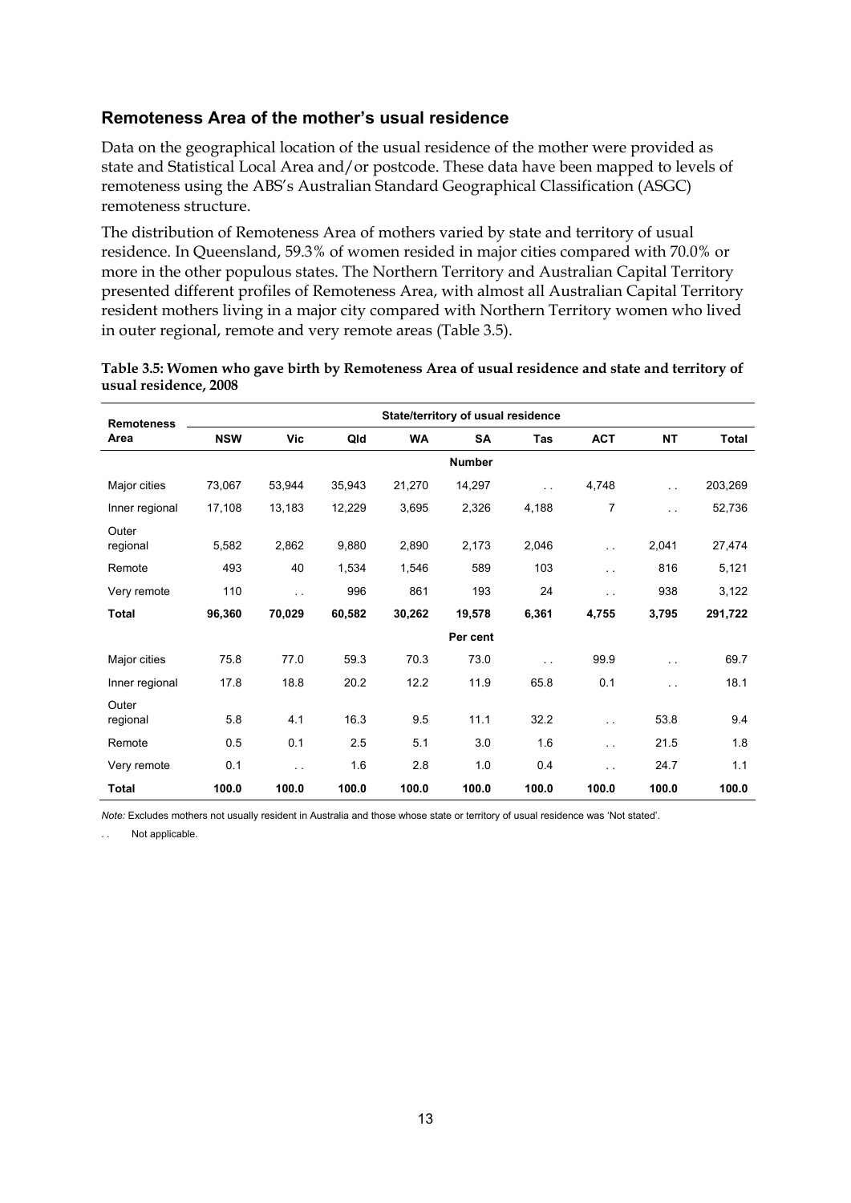## Remoteness Area of the mother's usual residence

Data on the geographical location of the usual residence of the mother were provided as state and Statistical Local Area and/or postcode. These data have been mapped to levels of remoteness using the ABS's Australian Standard Geographical Classification (ASGC) remoteness structure.

The distribution of Remoteness Area of mothers varied by state and territory of usual residence. In Queensland, 59.3% of women resided in major cities compared with 70.0% or more in the other populous states. The Northern Territory and Australian Capital Territory presented different profiles of Remoteness Area, with almost all Australian Capital Territory resident mothers living in a major city compared with Northern Territory women who lived in outer regional, remote and very remote areas (Table 3.5).

**Table 3.5: Women who gave birth by Remoteness Area of usual residence and state and territory of usual residence, 2008**

| Remoteness Area | State/territory of usual residence | | | | | | | | |
|---|---|---|---|---|---|---|---|---|---|
| | NSW | Vic | Qld | WA | SA | Tas | ACT | NT | Total |
| | | | | | **Number** | | | | |
| Major cities | 73,067 | 53,944 | 35,943 | 21,270 | 14,297 | . . | 4,748 | . . | 203,269 |
| Inner regional | 17,108 | 13,183 | 12,229 | 3,695 | 2,326 | 4,188 | 7 | . . | 52,736 |
| Outer regional | 5,582 | 2,862 | 9,880 | 2,890 | 2,173 | 2,046 | . . | 2,041 | 27,474 |
| Remote | 493 | 40 | 1,534 | 1,546 | 589 | 103 | . . | 816 | 5,121 |
| Very remote | 110 | . . | 996 | 861 | 193 | 24 | . . | 938 | 3,122 |
| **Total** | **96,360** | **70,029** | **60,582** | **30,262** | **19,578** | **6,361** | **4,755** | **3,795** | **291,722** |
| | | | | | **Per cent** | | | | |
| Major cities | 75.8 | 77.0 | 59.3 | 70.3 | 73.0 | . . | 99.9 | . . | 69.7 |
| Inner regional | 17.8 | 18.8 | 20.2 | 12.2 | 11.9 | 65.8 | 0.1 | . . | 18.1 |
| Outer regional | 5.8 | 4.1 | 16.3 | 9.5 | 11.1 | 32.2 | . . | 53.8 | 9.4 |
| Remote | 0.5 | 0.1 | 2.5 | 5.1 | 3.0 | 1.6 | . . | 21.5 | 1.8 |
| Very remote | 0.1 | . . | 1.6 | 2.8 | 1.0 | 0.4 | . . | 24.7 | 1.1 |
| **Total** | **100.0** | **100.0** | **100.0** | **100.0** | **100.0** | **100.0** | **100.0** | **100.0** | **100.0** |

*Note:* Excludes mothers not usually resident in Australia and those whose state or territory of usual residence was 'Not stated'.

. . Not applicable.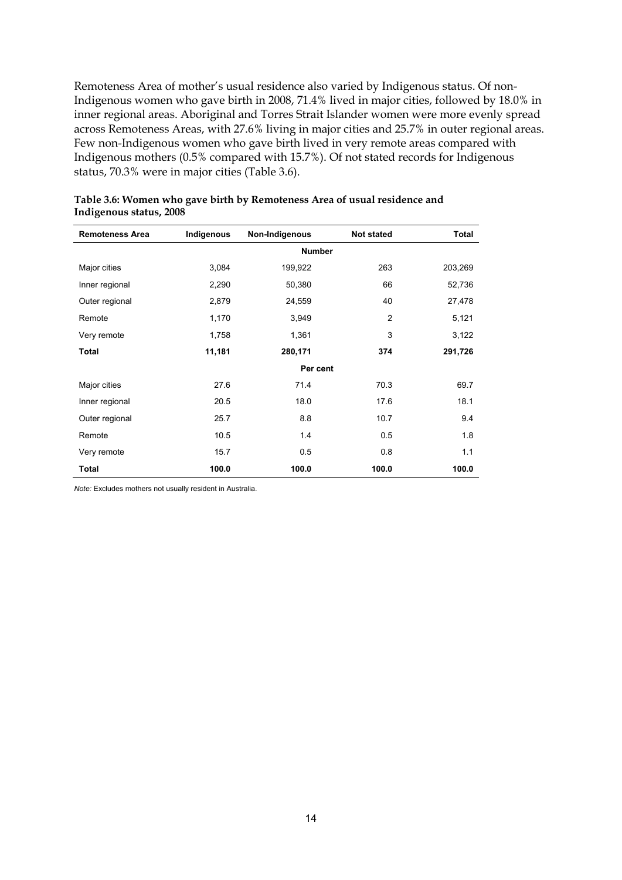Remoteness Area of mother's usual residence also varied by Indigenous status. Of non-Indigenous women who gave birth in 2008, 71.4% lived in major cities, followed by 18.0% in inner regional areas. Aboriginal and Torres Strait Islander women were more evenly spread across Remoteness Areas, with 27.6% living in major cities and 25.7% in outer regional areas. Few non-Indigenous women who gave birth lived in very remote areas compared with Indigenous mothers (0.5% compared with 15.7%). Of not stated records for Indigenous status, 70.3% were in major cities (Table 3.6).

**Table 3.6: Women who gave birth by Remoteness Area of usual residence and Indigenous status, 2008**

| Remoteness Area | Indigenous | Non-Indigenous | Not stated | Total |
|---|---|---|---|---|
| | | **Number** | | |
| Major cities | 3,084 | 199,922 | 263 | 203,269 |
| Inner regional | 2,290 | 50,380 | 66 | 52,736 |
| Outer regional | 2,879 | 24,559 | 40 | 27,478 |
| Remote | 1,170 | 3,949 | 2 | 5,121 |
| Very remote | 1,758 | 1,361 | 3 | 3,122 |
| **Total** | **11,181** | **280,171** | **374** | **291,726** |
| | | **Per cent** | | |
| Major cities | 27.6 | 71.4 | 70.3 | 69.7 |
| Inner regional | 20.5 | 18.0 | 17.6 | 18.1 |
| Outer regional | 25.7 | 8.8 | 10.7 | 9.4 |
| Remote | 10.5 | 1.4 | 0.5 | 1.8 |
| Very remote | 15.7 | 0.5 | 0.8 | 1.1 |
| **Total** | **100.0** | **100.0** | **100.0** | **100.0** |

*Note:* Excludes mothers not usually resident in Australia.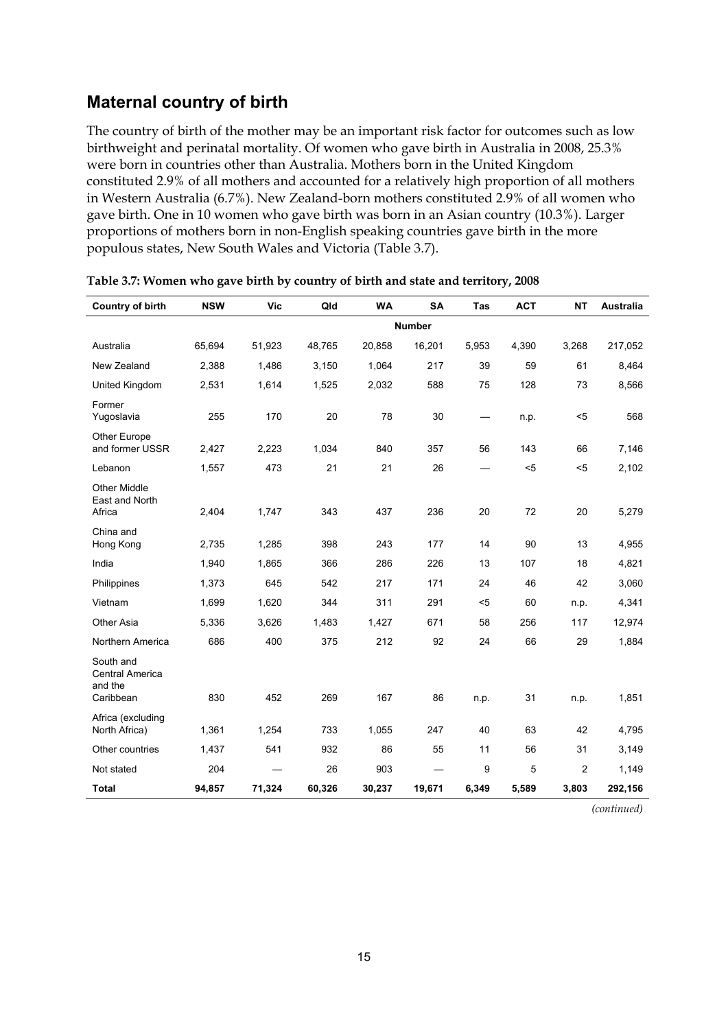## Maternal country of birth

The country of birth of the mother may be an important risk factor for outcomes such as low birthweight and perinatal mortality. Of women who gave birth in Australia in 2008, 25.3% were born in countries other than Australia. Mothers born in the United Kingdom constituted 2.9% of all mothers and accounted for a relatively high proportion of all mothers in Western Australia (6.7%). New Zealand-born mothers constituted 2.9% of all women who gave birth. One in 10 women who gave birth was born in an Asian country (10.3%). Larger proportions of mothers born in non-English speaking countries gave birth in the more populous states, New South Wales and Victoria (Table 3.7).

**Table 3.7: Women who gave birth by country of birth and state and territory, 2008**

| Country of birth | NSW | Vic | Qld | WA | SA | Tas | ACT | NT | Australia |
|---|---|---|---|---|---|---|---|---|---|
| | | | | | Number | | | | |
| Australia | 65,694 | 51,923 | 48,765 | 20,858 | 16,201 | 5,953 | 4,390 | 3,268 | 217,052 |
| New Zealand | 2,388 | 1,486 | 3,150 | 1,064 | 217 | 39 | 59 | 61 | 8,464 |
| United Kingdom | 2,531 | 1,614 | 1,525 | 2,032 | 588 | 75 | 128 | 73 | 8,566 |
| Former Yugoslavia | 255 | 170 | 20 | 78 | 30 | — | n.p. | <5 | 568 |
| Other Europe and former USSR | 2,427 | 2,223 | 1,034 | 840 | 357 | 56 | 143 | 66 | 7,146 |
| Lebanon | 1,557 | 473 | 21 | 21 | 26 | — | <5 | <5 | 2,102 |
| Other Middle East and North Africa | 2,404 | 1,747 | 343 | 437 | 236 | 20 | 72 | 20 | 5,279 |
| China and Hong Kong | 2,735 | 1,285 | 398 | 243 | 177 | 14 | 90 | 13 | 4,955 |
| India | 1,940 | 1,865 | 366 | 286 | 226 | 13 | 107 | 18 | 4,821 |
| Philippines | 1,373 | 645 | 542 | 217 | 171 | 24 | 46 | 42 | 3,060 |
| Vietnam | 1,699 | 1,620 | 344 | 311 | 291 | <5 | 60 | n.p. | 4,341 |
| Other Asia | 5,336 | 3,626 | 1,483 | 1,427 | 671 | 58 | 256 | 117 | 12,974 |
| Northern America | 686 | 400 | 375 | 212 | 92 | 24 | 66 | 29 | 1,884 |
| South and Central America and the Caribbean | 830 | 452 | 269 | 167 | 86 | n.p. | 31 | n.p. | 1,851 |
| Africa (excluding North Africa) | 1,361 | 1,254 | 733 | 1,055 | 247 | 40 | 63 | 42 | 4,795 |
| Other countries | 1,437 | 541 | 932 | 86 | 55 | 11 | 56 | 31 | 3,149 |
| Not stated | 204 | — | 26 | 903 | — | 9 | 5 | 2 | 1,149 |
| **Total** | **94,857** | **71,324** | **60,326** | **30,237** | **19,671** | **6,349** | **5,589** | **3,803** | **292,156** |

*(continued)*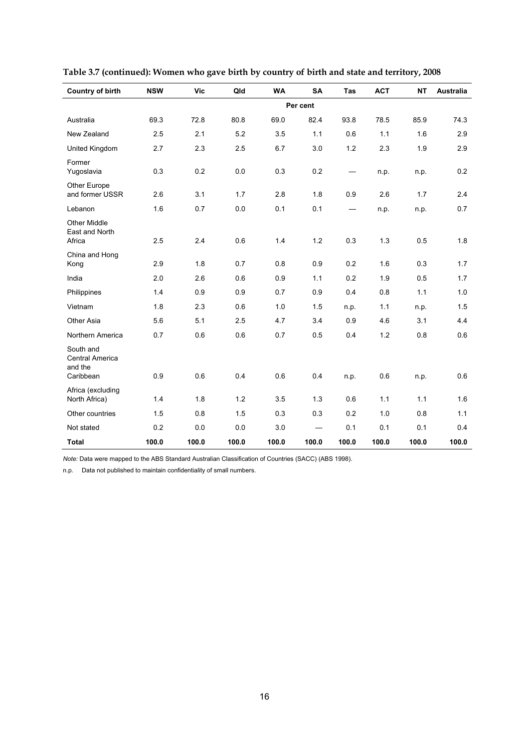**Table 3.7 (continued): Women who gave birth by country of birth and state and territory, 2008**

| Country of birth | NSW | Vic | Qld | WA | SA | Tas | ACT | NT | Australia |
|---|---|---|---|---|---|---|---|---|---|
| | Per cent | | | | | | | | |
| Australia | 69.3 | 72.8 | 80.8 | 69.0 | 82.4 | 93.8 | 78.5 | 85.9 | 74.3 |
| New Zealand | 2.5 | 2.1 | 5.2 | 3.5 | 1.1 | 0.6 | 1.1 | 1.6 | 2.9 |
| United Kingdom | 2.7 | 2.3 | 2.5 | 6.7 | 3.0 | 1.2 | 2.3 | 1.9 | 2.9 |
| Former Yugoslavia | 0.3 | 0.2 | 0.0 | 0.3 | 0.2 | — | n.p. | n.p. | 0.2 |
| Other Europe and former USSR | 2.6 | 3.1 | 1.7 | 2.8 | 1.8 | 0.9 | 2.6 | 1.7 | 2.4 |
| Lebanon | 1.6 | 0.7 | 0.0 | 0.1 | 0.1 | — | n.p. | n.p. | 0.7 |
| Other Middle East and North Africa | 2.5 | 2.4 | 0.6 | 1.4 | 1.2 | 0.3 | 1.3 | 0.5 | 1.8 |
| China and Hong Kong | 2.9 | 1.8 | 0.7 | 0.8 | 0.9 | 0.2 | 1.6 | 0.3 | 1.7 |
| India | 2.0 | 2.6 | 0.6 | 0.9 | 1.1 | 0.2 | 1.9 | 0.5 | 1.7 |
| Philippines | 1.4 | 0.9 | 0.9 | 0.7 | 0.9 | 0.4 | 0.8 | 1.1 | 1.0 |
| Vietnam | 1.8 | 2.3 | 0.6 | 1.0 | 1.5 | n.p. | 1.1 | n.p. | 1.5 |
| Other Asia | 5.6 | 5.1 | 2.5 | 4.7 | 3.4 | 0.9 | 4.6 | 3.1 | 4.4 |
| Northern America | 0.7 | 0.6 | 0.6 | 0.7 | 0.5 | 0.4 | 1.2 | 0.8 | 0.6 |
| South and Central America and the Caribbean | 0.9 | 0.6 | 0.4 | 0.6 | 0.4 | n.p. | 0.6 | n.p. | 0.6 |
| Africa (excluding North Africa) | 1.4 | 1.8 | 1.2 | 3.5 | 1.3 | 0.6 | 1.1 | 1.1 | 1.6 |
| Other countries | 1.5 | 0.8 | 1.5 | 0.3 | 0.3 | 0.2 | 1.0 | 0.8 | 1.1 |
| Not stated | 0.2 | 0.0 | 0.0 | 3.0 | — | 0.1 | 0.1 | 0.1 | 0.4 |
| **Total** | **100.0** | **100.0** | **100.0** | **100.0** | **100.0** | **100.0** | **100.0** | **100.0** | **100.0** |

*Note:* Data were mapped to the ABS Standard Australian Classification of Countries (SACC) (ABS 1998).

n.p. Data not published to maintain confidentiality of small numbers.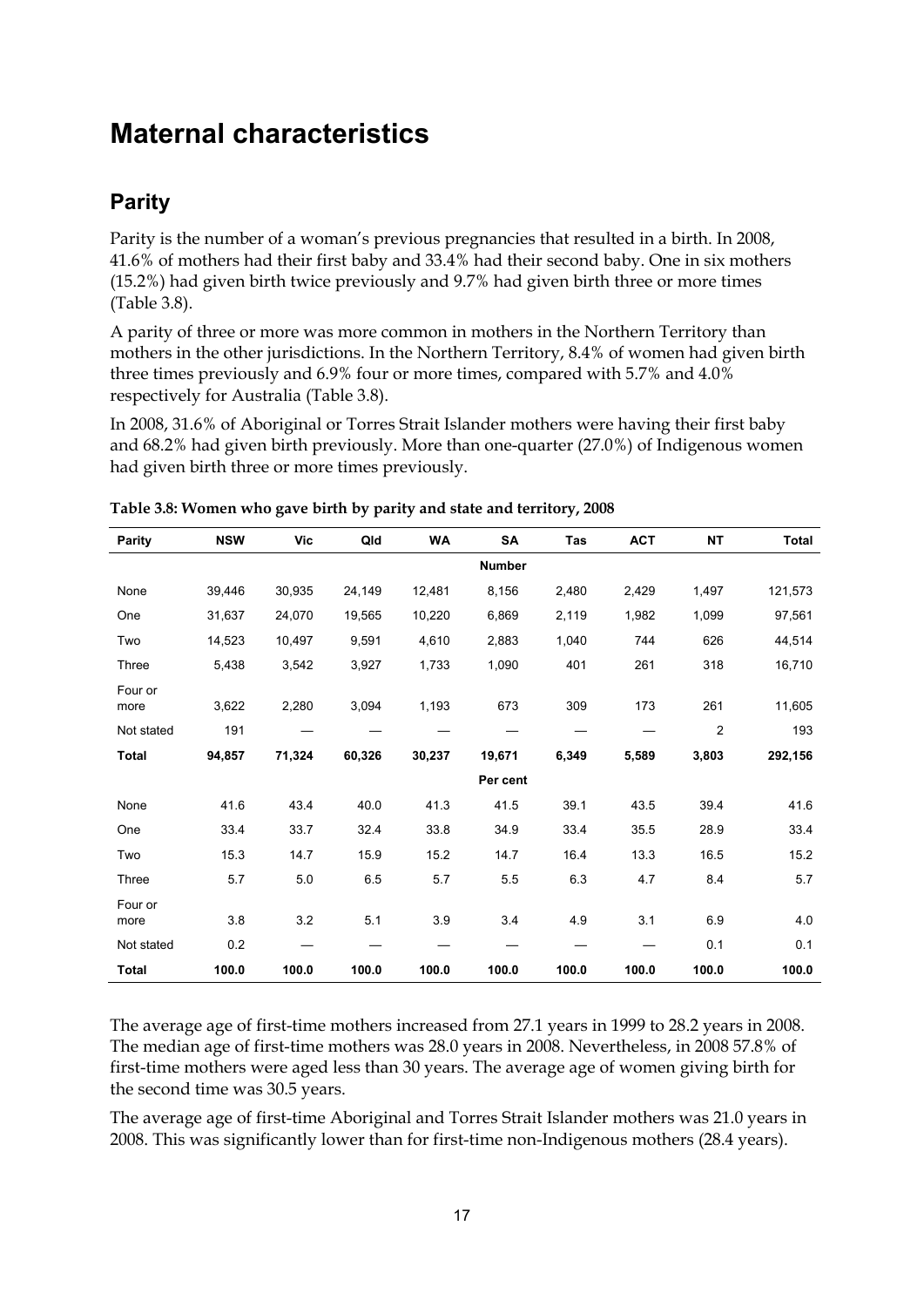# Maternal characteristics

## Parity

Parity is the number of a woman's previous pregnancies that resulted in a birth. In 2008, 41.6% of mothers had their first baby and 33.4% had their second baby. One in six mothers (15.2%) had given birth twice previously and 9.7% had given birth three or more times (Table 3.8).

A parity of three or more was more common in mothers in the Northern Territory than mothers in the other jurisdictions. In the Northern Territory, 8.4% of women had given birth three times previously and 6.9% four or more times, compared with 5.7% and 4.0% respectively for Australia (Table 3.8).

In 2008, 31.6% of Aboriginal or Torres Strait Islander mothers were having their first baby and 68.2% had given birth previously. More than one-quarter (27.0%) of Indigenous women had given birth three or more times previously.

**Table 3.8: Women who gave birth by parity and state and territory, 2008**

| Parity | NSW | Vic | Qld | WA | SA | Tas | ACT | NT | Total |
|---|---|---|---|---|---|---|---|---|---|
| | | | | | **Number** | | | | |
| None | 39,446 | 30,935 | 24,149 | 12,481 | 8,156 | 2,480 | 2,429 | 1,497 | 121,573 |
| One | 31,637 | 24,070 | 19,565 | 10,220 | 6,869 | 2,119 | 1,982 | 1,099 | 97,561 |
| Two | 14,523 | 10,497 | 9,591 | 4,610 | 2,883 | 1,040 | 744 | 626 | 44,514 |
| Three | 5,438 | 3,542 | 3,927 | 1,733 | 1,090 | 401 | 261 | 318 | 16,710 |
| Four or more | 3,622 | 2,280 | 3,094 | 1,193 | 673 | 309 | 173 | 261 | 11,605 |
| Not stated | 191 | — | — | — | — | — | — | 2 | 193 |
| **Total** | **94,857** | **71,324** | **60,326** | **30,237** | **19,671** | **6,349** | **5,589** | **3,803** | **292,156** |
| | | | | | **Per cent** | | | | |
| None | 41.6 | 43.4 | 40.0 | 41.3 | 41.5 | 39.1 | 43.5 | 39.4 | 41.6 |
| One | 33.4 | 33.7 | 32.4 | 33.8 | 34.9 | 33.4 | 35.5 | 28.9 | 33.4 |
| Two | 15.3 | 14.7 | 15.9 | 15.2 | 14.7 | 16.4 | 13.3 | 16.5 | 15.2 |
| Three | 5.7 | 5.0 | 6.5 | 5.7 | 5.5 | 6.3 | 4.7 | 8.4 | 5.7 |
| Four or more | 3.8 | 3.2 | 5.1 | 3.9 | 3.4 | 4.9 | 3.1 | 6.9 | 4.0 |
| Not stated | 0.2 | — | — | — | — | — | — | 0.1 | 0.1 |
| **Total** | **100.0** | **100.0** | **100.0** | **100.0** | **100.0** | **100.0** | **100.0** | **100.0** | **100.0** |

The average age of first-time mothers increased from 27.1 years in 1999 to 28.2 years in 2008. The median age of first-time mothers was 28.0 years in 2008. Nevertheless, in 2008 57.8% of first-time mothers were aged less than 30 years. The average age of women giving birth for the second time was 30.5 years.

The average age of first-time Aboriginal and Torres Strait Islander mothers was 21.0 years in 2008. This was significantly lower than for first-time non-Indigenous mothers (28.4 years).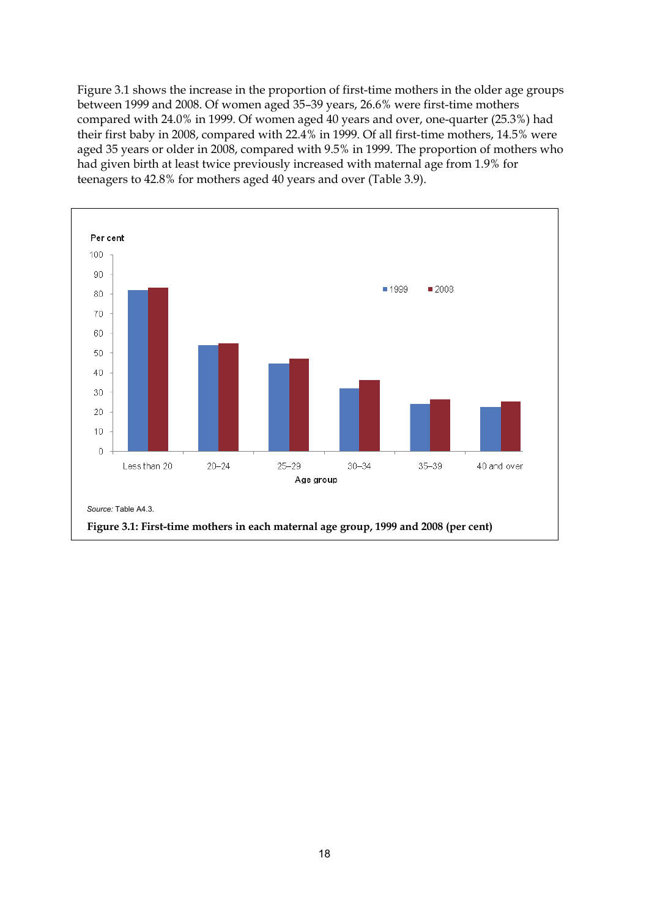Figure 3.1 shows the increase in the proportion of first-time mothers in the older age groups between 1999 and 2008. Of women aged 35–39 years, 26.6% were first-time mothers compared with 24.0% in 1999. Of women aged 40 years and over, one-quarter (25.3%) had their first baby in 2008, compared with 22.4% in 1999. Of all first-time mothers, 14.5% were aged 35 years or older in 2008, compared with 9.5% in 1999. The proportion of mothers who had given birth at least twice previously increased with maternal age from 1.9% for teenagers to 42.8% for mothers aged 40 years and over (Table 3.9).

*Source:* Table A4.3.

**Figure 3.1: First-time mothers in each maternal age group, 1999 and 2008 (per cent)**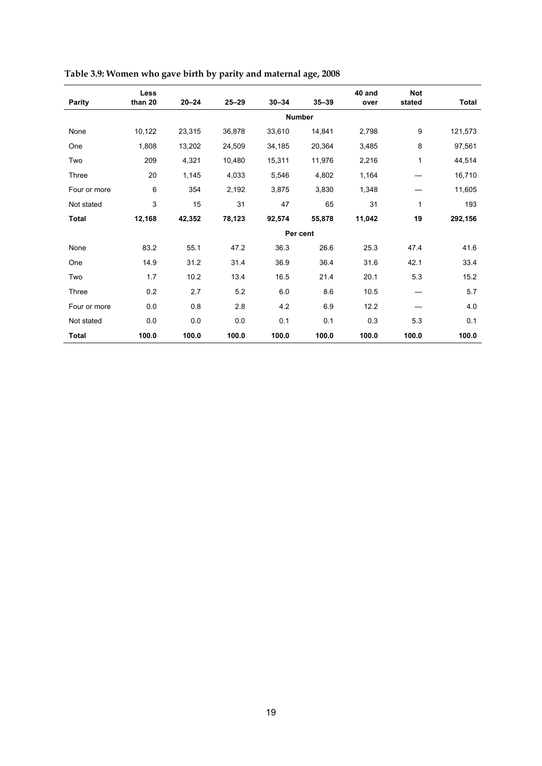**Table 3.9: Women who gave birth by parity and maternal age, 2008**

| Parity | Less than 20 | 20–24 | 25–29 | 30–34 | 35–39 | 40 and over | Not stated | Total |
|---|---|---|---|---|---|---|---|---|
| | | | | | **Number** | | | |
| None | 10,122 | 23,315 | 36,878 | 33,610 | 14,841 | 2,798 | 9 | 121,573 |
| One | 1,808 | 13,202 | 24,509 | 34,185 | 20,364 | 3,485 | 8 | 97,561 |
| Two | 209 | 4,321 | 10,480 | 15,311 | 11,976 | 2,216 | 1 | 44,514 |
| Three | 20 | 1,145 | 4,033 | 5,546 | 4,802 | 1,164 | — | 16,710 |
| Four or more | 6 | 354 | 2,192 | 3,875 | 3,830 | 1,348 | — | 11,605 |
| Not stated | 3 | 15 | 31 | 47 | 65 | 31 | 1 | 193 |
| **Total** | **12,168** | **42,352** | **78,123** | **92,574** | **55,878** | **11,042** | **19** | **292,156** |
| | | | | | **Per cent** | | | |
| None | 83.2 | 55.1 | 47.2 | 36.3 | 26.6 | 25.3 | 47.4 | 41.6 |
| One | 14.9 | 31.2 | 31.4 | 36.9 | 36.4 | 31.6 | 42.1 | 33.4 |
| Two | 1.7 | 10.2 | 13.4 | 16.5 | 21.4 | 20.1 | 5.3 | 15.2 |
| Three | 0.2 | 2.7 | 5.2 | 6.0 | 8.6 | 10.5 | — | 5.7 |
| Four or more | 0.0 | 0.8 | 2.8 | 4.2 | 6.9 | 12.2 | — | 4.0 |
| Not stated | 0.0 | 0.0 | 0.0 | 0.1 | 0.1 | 0.3 | 5.3 | 0.1 |
| **Total** | **100.0** | **100.0** | **100.0** | **100.0** | **100.0** | **100.0** | **100.0** | **100.0** |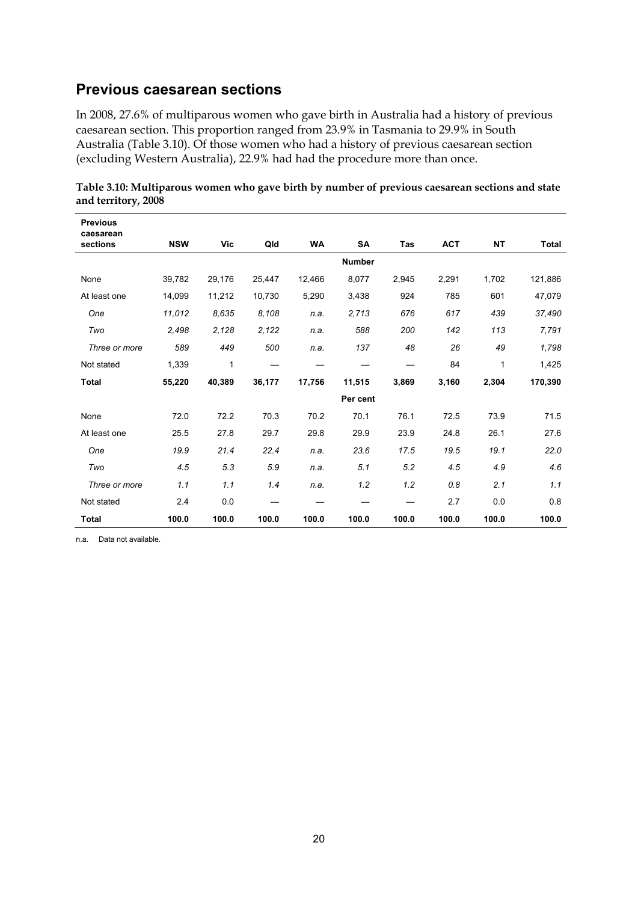## Previous caesarean sections

In 2008, 27.6% of multiparous women who gave birth in Australia had a history of previous caesarean section. This proportion ranged from 23.9% in Tasmania to 29.9% in South Australia (Table 3.10). Of those women who had a history of previous caesarean section (excluding Western Australia), 22.9% had had the procedure more than once.

**Table 3.10: Multiparous women who gave birth by number of previous caesarean sections and state and territory, 2008**

| Previous caesarean sections | NSW | Vic | Qld | WA | SA | Tas | ACT | NT | Total |
|---|---|---|---|---|---|---|---|---|---|
| | | | | | **Number** | | | | |
| None | 39,782 | 29,176 | 25,447 | 12,466 | 8,077 | 2,945 | 2,291 | 1,702 | 121,886 |
| At least one | 14,099 | 11,212 | 10,730 | 5,290 | 3,438 | 924 | 785 | 601 | 47,079 |
| *One* | *11,012* | *8,635* | *8,108* | *n.a.* | *2,713* | *676* | *617* | *439* | *37,490* |
| *Two* | *2,498* | *2,128* | *2,122* | *n.a.* | *588* | *200* | *142* | *113* | *7,791* |
| *Three or more* | *589* | *449* | *500* | *n.a.* | *137* | *48* | *26* | *49* | *1,798* |
| Not stated | 1,339 | 1 | — | — | — | — | 84 | 1 | 1,425 |
| **Total** | **55,220** | **40,389** | **36,177** | **17,756** | **11,515** | **3,869** | **3,160** | **2,304** | **170,390** |
| | | | | | **Per cent** | | | | |
| None | 72.0 | 72.2 | 70.3 | 70.2 | 70.1 | 76.1 | 72.5 | 73.9 | 71.5 |
| At least one | 25.5 | 27.8 | 29.7 | 29.8 | 29.9 | 23.9 | 24.8 | 26.1 | 27.6 |
| *One* | *19.9* | *21.4* | *22.4* | *n.a.* | *23.6* | *17.5* | *19.5* | *19.1* | *22.0* |
| *Two* | *4.5* | *5.3* | *5.9* | *n.a.* | *5.1* | *5.2* | *4.5* | *4.9* | *4.6* |
| *Three or more* | *1.1* | *1.1* | *1.4* | *n.a.* | *1.2* | *1.2* | *0.8* | *2.1* | *1.1* |
| Not stated | 2.4 | 0.0 | — | — | — | — | 2.7 | 0.0 | 0.8 |
| **Total** | **100.0** | **100.0** | **100.0** | **100.0** | **100.0** | **100.0** | **100.0** | **100.0** | **100.0** |

n.a. Data not available.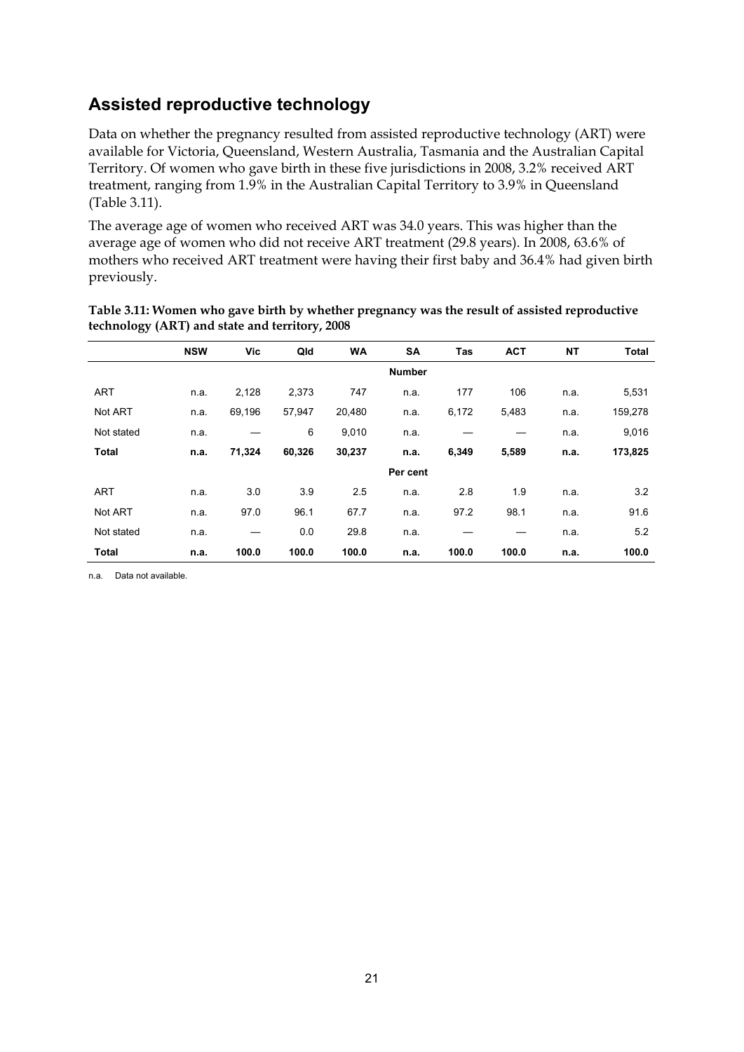## Assisted reproductive technology

Data on whether the pregnancy resulted from assisted reproductive technology (ART) were available for Victoria, Queensland, Western Australia, Tasmania and the Australian Capital Territory. Of women who gave birth in these five jurisdictions in 2008, 3.2% received ART treatment, ranging from 1.9% in the Australian Capital Territory to 3.9% in Queensland (Table 3.11).

The average age of women who received ART was 34.0 years. This was higher than the average age of women who did not receive ART treatment (29.8 years). In 2008, 63.6% of mothers who received ART treatment were having their first baby and 36.4% had given birth previously.

**Table 3.11: Women who gave birth by whether pregnancy was the result of assisted reproductive technology (ART) and state and territory, 2008**

| | NSW | Vic | Qld | WA | SA | Tas | ACT | NT | Total |
|---|---|---|---|---|---|---|---|---|---|
| | | | | | **Number** | | | | |
| ART | n.a. | 2,128 | 2,373 | 747 | n.a. | 177 | 106 | n.a. | 5,531 |
| Not ART | n.a. | 69,196 | 57,947 | 20,480 | n.a. | 6,172 | 5,483 | n.a. | 159,278 |
| Not stated | n.a. | — | 6 | 9,010 | n.a. | — | — | n.a. | 9,016 |
| **Total** | **n.a.** | **71,324** | **60,326** | **30,237** | **n.a.** | **6,349** | **5,589** | **n.a.** | **173,825** |
| | | | | | **Per cent** | | | | |
| ART | n.a. | 3.0 | 3.9 | 2.5 | n.a. | 2.8 | 1.9 | n.a. | 3.2 |
| Not ART | n.a. | 97.0 | 96.1 | 67.7 | n.a. | 97.2 | 98.1 | n.a. | 91.6 |
| Not stated | n.a. | — | 0.0 | 29.8 | n.a. | — | — | n.a. | 5.2 |
| **Total** | **n.a.** | **100.0** | **100.0** | **100.0** | **n.a.** | **100.0** | **100.0** | **n.a.** | **100.0** |

n.a. Data not available.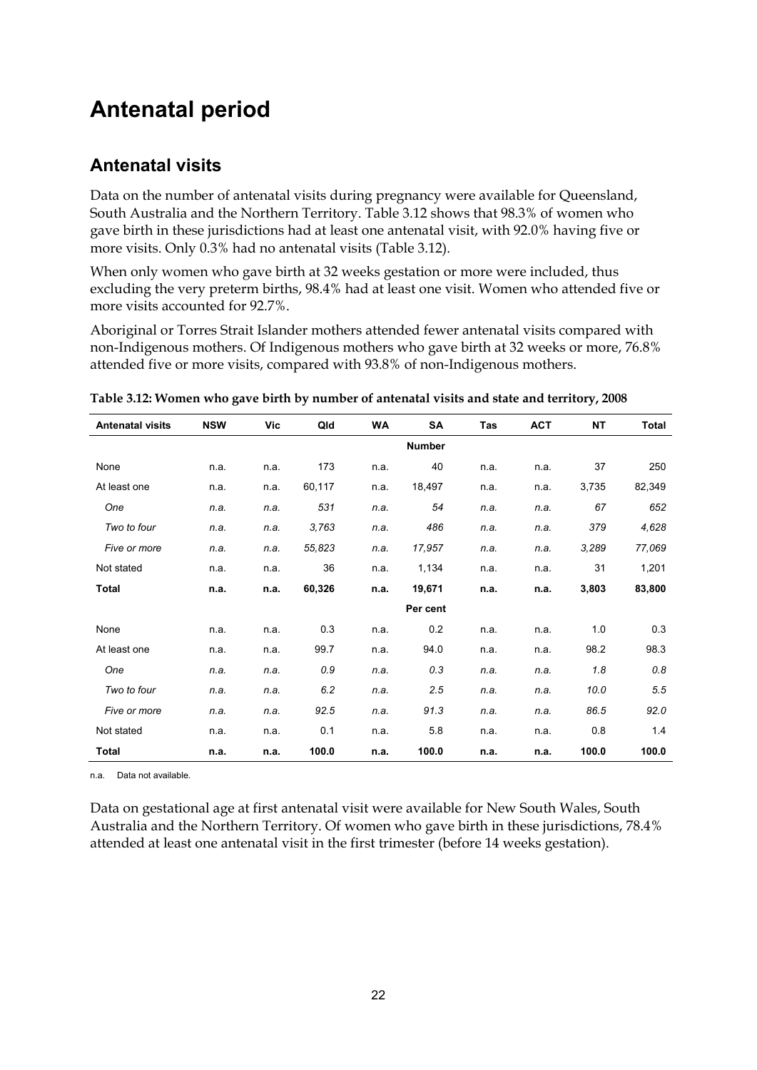# Antenatal period

## Antenatal visits

Data on the number of antenatal visits during pregnancy were available for Queensland, South Australia and the Northern Territory. Table 3.12 shows that 98.3% of women who gave birth in these jurisdictions had at least one antenatal visit, with 92.0% having five or more visits. Only 0.3% had no antenatal visits (Table 3.12).

When only women who gave birth at 32 weeks gestation or more were included, thus excluding the very preterm births, 98.4% had at least one visit. Women who attended five or more visits accounted for 92.7%.

Aboriginal or Torres Strait Islander mothers attended fewer antenatal visits compared with non-Indigenous mothers. Of Indigenous mothers who gave birth at 32 weeks or more, 76.8% attended five or more visits, compared with 93.8% of non-Indigenous mothers.

**Table 3.12: Women who gave birth by number of antenatal visits and state and territory, 2008**

| Antenatal visits | NSW | Vic | Qld | WA | SA | Tas | ACT | NT | Total |
|---|---|---|---|---|---|---|---|---|---|
| | | | | | **Number** | | | | |
| None | n.a. | n.a. | 173 | n.a. | 40 | n.a. | n.a. | 37 | 250 |
| At least one | n.a. | n.a. | 60,117 | n.a. | 18,497 | n.a. | n.a. | 3,735 | 82,349 |
| *One* | *n.a.* | *n.a.* | *531* | *n.a.* | *54* | *n.a.* | *n.a.* | *67* | *652* |
| *Two to four* | *n.a.* | *n.a.* | *3,763* | *n.a.* | *486* | *n.a.* | *n.a.* | *379* | *4,628* |
| *Five or more* | *n.a.* | *n.a.* | *55,823* | *n.a.* | *17,957* | *n.a.* | *n.a.* | *3,289* | *77,069* |
| Not stated | n.a. | n.a. | 36 | n.a. | 1,134 | n.a. | n.a. | 31 | 1,201 |
| **Total** | **n.a.** | **n.a.** | **60,326** | **n.a.** | **19,671** | **n.a.** | **n.a.** | **3,803** | **83,800** |
| | | | | | **Per cent** | | | | |
| None | n.a. | n.a. | 0.3 | n.a. | 0.2 | n.a. | n.a. | 1.0 | 0.3 |
| At least one | n.a. | n.a. | 99.7 | n.a. | 94.0 | n.a. | n.a. | 98.2 | 98.3 |
| *One* | *n.a.* | *n.a.* | *0.9* | *n.a.* | *0.3* | *n.a.* | *n.a.* | *1.8* | *0.8* |
| *Two to four* | *n.a.* | *n.a.* | *6.2* | *n.a.* | *2.5* | *n.a.* | *n.a.* | *10.0* | *5.5* |
| *Five or more* | *n.a.* | *n.a.* | *92.5* | *n.a.* | *91.3* | *n.a.* | *n.a.* | *86.5* | *92.0* |
| Not stated | n.a. | n.a. | 0.1 | n.a. | 5.8 | n.a. | n.a. | 0.8 | 1.4 |
| **Total** | **n.a.** | **n.a.** | **100.0** | **n.a.** | **100.0** | **n.a.** | **n.a.** | **100.0** | **100.0** |

n.a. Data not available.

Data on gestational age at first antenatal visit were available for New South Wales, South Australia and the Northern Territory. Of women who gave birth in these jurisdictions, 78.4% attended at least one antenatal visit in the first trimester (before 14 weeks gestation).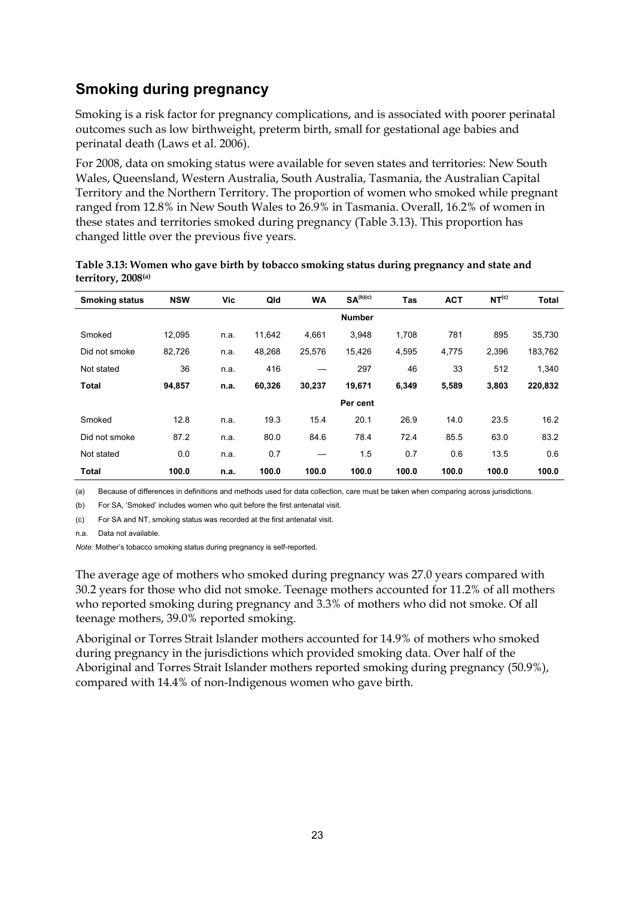## Smoking during pregnancy

Smoking is a risk factor for pregnancy complications, and is associated with poorer perinatal outcomes such as low birthweight, preterm birth, small for gestational age babies and perinatal death (Laws et al. 2006).

For 2008, data on smoking status were available for seven states and territories: New South Wales, Queensland, Western Australia, South Australia, Tasmania, the Australian Capital Territory and the Northern Territory. The proportion of women who smoked while pregnant ranged from 12.8% in New South Wales to 26.9% in Tasmania. Overall, 16.2% of women in these states and territories smoked during pregnancy (Table 3.13). This proportion has changed little over the previous five years.

**Table 3.13: Women who gave birth by tobacco smoking status during pregnancy and state and territory, 2008[(a)]**

| Smoking status | NSW | Vic | Qld | WA | SA[(b)(c)] | Tas | ACT | NT[(c)] | Total |
|---|---|---|---|---|---|---|---|---|---|
| | | | | | **Number** | | | | |
| Smoked | 12,095 | n.a. | 11,642 | 4,661 | 3,948 | 1,708 | 781 | 895 | 35,730 |
| Did not smoke | 82,726 | n.a. | 48,268 | 25,576 | 15,426 | 4,595 | 4,775 | 2,396 | 183,762 |
| Not stated | 36 | n.a. | 416 | — | 297 | 46 | 33 | 512 | 1,340 |
| **Total** | **94,857** | **n.a.** | **60,326** | **30,237** | **19,671** | **6,349** | **5,589** | **3,803** | **220,832** |
| | | | | | **Per cent** | | | | |
| Smoked | 12.8 | n.a. | 19.3 | 15.4 | 20.1 | 26.9 | 14.0 | 23.5 | 16.2 |
| Did not smoke | 87.2 | n.a. | 80.0 | 84.6 | 78.4 | 72.4 | 85.5 | 63.0 | 83.2 |
| Not stated | 0.0 | n.a. | 0.7 | — | 1.5 | 0.7 | 0.6 | 13.5 | 0.6 |
| **Total** | **100.0** | **n.a.** | **100.0** | **100.0** | **100.0** | **100.0** | **100.0** | **100.0** | **100.0** |

(a) Because of differences in definitions and methods used for data collection, care must be taken when comparing across jurisdictions.

(b) For SA, 'Smoked' includes women who quit before the first antenatal visit.

(c) For SA and NT, smoking status was recorded at the first antenatal visit.

n.a. Data not available.

*Note:* Mother's tobacco smoking status during pregnancy is self-reported.

The average age of mothers who smoked during pregnancy was 27.0 years compared with 30.2 years for those who did not smoke. Teenage mothers accounted for 11.2% of all mothers who reported smoking during pregnancy and 3.3% of mothers who did not smoke. Of all teenage mothers, 39.0% reported smoking.

Aboriginal or Torres Strait Islander mothers accounted for 14.9% of mothers who smoked during pregnancy in the jurisdictions which provided smoking data. Over half of the Aboriginal and Torres Strait Islander mothers reported smoking during pregnancy (50.9%), compared with 14.4% of non-Indigenous women who gave birth.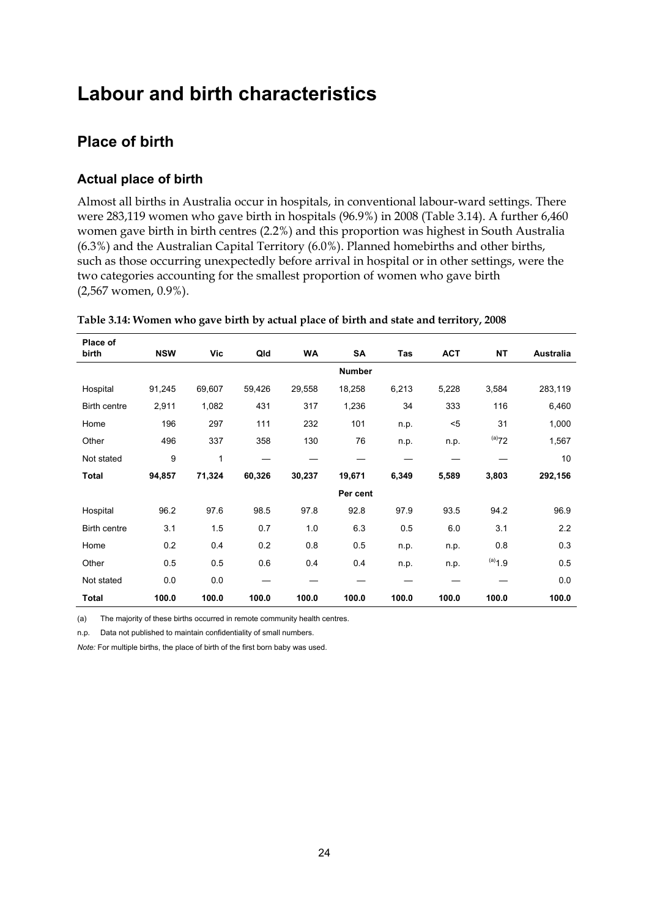# Labour and birth characteristics

## Place of birth

### Actual place of birth

Almost all births in Australia occur in hospitals, in conventional labour-ward settings. There were 283,119 women who gave birth in hospitals (96.9%) in 2008 (Table 3.14). A further 6,460 women gave birth in birth centres (2.2%) and this proportion was highest in South Australia (6.3%) and the Australian Capital Territory (6.0%). Planned homebirths and other births, such as those occurring unexpectedly before arrival in hospital or in other settings, were the two categories accounting for the smallest proportion of women who gave birth (2,567 women, 0.9%).

**Table 3.14: Women who gave birth by actual place of birth and state and territory, 2008**

| Place of birth | NSW | Vic | Qld | WA | SA | Tas | ACT | NT | Australia |
|---|---|---|---|---|---|---|---|---|---|
| | | | | | **Number** | | | | |
| Hospital | 91,245 | 69,607 | 59,426 | 29,558 | 18,258 | 6,213 | 5,228 | 3,584 | 283,119 |
| Birth centre | 2,911 | 1,082 | 431 | 317 | 1,236 | 34 | 333 | 116 | 6,460 |
| Home | 196 | 297 | 111 | 232 | 101 | n.p. | <5 | 31 | 1,000 |
| Other | 496 | 337 | 358 | 130 | 76 | n.p. | n.p. | [(a)]72 | 1,567 |
| Not stated | 9 | 1 | — | — | — | — | — | — | 10 |
| **Total** | **94,857** | **71,324** | **60,326** | **30,237** | **19,671** | **6,349** | **5,589** | **3,803** | **292,156** |
| | | | | | **Per cent** | | | | |
| Hospital | 96.2 | 97.6 | 98.5 | 97.8 | 92.8 | 97.9 | 93.5 | 94.2 | 96.9 |
| Birth centre | 3.1 | 1.5 | 0.7 | 1.0 | 6.3 | 0.5 | 6.0 | 3.1 | 2.2 |
| Home | 0.2 | 0.4 | 0.2 | 0.8 | 0.5 | n.p. | n.p. | 0.8 | 0.3 |
| Other | 0.5 | 0.5 | 0.6 | 0.4 | 0.4 | n.p. | n.p. | [(a)]1.9 | 0.5 |
| Not stated | 0.0 | 0.0 | — | — | — | — | — | — | 0.0 |
| **Total** | **100.0** | **100.0** | **100.0** | **100.0** | **100.0** | **100.0** | **100.0** | **100.0** | **100.0** |

(a) The majority of these births occurred in remote community health centres.

n.p. Data not published to maintain confidentiality of small numbers.

*Note:* For multiple births, the place of birth of the first born baby was used.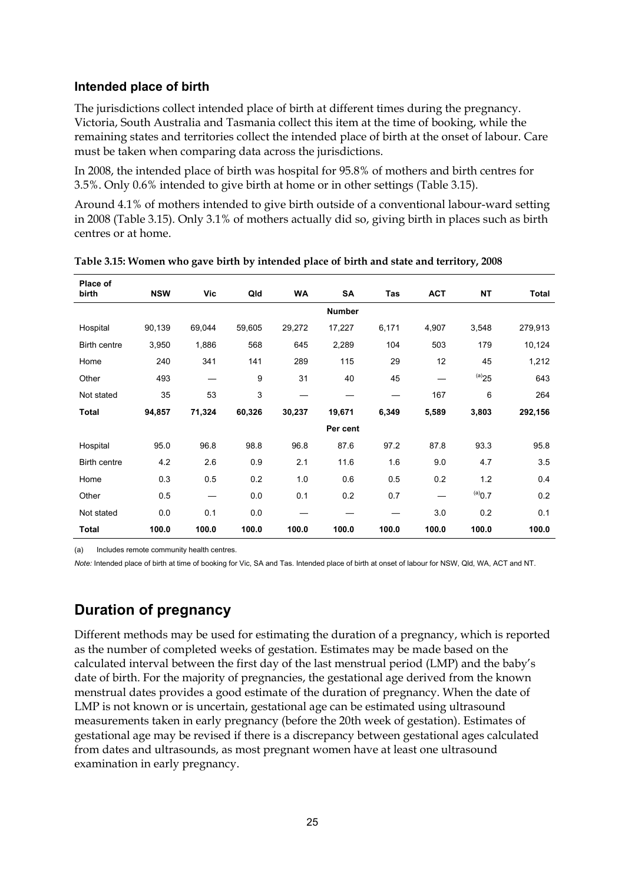### Intended place of birth

The jurisdictions collect intended place of birth at different times during the pregnancy. Victoria, South Australia and Tasmania collect this item at the time of booking, while the remaining states and territories collect the intended place of birth at the onset of labour. Care must be taken when comparing data across the jurisdictions.

In 2008, the intended place of birth was hospital for 95.8% of mothers and birth centres for 3.5%. Only 0.6% intended to give birth at home or in other settings (Table 3.15).

Around 4.1% of mothers intended to give birth outside of a conventional labour-ward setting in 2008 (Table 3.15). Only 3.1% of mothers actually did so, giving birth in places such as birth centres or at home.

**Table 3.15: Women who gave birth by intended place of birth and state and territory, 2008**

| Place of birth | NSW | Vic | Qld | WA | SA | Tas | ACT | NT | Total |
|---|---|---|---|---|---|---|---|---|---|
| | | | | | **Number** | | | | |
| Hospital | 90,139 | 69,044 | 59,605 | 29,272 | 17,227 | 6,171 | 4,907 | 3,548 | 279,913 |
| Birth centre | 3,950 | 1,886 | 568 | 645 | 2,289 | 104 | 503 | 179 | 10,124 |
| Home | 240 | 341 | 141 | 289 | 115 | 29 | 12 | 45 | 1,212 |
| Other | 493 | — | 9 | 31 | 40 | 45 | — | (a)25 | 643 |
| Not stated | 35 | 53 | 3 | — | — | — | 167 | 6 | 264 |
| **Total** | **94,857** | **71,324** | **60,326** | **30,237** | **19,671** | **6,349** | **5,589** | **3,803** | **292,156** |
| | | | | | **Per cent** | | | | |
| Hospital | 95.0 | 96.8 | 98.8 | 96.8 | 87.6 | 97.2 | 87.8 | 93.3 | 95.8 |
| Birth centre | 4.2 | 2.6 | 0.9 | 2.1 | 11.6 | 1.6 | 9.0 | 4.7 | 3.5 |
| Home | 0.3 | 0.5 | 0.2 | 1.0 | 0.6 | 0.5 | 0.2 | 1.2 | 0.4 |
| Other | 0.5 | — | 0.0 | 0.1 | 0.2 | 0.7 | — | (a)0.7 | 0.2 |
| Not stated | 0.0 | 0.1 | 0.0 | — | — | — | 3.0 | 0.2 | 0.1 |
| **Total** | **100.0** | **100.0** | **100.0** | **100.0** | **100.0** | **100.0** | **100.0** | **100.0** | **100.0** |

(a) Includes remote community health centres.

*Note:* Intended place of birth at time of booking for Vic, SA and Tas. Intended place of birth at onset of labour for NSW, Qld, WA, ACT and NT.

## Duration of pregnancy

Different methods may be used for estimating the duration of a pregnancy, which is reported as the number of completed weeks of gestation. Estimates may be made based on the calculated interval between the first day of the last menstrual period (LMP) and the baby's date of birth. For the majority of pregnancies, the gestational age derived from the known menstrual dates provides a good estimate of the duration of pregnancy. When the date of LMP is not known or is uncertain, gestational age can be estimated using ultrasound measurements taken in early pregnancy (before the 20th week of gestation). Estimates of gestational age may be revised if there is a discrepancy between gestational ages calculated from dates and ultrasounds, as most pregnant women have at least one ultrasound examination in early pregnancy.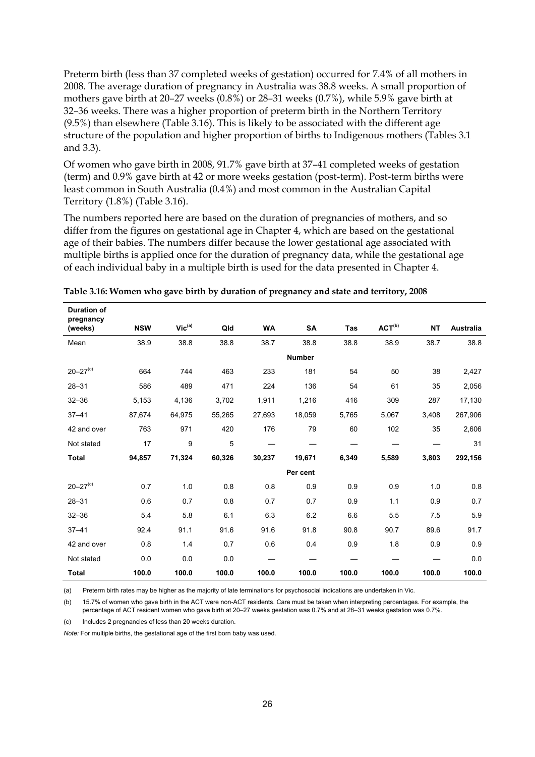Preterm birth (less than 37 completed weeks of gestation) occurred for 7.4% of all mothers in 2008. The average duration of pregnancy in Australia was 38.8 weeks. A small proportion of mothers gave birth at 20–27 weeks (0.8%) or 28–31 weeks (0.7%), while 5.9% gave birth at 32–36 weeks. There was a higher proportion of preterm birth in the Northern Territory (9.5%) than elsewhere (Table 3.16). This is likely to be associated with the different age structure of the population and higher proportion of births to Indigenous mothers (Tables 3.1 and 3.3).

Of women who gave birth in 2008, 91.7% gave birth at 37–41 completed weeks of gestation (term) and 0.9% gave birth at 42 or more weeks gestation (post-term). Post-term births were least common in South Australia (0.4%) and most common in the Australian Capital Territory (1.8%) (Table 3.16).

The numbers reported here are based on the duration of pregnancies of mothers, and so differ from the figures on gestational age in Chapter 4, which are based on the gestational age of their babies. The numbers differ because the lower gestational age associated with multiple births is applied once for the duration of pregnancy data, while the gestational age of each individual baby in a multiple birth is used for the data presented in Chapter 4.

**Table 3.16: Women who gave birth by duration of pregnancy and state and territory, 2008**

| Duration of pregnancy (weeks) | NSW | Vic[(a)] | Qld | WA | SA | Tas | ACT[(b)] | NT | Australia |
|---|---|---|---|---|---|---|---|---|---|
| Mean | 38.9 | 38.8 | 38.8 | 38.7 | 38.8 | 38.8 | 38.9 | 38.7 | 38.8 |
| | | | | | **Number** | | | | |
| 20–27[(c)] | 664 | 744 | 463 | 233 | 181 | 54 | 50 | 38 | 2,427 |
| 28–31 | 586 | 489 | 471 | 224 | 136 | 54 | 61 | 35 | 2,056 |
| 32–36 | 5,153 | 4,136 | 3,702 | 1,911 | 1,216 | 416 | 309 | 287 | 17,130 |
| 37–41 | 87,674 | 64,975 | 55,265 | 27,693 | 18,059 | 5,765 | 5,067 | 3,408 | 267,906 |
| 42 and over | 763 | 971 | 420 | 176 | 79 | 60 | 102 | 35 | 2,606 |
| Not stated | 17 | 9 | 5 | — | — | — | — | — | 31 |
| **Total** | **94,857** | **71,324** | **60,326** | **30,237** | **19,671** | **6,349** | **5,589** | **3,803** | **292,156** |
| | | | | | **Per cent** | | | | |
| 20–27[(c)] | 0.7 | 1.0 | 0.8 | 0.8 | 0.9 | 0.9 | 0.9 | 1.0 | 0.8 |
| 28–31 | 0.6 | 0.7 | 0.8 | 0.7 | 0.7 | 0.9 | 1.1 | 0.9 | 0.7 |
| 32–36 | 5.4 | 5.8 | 6.1 | 6.3 | 6.2 | 6.6 | 5.5 | 7.5 | 5.9 |
| 37–41 | 92.4 | 91.1 | 91.6 | 91.6 | 91.8 | 90.8 | 90.7 | 89.6 | 91.7 |
| 42 and over | 0.8 | 1.4 | 0.7 | 0.6 | 0.4 | 0.9 | 1.8 | 0.9 | 0.9 |
| Not stated | 0.0 | 0.0 | 0.0 | — | — | — | — | — | 0.0 |
| **Total** | **100.0** | **100.0** | **100.0** | **100.0** | **100.0** | **100.0** | **100.0** | **100.0** | **100.0** |

(a) Preterm birth rates may be higher as the majority of late terminations for psychosocial indications are undertaken in Vic.

(b) 15.7% of women who gave birth in the ACT were non-ACT residents. Care must be taken when interpreting percentages. For example, the percentage of ACT resident women who gave birth at 20–27 weeks gestation was 0.7% and at 28–31 weeks gestation was 0.7%.

(c) Includes 2 pregnancies of less than 20 weeks duration.

*Note:* For multiple births, the gestational age of the first born baby was used.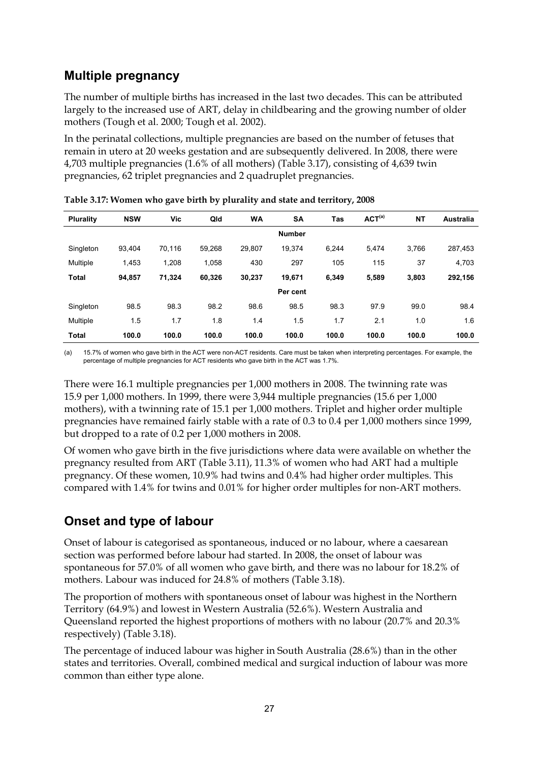## Multiple pregnancy

The number of multiple births has increased in the last two decades. This can be attributed largely to the increased use of ART, delay in childbearing and the growing number of older mothers (Tough et al. 2000; Tough et al. 2002).

In the perinatal collections, multiple pregnancies are based on the number of fetuses that remain in utero at 20 weeks gestation and are subsequently delivered. In 2008, there were 4,703 multiple pregnancies (1.6% of all mothers) (Table 3.17), consisting of 4,639 twin pregnancies, 62 triplet pregnancies and 2 quadruplet pregnancies.

**Table 3.17: Women who gave birth by plurality and state and territory, 2008**

| Plurality | NSW | Vic | Qld | WA | SA | Tas | ACT[(a)] | NT | Australia |
|---|---|---|---|---|---|---|---|---|---|
| | | | | | **Number** | | | | |
| Singleton | 93,404 | 70,116 | 59,268 | 29,807 | 19,374 | 6,244 | 5,474 | 3,766 | 287,453 |
| Multiple | 1,453 | 1,208 | 1,058 | 430 | 297 | 105 | 115 | 37 | 4,703 |
| **Total** | **94,857** | **71,324** | **60,326** | **30,237** | **19,671** | **6,349** | **5,589** | **3,803** | **292,156** |
| | | | | | **Per cent** | | | | |
| Singleton | 98.5 | 98.3 | 98.2 | 98.6 | 98.5 | 98.3 | 97.9 | 99.0 | 98.4 |
| Multiple | 1.5 | 1.7 | 1.8 | 1.4 | 1.5 | 1.7 | 2.1 | 1.0 | 1.6 |
| **Total** | **100.0** | **100.0** | **100.0** | **100.0** | **100.0** | **100.0** | **100.0** | **100.0** | **100.0** |

(a) 15.7% of women who gave birth in the ACT were non-ACT residents. Care must be taken when interpreting percentages. For example, the percentage of multiple pregnancies for ACT residents who gave birth in the ACT was 1.7%.

There were 16.1 multiple pregnancies per 1,000 mothers in 2008. The twinning rate was 15.9 per 1,000 mothers. In 1999, there were 3,944 multiple pregnancies (15.6 per 1,000 mothers), with a twinning rate of 15.1 per 1,000 mothers. Triplet and higher order multiple pregnancies have remained fairly stable with a rate of 0.3 to 0.4 per 1,000 mothers since 1999, but dropped to a rate of 0.2 per 1,000 mothers in 2008.

Of women who gave birth in the five jurisdictions where data were available on whether the pregnancy resulted from ART (Table 3.11), 11.3% of women who had ART had a multiple pregnancy. Of these women, 10.9% had twins and 0.4% had higher order multiples. This compared with 1.4% for twins and 0.01% for higher order multiples for non-ART mothers.

## Onset and type of labour

Onset of labour is categorised as spontaneous, induced or no labour, where a caesarean section was performed before labour had started. In 2008, the onset of labour was spontaneous for 57.0% of all women who gave birth, and there was no labour for 18.2% of mothers. Labour was induced for 24.8% of mothers (Table 3.18).

The proportion of mothers with spontaneous onset of labour was highest in the Northern Territory (64.9%) and lowest in Western Australia (52.6%). Western Australia and Queensland reported the highest proportions of mothers with no labour (20.7% and 20.3% respectively) (Table 3.18).

The percentage of induced labour was higher in South Australia (28.6%) than in the other states and territories. Overall, combined medical and surgical induction of labour was more common than either type alone.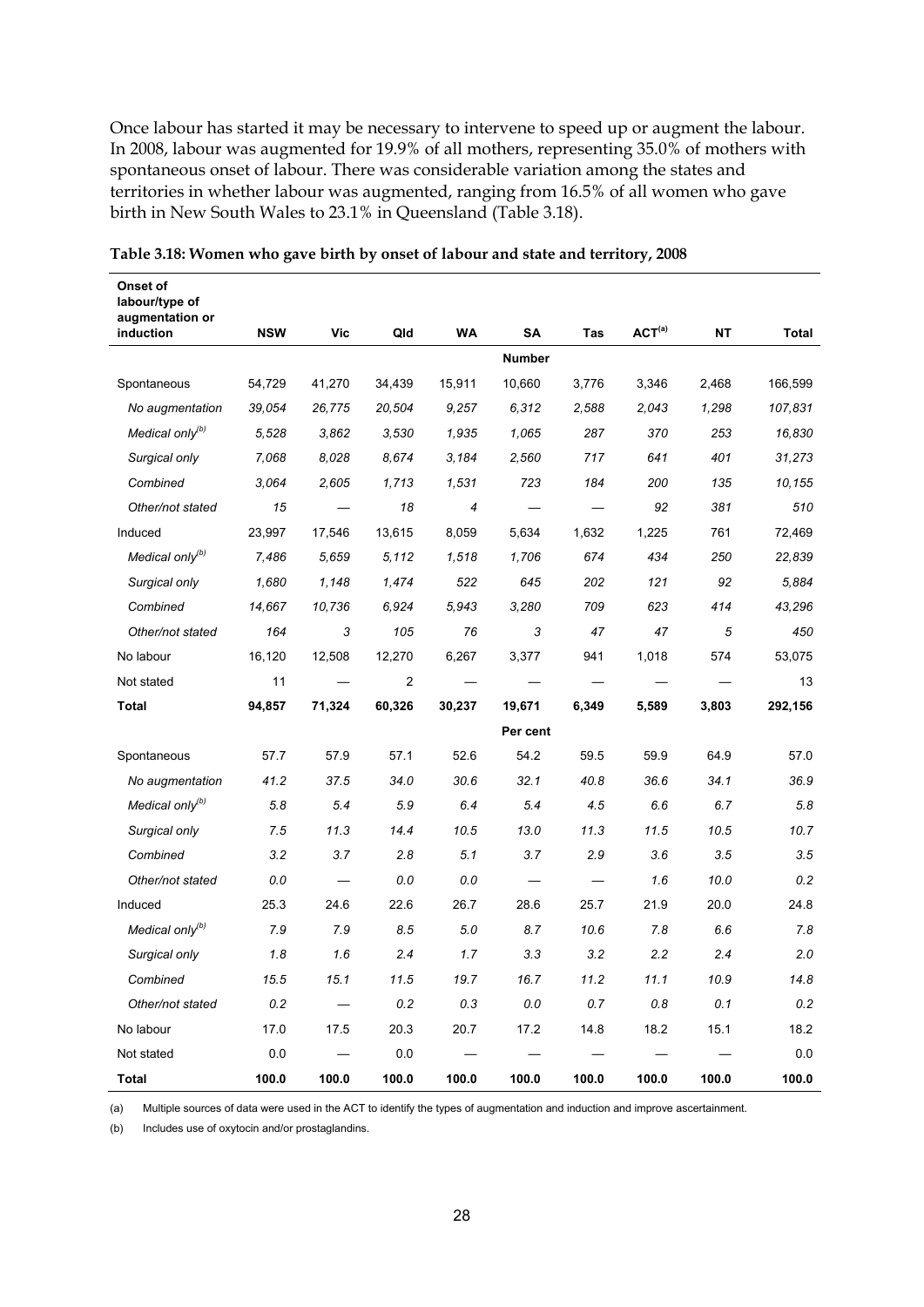Once labour has started it may be necessary to intervene to speed up or augment the labour. In 2008, labour was augmented for 19.9% of all mothers, representing 35.0% of mothers with spontaneous onset of labour. There was considerable variation among the states and territories in whether labour was augmented, ranging from 16.5% of all women who gave birth in New South Wales to 23.1% in Queensland (Table 3.18).

**Table 3.18: Women who gave birth by onset of labour and state and territory, 2008**

| Onset of labour/type of augmentation or induction | NSW | Vic | Qld | WA | SA | Tas | ACT[(a)] | NT | Total |
|---|---|---|---|---|---|---|---|---|---|
| | | | | | **Number** | | | | |
| Spontaneous | 54,729 | 41,270 | 34,439 | 15,911 | 10,660 | 3,776 | 3,346 | 2,468 | 166,599 |
| *No augmentation* | *39,054* | *26,775* | *20,504* | *9,257* | *6,312* | *2,588* | *2,043* | *1,298* | *107,831* |
| *Medical only[(b)]* | *5,528* | *3,862* | *3,530* | *1,935* | *1,065* | *287* | *370* | *253* | *16,830* |
| *Surgical only* | *7,068* | *8,028* | *8,674* | *3,184* | *2,560* | *717* | *641* | *401* | *31,273* |
| *Combined* | *3,064* | *2,605* | *1,713* | *1,531* | *723* | *184* | *200* | *135* | *10,155* |
| *Other/not stated* | *15* | — | *18* | *4* | — | — | *92* | *381* | *510* |
| Induced | 23,997 | 17,546 | 13,615 | 8,059 | 5,634 | 1,632 | 1,225 | 761 | 72,469 |
| *Medical only[(b)]* | *7,486* | *5,659* | *5,112* | *1,518* | *1,706* | *674* | *434* | *250* | *22,839* |
| *Surgical only* | *1,680* | *1,148* | *1,474* | *522* | *645* | *202* | *121* | *92* | *5,884* |
| *Combined* | *14,667* | *10,736* | *6,924* | *5,943* | *3,280* | *709* | *623* | *414* | *43,296* |
| *Other/not stated* | *164* | *3* | *105* | *76* | *3* | *47* | *47* | *5* | *450* |
| No labour | 16,120 | 12,508 | 12,270 | 6,267 | 3,377 | 941 | 1,018 | 574 | 53,075 |
| Not stated | 11 | — | 2 | — | — | — | — | — | 13 |
| **Total** | **94,857** | **71,324** | **60,326** | **30,237** | **19,671** | **6,349** | **5,589** | **3,803** | **292,156** |
| | | | | | **Per cent** | | | | |
| Spontaneous | 57.7 | 57.9 | 57.1 | 52.6 | 54.2 | 59.5 | 59.9 | 64.9 | 57.0 |
| *No augmentation* | *41.2* | *37.5* | *34.0* | *30.6* | *32.1* | *40.8* | *36.6* | *34.1* | *36.9* |
| *Medical only[(b)]* | *5.8* | *5.4* | *5.9* | *6.4* | *5.4* | *4.5* | *6.6* | *6.7* | *5.8* |
| *Surgical only* | *7.5* | *11.3* | *14.4* | *10.5* | *13.0* | *11.3* | *11.5* | *10.5* | *10.7* |
| *Combined* | *3.2* | *3.7* | *2.8* | *5.1* | *3.7* | *2.9* | *3.6* | *3.5* | *3.5* |
| *Other/not stated* | *0.0* | — | *0.0* | *0.0* | — | — | *1.6* | *10.0* | *0.2* |
| Induced | 25.3 | 24.6 | 22.6 | 26.7 | 28.6 | 25.7 | 21.9 | 20.0 | 24.8 |
| *Medical only[(b)]* | *7.9* | *7.9* | *8.5* | *5.0* | *8.7* | *10.6* | *7.8* | *6.6* | *7.8* |
| *Surgical only* | *1.8* | *1.6* | *2.4* | *1.7* | *3.3* | *3.2* | *2.2* | *2.4* | *2.0* |
| *Combined* | *15.5* | *15.1* | *11.5* | *19.7* | *16.7* | *11.2* | *11.1* | *10.9* | *14.8* |
| *Other/not stated* | *0.2* | — | *0.2* | *0.3* | *0.0* | *0.7* | *0.8* | *0.1* | *0.2* |
| No labour | 17.0 | 17.5 | 20.3 | 20.7 | 17.2 | 14.8 | 18.2 | 15.1 | 18.2 |
| Not stated | 0.0 | — | 0.0 | — | — | — | — | — | 0.0 |
| **Total** | **100.0** | **100.0** | **100.0** | **100.0** | **100.0** | **100.0** | **100.0** | **100.0** | **100.0** |

(a) Multiple sources of data were used in the ACT to identify the types of augmentation and induction and improve ascertainment.

(b) Includes use of oxytocin and/or prostaglandins.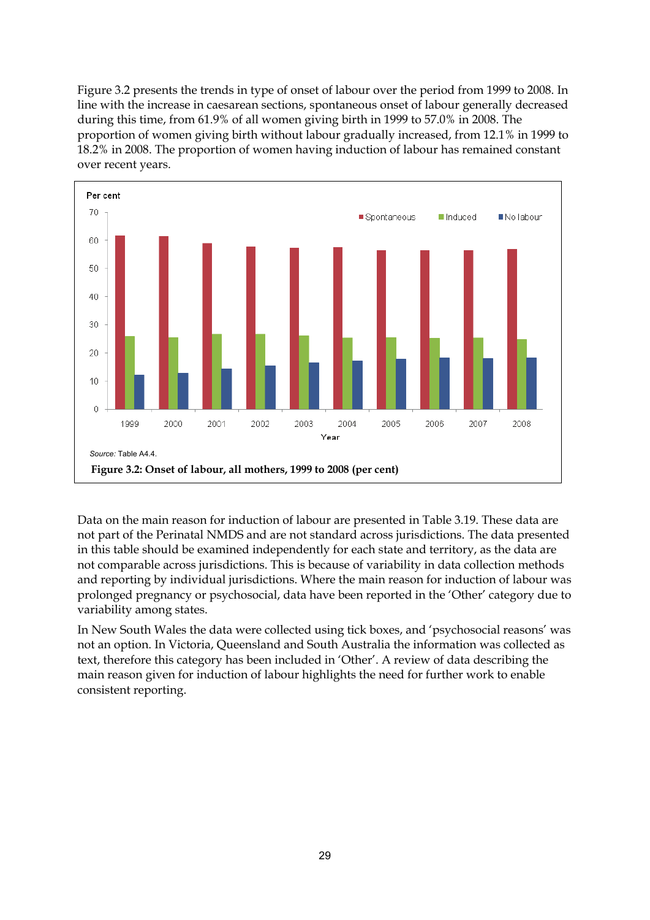Figure 3.2 presents the trends in type of onset of labour over the period from 1999 to 2008. In line with the increase in caesarean sections, spontaneous onset of labour generally decreased during this time, from 61.9% of all women giving birth in 1999 to 57.0% in 2008. The proportion of women giving birth without labour gradually increased, from 12.1% in 1999 to 18.2% in 2008. The proportion of women having induction of labour has remained constant over recent years.

*Source:* Table A4.4.

**Figure 3.2: Onset of labour, all mothers, 1999 to 2008 (per cent)**

Data on the main reason for induction of labour are presented in Table 3.19. These data are not part of the Perinatal NMDS and are not standard across jurisdictions. The data presented in this table should be examined independently for each state and territory, as the data are not comparable across jurisdictions. This is because of variability in data collection methods and reporting by individual jurisdictions. Where the main reason for induction of labour was prolonged pregnancy or psychosocial, data have been reported in the 'Other' category due to variability among states.

In New South Wales the data were collected using tick boxes, and 'psychosocial reasons' was not an option. In Victoria, Queensland and South Australia the information was collected as text, therefore this category has been included in 'Other'. A review of data describing the main reason given for induction of labour highlights the need for further work to enable consistent reporting.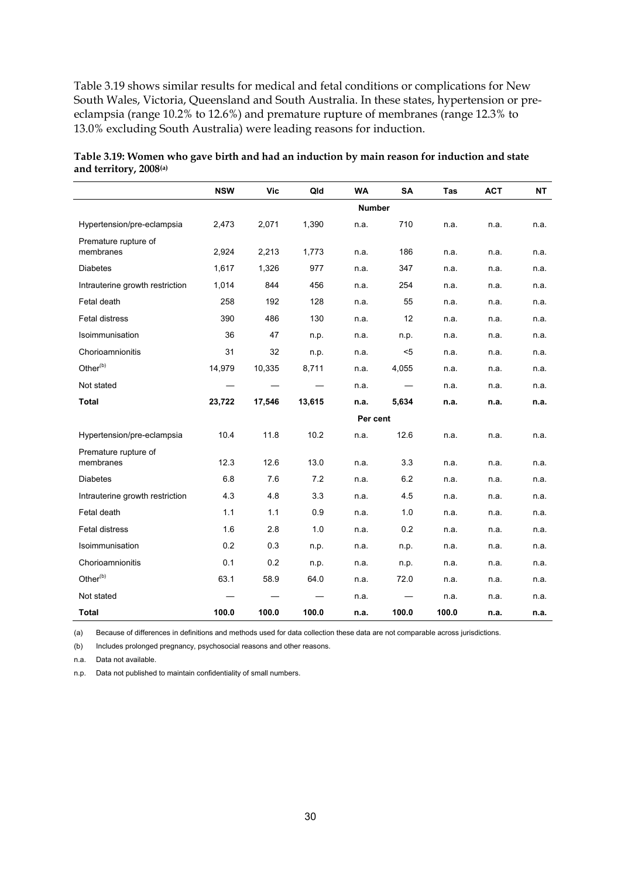Table 3.19 shows similar results for medical and fetal conditions or complications for New South Wales, Victoria, Queensland and South Australia. In these states, hypertension or pre-eclampsia (range 10.2% to 12.6%) and premature rupture of membranes (range 12.3% to 13.0% excluding South Australia) were leading reasons for induction.

**Table 3.19: Women who gave birth and had an induction by main reason for induction and state and territory, 2008[(a)]**

| | NSW | Vic | Qld | WA | SA | Tas | ACT | NT |
|---|---|---|---|---|---|---|---|---|
| | | | | **Number** | | | | |
| Hypertension/pre-eclampsia | 2,473 | 2,071 | 1,390 | n.a. | 710 | n.a. | n.a. | n.a. |
| Premature rupture of membranes | 2,924 | 2,213 | 1,773 | n.a. | 186 | n.a. | n.a. | n.a. |
| Diabetes | 1,617 | 1,326 | 977 | n.a. | 347 | n.a. | n.a. | n.a. |
| Intrauterine growth restriction | 1,014 | 844 | 456 | n.a. | 254 | n.a. | n.a. | n.a. |
| Fetal death | 258 | 192 | 128 | n.a. | 55 | n.a. | n.a. | n.a. |
| Fetal distress | 390 | 486 | 130 | n.a. | 12 | n.a. | n.a. | n.a. |
| Isoimmunisation | 36 | 47 | n.p. | n.a. | n.p. | n.a. | n.a. | n.a. |
| Chorioamnionitis | 31 | 32 | n.p. | n.a. | <5 | n.a. | n.a. | n.a. |
| Other[(b)] | 14,979 | 10,335 | 8,711 | n.a. | 4,055 | n.a. | n.a. | n.a. |
| Not stated | — | — | — | n.a. | — | n.a. | n.a. | n.a. |
| **Total** | **23,722** | **17,546** | **13,615** | **n.a.** | **5,634** | **n.a.** | **n.a.** | **n.a.** |
| | | | | **Per cent** | | | | |
| Hypertension/pre-eclampsia | 10.4 | 11.8 | 10.2 | n.a. | 12.6 | n.a. | n.a. | n.a. |
| Premature rupture of membranes | 12.3 | 12.6 | 13.0 | n.a. | 3.3 | n.a. | n.a. | n.a. |
| Diabetes | 6.8 | 7.6 | 7.2 | n.a. | 6.2 | n.a. | n.a. | n.a. |
| Intrauterine growth restriction | 4.3 | 4.8 | 3.3 | n.a. | 4.5 | n.a. | n.a. | n.a. |
| Fetal death | 1.1 | 1.1 | 0.9 | n.a. | 1.0 | n.a. | n.a. | n.a. |
| Fetal distress | 1.6 | 2.8 | 1.0 | n.a. | 0.2 | n.a. | n.a. | n.a. |
| Isoimmunisation | 0.2 | 0.3 | n.p. | n.a. | n.p. | n.a. | n.a. | n.a. |
| Chorioamnionitis | 0.1 | 0.2 | n.p. | n.a. | n.p. | n.a. | n.a. | n.a. |
| Other[(b)] | 63.1 | 58.9 | 64.0 | n.a. | 72.0 | n.a. | n.a. | n.a. |
| Not stated | — | — | — | n.a. | — | n.a. | n.a. | n.a. |
| **Total** | **100.0** | **100.0** | **100.0** | **n.a.** | **100.0** | **100.0** | **n.a.** | **n.a.** |

(a) Because of differences in definitions and methods used for data collection these data are not comparable across jurisdictions.

(b) Includes prolonged pregnancy, psychosocial reasons and other reasons.

n.a. Data not available.

n.p. Data not published to maintain confidentiality of small numbers.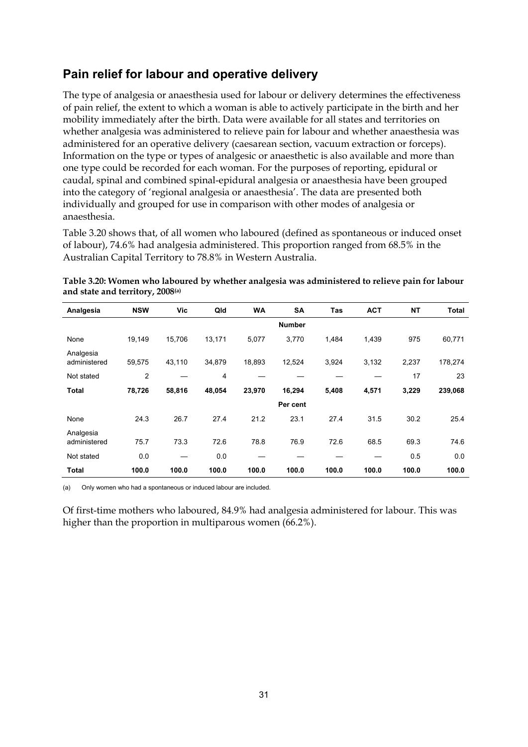## Pain relief for labour and operative delivery

The type of analgesia or anaesthesia used for labour or delivery determines the effectiveness of pain relief, the extent to which a woman is able to actively participate in the birth and her mobility immediately after the birth. Data were available for all states and territories on whether analgesia was administered to relieve pain for labour and whether anaesthesia was administered for an operative delivery (caesarean section, vacuum extraction or forceps). Information on the type or types of analgesic or anaesthetic is also available and more than one type could be recorded for each woman. For the purposes of reporting, epidural or caudal, spinal and combined spinal-epidural analgesia or anaesthesia have been grouped into the category of 'regional analgesia or anaesthesia'. The data are presented both individually and grouped for use in comparison with other modes of analgesia or anaesthesia.

Table 3.20 shows that, of all women who laboured (defined as spontaneous or induced onset of labour), 74.6% had analgesia administered. This proportion ranged from 68.5% in the Australian Capital Territory to 78.8% in Western Australia.

**Table 3.20: Women who laboured by whether analgesia was administered to relieve pain for labour and state and territory, 2008(a)**

| Analgesia | NSW | Vic | Qld | WA | SA | Tas | ACT | NT | Total |
|---|---|---|---|---|---|---|---|---|---|
| | | | | | **Number** | | | | |
| None | 19,149 | 15,706 | 13,171 | 5,077 | 3,770 | 1,484 | 1,439 | 975 | 60,771 |
| Analgesia administered | 59,575 | 43,110 | 34,879 | 18,893 | 12,524 | 3,924 | 3,132 | 2,237 | 178,274 |
| Not stated | 2 | — | 4 | — | — | — | — | 17 | 23 |
| **Total** | **78,726** | **58,816** | **48,054** | **23,970** | **16,294** | **5,408** | **4,571** | **3,229** | **239,068** |
| | | | | | **Per cent** | | | | |
| None | 24.3 | 26.7 | 27.4 | 21.2 | 23.1 | 27.4 | 31.5 | 30.2 | 25.4 |
| Analgesia administered | 75.7 | 73.3 | 72.6 | 78.8 | 76.9 | 72.6 | 68.5 | 69.3 | 74.6 |
| Not stated | 0.0 | — | 0.0 | — | — | — | — | 0.5 | 0.0 |
| **Total** | **100.0** | **100.0** | **100.0** | **100.0** | **100.0** | **100.0** | **100.0** | **100.0** | **100.0** |

(a) Only women who had a spontaneous or induced labour are included.

Of first-time mothers who laboured, 84.9% had analgesia administered for labour. This was higher than the proportion in multiparous women (66.2%).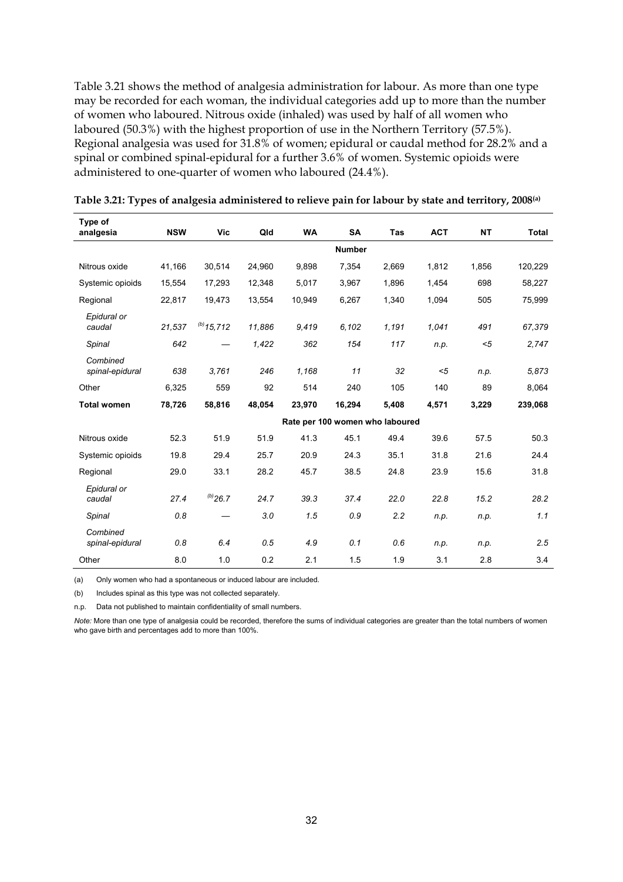Table 3.21 shows the method of analgesia administration for labour. As more than one type may be recorded for each woman, the individual categories add up to more than the number of women who laboured. Nitrous oxide (inhaled) was used by half of all women who laboured (50.3%) with the highest proportion of use in the Northern Territory (57.5%). Regional analgesia was used for 31.8% of women; epidural or caudal method for 28.2% and a spinal or combined spinal-epidural for a further 3.6% of women. Systemic opioids were administered to one-quarter of women who laboured (24.4%).

**Table 3.21: Types of analgesia administered to relieve pain for labour by state and territory, 2008[(a)]**

| Type of analgesia | NSW | Vic | Qld | WA | SA | Tas | ACT | NT | Total |
|---|---|---|---|---|---|---|---|---|---|
| | | | | | **Number** | | | | |
| Nitrous oxide | 41,166 | 30,514 | 24,960 | 9,898 | 7,354 | 2,669 | 1,812 | 1,856 | 120,229 |
| Systemic opioids | 15,554 | 17,293 | 12,348 | 5,017 | 3,967 | 1,896 | 1,454 | 698 | 58,227 |
| Regional | 22,817 | 19,473 | 13,554 | 10,949 | 6,267 | 1,340 | 1,094 | 505 | 75,999 |
| *Epidural or caudal* | *21,537* | *[(b)]15,712* | *11,886* | *9,419* | *6,102* | *1,191* | *1,041* | *491* | *67,379* |
| *Spinal* | *642* | — | *1,422* | *362* | *154* | *117* | *n.p.* | *<5* | *2,747* |
| *Combined spinal-epidural* | *638* | *3,761* | *246* | *1,168* | *11* | *32* | *<5* | *n.p.* | *5,873* |
| Other | 6,325 | 559 | 92 | 514 | 240 | 105 | 140 | 89 | 8,064 |
| **Total women** | **78,726** | **58,816** | **48,054** | **23,970** | **16,294** | **5,408** | **4,571** | **3,229** | **239,068** |
| | | | | | **Rate per 100 women who laboured** | | | | |
| Nitrous oxide | 52.3 | 51.9 | 51.9 | 41.3 | 45.1 | 49.4 | 39.6 | 57.5 | 50.3 |
| Systemic opioids | 19.8 | 29.4 | 25.7 | 20.9 | 24.3 | 35.1 | 31.8 | 21.6 | 24.4 |
| Regional | 29.0 | 33.1 | 28.2 | 45.7 | 38.5 | 24.8 | 23.9 | 15.6 | 31.8 |
| *Epidural or caudal* | *27.4* | *[(b)]26.7* | *24.7* | *39.3* | *37.4* | *22.0* | *22.8* | *15.2* | *28.2* |
| *Spinal* | *0.8* | — | *3.0* | *1.5* | *0.9* | *2.2* | *n.p.* | *n.p.* | *1.1* |
| *Combined spinal-epidural* | *0.8* | *6.4* | *0.5* | *4.9* | *0.1* | *0.6* | *n.p.* | *n.p.* | *2.5* |
| Other | 8.0 | 1.0 | 0.2 | 2.1 | 1.5 | 1.9 | 3.1 | 2.8 | 3.4 |

(a) Only women who had a spontaneous or induced labour are included.

(b) Includes spinal as this type was not collected separately.

n.p. Data not published to maintain confidentiality of small numbers.

*Note:* More than one type of analgesia could be recorded, therefore the sums of individual categories are greater than the total numbers of women who gave birth and percentages add to more than 100%.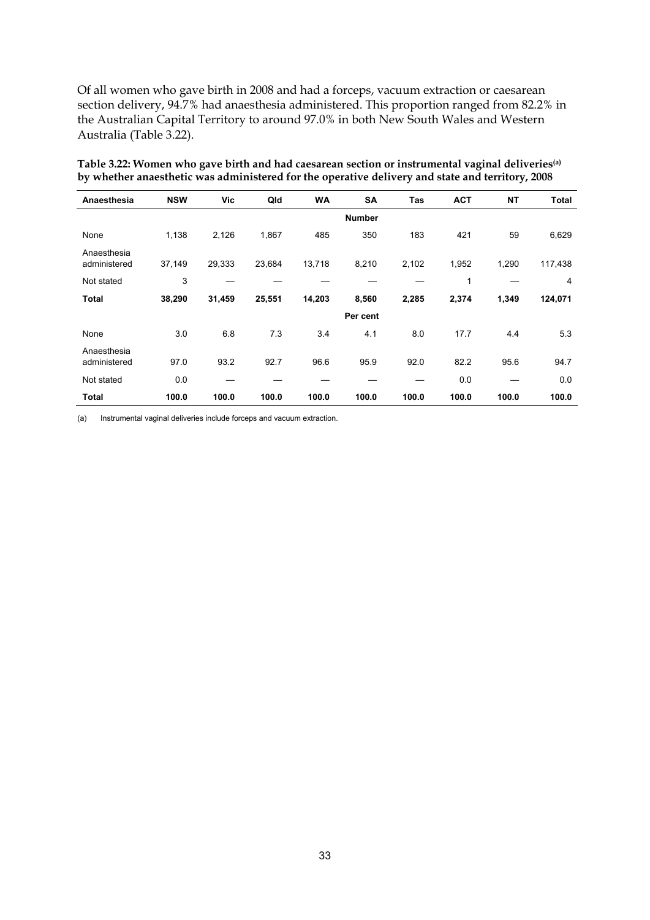Of all women who gave birth in 2008 and had a forceps, vacuum extraction or caesarean section delivery, 94.7% had anaesthesia administered. This proportion ranged from 82.2% in the Australian Capital Territory to around 97.0% in both New South Wales and Western Australia (Table 3.22).

**Table 3.22: Women who gave birth and had caesarean section or instrumental vaginal deliveries[(a)] by whether anaesthetic was administered for the operative delivery and state and territory, 2008**

| Anaesthesia | NSW | Vic | Qld | WA | SA | Tas | ACT | NT | Total |
|---|---|---|---|---|---|---|---|---|---|
| | | | | | **Number** | | | | |
| None | 1,138 | 2,126 | 1,867 | 485 | 350 | 183 | 421 | 59 | 6,629 |
| Anaesthesia administered | 37,149 | 29,333 | 23,684 | 13,718 | 8,210 | 2,102 | 1,952 | 1,290 | 117,438 |
| Not stated | 3 | — | — | — | — | — | 1 | — | 4 |
| **Total** | **38,290** | **31,459** | **25,551** | **14,203** | **8,560** | **2,285** | **2,374** | **1,349** | **124,071** |
| | | | | | **Per cent** | | | | |
| None | 3.0 | 6.8 | 7.3 | 3.4 | 4.1 | 8.0 | 17.7 | 4.4 | 5.3 |
| Anaesthesia administered | 97.0 | 93.2 | 92.7 | 96.6 | 95.9 | 92.0 | 82.2 | 95.6 | 94.7 |
| Not stated | 0.0 | — | — | — | — | — | 0.0 | — | 0.0 |
| **Total** | **100.0** | **100.0** | **100.0** | **100.0** | **100.0** | **100.0** | **100.0** | **100.0** | **100.0** |

(a) Instrumental vaginal deliveries include forceps and vacuum extraction.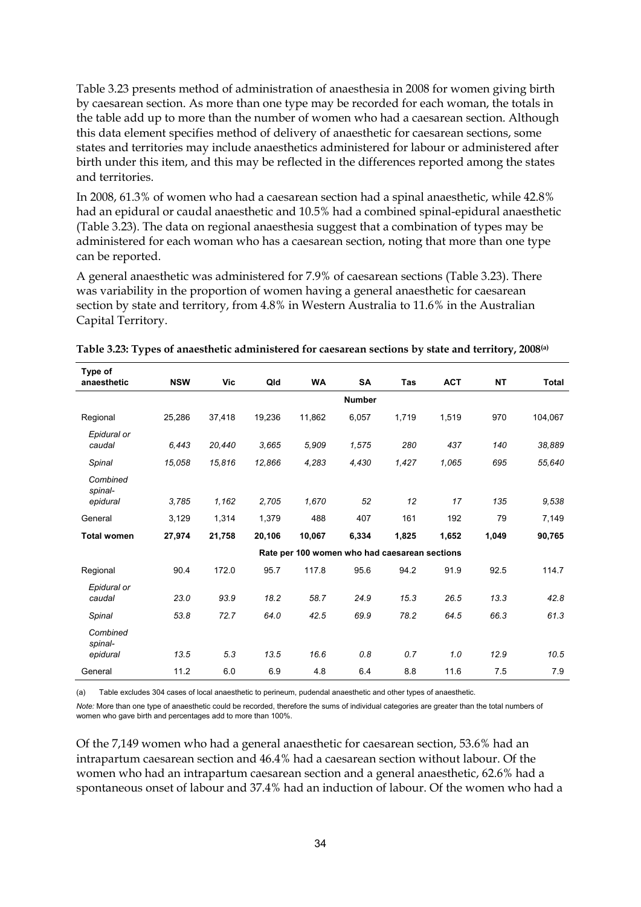Table 3.23 presents method of administration of anaesthesia in 2008 for women giving birth by caesarean section. As more than one type may be recorded for each woman, the totals in the table add up to more than the number of women who had a caesarean section. Although this data element specifies method of delivery of anaesthetic for caesarean sections, some states and territories may include anaesthetics administered for labour or administered after birth under this item, and this may be reflected in the differences reported among the states and territories.

In 2008, 61.3% of women who had a caesarean section had a spinal anaesthetic, while 42.8% had an epidural or caudal anaesthetic and 10.5% had a combined spinal-epidural anaesthetic (Table 3.23). The data on regional anaesthesia suggest that a combination of types may be administered for each woman who has a caesarean section, noting that more than one type can be reported.

A general anaesthetic was administered for 7.9% of caesarean sections (Table 3.23). There was variability in the proportion of women having a general anaesthetic for caesarean section by state and territory, from 4.8% in Western Australia to 11.6% in the Australian Capital Territory.

**Table 3.23: Types of anaesthetic administered for caesarean sections by state and territory, 2008[(a)]**

| Type of anaesthetic | NSW | Vic | Qld | WA | SA | Tas | ACT | NT | Total |
|---|---|---|---|---|---|---|---|---|---|
| | | | | | **Number** | | | | |
| Regional | 25,286 | 37,418 | 19,236 | 11,862 | 6,057 | 1,719 | 1,519 | 970 | 104,067 |
| *Epidural or caudal* | *6,443* | *20,440* | *3,665* | *5,909* | *1,575* | *280* | *437* | *140* | *38,889* |
| *Spinal* | *15,058* | *15,816* | *12,866* | *4,283* | *4,430* | *1,427* | *1,065* | *695* | *55,640* |
| *Combined spinal-epidural* | *3,785* | *1,162* | *2,705* | *1,670* | *52* | *12* | *17* | *135* | *9,538* |
| General | 3,129 | 1,314 | 1,379 | 488 | 407 | 161 | 192 | 79 | 7,149 |
| **Total women** | **27,974** | **21,758** | **20,106** | **10,067** | **6,334** | **1,825** | **1,652** | **1,049** | **90,765** |
| | | | | | **Rate per 100 women who had caesarean sections** | | | | |
| Regional | 90.4 | 172.0 | 95.7 | 117.8 | 95.6 | 94.2 | 91.9 | 92.5 | 114.7 |
| *Epidural or caudal* | *23.0* | *93.9* | *18.2* | *58.7* | *24.9* | *15.3* | *26.5* | *13.3* | *42.8* |
| *Spinal* | *53.8* | *72.7* | *64.0* | *42.5* | *69.9* | *78.2* | *64.5* | *66.3* | *61.3* |
| *Combined spinal-epidural* | *13.5* | *5.3* | *13.5* | *16.6* | *0.8* | *0.7* | *1.0* | *12.9* | *10.5* |
| General | 11.2 | 6.0 | 6.9 | 4.8 | 6.4 | 8.8 | 11.6 | 7.5 | 7.9 |

(a) Table excludes 304 cases of local anaesthetic to perineum, pudendal anaesthetic and other types of anaesthetic.

*Note:* More than one type of anaesthetic could be recorded, therefore the sums of individual categories are greater than the total numbers of women who gave birth and percentages add to more than 100%.

Of the 7,149 women who had a general anaesthetic for caesarean section, 53.6% had an intrapartum caesarean section and 46.4% had a caesarean section without labour. Of the women who had an intrapartum caesarean section and a general anaesthetic, 62.6% had a spontaneous onset of labour and 37.4% had an induction of labour. Of the women who had a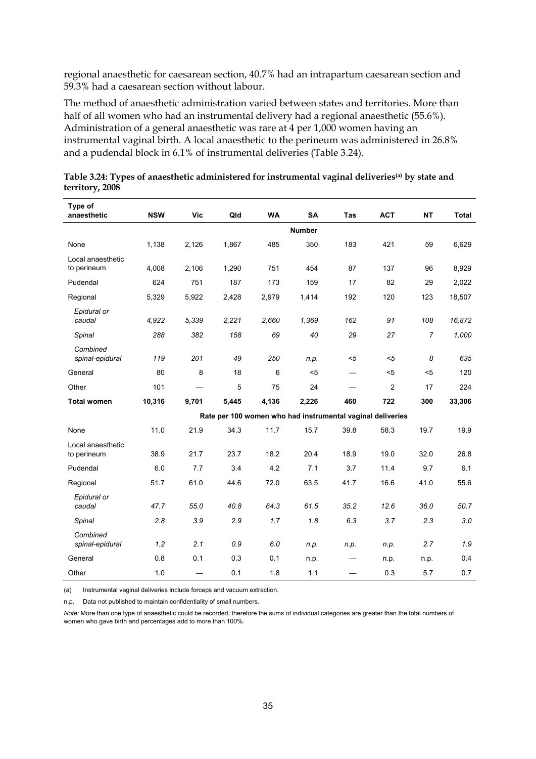regional anaesthetic for caesarean section, 40.7% had an intrapartum caesarean section and 59.3% had a caesarean section without labour.

The method of anaesthetic administration varied between states and territories. More than half of all women who had an instrumental delivery had a regional anaesthetic (55.6%). Administration of a general anaesthetic was rare at 4 per 1,000 women having an instrumental vaginal birth. A local anaesthetic to the perineum was administered in 26.8% and a pudendal block in 6.1% of instrumental deliveries (Table 3.24).

**Table 3.24: Types of anaesthetic administered for instrumental vaginal deliveries[(a)] by state and territory, 2008**

| Type of anaesthetic | NSW | Vic | Qld | WA | SA | Tas | ACT | NT | Total |
|---|---|---|---|---|---|---|---|---|---|
| | | | | | **Number** | | | | |
| None | 1,138 | 2,126 | 1,867 | 485 | 350 | 183 | 421 | 59 | 6,629 |
| Local anaesthetic to perineum | 4,008 | 2,106 | 1,290 | 751 | 454 | 87 | 137 | 96 | 8,929 |
| Pudendal | 624 | 751 | 187 | 173 | 159 | 17 | 82 | 29 | 2,022 |
| Regional | 5,329 | 5,922 | 2,428 | 2,979 | 1,414 | 192 | 120 | 123 | 18,507 |
| *Epidural or caudal* | *4,922* | *5,339* | *2,221* | *2,660* | *1,369* | *162* | *91* | *108* | *16,872* |
| *Spinal* | *288* | *382* | *158* | *69* | *40* | *29* | *27* | *7* | *1,000* |
| *Combined spinal-epidural* | *119* | *201* | *49* | *250* | *n.p.* | *<5* | *<5* | *8* | *635* |
| General | 80 | 8 | 18 | 6 | <5 | — | <5 | <5 | 120 |
| Other | 101 | — | 5 | 75 | 24 | — | 2 | 17 | 224 |
| **Total women** | **10,316** | **9,701** | **5,445** | **4,136** | **2,226** | **460** | **722** | **300** | **33,306** |
| | | | | | **Rate per 100 women who had instrumental vaginal deliveries** | | | | |
| None | 11.0 | 21.9 | 34.3 | 11.7 | 15.7 | 39.8 | 58.3 | 19.7 | 19.9 |
| Local anaesthetic to perineum | 38.9 | 21.7 | 23.7 | 18.2 | 20.4 | 18.9 | 19.0 | 32.0 | 26.8 |
| Pudendal | 6.0 | 7.7 | 3.4 | 4.2 | 7.1 | 3.7 | 11.4 | 9.7 | 6.1 |
| Regional | 51.7 | 61.0 | 44.6 | 72.0 | 63.5 | 41.7 | 16.6 | 41.0 | 55.6 |
| *Epidural or caudal* | *47.7* | *55.0* | *40.8* | *64.3* | *61.5* | *35.2* | *12.6* | *36.0* | *50.7* |
| *Spinal* | *2.8* | *3.9* | *2.9* | *1.7* | *1.8* | *6.3* | *3.7* | *2.3* | *3.0* |
| *Combined spinal-epidural* | *1.2* | *2.1* | *0.9* | *6.0* | *n.p.* | *n.p.* | *n.p.* | *2.7* | *1.9* |
| General | 0.8 | 0.1 | 0.3 | 0.1 | n.p. | — | n.p. | n.p. | 0.4 |
| Other | 1.0 | — | 0.1 | 1.8 | 1.1 | — | 0.3 | 5.7 | 0.7 |

(a) Instrumental vaginal deliveries include forceps and vacuum extraction.

n.p. Data not published to maintain confidentiality of small numbers.

*Note:* More than one type of anaesthetic could be recorded, therefore the sums of individual categories are greater than the total numbers of women who gave birth and percentages add to more than 100%.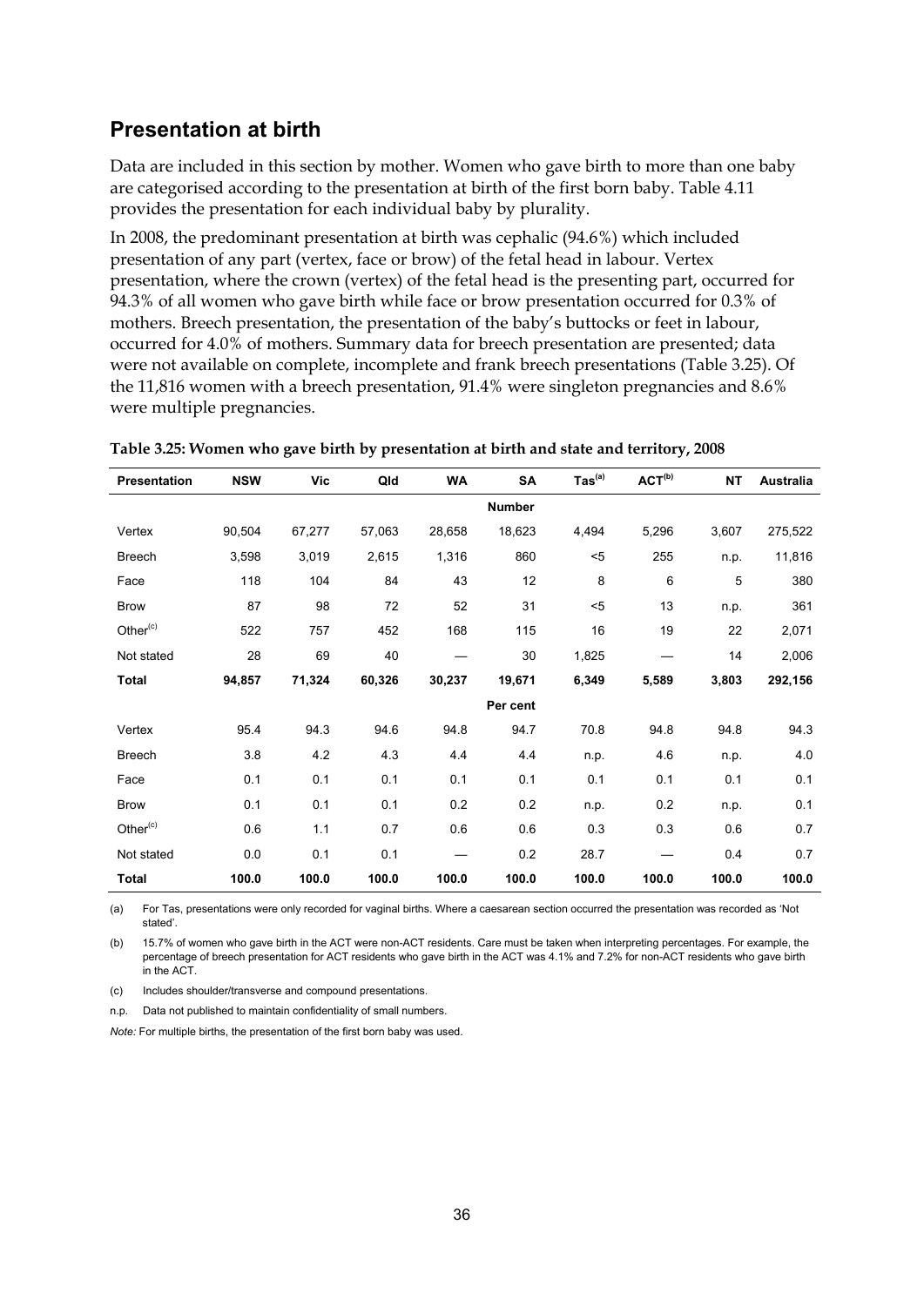## Presentation at birth

Data are included in this section by mother. Women who gave birth to more than one baby are categorised according to the presentation at birth of the first born baby. Table 4.11 provides the presentation for each individual baby by plurality.

In 2008, the predominant presentation at birth was cephalic (94.6%) which included presentation of any part (vertex, face or brow) of the fetal head in labour. Vertex presentation, where the crown (vertex) of the fetal head is the presenting part, occurred for 94.3% of all women who gave birth while face or brow presentation occurred for 0.3% of mothers. Breech presentation, the presentation of the baby's buttocks or feet in labour, occurred for 4.0% of mothers. Summary data for breech presentation are presented; data were not available on complete, incomplete and frank breech presentations (Table 3.25). Of the 11,816 women with a breech presentation, 91.4% were singleton pregnancies and 8.6% were multiple pregnancies.

**Table 3.25: Women who gave birth by presentation at birth and state and territory, 2008**

| Presentation | NSW | Vic | Qld | WA | SA | Tas[(a)] | ACT[(b)] | NT | Australia |
|---|---|---|---|---|---|---|---|---|---|
| | | | | | **Number** | | | | |
| Vertex | 90,504 | 67,277 | 57,063 | 28,658 | 18,623 | 4,494 | 5,296 | 3,607 | 275,522 |
| Breech | 3,598 | 3,019 | 2,615 | 1,316 | 860 | <5 | 255 | n.p. | 11,816 |
| Face | 118 | 104 | 84 | 43 | 12 | 8 | 6 | 5 | 380 |
| Brow | 87 | 98 | 72 | 52 | 31 | <5 | 13 | n.p. | 361 |
| Other[(c)] | 522 | 757 | 452 | 168 | 115 | 16 | 19 | 22 | 2,071 |
| Not stated | 28 | 69 | 40 | — | 30 | 1,825 | — | 14 | 2,006 |
| **Total** | **94,857** | **71,324** | **60,326** | **30,237** | **19,671** | **6,349** | **5,589** | **3,803** | **292,156** |
| | | | | | **Per cent** | | | | |
| Vertex | 95.4 | 94.3 | 94.6 | 94.8 | 94.7 | 70.8 | 94.8 | 94.8 | 94.3 |
| Breech | 3.8 | 4.2 | 4.3 | 4.4 | 4.4 | n.p. | 4.6 | n.p. | 4.0 |
| Face | 0.1 | 0.1 | 0.1 | 0.1 | 0.1 | 0.1 | 0.1 | 0.1 | 0.1 |
| Brow | 0.1 | 0.1 | 0.1 | 0.2 | 0.2 | n.p. | 0.2 | n.p. | 0.1 |
| Other[(c)] | 0.6 | 1.1 | 0.7 | 0.6 | 0.6 | 0.3 | 0.3 | 0.6 | 0.7 |
| Not stated | 0.0 | 0.1 | 0.1 | — | 0.2 | 28.7 | — | 0.4 | 0.7 |
| **Total** | **100.0** | **100.0** | **100.0** | **100.0** | **100.0** | **100.0** | **100.0** | **100.0** | **100.0** |

(a) For Tas, presentations were only recorded for vaginal births. Where a caesarean section occurred the presentation was recorded as 'Not stated'.

(b) 15.7% of women who gave birth in the ACT were non-ACT residents. Care must be taken when interpreting percentages. For example, the percentage of breech presentation for ACT residents who gave birth in the ACT was 4.1% and 7.2% for non-ACT residents who gave birth in the ACT.

(c) Includes shoulder/transverse and compound presentations.

n.p. Data not published to maintain confidentiality of small numbers.

*Note:* For multiple births, the presentation of the first born baby was used.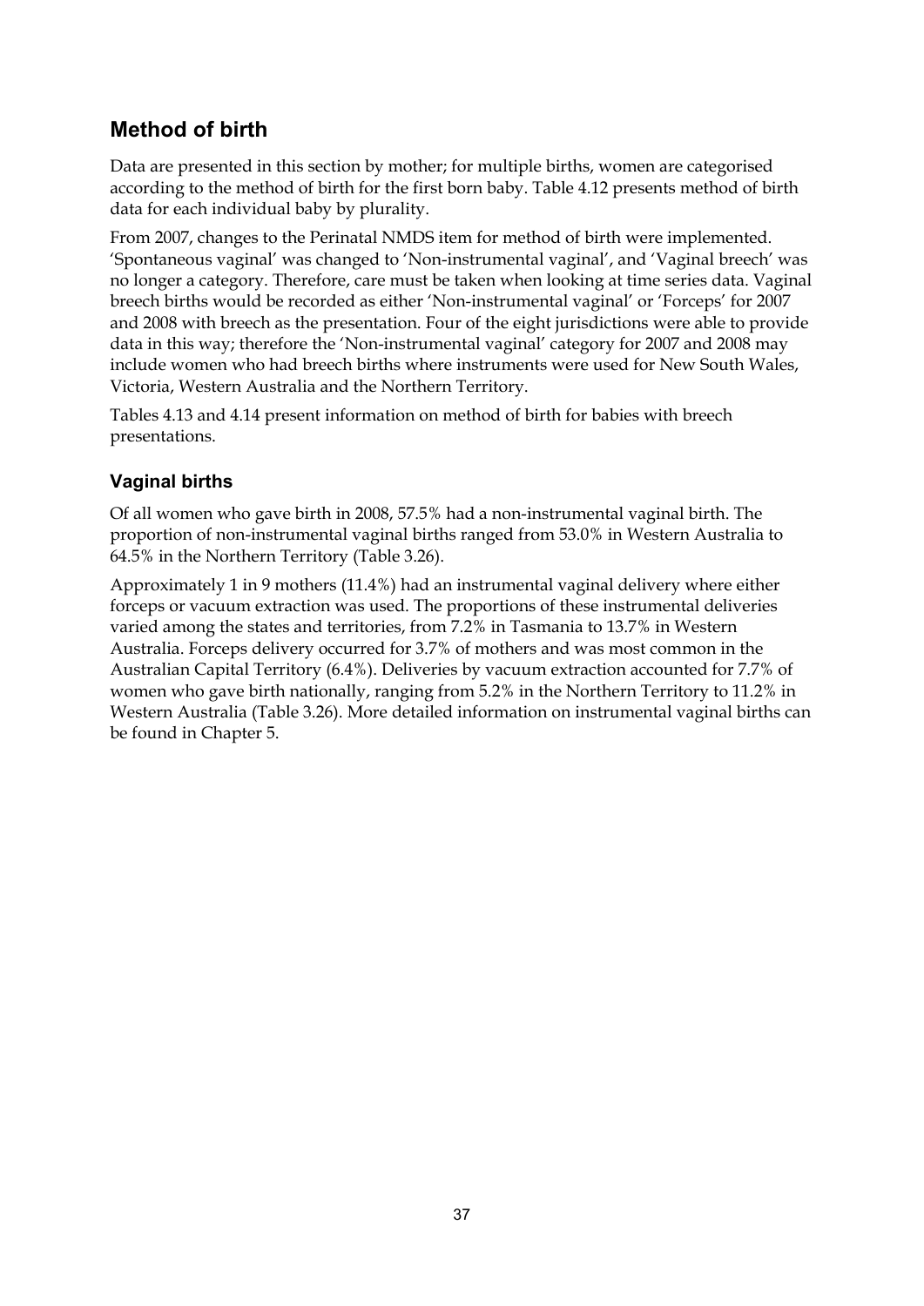## Method of birth

Data are presented in this section by mother; for multiple births, women are categorised according to the method of birth for the first born baby. Table 4.12 presents method of birth data for each individual baby by plurality.

From 2007, changes to the Perinatal NMDS item for method of birth were implemented. 'Spontaneous vaginal' was changed to 'Non-instrumental vaginal', and 'Vaginal breech' was no longer a category. Therefore, care must be taken when looking at time series data. Vaginal breech births would be recorded as either 'Non-instrumental vaginal' or 'Forceps' for 2007 and 2008 with breech as the presentation. Four of the eight jurisdictions were able to provide data in this way; therefore the 'Non-instrumental vaginal' category for 2007 and 2008 may include women who had breech births where instruments were used for New South Wales, Victoria, Western Australia and the Northern Territory.

Tables 4.13 and 4.14 present information on method of birth for babies with breech presentations.

### Vaginal births

Of all women who gave birth in 2008, 57.5% had a non-instrumental vaginal birth. The proportion of non-instrumental vaginal births ranged from 53.0% in Western Australia to 64.5% in the Northern Territory (Table 3.26).

Approximately 1 in 9 mothers (11.4%) had an instrumental vaginal delivery where either forceps or vacuum extraction was used. The proportions of these instrumental deliveries varied among the states and territories, from 7.2% in Tasmania to 13.7% in Western Australia. Forceps delivery occurred for 3.7% of mothers and was most common in the Australian Capital Territory (6.4%). Deliveries by vacuum extraction accounted for 7.7% of women who gave birth nationally, ranging from 5.2% in the Northern Territory to 11.2% in Western Australia (Table 3.26). More detailed information on instrumental vaginal births can be found in Chapter 5.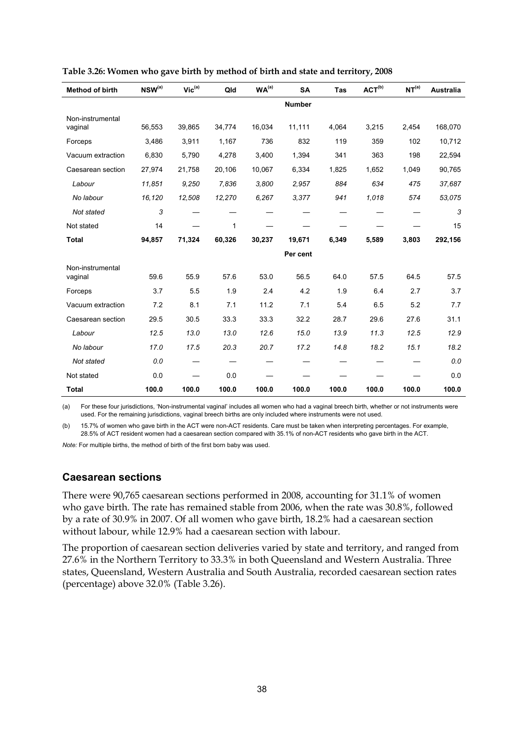**Table 3.26: Women who gave birth by method of birth and state and territory, 2008**

| Method of birth | NSW[a] | Vic[a] | Qld | WA[a] | SA | Tas | ACT[b] | NT[a] | Australia |
|---|---|---|---|---|---|---|---|---|---|
| | | | | | **Number** | | | | |
| Non-instrumental vaginal | 56,553 | 39,865 | 34,774 | 16,034 | 11,111 | 4,064 | 3,215 | 2,454 | 168,070 |
| Forceps | 3,486 | 3,911 | 1,167 | 736 | 832 | 119 | 359 | 102 | 10,712 |
| Vacuum extraction | 6,830 | 5,790 | 4,278 | 3,400 | 1,394 | 341 | 363 | 198 | 22,594 |
| Caesarean section | 27,974 | 21,758 | 20,106 | 10,067 | 6,334 | 1,825 | 1,652 | 1,049 | 90,765 |
| *Labour* | *11,851* | *9,250* | *7,836* | *3,800* | *2,957* | *884* | *634* | *475* | *37,687* |
| *No labour* | *16,120* | *12,508* | *12,270* | *6,267* | *3,377* | *941* | *1,018* | *574* | *53,075* |
| *Not stated* | *3* | — | — | — | — | — | — | — | *3* |
| Not stated | 14 | — | 1 | — | — | — | — | — | 15 |
| **Total** | **94,857** | **71,324** | **60,326** | **30,237** | **19,671** | **6,349** | **5,589** | **3,803** | **292,156** |
| | | | | | **Per cent** | | | | |
| Non-instrumental vaginal | 59.6 | 55.9 | 57.6 | 53.0 | 56.5 | 64.0 | 57.5 | 64.5 | 57.5 |
| Forceps | 3.7 | 5.5 | 1.9 | 2.4 | 4.2 | 1.9 | 6.4 | 2.7 | 3.7 |
| Vacuum extraction | 7.2 | 8.1 | 7.1 | 11.2 | 7.1 | 5.4 | 6.5 | 5.2 | 7.7 |
| Caesarean section | 29.5 | 30.5 | 33.3 | 33.3 | 32.2 | 28.7 | 29.6 | 27.6 | 31.1 |
| *Labour* | *12.5* | *13.0* | *13.0* | *12.6* | *15.0* | *13.9* | *11.3* | *12.5* | *12.9* |
| *No labour* | *17.0* | *17.5* | *20.3* | *20.7* | *17.2* | *14.8* | *18.2* | *15.1* | *18.2* |
| *Not stated* | *0.0* | — | — | — | — | — | — | — | *0.0* |
| Not stated | 0.0 | — | 0.0 | — | — | — | — | — | 0.0 |
| **Total** | **100.0** | **100.0** | **100.0** | **100.0** | **100.0** | **100.0** | **100.0** | **100.0** | **100.0** |

(a) For these four jurisdictions, 'Non-instrumental vaginal' includes all women who had a vaginal breech birth, whether or not instruments were used. For the remaining jurisdictions, vaginal breech births are only included where instruments were not used.

(b) 15.7% of women who gave birth in the ACT were non-ACT residents. Care must be taken when interpreting percentages. For example, 28.5% of ACT resident women had a caesarean section compared with 35.1% of non-ACT residents who gave birth in the ACT.

*Note:* For multiple births, the method of birth of the first born baby was used.

## Caesarean sections

There were 90,765 caesarean sections performed in 2008, accounting for 31.1% of women who gave birth. The rate has remained stable from 2006, when the rate was 30.8%, followed by a rate of 30.9% in 2007. Of all women who gave birth, 18.2% had a caesarean section without labour, while 12.9% had a caesarean section with labour.

The proportion of caesarean section deliveries varied by state and territory, and ranged from 27.6% in the Northern Territory to 33.3% in both Queensland and Western Australia. Three states, Queensland, Western Australia and South Australia, recorded caesarean section rates (percentage) above 32.0% (Table 3.26).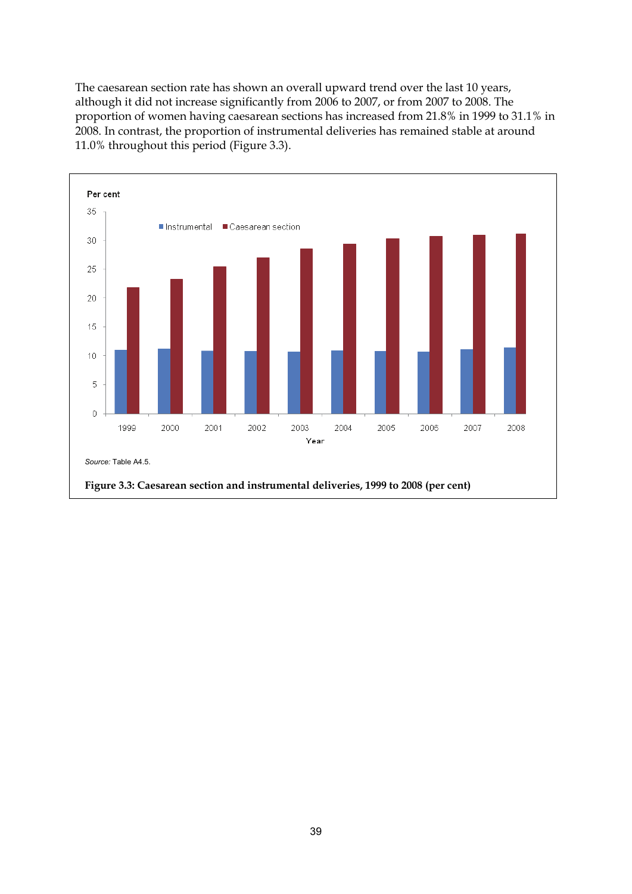The caesarean section rate has shown an overall upward trend over the last 10 years, although it did not increase significantly from 2006 to 2007, or from 2007 to 2008. The proportion of women having caesarean sections has increased from 21.8% in 1999 to 31.1% in 2008. In contrast, the proportion of instrumental deliveries has remained stable at around 11.0% throughout this period (Figure 3.3).

*Source:* Table A4.5.

**Figure 3.3: Caesarean section and instrumental deliveries, 1999 to 2008 (per cent)**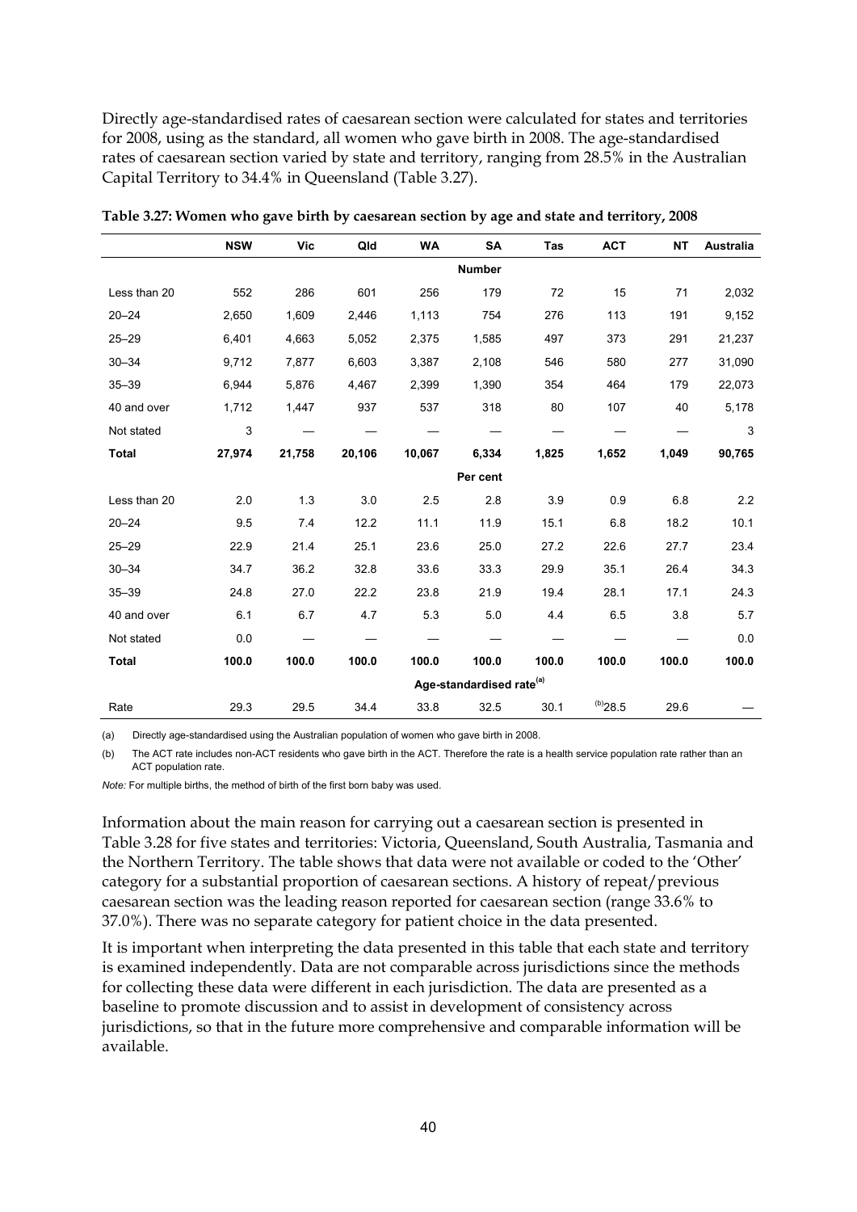Directly age-standardised rates of caesarean section were calculated for states and territories for 2008, using as the standard, all women who gave birth in 2008. The age-standardised rates of caesarean section varied by state and territory, ranging from 28.5% in the Australian Capital Territory to 34.4% in Queensland (Table 3.27).

**Table 3.27: Women who gave birth by caesarean section by age and state and territory, 2008**

| | NSW | Vic | Qld | WA | SA | Tas | ACT | NT | Australia |
|---|---|---|---|---|---|---|---|---|---|
| | | | | | **Number** | | | | |
| Less than 20 | 552 | 286 | 601 | 256 | 179 | 72 | 15 | 71 | 2,032 |
| 20–24 | 2,650 | 1,609 | 2,446 | 1,113 | 754 | 276 | 113 | 191 | 9,152 |
| 25–29 | 6,401 | 4,663 | 5,052 | 2,375 | 1,585 | 497 | 373 | 291 | 21,237 |
| 30–34 | 9,712 | 7,877 | 6,603 | 3,387 | 2,108 | 546 | 580 | 277 | 31,090 |
| 35–39 | 6,944 | 5,876 | 4,467 | 2,399 | 1,390 | 354 | 464 | 179 | 22,073 |
| 40 and over | 1,712 | 1,447 | 937 | 537 | 318 | 80 | 107 | 40 | 5,178 |
| Not stated | 3 | — | — | — | — | — | — | — | 3 |
| **Total** | **27,974** | **21,758** | **20,106** | **10,067** | **6,334** | **1,825** | **1,652** | **1,049** | **90,765** |
| | | | | | **Per cent** | | | | |
| Less than 20 | 2.0 | 1.3 | 3.0 | 2.5 | 2.8 | 3.9 | 0.9 | 6.8 | 2.2 |
| 20–24 | 9.5 | 7.4 | 12.2 | 11.1 | 11.9 | 15.1 | 6.8 | 18.2 | 10.1 |
| 25–29 | 22.9 | 21.4 | 25.1 | 23.6 | 25.0 | 27.2 | 22.6 | 27.7 | 23.4 |
| 30–34 | 34.7 | 36.2 | 32.8 | 33.6 | 33.3 | 29.9 | 35.1 | 26.4 | 34.3 |
| 35–39 | 24.8 | 27.0 | 22.2 | 23.8 | 21.9 | 19.4 | 28.1 | 17.1 | 24.3 |
| 40 and over | 6.1 | 6.7 | 4.7 | 5.3 | 5.0 | 4.4 | 6.5 | 3.8 | 5.7 |
| Not stated | 0.0 | — | — | — | — | — | — | — | 0.0 |
| **Total** | **100.0** | **100.0** | **100.0** | **100.0** | **100.0** | **100.0** | **100.0** | **100.0** | **100.0** |
| | | | | | **Age-standardised rate[(a)]** | | | | |
| Rate | 29.3 | 29.5 | 34.4 | 33.8 | 32.5 | 30.1 | [(b)]28.5 | 29.6 | — |

(a) Directly age-standardised using the Australian population of women who gave birth in 2008.

(b) The ACT rate includes non-ACT residents who gave birth in the ACT. Therefore the rate is a health service population rate rather than an ACT population rate.

*Note:* For multiple births, the method of birth of the first born baby was used.

Information about the main reason for carrying out a caesarean section is presented in Table 3.28 for five states and territories: Victoria, Queensland, South Australia, Tasmania and the Northern Territory. The table shows that data were not available or coded to the 'Other' category for a substantial proportion of caesarean sections. A history of repeat/previous caesarean section was the leading reason reported for caesarean section (range 33.6% to 37.0%). There was no separate category for patient choice in the data presented.

It is important when interpreting the data presented in this table that each state and territory is examined independently. Data are not comparable across jurisdictions since the methods for collecting these data were different in each jurisdiction. The data are presented as a baseline to promote discussion and to assist in development of consistency across jurisdictions, so that in the future more comprehensive and comparable information will be available.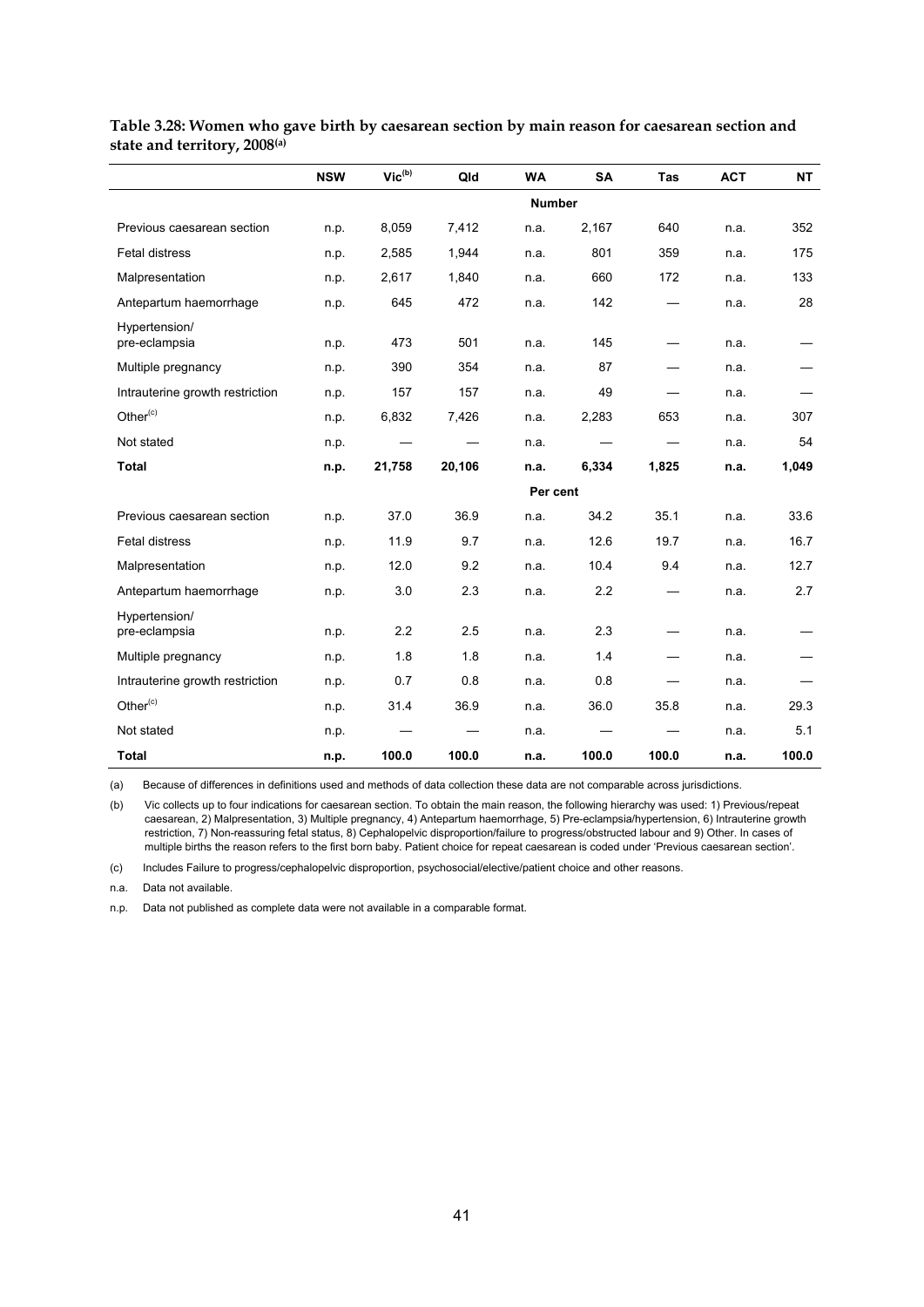**Table 3.28: Women who gave birth by caesarean section by main reason for caesarean section and state and territory, 2008(a)**

| | NSW | Vic(b) | Qld | WA | SA | Tas | ACT | NT |
|---|---|---|---|---|---|---|---|---|
| | | | | **Number** | | | | |
| Previous caesarean section | n.p. | 8,059 | 7,412 | n.a. | 2,167 | 640 | n.a. | 352 |
| Fetal distress | n.p. | 2,585 | 1,944 | n.a. | 801 | 359 | n.a. | 175 |
| Malpresentation | n.p. | 2,617 | 1,840 | n.a. | 660 | 172 | n.a. | 133 |
| Antepartum haemorrhage | n.p. | 645 | 472 | n.a. | 142 | — | n.a. | 28 |
| Hypertension/ pre-eclampsia | n.p. | 473 | 501 | n.a. | 145 | — | n.a. | — |
| Multiple pregnancy | n.p. | 390 | 354 | n.a. | 87 | — | n.a. | — |
| Intrauterine growth restriction | n.p. | 157 | 157 | n.a. | 49 | — | n.a. | — |
| Other(c) | n.p. | 6,832 | 7,426 | n.a. | 2,283 | 653 | n.a. | 307 |
| Not stated | n.p. | — | — | n.a. | — | — | n.a. | 54 |
| **Total** | **n.p.** | **21,758** | **20,106** | **n.a.** | **6,334** | **1,825** | **n.a.** | **1,049** |
| | | | | **Per cent** | | | | |
| Previous caesarean section | n.p. | 37.0 | 36.9 | n.a. | 34.2 | 35.1 | n.a. | 33.6 |
| Fetal distress | n.p. | 11.9 | 9.7 | n.a. | 12.6 | 19.7 | n.a. | 16.7 |
| Malpresentation | n.p. | 12.0 | 9.2 | n.a. | 10.4 | 9.4 | n.a. | 12.7 |
| Antepartum haemorrhage | n.p. | 3.0 | 2.3 | n.a. | 2.2 | — | n.a. | 2.7 |
| Hypertension/ pre-eclampsia | n.p. | 2.2 | 2.5 | n.a. | 2.3 | — | n.a. | — |
| Multiple pregnancy | n.p. | 1.8 | 1.8 | n.a. | 1.4 | — | n.a. | — |
| Intrauterine growth restriction | n.p. | 0.7 | 0.8 | n.a. | 0.8 | — | n.a. | — |
| Other(c) | n.p. | 31.4 | 36.9 | n.a. | 36.0 | 35.8 | n.a. | 29.3 |
| Not stated | n.p. | — | — | n.a. | — | — | n.a. | 5.1 |
| **Total** | **n.p.** | **100.0** | **100.0** | **n.a.** | **100.0** | **100.0** | **n.a.** | **100.0** |

(a) Because of differences in definitions used and methods of data collection these data are not comparable across jurisdictions.

(b) Vic collects up to four indications for caesarean section. To obtain the main reason, the following hierarchy was used: 1) Previous/repeat caesarean, 2) Malpresentation, 3) Multiple pregnancy, 4) Antepartum haemorrhage, 5) Pre-eclampsia/hypertension, 6) Intrauterine growth restriction, 7) Non-reassuring fetal status, 8) Cephalopelvic disproportion/failure to progress/obstructed labour and 9) Other. In cases of multiple births the reason refers to the first born baby. Patient choice for repeat caesarean is coded under 'Previous caesarean section'.

(c) Includes Failure to progress/cephalopelvic disproportion, psychosocial/elective/patient choice and other reasons.

n.a. Data not available.

n.p. Data not published as complete data were not available in a comparable format.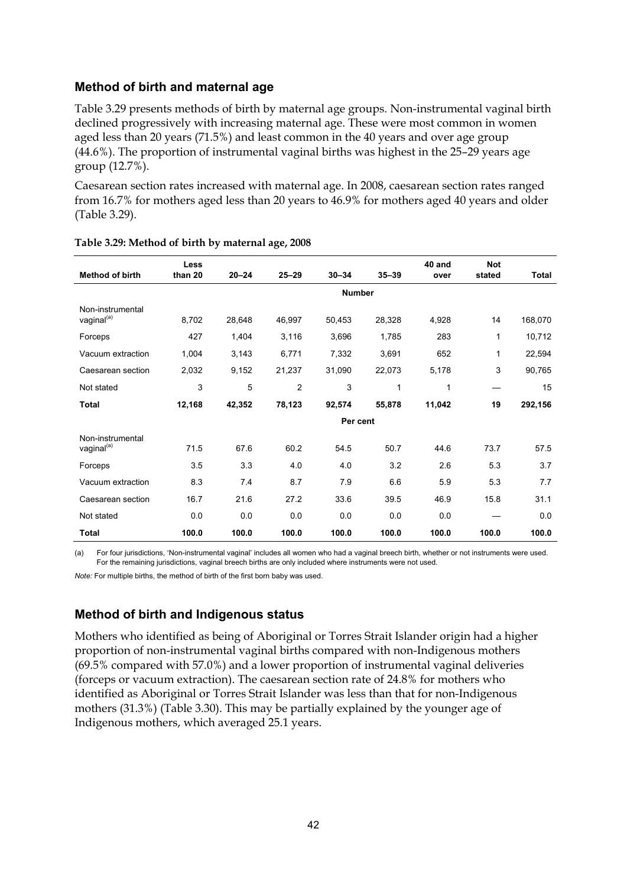## Method of birth and maternal age

Table 3.29 presents methods of birth by maternal age groups. Non-instrumental vaginal birth declined progressively with increasing maternal age. These were most common in women aged less than 20 years (71.5%) and least common in the 40 years and over age group (44.6%). The proportion of instrumental vaginal births was highest in the 25–29 years age group (12.7%).

Caesarean section rates increased with maternal age. In 2008, caesarean section rates ranged from 16.7% for mothers aged less than 20 years to 46.9% for mothers aged 40 years and older (Table 3.29).

**Table 3.29: Method of birth by maternal age, 2008**

| Method of birth | Less than 20 | 20–24 | 25–29 | 30–34 | 35–39 | 40 and over | Not stated | Total |
|---|---|---|---|---|---|---|---|---|
| | | | | **Number** | | | | |
| Non-instrumental vaginal[(a)] | 8,702 | 28,648 | 46,997 | 50,453 | 28,328 | 4,928 | 14 | 168,070 |
| Forceps | 427 | 1,404 | 3,116 | 3,696 | 1,785 | 283 | 1 | 10,712 |
| Vacuum extraction | 1,004 | 3,143 | 6,771 | 7,332 | 3,691 | 652 | 1 | 22,594 |
| Caesarean section | 2,032 | 9,152 | 21,237 | 31,090 | 22,073 | 5,178 | 3 | 90,765 |
| Not stated | 3 | 5 | 2 | 3 | 1 | 1 | — | 15 |
| **Total** | **12,168** | **42,352** | **78,123** | **92,574** | **55,878** | **11,042** | **19** | **292,156** |
| | | | | **Per cent** | | | | |
| Non-instrumental vaginal[(a)] | 71.5 | 67.6 | 60.2 | 54.5 | 50.7 | 44.6 | 73.7 | 57.5 |
| Forceps | 3.5 | 3.3 | 4.0 | 4.0 | 3.2 | 2.6 | 5.3 | 3.7 |
| Vacuum extraction | 8.3 | 7.4 | 8.7 | 7.9 | 6.6 | 5.9 | 5.3 | 7.7 |
| Caesarean section | 16.7 | 21.6 | 27.2 | 33.6 | 39.5 | 46.9 | 15.8 | 31.1 |
| Not stated | 0.0 | 0.0 | 0.0 | 0.0 | 0.0 | 0.0 | — | 0.0 |
| **Total** | **100.0** | **100.0** | **100.0** | **100.0** | **100.0** | **100.0** | **100.0** | **100.0** |

(a) For four jurisdictions, 'Non-instrumental vaginal' includes all women who had a vaginal breech birth, whether or not instruments were used. For the remaining jurisdictions, vaginal breech births are only included where instruments were not used.

*Note:* For multiple births, the method of birth of the first born baby was used.

## Method of birth and Indigenous status

Mothers who identified as being of Aboriginal or Torres Strait Islander origin had a higher proportion of non-instrumental vaginal births compared with non-Indigenous mothers (69.5% compared with 57.0%) and a lower proportion of instrumental vaginal deliveries (forceps or vacuum extraction). The caesarean section rate of 24.8% for mothers who identified as Aboriginal or Torres Strait Islander was less than that for non-Indigenous mothers (31.3%) (Table 3.30). This may be partially explained by the younger age of Indigenous mothers, which averaged 25.1 years.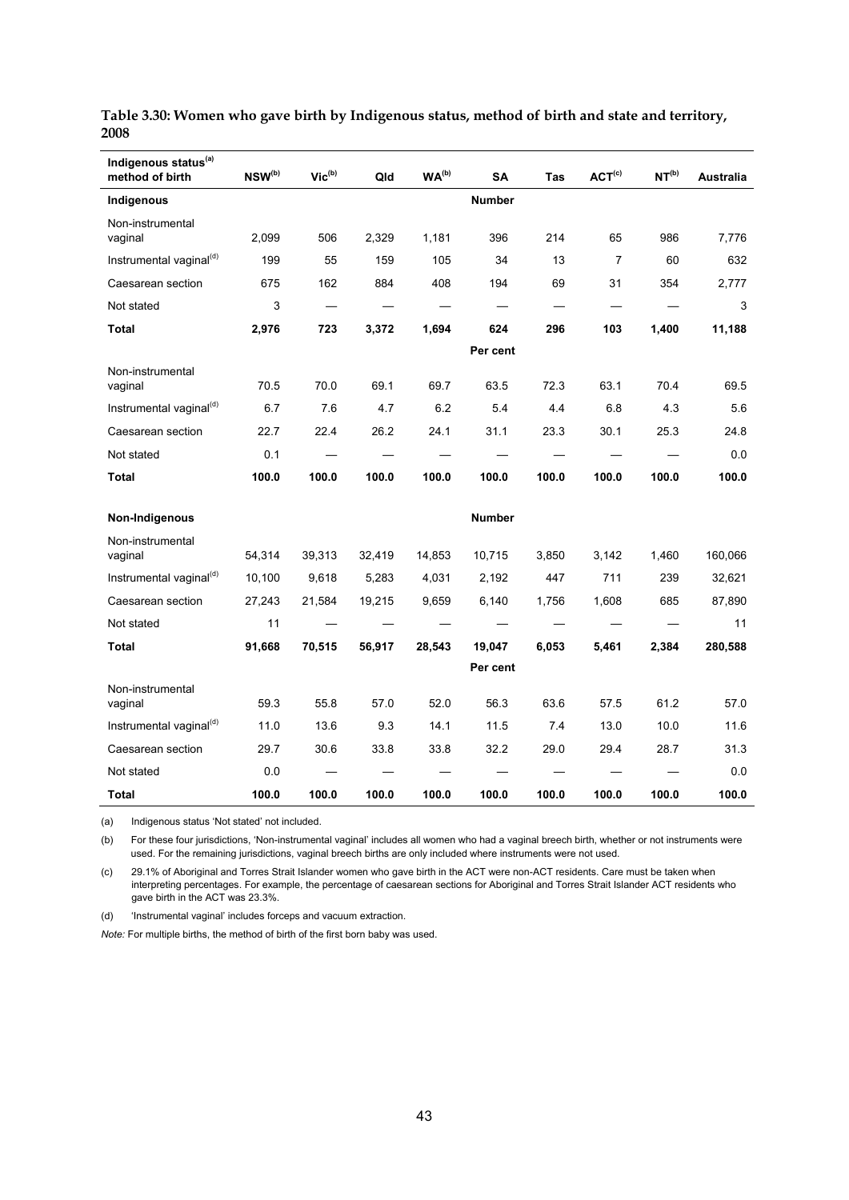**Table 3.30: Women who gave birth by Indigenous status, method of birth and state and territory, 2008**

| Indigenous status[(a)] method of birth | NSW[(b)] | Vic[(b)] | Qld | WA[(b)] | SA | Tas | ACT[(c)] | NT[(b)] | Australia |
|---|---|---|---|---|---|---|---|---|---|
| **Indigenous** | | | | | **Number** | | | | |
| Non-instrumental vaginal | 2,099 | 506 | 2,329 | 1,181 | 396 | 214 | 65 | 986 | 7,776 |
| Instrumental vaginal[(d)] | 199 | 55 | 159 | 105 | 34 | 13 | 7 | 60 | 632 |
| Caesarean section | 675 | 162 | 884 | 408 | 194 | 69 | 31 | 354 | 2,777 |
| Not stated | 3 | — | — | — | — | — | — | — | 3 |
| **Total** | **2,976** | **723** | **3,372** | **1,694** | **624** | **296** | **103** | **1,400** | **11,188** |
| | | | | | **Per cent** | | | | |
| Non-instrumental vaginal | 70.5 | 70.0 | 69.1 | 69.7 | 63.5 | 72.3 | 63.1 | 70.4 | 69.5 |
| Instrumental vaginal[(d)] | 6.7 | 7.6 | 4.7 | 6.2 | 5.4 | 4.4 | 6.8 | 4.3 | 5.6 |
| Caesarean section | 22.7 | 22.4 | 26.2 | 24.1 | 31.1 | 23.3 | 30.1 | 25.3 | 24.8 |
| Not stated | 0.1 | — | — | — | — | — | — | — | 0.0 |
| **Total** | **100.0** | **100.0** | **100.0** | **100.0** | **100.0** | **100.0** | **100.0** | **100.0** | **100.0** |
| **Non-Indigenous** | | | | | **Number** | | | | |
| Non-instrumental vaginal | 54,314 | 39,313 | 32,419 | 14,853 | 10,715 | 3,850 | 3,142 | 1,460 | 160,066 |
| Instrumental vaginal[(d)] | 10,100 | 9,618 | 5,283 | 4,031 | 2,192 | 447 | 711 | 239 | 32,621 |
| Caesarean section | 27,243 | 21,584 | 19,215 | 9,659 | 6,140 | 1,756 | 1,608 | 685 | 87,890 |
| Not stated | 11 | — | — | — | — | — | — | — | 11 |
| **Total** | **91,668** | **70,515** | **56,917** | **28,543** | **19,047** | **6,053** | **5,461** | **2,384** | **280,588** |
| | | | | | **Per cent** | | | | |
| Non-instrumental vaginal | 59.3 | 55.8 | 57.0 | 52.0 | 56.3 | 63.6 | 57.5 | 61.2 | 57.0 |
| Instrumental vaginal[(d)] | 11.0 | 13.6 | 9.3 | 14.1 | 11.5 | 7.4 | 13.0 | 10.0 | 11.6 |
| Caesarean section | 29.7 | 30.6 | 33.8 | 33.8 | 32.2 | 29.0 | 29.4 | 28.7 | 31.3 |
| Not stated | 0.0 | — | — | — | — | — | — | — | 0.0 |
| **Total** | **100.0** | **100.0** | **100.0** | **100.0** | **100.0** | **100.0** | **100.0** | **100.0** | **100.0** |

(a) Indigenous status 'Not stated' not included.

(b) For these four jurisdictions, 'Non-instrumental vaginal' includes all women who had a vaginal breech birth, whether or not instruments were used. For the remaining jurisdictions, vaginal breech births are only included where instruments were not used.

(c) 29.1% of Aboriginal and Torres Strait Islander women who gave birth in the ACT were non-ACT residents. Care must be taken when interpreting percentages. For example, the percentage of caesarean sections for Aboriginal and Torres Strait Islander ACT residents who gave birth in the ACT was 23.3%.

(d) 'Instrumental vaginal' includes forceps and vacuum extraction.

*Note:* For multiple births, the method of birth of the first born baby was used.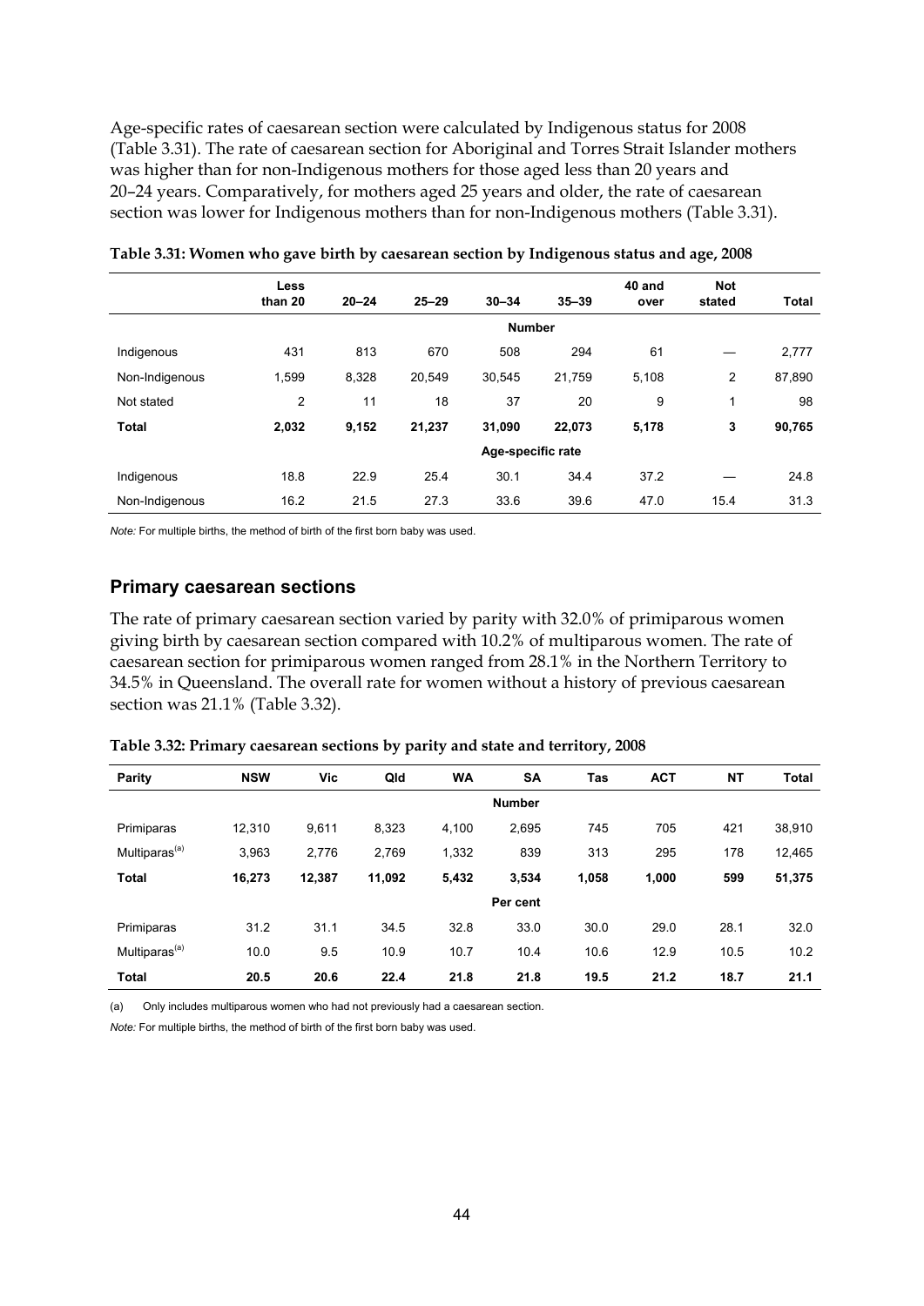Age-specific rates of caesarean section were calculated by Indigenous status for 2008 (Table 3.31). The rate of caesarean section for Aboriginal and Torres Strait Islander mothers was higher than for non-Indigenous mothers for those aged less than 20 years and 20–24 years. Comparatively, for mothers aged 25 years and older, the rate of caesarean section was lower for Indigenous mothers than for non-Indigenous mothers (Table 3.31).

**Table 3.31: Women who gave birth by caesarean section by Indigenous status and age, 2008**

| | Less than 20 | 20–24 | 25–29 | 30–34 | 35–39 | 40 and over | Not stated | Total |
|---|---|---|---|---|---|---|---|---|
| | | | | **Number** | | | | |
| Indigenous | 431 | 813 | 670 | 508 | 294 | 61 | — | 2,777 |
| Non-Indigenous | 1,599 | 8,328 | 20,549 | 30,545 | 21,759 | 5,108 | 2 | 87,890 |
| Not stated | 2 | 11 | 18 | 37 | 20 | 9 | 1 | 98 |
| **Total** | **2,032** | **9,152** | **21,237** | **31,090** | **22,073** | **5,178** | **3** | **90,765** |
| | | | | **Age-specific rate** | | | | |
| Indigenous | 18.8 | 22.9 | 25.4 | 30.1 | 34.4 | 37.2 | — | 24.8 |
| Non-Indigenous | 16.2 | 21.5 | 27.3 | 33.6 | 39.6 | 47.0 | 15.4 | 31.3 |

*Note:* For multiple births, the method of birth of the first born baby was used.

## Primary caesarean sections

The rate of primary caesarean section varied by parity with 32.0% of primiparous women giving birth by caesarean section compared with 10.2% of multiparous women. The rate of caesarean section for primiparous women ranged from 28.1% in the Northern Territory to 34.5% in Queensland. The overall rate for women without a history of previous caesarean section was 21.1% (Table 3.32).

**Table 3.32: Primary caesarean sections by parity and state and territory, 2008**

| Parity | NSW | Vic | Qld | WA | SA | Tas | ACT | NT | Total |
|---|---|---|---|---|---|---|---|---|---|
| | | | | | **Number** | | | | |
| Primiparas | 12,310 | 9,611 | 8,323 | 4,100 | 2,695 | 745 | 705 | 421 | 38,910 |
| Multiparas[(a)] | 3,963 | 2,776 | 2,769 | 1,332 | 839 | 313 | 295 | 178 | 12,465 |
| **Total** | **16,273** | **12,387** | **11,092** | **5,432** | **3,534** | **1,058** | **1,000** | **599** | **51,375** |
| | | | | | **Per cent** | | | | |
| Primiparas | 31.2 | 31.1 | 34.5 | 32.8 | 33.0 | 30.0 | 29.0 | 28.1 | 32.0 |
| Multiparas[(a)] | 10.0 | 9.5 | 10.9 | 10.7 | 10.4 | 10.6 | 12.9 | 10.5 | 10.2 |
| **Total** | **20.5** | **20.6** | **22.4** | **21.8** | **21.8** | **19.5** | **21.2** | **18.7** | **21.1** |

(a) Only includes multiparous women who had not previously had a caesarean section.

*Note:* For multiple births, the method of birth of the first born baby was used.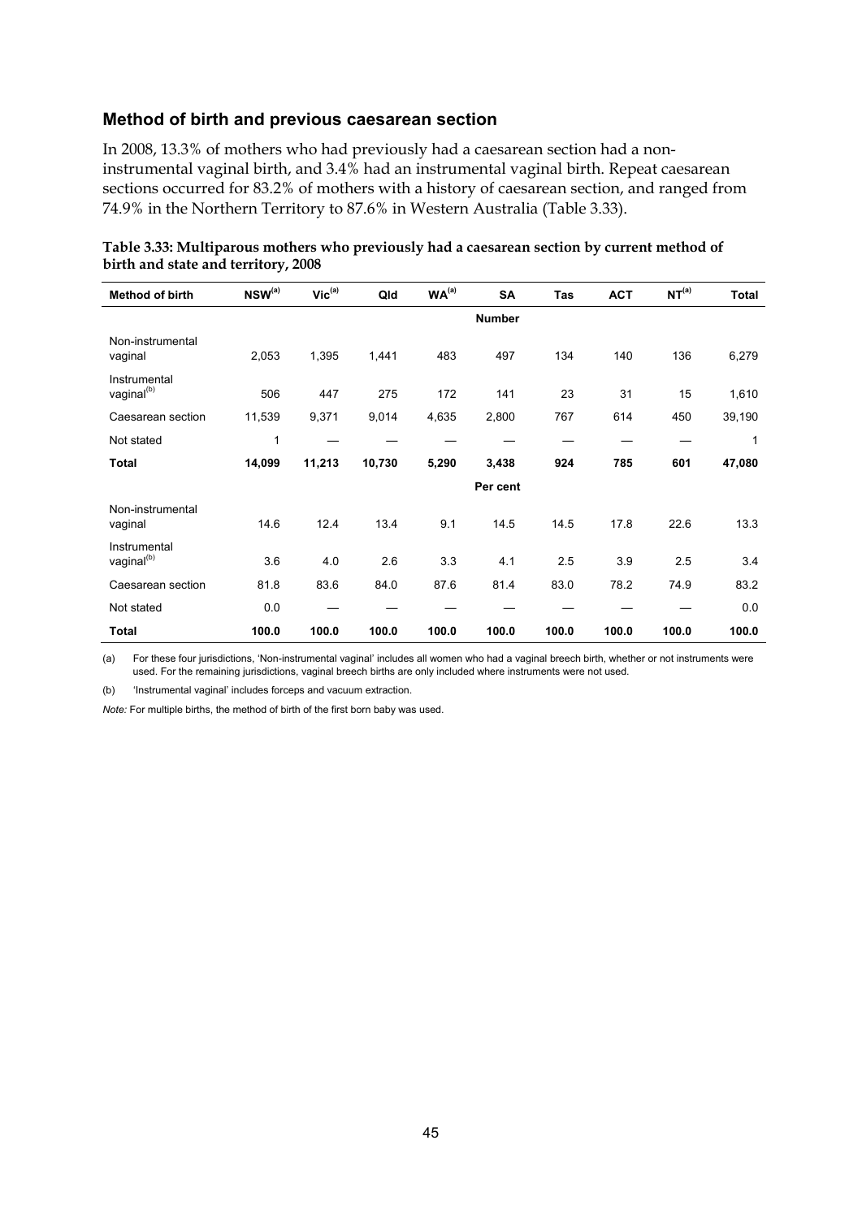## Method of birth and previous caesarean section

In 2008, 13.3% of mothers who had previously had a caesarean section had a non-instrumental vaginal birth, and 3.4% had an instrumental vaginal birth. Repeat caesarean sections occurred for 83.2% of mothers with a history of caesarean section, and ranged from 74.9% in the Northern Territory to 87.6% in Western Australia (Table 3.33).

**Table 3.33: Multiparous mothers who previously had a caesarean section by current method of birth and state and territory, 2008**

| Method of birth | NSW[(a)] | Vic[(a)] | Qld | WA[(a)] | SA | Tas | ACT | NT[(a)] | Total |
|---|---|---|---|---|---|---|---|---|---|
| | | | | | **Number** | | | | |
| Non-instrumental vaginal | 2,053 | 1,395 | 1,441 | 483 | 497 | 134 | 140 | 136 | 6,279 |
| Instrumental vaginal[(b)] | 506 | 447 | 275 | 172 | 141 | 23 | 31 | 15 | 1,610 |
| Caesarean section | 11,539 | 9,371 | 9,014 | 4,635 | 2,800 | 767 | 614 | 450 | 39,190 |
| Not stated | 1 | — | — | — | — | — | — | — | 1 |
| **Total** | **14,099** | **11,213** | **10,730** | **5,290** | **3,438** | **924** | **785** | **601** | **47,080** |
| | | | | | **Per cent** | | | | |
| Non-instrumental vaginal | 14.6 | 12.4 | 13.4 | 9.1 | 14.5 | 14.5 | 17.8 | 22.6 | 13.3 |
| Instrumental vaginal[(b)] | 3.6 | 4.0 | 2.6 | 3.3 | 4.1 | 2.5 | 3.9 | 2.5 | 3.4 |
| Caesarean section | 81.8 | 83.6 | 84.0 | 87.6 | 81.4 | 83.0 | 78.2 | 74.9 | 83.2 |
| Not stated | 0.0 | — | — | — | — | — | — | — | 0.0 |
| **Total** | **100.0** | **100.0** | **100.0** | **100.0** | **100.0** | **100.0** | **100.0** | **100.0** | **100.0** |

(a) For these four jurisdictions, 'Non-instrumental vaginal' includes all women who had a vaginal breech birth, whether or not instruments were used. For the remaining jurisdictions, vaginal breech births are only included where instruments were not used.

(b) 'Instrumental vaginal' includes forceps and vacuum extraction.

*Note:* For multiple births, the method of birth of the first born baby was used.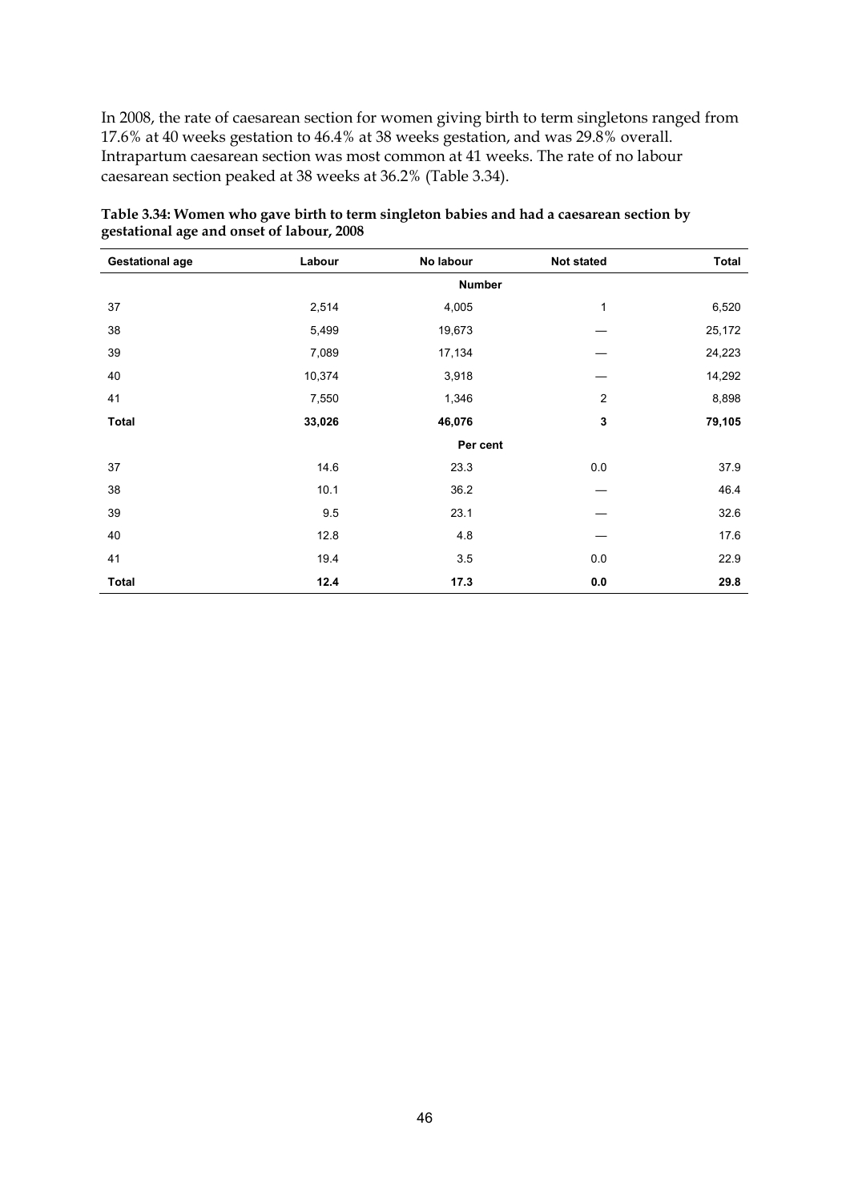In 2008, the rate of caesarean section for women giving birth to term singletons ranged from 17.6% at 40 weeks gestation to 46.4% at 38 weeks gestation, and was 29.8% overall. Intrapartum caesarean section was most common at 41 weeks. The rate of no labour caesarean section peaked at 38 weeks at 36.2% (Table 3.34).

**Table 3.34: Women who gave birth to term singleton babies and had a caesarean section by gestational age and onset of labour, 2008**

| Gestational age | Labour | No labour | Not stated | Total |
|---|---|---|---|---|
| | | **Number** | | |
| 37 | 2,514 | 4,005 | 1 | 6,520 |
| 38 | 5,499 | 19,673 | — | 25,172 |
| 39 | 7,089 | 17,134 | — | 24,223 |
| 40 | 10,374 | 3,918 | — | 14,292 |
| 41 | 7,550 | 1,346 | 2 | 8,898 |
| **Total** | **33,026** | **46,076** | **3** | **79,105** |
| | | **Per cent** | | |
| 37 | 14.6 | 23.3 | 0.0 | 37.9 |
| 38 | 10.1 | 36.2 | — | 46.4 |
| 39 | 9.5 | 23.1 | — | 32.6 |
| 40 | 12.8 | 4.8 | — | 17.6 |
| 41 | 19.4 | 3.5 | 0.0 | 22.9 |
| **Total** | **12.4** | **17.3** | **0.0** | **29.8** |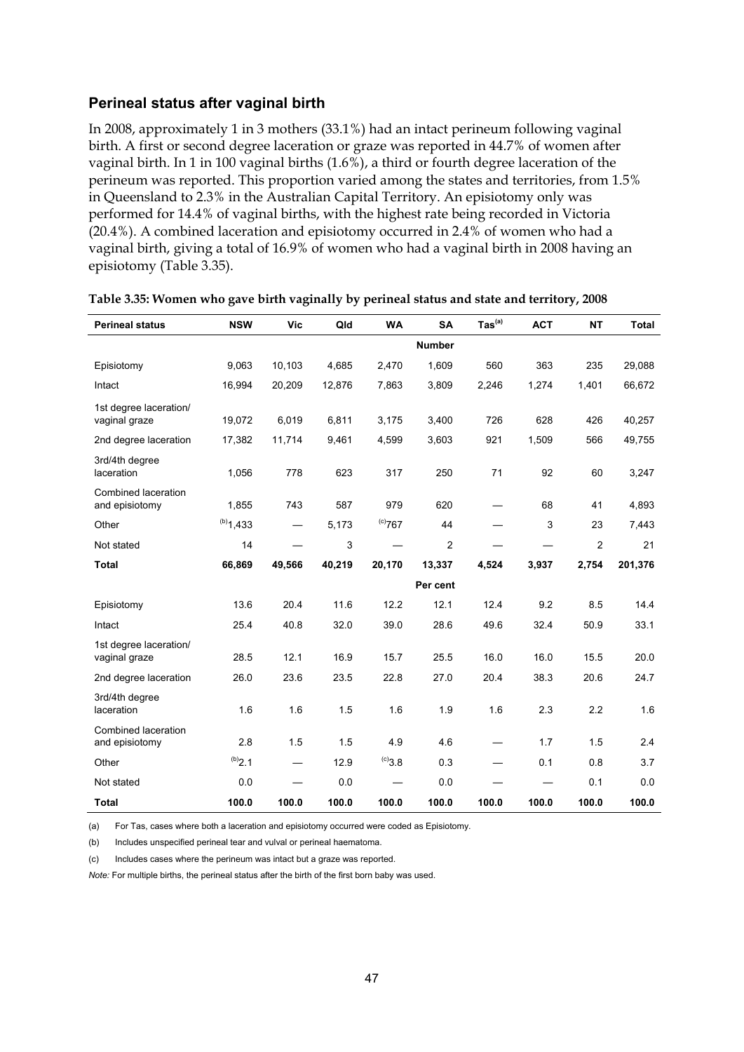## Perineal status after vaginal birth

In 2008, approximately 1 in 3 mothers (33.1%) had an intact perineum following vaginal birth. A first or second degree laceration or graze was reported in 44.7% of women after vaginal birth. In 1 in 100 vaginal births (1.6%), a third or fourth degree laceration of the perineum was reported. This proportion varied among the states and territories, from 1.5% in Queensland to 2.3% in the Australian Capital Territory. An episiotomy only was performed for 14.4% of vaginal births, with the highest rate being recorded in Victoria (20.4%). A combined laceration and episiotomy occurred in 2.4% of women who had a vaginal birth, giving a total of 16.9% of women who had a vaginal birth in 2008 having an episiotomy (Table 3.35).

**Table 3.35: Women who gave birth vaginally by perineal status and state and territory, 2008**

| Perineal status | NSW | Vic | Qld | WA | SA | Tas[(a)] | ACT | NT | Total |
|---|---|---|---|---|---|---|---|---|---|
| | | | | | **Number** | | | | |
| Episiotomy | 9,063 | 10,103 | 4,685 | 2,470 | 1,609 | 560 | 363 | 235 | 29,088 |
| Intact | 16,994 | 20,209 | 12,876 | 7,863 | 3,809 | 2,246 | 1,274 | 1,401 | 66,672 |
| 1st degree laceration/ vaginal graze | 19,072 | 6,019 | 6,811 | 3,175 | 3,400 | 726 | 628 | 426 | 40,257 |
| 2nd degree laceration | 17,382 | 11,714 | 9,461 | 4,599 | 3,603 | 921 | 1,509 | 566 | 49,755 |
| 3rd/4th degree laceration | 1,056 | 778 | 623 | 317 | 250 | 71 | 92 | 60 | 3,247 |
| Combined laceration and episiotomy | 1,855 | 743 | 587 | 979 | 620 | — | 68 | 41 | 4,893 |
| Other | [(b)]1,433 | — | 5,173 | [(c)]767 | 44 | — | 3 | 23 | 7,443 |
| Not stated | 14 | — | 3 | — | 2 | — | — | 2 | 21 |
| **Total** | **66,869** | **49,566** | **40,219** | **20,170** | **13,337** | **4,524** | **3,937** | **2,754** | **201,376** |
| | | | | | **Per cent** | | | | |
| Episiotomy | 13.6 | 20.4 | 11.6 | 12.2 | 12.1 | 12.4 | 9.2 | 8.5 | 14.4 |
| Intact | 25.4 | 40.8 | 32.0 | 39.0 | 28.6 | 49.6 | 32.4 | 50.9 | 33.1 |
| 1st degree laceration/ vaginal graze | 28.5 | 12.1 | 16.9 | 15.7 | 25.5 | 16.0 | 16.0 | 15.5 | 20.0 |
| 2nd degree laceration | 26.0 | 23.6 | 23.5 | 22.8 | 27.0 | 20.4 | 38.3 | 20.6 | 24.7 |
| 3rd/4th degree laceration | 1.6 | 1.6 | 1.5 | 1.6 | 1.9 | 1.6 | 2.3 | 2.2 | 1.6 |
| Combined laceration and episiotomy | 2.8 | 1.5 | 1.5 | 4.9 | 4.6 | — | 1.7 | 1.5 | 2.4 |
| Other | [(b)]2.1 | — | 12.9 | [(c)]3.8 | 0.3 | — | 0.1 | 0.8 | 3.7 |
| Not stated | 0.0 | — | 0.0 | — | 0.0 | — | — | 0.1 | 0.0 |
| **Total** | **100.0** | **100.0** | **100.0** | **100.0** | **100.0** | **100.0** | **100.0** | **100.0** | **100.0** |

(a) For Tas, cases where both a laceration and episiotomy occurred were coded as Episiotomy.

(b) Includes unspecified perineal tear and vulval or perineal haematoma.

(c) Includes cases where the perineum was intact but a graze was reported.

*Note:* For multiple births, the perineal status after the birth of the first born baby was used.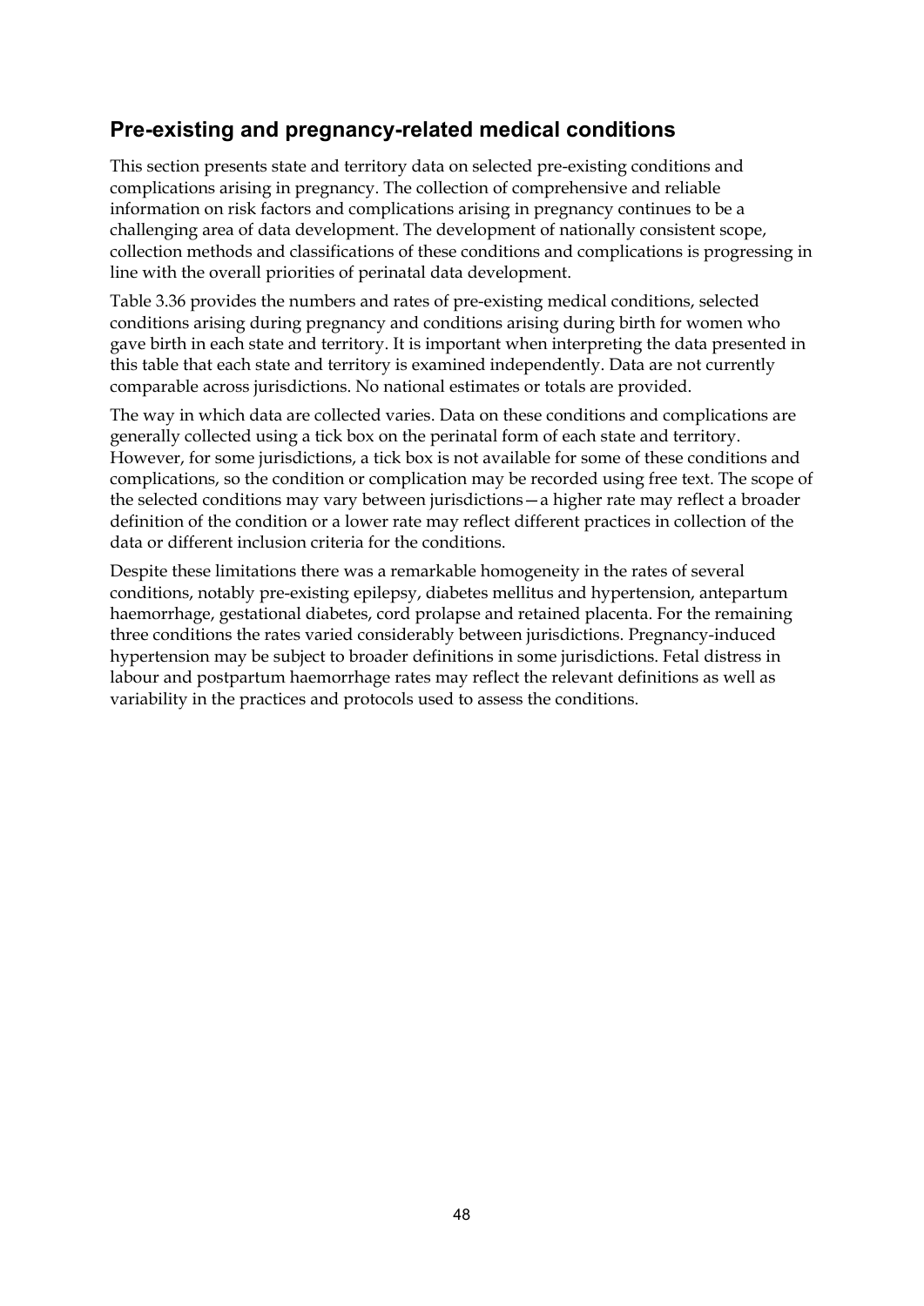## Pre-existing and pregnancy-related medical conditions

This section presents state and territory data on selected pre-existing conditions and complications arising in pregnancy. The collection of comprehensive and reliable information on risk factors and complications arising in pregnancy continues to be a challenging area of data development. The development of nationally consistent scope, collection methods and classifications of these conditions and complications is progressing in line with the overall priorities of perinatal data development.

Table 3.36 provides the numbers and rates of pre-existing medical conditions, selected conditions arising during pregnancy and conditions arising during birth for women who gave birth in each state and territory. It is important when interpreting the data presented in this table that each state and territory is examined independently. Data are not currently comparable across jurisdictions. No national estimates or totals are provided.

The way in which data are collected varies. Data on these conditions and complications are generally collected using a tick box on the perinatal form of each state and territory. However, for some jurisdictions, a tick box is not available for some of these conditions and complications, so the condition or complication may be recorded using free text. The scope of the selected conditions may vary between jurisdictions—a higher rate may reflect a broader definition of the condition or a lower rate may reflect different practices in collection of the data or different inclusion criteria for the conditions.

Despite these limitations there was a remarkable homogeneity in the rates of several conditions, notably pre-existing epilepsy, diabetes mellitus and hypertension, antepartum haemorrhage, gestational diabetes, cord prolapse and retained placenta. For the remaining three conditions the rates varied considerably between jurisdictions. Pregnancy-induced hypertension may be subject to broader definitions in some jurisdictions. Fetal distress in labour and postpartum haemorrhage rates may reflect the relevant definitions as well as variability in the practices and protocols used to assess the conditions.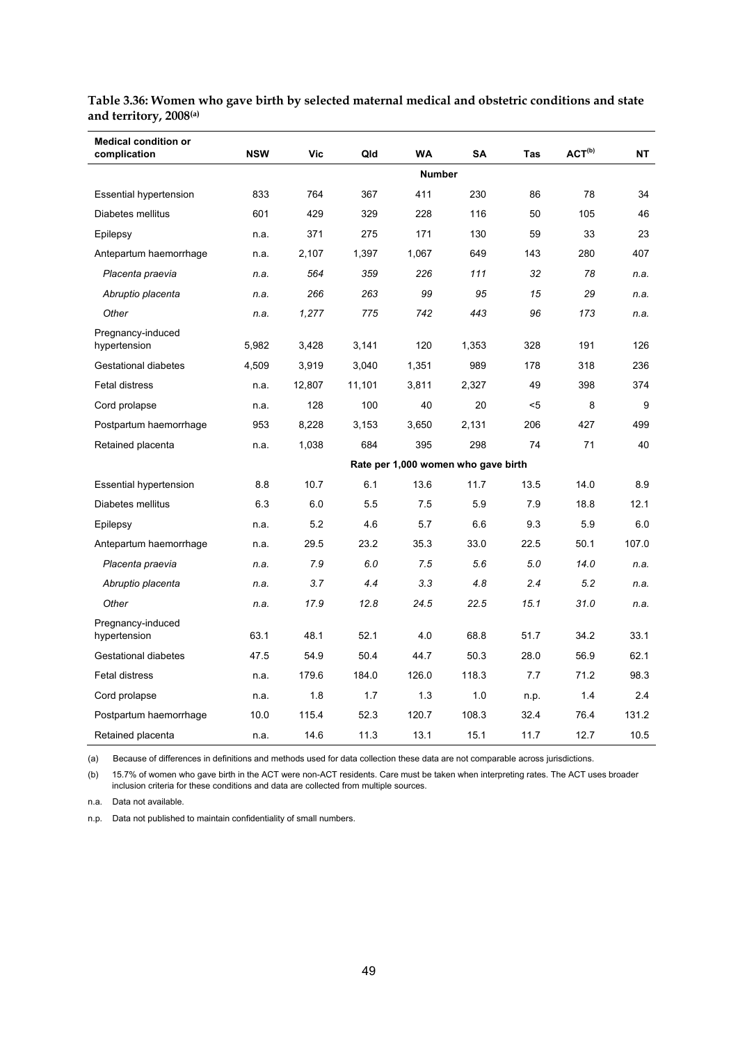**Table 3.36: Women who gave birth by selected maternal medical and obstetric conditions and state and territory, 2008[(a)]**

| Medical condition or complication | NSW | Vic | Qld | WA | SA | Tas | ACT[(b)] | NT |
|---|---|---|---|---|---|---|---|---|
| | | | | **Number** | | | | |
| Essential hypertension | 833 | 764 | 367 | 411 | 230 | 86 | 78 | 34 |
| Diabetes mellitus | 601 | 429 | 329 | 228 | 116 | 50 | 105 | 46 |
| Epilepsy | n.a. | 371 | 275 | 171 | 130 | 59 | 33 | 23 |
| Antepartum haemorrhage | n.a. | 2,107 | 1,397 | 1,067 | 649 | 143 | 280 | 407 |
| *Placenta praevia* | *n.a.* | *564* | *359* | *226* | *111* | *32* | *78* | *n.a.* |
| *Abruptio placenta* | *n.a.* | *266* | *263* | *99* | *95* | *15* | *29* | *n.a.* |
| *Other* | *n.a.* | *1,277* | *775* | *742* | *443* | *96* | *173* | *n.a.* |
| Pregnancy-induced hypertension | 5,982 | 3,428 | 3,141 | 120 | 1,353 | 328 | 191 | 126 |
| Gestational diabetes | 4,509 | 3,919 | 3,040 | 1,351 | 989 | 178 | 318 | 236 |
| Fetal distress | n.a. | 12,807 | 11,101 | 3,811 | 2,327 | 49 | 398 | 374 |
| Cord prolapse | n.a. | 128 | 100 | 40 | 20 | <5 | 8 | 9 |
| Postpartum haemorrhage | 953 | 8,228 | 3,153 | 3,650 | 2,131 | 206 | 427 | 499 |
| Retained placenta | n.a. | 1,038 | 684 | 395 | 298 | 74 | 71 | 40 |
| | | | | **Rate per 1,000 women who gave birth** | | | | |
| Essential hypertension | 8.8 | 10.7 | 6.1 | 13.6 | 11.7 | 13.5 | 14.0 | 8.9 |
| Diabetes mellitus | 6.3 | 6.0 | 5.5 | 7.5 | 5.9 | 7.9 | 18.8 | 12.1 |
| Epilepsy | n.a. | 5.2 | 4.6 | 5.7 | 6.6 | 9.3 | 5.9 | 6.0 |
| Antepartum haemorrhage | n.a. | 29.5 | 23.2 | 35.3 | 33.0 | 22.5 | 50.1 | 107.0 |
| *Placenta praevia* | *n.a.* | *7.9* | *6.0* | *7.5* | *5.6* | *5.0* | *14.0* | *n.a.* |
| *Abruptio placenta* | *n.a.* | *3.7* | *4.4* | *3.3* | *4.8* | *2.4* | *5.2* | *n.a.* |
| *Other* | *n.a.* | *17.9* | *12.8* | *24.5* | *22.5* | *15.1* | *31.0* | *n.a.* |
| Pregnancy-induced hypertension | 63.1 | 48.1 | 52.1 | 4.0 | 68.8 | 51.7 | 34.2 | 33.1 |
| Gestational diabetes | 47.5 | 54.9 | 50.4 | 44.7 | 50.3 | 28.0 | 56.9 | 62.1 |
| Fetal distress | n.a. | 179.6 | 184.0 | 126.0 | 118.3 | 7.7 | 71.2 | 98.3 |
| Cord prolapse | n.a. | 1.8 | 1.7 | 1.3 | 1.0 | n.p. | 1.4 | 2.4 |
| Postpartum haemorrhage | 10.0 | 115.4 | 52.3 | 120.7 | 108.3 | 32.4 | 76.4 | 131.2 |
| Retained placenta | n.a. | 14.6 | 11.3 | 13.1 | 15.1 | 11.7 | 12.7 | 10.5 |

(a) Because of differences in definitions and methods used for data collection these data are not comparable across jurisdictions.

(b) 15.7% of women who gave birth in the ACT were non-ACT residents. Care must be taken when interpreting rates. The ACT uses broader inclusion criteria for these conditions and data are collected from multiple sources.

n.a. Data not available.

n.p. Data not published to maintain confidentiality of small numbers.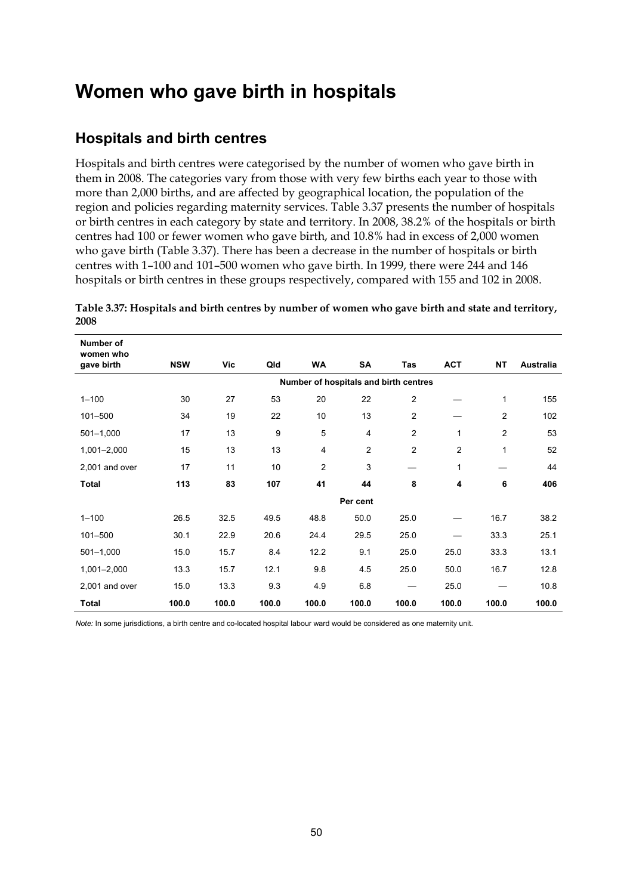# Women who gave birth in hospitals

## Hospitals and birth centres

Hospitals and birth centres were categorised by the number of women who gave birth in them in 2008. The categories vary from those with very few births each year to those with more than 2,000 births, and are affected by geographical location, the population of the region and policies regarding maternity services. Table 3.37 presents the number of hospitals or birth centres in each category by state and territory. In 2008, 38.2% of the hospitals or birth centres had 100 or fewer women who gave birth, and 10.8% had in excess of 2,000 women who gave birth (Table 3.37). There has been a decrease in the number of hospitals or birth centres with 1–100 and 101–500 women who gave birth. In 1999, there were 244 and 146 hospitals or birth centres in these groups respectively, compared with 155 and 102 in 2008.

**Table 3.37: Hospitals and birth centres by number of women who gave birth and state and territory, 2008**

| Number of women who gave birth | NSW | Vic | Qld | WA | SA | Tas | ACT | NT | Australia |
|---|---|---|---|---|---|---|---|---|---|
| | | | | Number of hospitals and birth centres | | | | | |
| 1–100 | 30 | 27 | 53 | 20 | 22 | 2 | — | 1 | 155 |
| 101–500 | 34 | 19 | 22 | 10 | 13 | 2 | — | 2 | 102 |
| 501–1,000 | 17 | 13 | 9 | 5 | 4 | 2 | 1 | 2 | 53 |
| 1,001–2,000 | 15 | 13 | 13 | 4 | 2 | 2 | 2 | 1 | 52 |
| 2,001 and over | 17 | 11 | 10 | 2 | 3 | — | 1 | — | 44 |
| **Total** | **113** | **83** | **107** | **41** | **44** | **8** | **4** | **6** | **406** |
| | | | | Per cent | | | | | |
| 1–100 | 26.5 | 32.5 | 49.5 | 48.8 | 50.0 | 25.0 | — | 16.7 | 38.2 |
| 101–500 | 30.1 | 22.9 | 20.6 | 24.4 | 29.5 | 25.0 | — | 33.3 | 25.1 |
| 501–1,000 | 15.0 | 15.7 | 8.4 | 12.2 | 9.1 | 25.0 | 25.0 | 33.3 | 13.1 |
| 1,001–2,000 | 13.3 | 15.7 | 12.1 | 9.8 | 4.5 | 25.0 | 50.0 | 16.7 | 12.8 |
| 2,001 and over | 15.0 | 13.3 | 9.3 | 4.9 | 6.8 | — | 25.0 | — | 10.8 |
| **Total** | **100.0** | **100.0** | **100.0** | **100.0** | **100.0** | **100.0** | **100.0** | **100.0** | **100.0** |

*Note:* In some jurisdictions, a birth centre and co-located hospital labour ward would be considered as one maternity unit.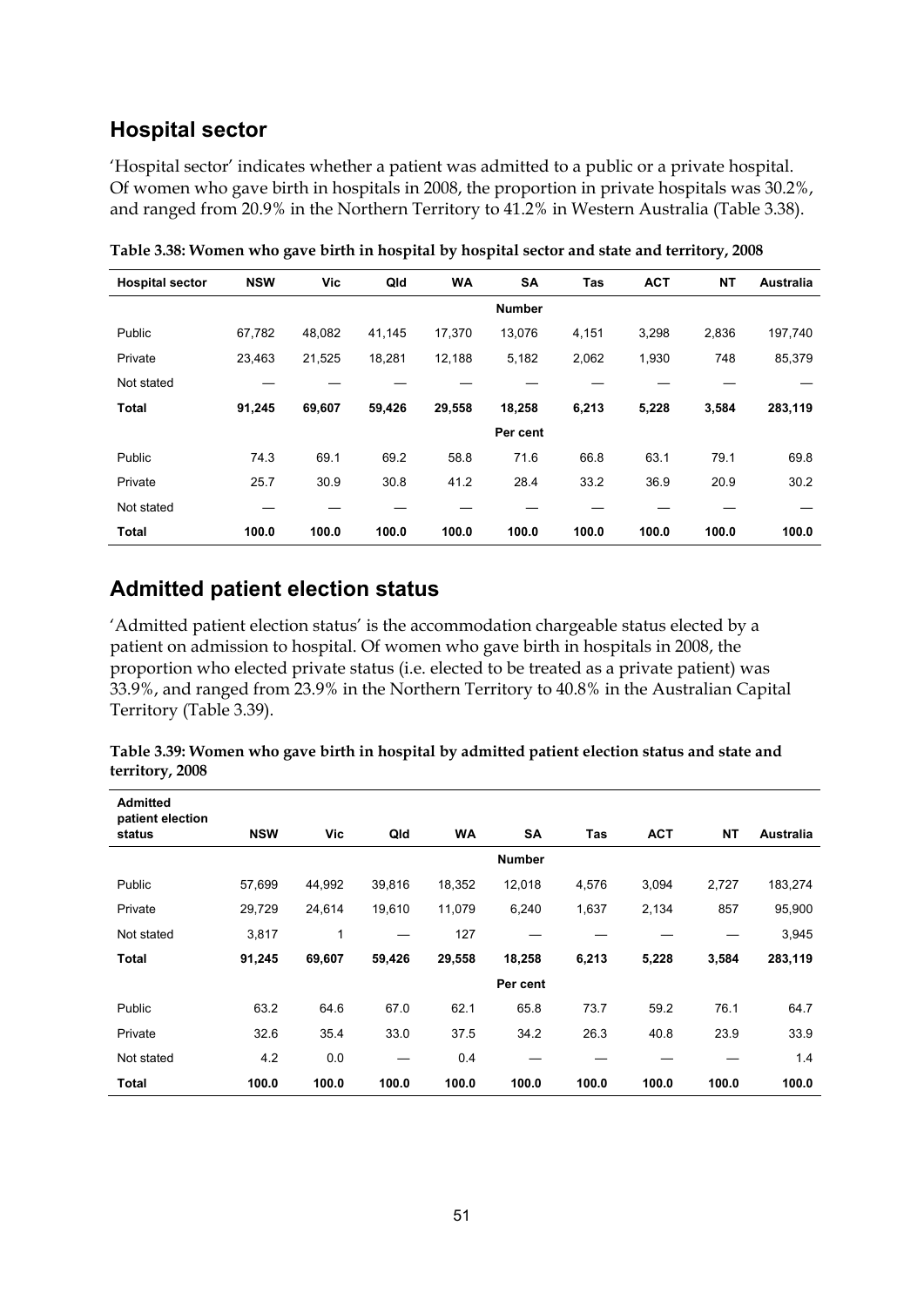## Hospital sector

'Hospital sector' indicates whether a patient was admitted to a public or a private hospital. Of women who gave birth in hospitals in 2008, the proportion in private hospitals was 30.2%, and ranged from 20.9% in the Northern Territory to 41.2% in Western Australia (Table 3.38).

**Table 3.38: Women who gave birth in hospital by hospital sector and state and territory, 2008**

| Hospital sector | NSW | Vic | Qld | WA | SA | Tas | ACT | NT | Australia |
|---|---|---|---|---|---|---|---|---|---|
| | | | | | **Number** | | | | |
| Public | 67,782 | 48,082 | 41,145 | 17,370 | 13,076 | 4,151 | 3,298 | 2,836 | 197,740 |
| Private | 23,463 | 21,525 | 18,281 | 12,188 | 5,182 | 2,062 | 1,930 | 748 | 85,379 |
| Not stated | — | — | — | — | — | — | — | — | — |
| **Total** | **91,245** | **69,607** | **59,426** | **29,558** | **18,258** | **6,213** | **5,228** | **3,584** | **283,119** |
| | | | | | **Per cent** | | | | |
| Public | 74.3 | 69.1 | 69.2 | 58.8 | 71.6 | 66.8 | 63.1 | 79.1 | 69.8 |
| Private | 25.7 | 30.9 | 30.8 | 41.2 | 28.4 | 33.2 | 36.9 | 20.9 | 30.2 |
| Not stated | — | — | — | — | — | — | — | — | — |
| **Total** | **100.0** | **100.0** | **100.0** | **100.0** | **100.0** | **100.0** | **100.0** | **100.0** | **100.0** |

## Admitted patient election status

'Admitted patient election status' is the accommodation chargeable status elected by a patient on admission to hospital. Of women who gave birth in hospitals in 2008, the proportion who elected private status (i.e. elected to be treated as a private patient) was 33.9%, and ranged from 23.9% in the Northern Territory to 40.8% in the Australian Capital Territory (Table 3.39).

**Table 3.39: Women who gave birth in hospital by admitted patient election status and state and territory, 2008**

| Admitted patient election status | NSW | Vic | Qld | WA | SA | Tas | ACT | NT | Australia |
|---|---|---|---|---|---|---|---|---|---|
| | | | | | **Number** | | | | |
| Public | 57,699 | 44,992 | 39,816 | 18,352 | 12,018 | 4,576 | 3,094 | 2,727 | 183,274 |
| Private | 29,729 | 24,614 | 19,610 | 11,079 | 6,240 | 1,637 | 2,134 | 857 | 95,900 |
| Not stated | 3,817 | 1 | — | 127 | — | — | — | — | 3,945 |
| **Total** | **91,245** | **69,607** | **59,426** | **29,558** | **18,258** | **6,213** | **5,228** | **3,584** | **283,119** |
| | | | | | **Per cent** | | | | |
| Public | 63.2 | 64.6 | 67.0 | 62.1 | 65.8 | 73.7 | 59.2 | 76.1 | 64.7 |
| Private | 32.6 | 35.4 | 33.0 | 37.5 | 34.2 | 26.3 | 40.8 | 23.9 | 33.9 |
| Not stated | 4.2 | 0.0 | — | 0.4 | — | — | — | — | 1.4 |
| **Total** | **100.0** | **100.0** | **100.0** | **100.0** | **100.0** | **100.0** | **100.0** | **100.0** | **100.0** |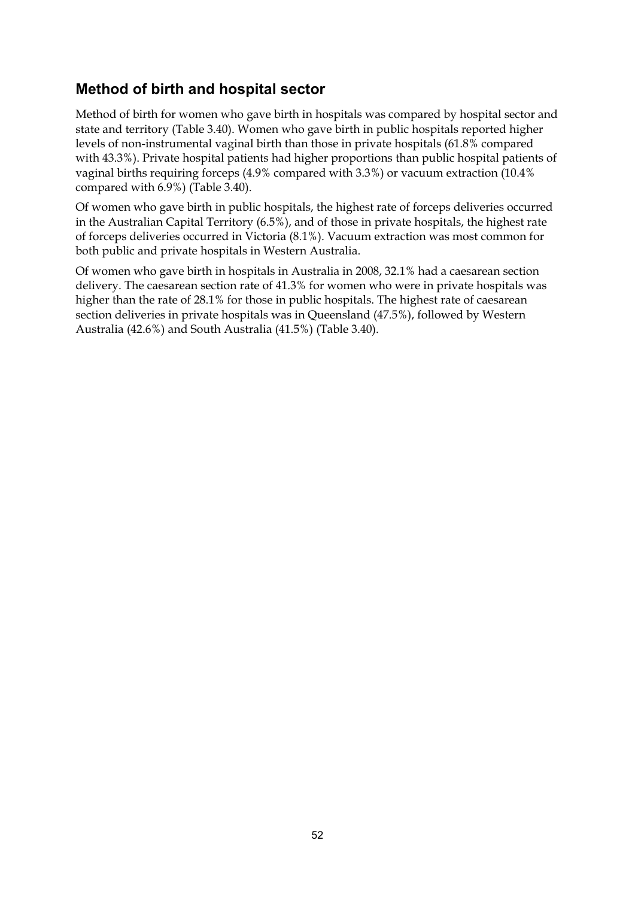## Method of birth and hospital sector

Method of birth for women who gave birth in hospitals was compared by hospital sector and state and territory (Table 3.40). Women who gave birth in public hospitals reported higher levels of non-instrumental vaginal birth than those in private hospitals (61.8% compared with 43.3%). Private hospital patients had higher proportions than public hospital patients of vaginal births requiring forceps (4.9% compared with 3.3%) or vacuum extraction (10.4% compared with 6.9%) (Table 3.40).

Of women who gave birth in public hospitals, the highest rate of forceps deliveries occurred in the Australian Capital Territory (6.5%), and of those in private hospitals, the highest rate of forceps deliveries occurred in Victoria (8.1%). Vacuum extraction was most common for both public and private hospitals in Western Australia.

Of women who gave birth in hospitals in Australia in 2008, 32.1% had a caesarean section delivery. The caesarean section rate of 41.3% for women who were in private hospitals was higher than the rate of 28.1% for those in public hospitals. The highest rate of caesarean section deliveries in private hospitals was in Queensland (47.5%), followed by Western Australia (42.6%) and South Australia (41.5%) (Table 3.40).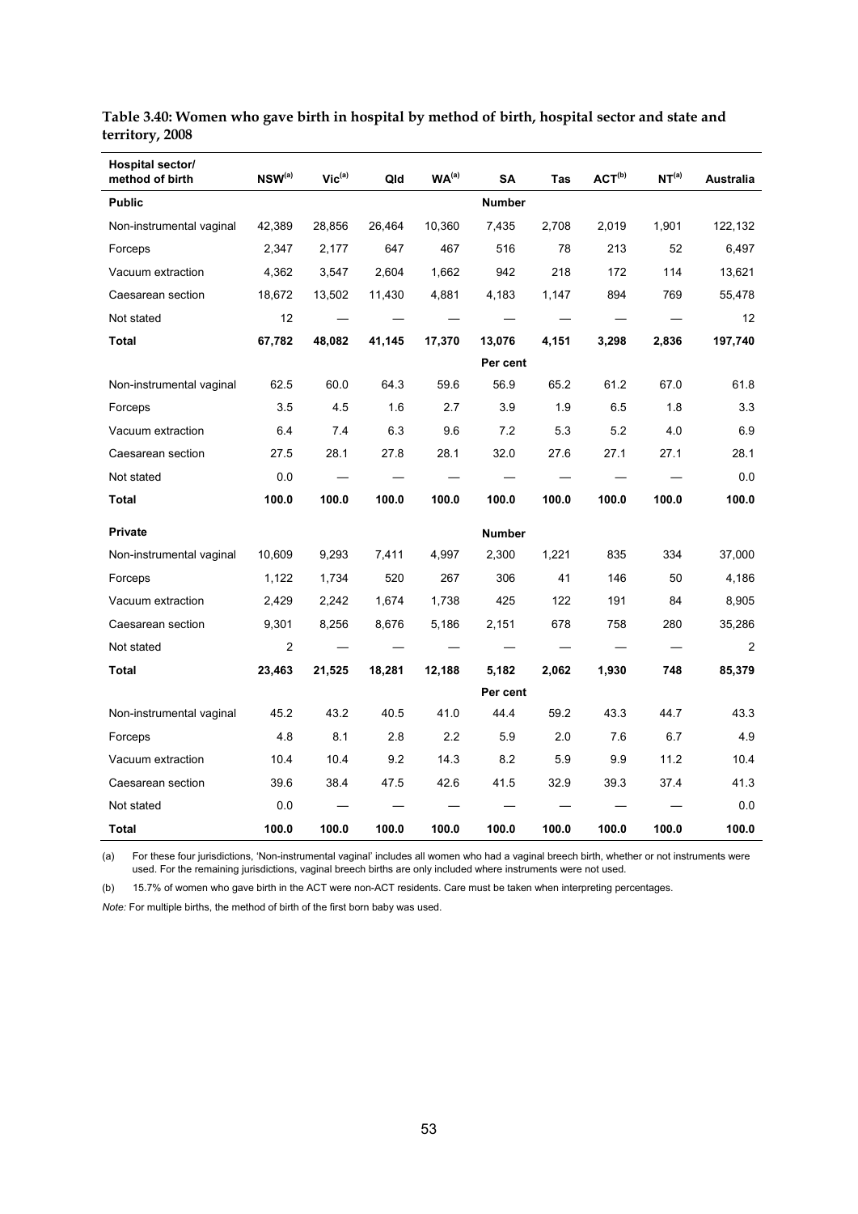**Table 3.40: Women who gave birth in hospital by method of birth, hospital sector and state and territory, 2008**

| Hospital sector/ method of birth | NSW[(a)] | Vic[(a)] | Qld | WA[(a)] | SA | Tas | ACT[(b)] | NT[(a)] | Australia |
|---|---|---|---|---|---|---|---|---|---|
| **Public** | | | | | **Number** | | | | |
| Non-instrumental vaginal | 42,389 | 28,856 | 26,464 | 10,360 | 7,435 | 2,708 | 2,019 | 1,901 | 122,132 |
| Forceps | 2,347 | 2,177 | 647 | 467 | 516 | 78 | 213 | 52 | 6,497 |
| Vacuum extraction | 4,362 | 3,547 | 2,604 | 1,662 | 942 | 218 | 172 | 114 | 13,621 |
| Caesarean section | 18,672 | 13,502 | 11,430 | 4,881 | 4,183 | 1,147 | 894 | 769 | 55,478 |
| Not stated | 12 | — | — | — | — | — | — | — | 12 |
| **Total** | **67,782** | **48,082** | **41,145** | **17,370** | **13,076** | **4,151** | **3,298** | **2,836** | **197,740** |
| | | | | | **Per cent** | | | | |
| Non-instrumental vaginal | 62.5 | 60.0 | 64.3 | 59.6 | 56.9 | 65.2 | 61.2 | 67.0 | 61.8 |
| Forceps | 3.5 | 4.5 | 1.6 | 2.7 | 3.9 | 1.9 | 6.5 | 1.8 | 3.3 |
| Vacuum extraction | 6.4 | 7.4 | 6.3 | 9.6 | 7.2 | 5.3 | 5.2 | 4.0 | 6.9 |
| Caesarean section | 27.5 | 28.1 | 27.8 | 28.1 | 32.0 | 27.6 | 27.1 | 27.1 | 28.1 |
| Not stated | 0.0 | — | — | — | — | — | — | — | 0.0 |
| **Total** | **100.0** | **100.0** | **100.0** | **100.0** | **100.0** | **100.0** | **100.0** | **100.0** | **100.0** |
| **Private** | | | | | **Number** | | | | |
| Non-instrumental vaginal | 10,609 | 9,293 | 7,411 | 4,997 | 2,300 | 1,221 | 835 | 334 | 37,000 |
| Forceps | 1,122 | 1,734 | 520 | 267 | 306 | 41 | 146 | 50 | 4,186 |
| Vacuum extraction | 2,429 | 2,242 | 1,674 | 1,738 | 425 | 122 | 191 | 84 | 8,905 |
| Caesarean section | 9,301 | 8,256 | 8,676 | 5,186 | 2,151 | 678 | 758 | 280 | 35,286 |
| Not stated | 2 | — | — | — | — | — | — | — | 2 |
| **Total** | **23,463** | **21,525** | **18,281** | **12,188** | **5,182** | **2,062** | **1,930** | **748** | **85,379** |
| | | | | | **Per cent** | | | | |
| Non-instrumental vaginal | 45.2 | 43.2 | 40.5 | 41.0 | 44.4 | 59.2 | 43.3 | 44.7 | 43.3 |
| Forceps | 4.8 | 8.1 | 2.8 | 2.2 | 5.9 | 2.0 | 7.6 | 6.7 | 4.9 |
| Vacuum extraction | 10.4 | 10.4 | 9.2 | 14.3 | 8.2 | 5.9 | 9.9 | 11.2 | 10.4 |
| Caesarean section | 39.6 | 38.4 | 47.5 | 42.6 | 41.5 | 32.9 | 39.3 | 37.4 | 41.3 |
| Not stated | 0.0 | — | — | — | — | — | — | — | 0.0 |
| **Total** | **100.0** | **100.0** | **100.0** | **100.0** | **100.0** | **100.0** | **100.0** | **100.0** | **100.0** |

(a) For these four jurisdictions, 'Non-instrumental vaginal' includes all women who had a vaginal breech birth, whether or not instruments were used. For the remaining jurisdictions, vaginal breech births are only included where instruments were not used.

(b) 15.7% of women who gave birth in the ACT were non-ACT residents. Care must be taken when interpreting percentages.

*Note:* For multiple births, the method of birth of the first born baby was used.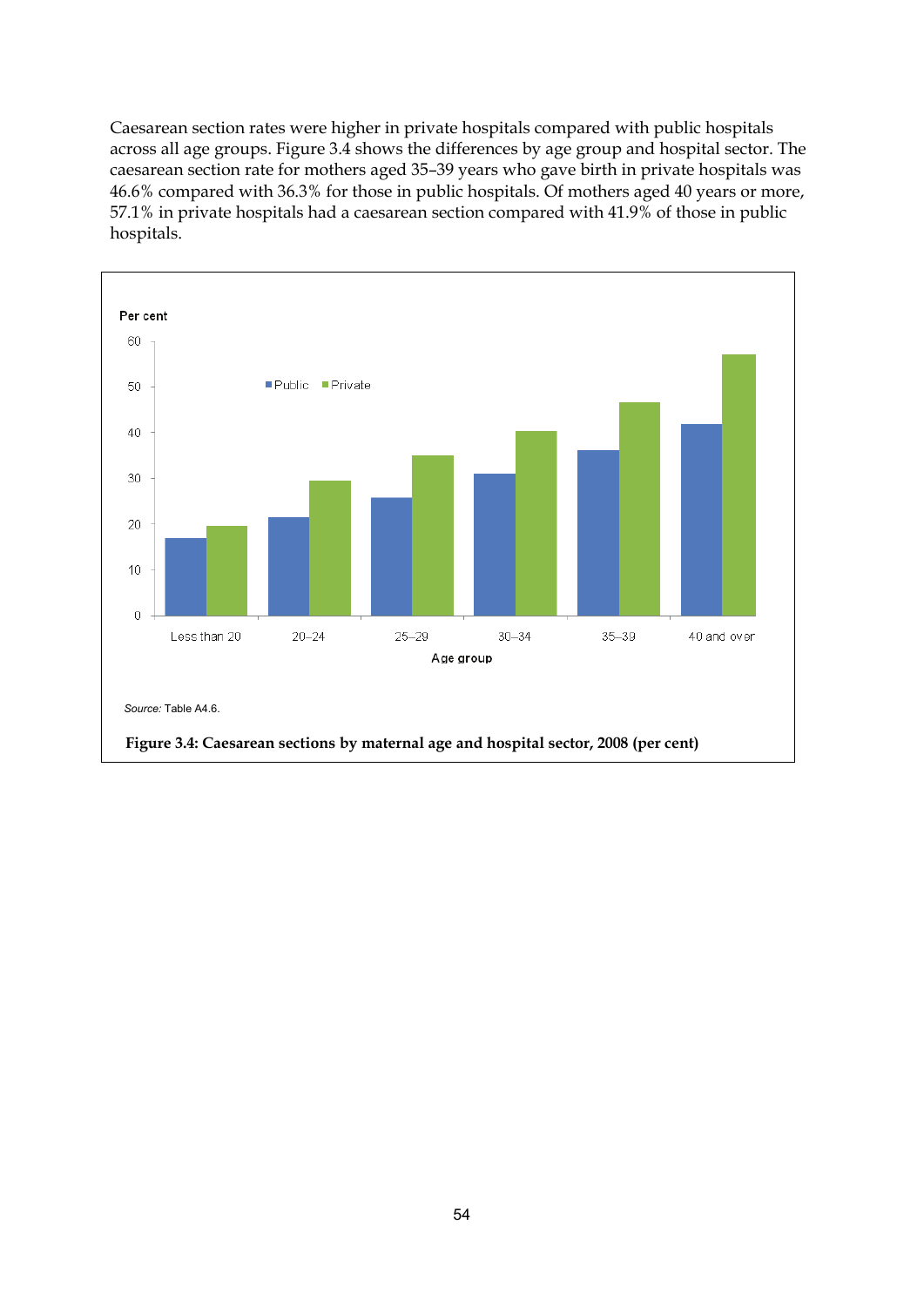Caesarean section rates were higher in private hospitals compared with public hospitals across all age groups. Figure 3.4 shows the differences by age group and hospital sector. The caesarean section rate for mothers aged 35–39 years who gave birth in private hospitals was 46.6% compared with 36.3% for those in public hospitals. Of mothers aged 40 years or more, 57.1% in private hospitals had a caesarean section compared with 41.9% of those in public hospitals.

*Source:* Table A4.6.

**Figure 3.4: Caesarean sections by maternal age and hospital sector, 2008 (per cent)**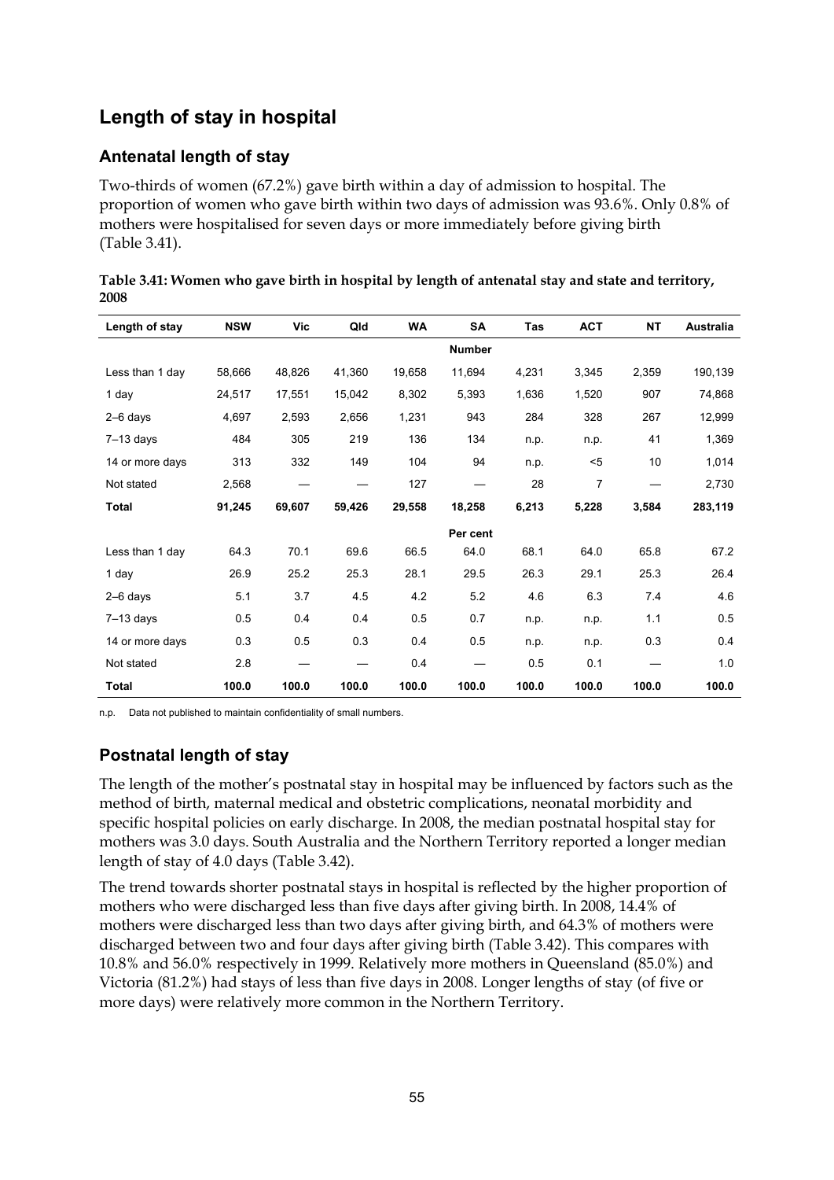## Length of stay in hospital

### Antenatal length of stay

Two-thirds of women (67.2%) gave birth within a day of admission to hospital. The proportion of women who gave birth within two days of admission was 93.6%. Only 0.8% of mothers were hospitalised for seven days or more immediately before giving birth (Table 3.41).

**Table 3.41: Women who gave birth in hospital by length of antenatal stay and state and territory, 2008**

| Length of stay | NSW | Vic | Qld | WA | SA | Tas | ACT | NT | Australia |
|---|---|---|---|---|---|---|---|---|---|
| | | | | | **Number** | | | | |
| Less than 1 day | 58,666 | 48,826 | 41,360 | 19,658 | 11,694 | 4,231 | 3,345 | 2,359 | 190,139 |
| 1 day | 24,517 | 17,551 | 15,042 | 8,302 | 5,393 | 1,636 | 1,520 | 907 | 74,868 |
| 2–6 days | 4,697 | 2,593 | 2,656 | 1,231 | 943 | 284 | 328 | 267 | 12,999 |
| 7–13 days | 484 | 305 | 219 | 136 | 134 | n.p. | n.p. | 41 | 1,369 |
| 14 or more days | 313 | 332 | 149 | 104 | 94 | n.p. | <5 | 10 | 1,014 |
| Not stated | 2,568 | — | — | 127 | — | 28 | 7 | — | 2,730 |
| **Total** | **91,245** | **69,607** | **59,426** | **29,558** | **18,258** | **6,213** | **5,228** | **3,584** | **283,119** |
| | | | | | **Per cent** | | | | |
| Less than 1 day | 64.3 | 70.1 | 69.6 | 66.5 | 64.0 | 68.1 | 64.0 | 65.8 | 67.2 |
| 1 day | 26.9 | 25.2 | 25.3 | 28.1 | 29.5 | 26.3 | 29.1 | 25.3 | 26.4 |
| 2–6 days | 5.1 | 3.7 | 4.5 | 4.2 | 5.2 | 4.6 | 6.3 | 7.4 | 4.6 |
| 7–13 days | 0.5 | 0.4 | 0.4 | 0.5 | 0.7 | n.p. | n.p. | 1.1 | 0.5 |
| 14 or more days | 0.3 | 0.5 | 0.3 | 0.4 | 0.5 | n.p. | n.p. | 0.3 | 0.4 |
| Not stated | 2.8 | — | — | 0.4 | — | 0.5 | 0.1 | — | 1.0 |
| **Total** | **100.0** | **100.0** | **100.0** | **100.0** | **100.0** | **100.0** | **100.0** | **100.0** | **100.0** |

n.p. Data not published to maintain confidentiality of small numbers.

### Postnatal length of stay

The length of the mother's postnatal stay in hospital may be influenced by factors such as the method of birth, maternal medical and obstetric complications, neonatal morbidity and specific hospital policies on early discharge. In 2008, the median postnatal hospital stay for mothers was 3.0 days. South Australia and the Northern Territory reported a longer median length of stay of 4.0 days (Table 3.42).

The trend towards shorter postnatal stays in hospital is reflected by the higher proportion of mothers who were discharged less than five days after giving birth. In 2008, 14.4% of mothers were discharged less than two days after giving birth, and 64.3% of mothers were discharged between two and four days after giving birth (Table 3.42). This compares with 10.8% and 56.0% respectively in 1999. Relatively more mothers in Queensland (85.0%) and Victoria (81.2%) had stays of less than five days in 2008. Longer lengths of stay (of five or more days) were relatively more common in the Northern Territory.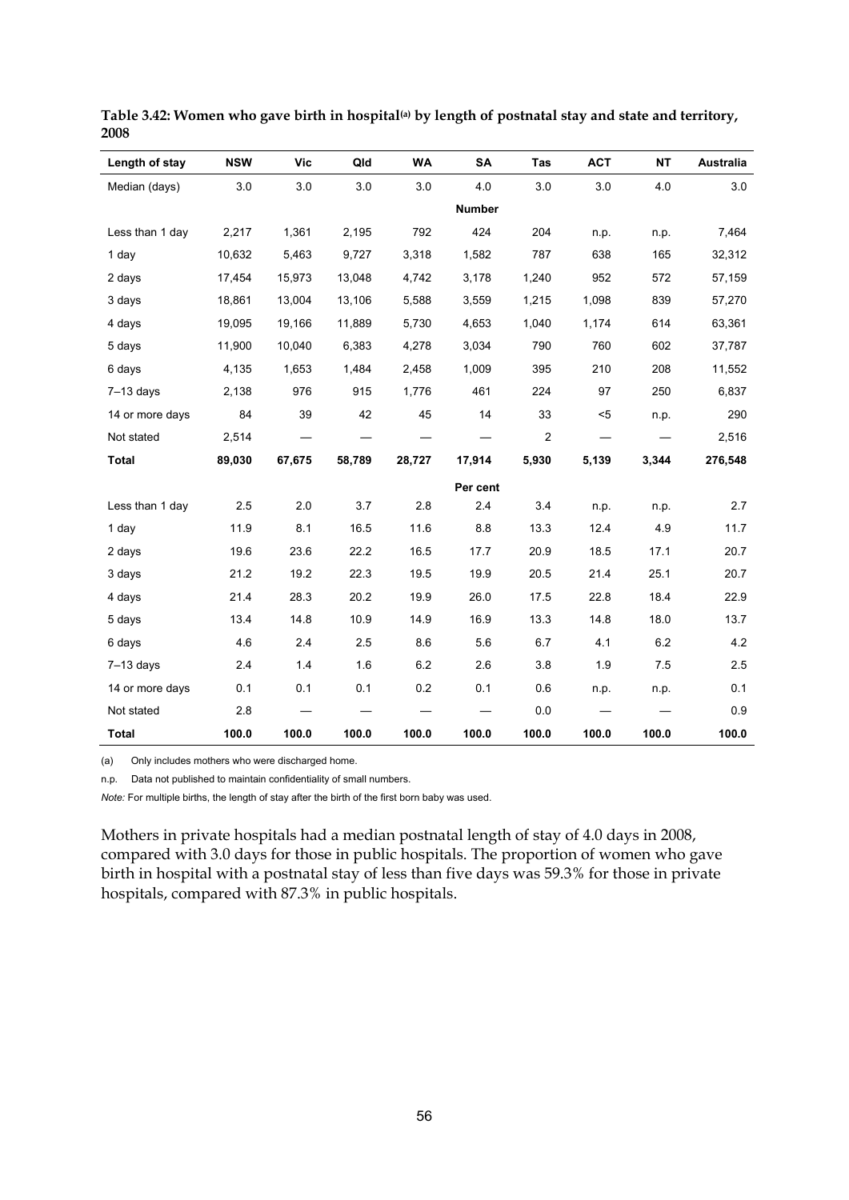**Table 3.42: Women who gave birth in hospital(a) by length of postnatal stay and state and territory, 2008**

| Length of stay | NSW | Vic | Qld | WA | SA | Tas | ACT | NT | Australia |
|---|---|---|---|---|---|---|---|---|---|
| Median (days) | 3.0 | 3.0 | 3.0 | 3.0 | 4.0 | 3.0 | 3.0 | 4.0 | 3.0 |
| | | | | | **Number** | | | | |
| Less than 1 day | 2,217 | 1,361 | 2,195 | 792 | 424 | 204 | n.p. | n.p. | 7,464 |
| 1 day | 10,632 | 5,463 | 9,727 | 3,318 | 1,582 | 787 | 638 | 165 | 32,312 |
| 2 days | 17,454 | 15,973 | 13,048 | 4,742 | 3,178 | 1,240 | 952 | 572 | 57,159 |
| 3 days | 18,861 | 13,004 | 13,106 | 5,588 | 3,559 | 1,215 | 1,098 | 839 | 57,270 |
| 4 days | 19,095 | 19,166 | 11,889 | 5,730 | 4,653 | 1,040 | 1,174 | 614 | 63,361 |
| 5 days | 11,900 | 10,040 | 6,383 | 4,278 | 3,034 | 790 | 760 | 602 | 37,787 |
| 6 days | 4,135 | 1,653 | 1,484 | 2,458 | 1,009 | 395 | 210 | 208 | 11,552 |
| 7–13 days | 2,138 | 976 | 915 | 1,776 | 461 | 224 | 97 | 250 | 6,837 |
| 14 or more days | 84 | 39 | 42 | 45 | 14 | 33 | <5 | n.p. | 290 |
| Not stated | 2,514 | — | — | — | — | 2 | — | — | 2,516 |
| **Total** | **89,030** | **67,675** | **58,789** | **28,727** | **17,914** | **5,930** | **5,139** | **3,344** | **276,548** |
| | | | | | **Per cent** | | | | |
| Less than 1 day | 2.5 | 2.0 | 3.7 | 2.8 | 2.4 | 3.4 | n.p. | n.p. | 2.7 |
| 1 day | 11.9 | 8.1 | 16.5 | 11.6 | 8.8 | 13.3 | 12.4 | 4.9 | 11.7 |
| 2 days | 19.6 | 23.6 | 22.2 | 16.5 | 17.7 | 20.9 | 18.5 | 17.1 | 20.7 |
| 3 days | 21.2 | 19.2 | 22.3 | 19.5 | 19.9 | 20.5 | 21.4 | 25.1 | 20.7 |
| 4 days | 21.4 | 28.3 | 20.2 | 19.9 | 26.0 | 17.5 | 22.8 | 18.4 | 22.9 |
| 5 days | 13.4 | 14.8 | 10.9 | 14.9 | 16.9 | 13.3 | 14.8 | 18.0 | 13.7 |
| 6 days | 4.6 | 2.4 | 2.5 | 8.6 | 5.6 | 6.7 | 4.1 | 6.2 | 4.2 |
| 7–13 days | 2.4 | 1.4 | 1.6 | 6.2 | 2.6 | 3.8 | 1.9 | 7.5 | 2.5 |
| 14 or more days | 0.1 | 0.1 | 0.1 | 0.2 | 0.1 | 0.6 | n.p. | n.p. | 0.1 |
| Not stated | 2.8 | — | — | — | — | 0.0 | — | — | 0.9 |
| **Total** | **100.0** | **100.0** | **100.0** | **100.0** | **100.0** | **100.0** | **100.0** | **100.0** | **100.0** |

(a) Only includes mothers who were discharged home.

n.p. Data not published to maintain confidentiality of small numbers.

*Note:* For multiple births, the length of stay after the birth of the first born baby was used.

Mothers in private hospitals had a median postnatal length of stay of 4.0 days in 2008, compared with 3.0 days for those in public hospitals. The proportion of women who gave birth in hospital with a postnatal stay of less than five days was 59.3% for those in private hospitals, compared with 87.3% in public hospitals.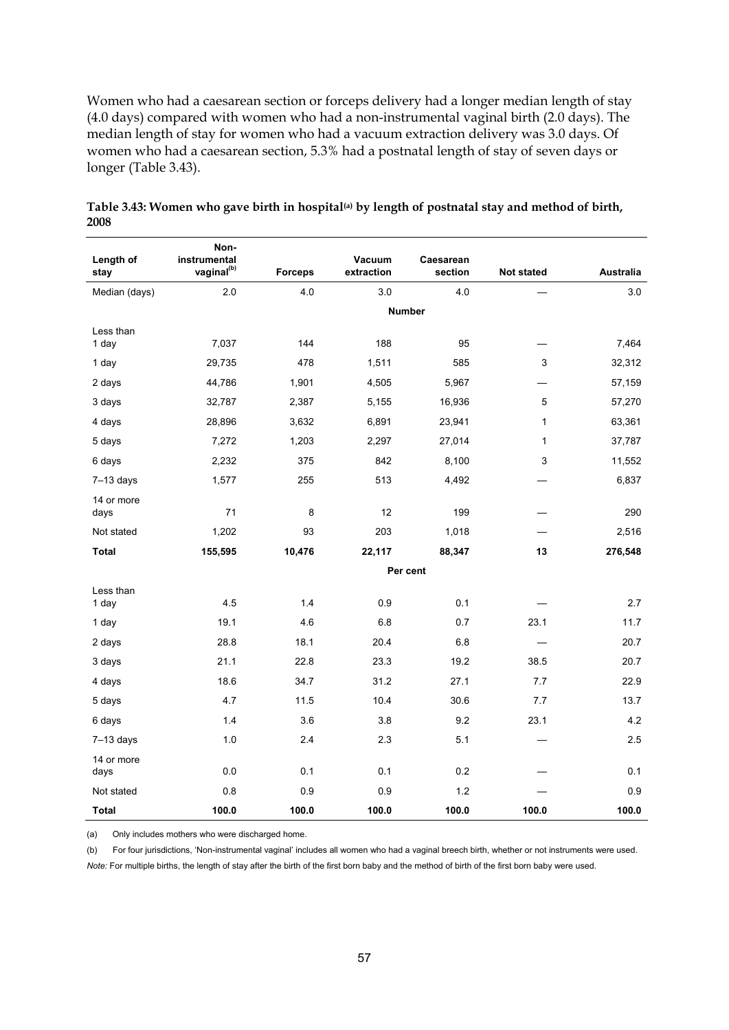Women who had a caesarean section or forceps delivery had a longer median length of stay (4.0 days) compared with women who had a non-instrumental vaginal birth (2.0 days). The median length of stay for women who had a vacuum extraction delivery was 3.0 days. Of women who had a caesarean section, 5.3% had a postnatal length of stay of seven days or longer (Table 3.43).

**Table 3.43: Women who gave birth in hospital[(a)] by length of postnatal stay and method of birth, 2008**

| Length of stay | Non-instrumental vaginal[(b)] | Forceps | Vacuum extraction | Caesarean section | Not stated | Australia |
|---|---|---|---|---|---|---|
| Median (days) | 2.0 | 4.0 | 3.0 | 4.0 | — | 3.0 |
| | | | **Number** | | | |
| Less than 1 day | 7,037 | 144 | 188 | 95 | — | 7,464 |
| 1 day | 29,735 | 478 | 1,511 | 585 | 3 | 32,312 |
| 2 days | 44,786 | 1,901 | 4,505 | 5,967 | — | 57,159 |
| 3 days | 32,787 | 2,387 | 5,155 | 16,936 | 5 | 57,270 |
| 4 days | 28,896 | 3,632 | 6,891 | 23,941 | 1 | 63,361 |
| 5 days | 7,272 | 1,203 | 2,297 | 27,014 | 1 | 37,787 |
| 6 days | 2,232 | 375 | 842 | 8,100 | 3 | 11,552 |
| 7–13 days | 1,577 | 255 | 513 | 4,492 | — | 6,837 |
| 14 or more days | 71 | 8 | 12 | 199 | — | 290 |
| Not stated | 1,202 | 93 | 203 | 1,018 | — | 2,516 |
| **Total** | **155,595** | **10,476** | **22,117** | **88,347** | **13** | **276,548** |
| | | | **Per cent** | | | |
| Less than 1 day | 4.5 | 1.4 | 0.9 | 0.1 | — | 2.7 |
| 1 day | 19.1 | 4.6 | 6.8 | 0.7 | 23.1 | 11.7 |
| 2 days | 28.8 | 18.1 | 20.4 | 6.8 | — | 20.7 |
| 3 days | 21.1 | 22.8 | 23.3 | 19.2 | 38.5 | 20.7 |
| 4 days | 18.6 | 34.7 | 31.2 | 27.1 | 7.7 | 22.9 |
| 5 days | 4.7 | 11.5 | 10.4 | 30.6 | 7.7 | 13.7 |
| 6 days | 1.4 | 3.6 | 3.8 | 9.2 | 23.1 | 4.2 |
| 7–13 days | 1.0 | 2.4 | 2.3 | 5.1 | — | 2.5 |
| 14 or more days | 0.0 | 0.1 | 0.1 | 0.2 | — | 0.1 |
| Not stated | 0.8 | 0.9 | 0.9 | 1.2 | — | 0.9 |
| **Total** | **100.0** | **100.0** | **100.0** | **100.0** | **100.0** | **100.0** |

(a) Only includes mothers who were discharged home.

(b) For four jurisdictions, 'Non-instrumental vaginal' includes all women who had a vaginal breech birth, whether or not instruments were used.

*Note:* For multiple births, the length of stay after the birth of the first born baby and the method of birth of the first born baby were used.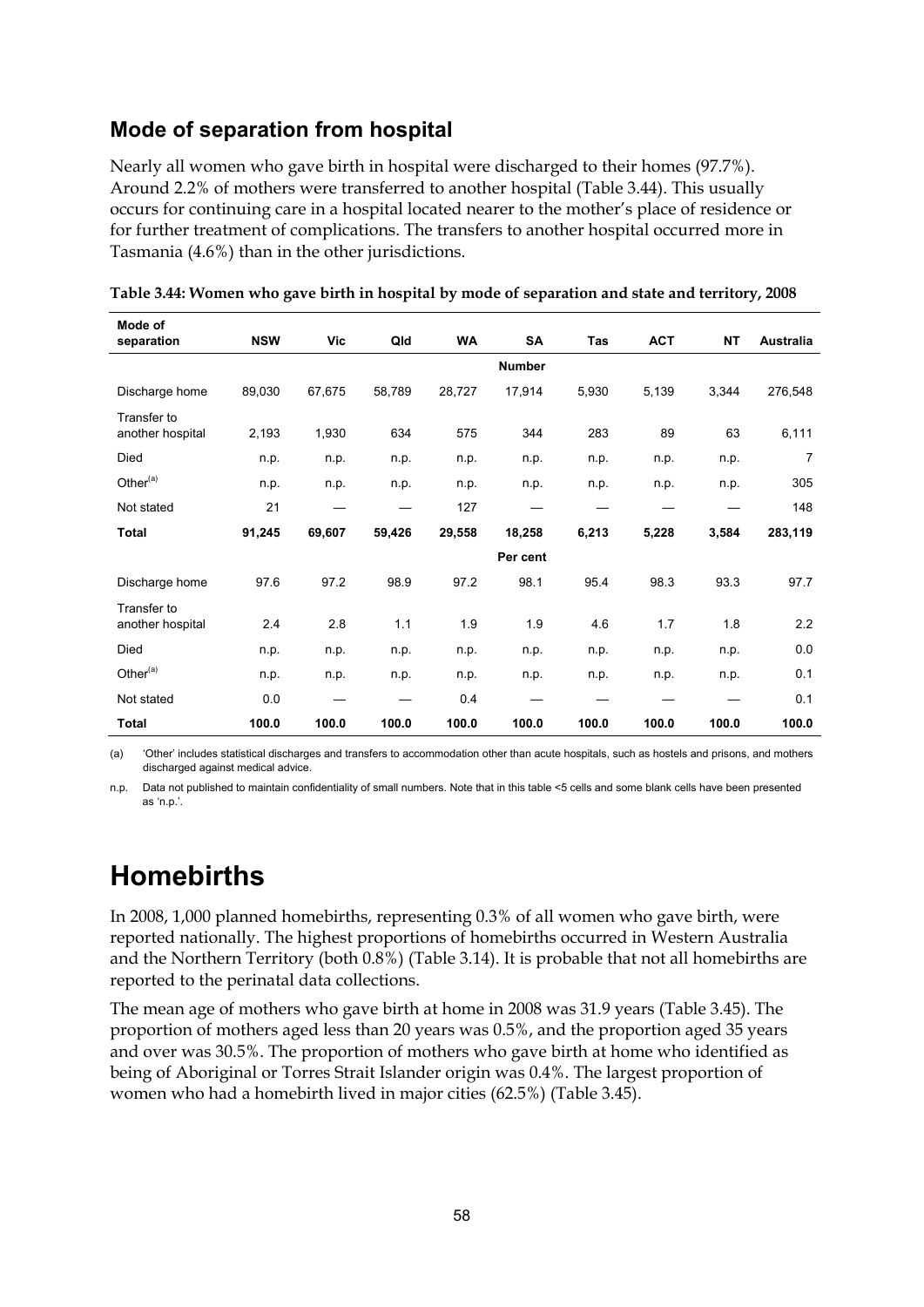## Mode of separation from hospital

Nearly all women who gave birth in hospital were discharged to their homes (97.7%). Around 2.2% of mothers were transferred to another hospital (Table 3.44). This usually occurs for continuing care in a hospital located nearer to the mother's place of residence or for further treatment of complications. The transfers to another hospital occurred more in Tasmania (4.6%) than in the other jurisdictions.

**Table 3.44: Women who gave birth in hospital by mode of separation and state and territory, 2008**

| Mode of separation | NSW | Vic | Qld | WA | SA | Tas | ACT | NT | Australia |
|---|---|---|---|---|---|---|---|---|---|
| | | | | | **Number** | | | | |
| Discharge home | 89,030 | 67,675 | 58,789 | 28,727 | 17,914 | 5,930 | 5,139 | 3,344 | 276,548 |
| Transfer to another hospital | 2,193 | 1,930 | 634 | 575 | 344 | 283 | 89 | 63 | 6,111 |
| Died | n.p. | n.p. | n.p. | n.p. | n.p. | n.p. | n.p. | n.p. | 7 |
| Other[(a)] | n.p. | n.p. | n.p. | n.p. | n.p. | n.p. | n.p. | n.p. | 305 |
| Not stated | 21 | — | — | 127 | — | — | — | — | 148 |
| **Total** | **91,245** | **69,607** | **59,426** | **29,558** | **18,258** | **6,213** | **5,228** | **3,584** | **283,119** |
| | | | | | **Per cent** | | | | |
| Discharge home | 97.6 | 97.2 | 98.9 | 97.2 | 98.1 | 95.4 | 98.3 | 93.3 | 97.7 |
| Transfer to another hospital | 2.4 | 2.8 | 1.1 | 1.9 | 1.9 | 4.6 | 1.7 | 1.8 | 2.2 |
| Died | n.p. | n.p. | n.p. | n.p. | n.p. | n.p. | n.p. | n.p. | 0.0 |
| Other[(a)] | n.p. | n.p. | n.p. | n.p. | n.p. | n.p. | n.p. | n.p. | 0.1 |
| Not stated | 0.0 | — | — | 0.4 | — | — | — | — | 0.1 |
| **Total** | **100.0** | **100.0** | **100.0** | **100.0** | **100.0** | **100.0** | **100.0** | **100.0** | **100.0** |

(a) 'Other' includes statistical discharges and transfers to accommodation other than acute hospitals, such as hostels and prisons, and mothers discharged against medical advice.

n.p. Data not published to maintain confidentiality of small numbers. Note that in this table <5 cells and some blank cells have been presented as 'n.p.'.

# Homebirths

In 2008, 1,000 planned homebirths, representing 0.3% of all women who gave birth, were reported nationally. The highest proportions of homebirths occurred in Western Australia and the Northern Territory (both 0.8%) (Table 3.14). It is probable that not all homebirths are reported to the perinatal data collections.

The mean age of mothers who gave birth at home in 2008 was 31.9 years (Table 3.45). The proportion of mothers aged less than 20 years was 0.5%, and the proportion aged 35 years and over was 30.5%. The proportion of mothers who gave birth at home who identified as being of Aboriginal or Torres Strait Islander origin was 0.4%. The largest proportion of women who had a homebirth lived in major cities (62.5%) (Table 3.45).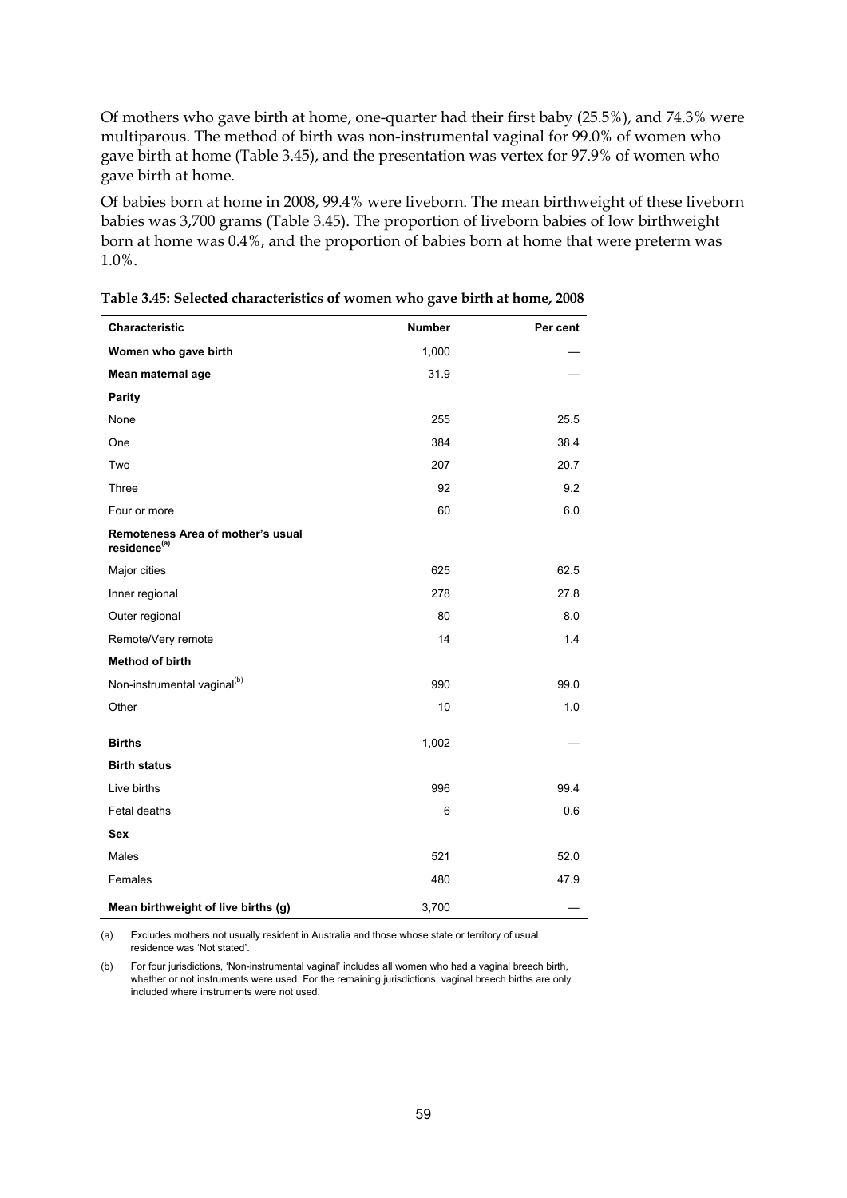Of mothers who gave birth at home, one-quarter had their first baby (25.5%), and 74.3% were multiparous. The method of birth was non-instrumental vaginal for 99.0% of women who gave birth at home (Table 3.45), and the presentation was vertex for 97.9% of women who gave birth at home.

Of babies born at home in 2008, 99.4% were liveborn. The mean birthweight of these liveborn babies was 3,700 grams (Table 3.45). The proportion of liveborn babies of low birthweight born at home was 0.4%, and the proportion of babies born at home that were preterm was 1.0%.

**Table 3.45: Selected characteristics of women who gave birth at home, 2008**

| Characteristic | Number | Per cent |
|---|---|---|
| **Women who gave birth** | 1,000 | — |
| **Mean maternal age** | 31.9 | — |
| **Parity** | | |
| None | 255 | 25.5 |
| One | 384 | 38.4 |
| Two | 207 | 20.7 |
| Three | 92 | 9.2 |
| Four or more | 60 | 6.0 |
| **Remoteness Area of mother's usual residence[(a)]** | | |
| Major cities | 625 | 62.5 |
| Inner regional | 278 | 27.8 |
| Outer regional | 80 | 8.0 |
| Remote/Very remote | 14 | 1.4 |
| **Method of birth** | | |
| Non-instrumental vaginal[(b)] | 990 | 99.0 |
| Other | 10 | 1.0 |
| **Births** | 1,002 | — |
| **Birth status** | | |
| Live births | 996 | 99.4 |
| Fetal deaths | 6 | 0.6 |
| **Sex** | | |
| Males | 521 | 52.0 |
| Females | 480 | 47.9 |
| **Mean birthweight of live births (g)** | 3,700 | — |

(a) Excludes mothers not usually resident in Australia and those whose state or territory of usual residence was 'Not stated'.

(b) For four jurisdictions, 'Non-instrumental vaginal' includes all women who had a vaginal breech birth, whether or not instruments were used. For the remaining jurisdictions, vaginal breech births are only included where instruments were not used.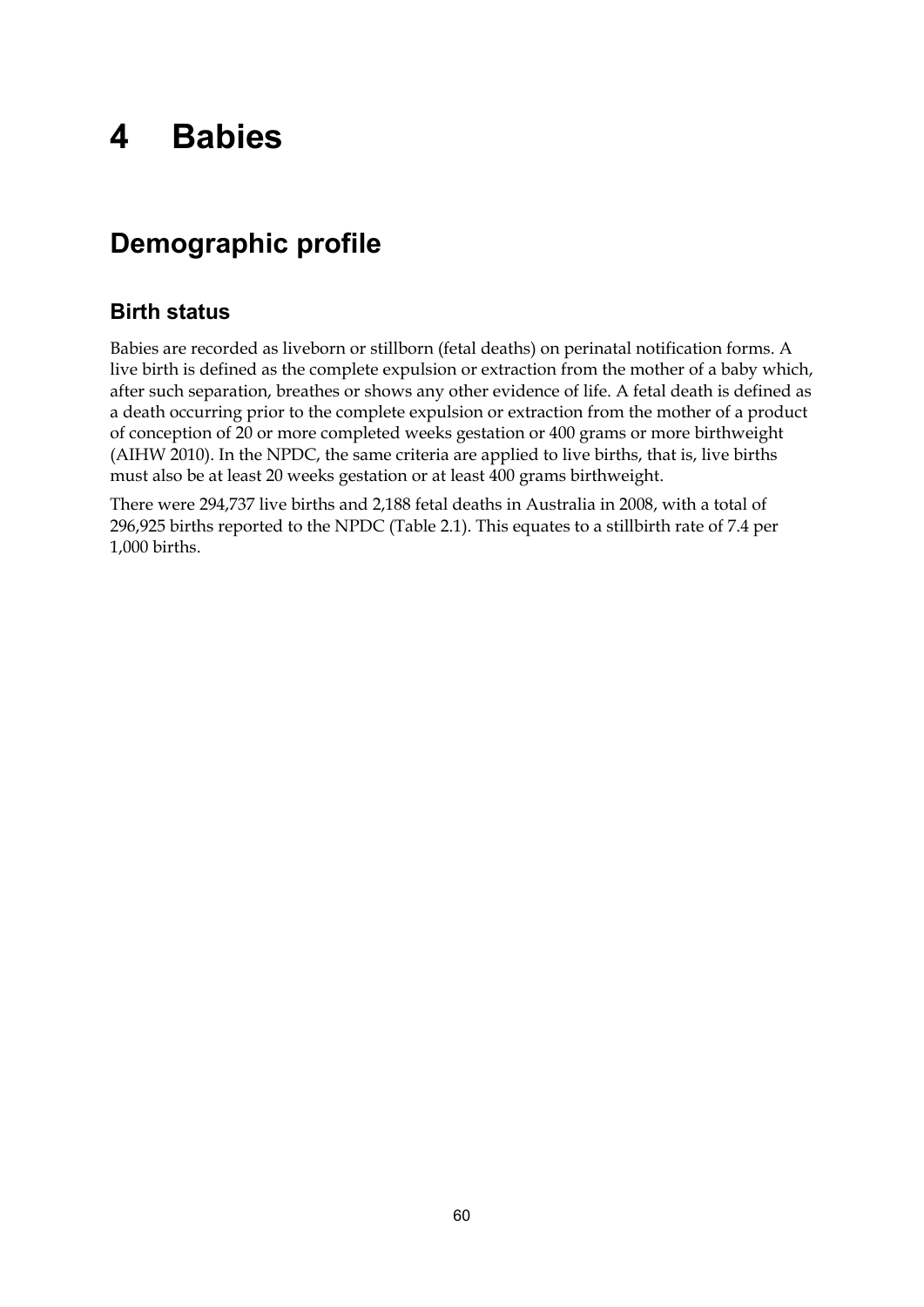# 4 Babies

## Demographic profile

### Birth status

Babies are recorded as liveborn or stillborn (fetal deaths) on perinatal notification forms. A live birth is defined as the complete expulsion or extraction from the mother of a baby which, after such separation, breathes or shows any other evidence of life. A fetal death is defined as a death occurring prior to the complete expulsion or extraction from the mother of a product of conception of 20 or more completed weeks gestation or 400 grams or more birthweight (AIHW 2010). In the NPDC, the same criteria are applied to live births, that is, live births must also be at least 20 weeks gestation or at least 400 grams birthweight.

There were 294,737 live births and 2,188 fetal deaths in Australia in 2008, with a total of 296,925 births reported to the NPDC (Table 2.1). This equates to a stillbirth rate of 7.4 per 1,000 births.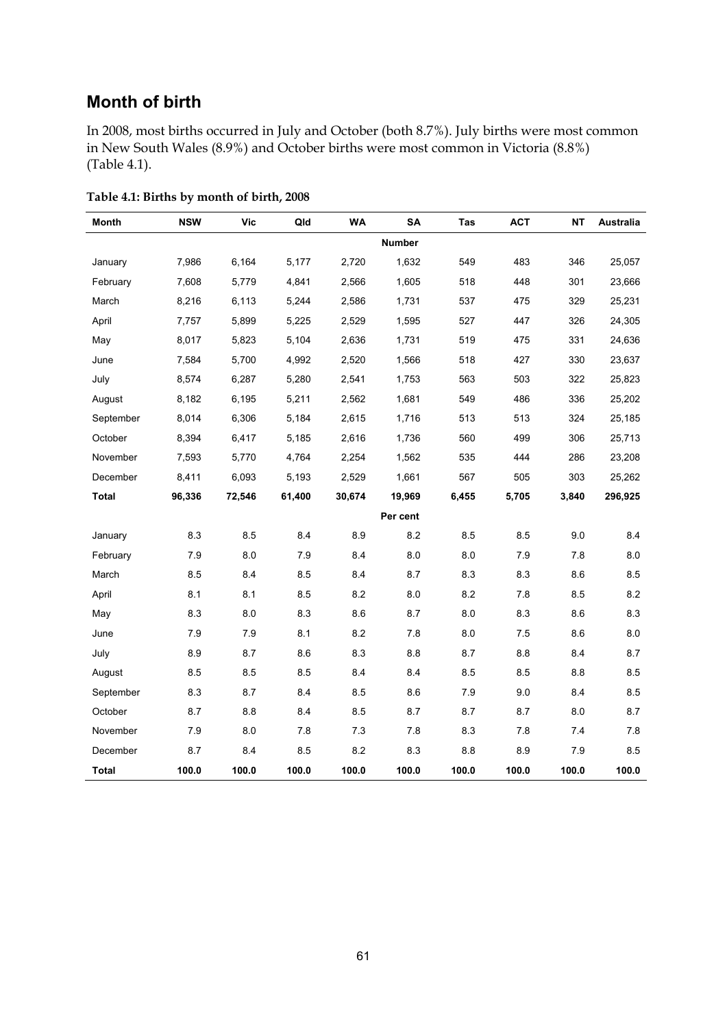## Month of birth

In 2008, most births occurred in July and October (both 8.7%). July births were most common in New South Wales (8.9%) and October births were most common in Victoria (8.8%) (Table 4.1).

**Table 4.1: Births by month of birth, 2008**

| Month | NSW | Vic | Qld | WA | SA | Tas | ACT | NT | Australia |
|---|---|---|---|---|---|---|---|---|---|
| | | | | | **Number** | | | | |
| January | 7,986 | 6,164 | 5,177 | 2,720 | 1,632 | 549 | 483 | 346 | 25,057 |
| February | 7,608 | 5,779 | 4,841 | 2,566 | 1,605 | 518 | 448 | 301 | 23,666 |
| March | 8,216 | 6,113 | 5,244 | 2,586 | 1,731 | 537 | 475 | 329 | 25,231 |
| April | 7,757 | 5,899 | 5,225 | 2,529 | 1,595 | 527 | 447 | 326 | 24,305 |
| May | 8,017 | 5,823 | 5,104 | 2,636 | 1,731 | 519 | 475 | 331 | 24,636 |
| June | 7,584 | 5,700 | 4,992 | 2,520 | 1,566 | 518 | 427 | 330 | 23,637 |
| July | 8,574 | 6,287 | 5,280 | 2,541 | 1,753 | 563 | 503 | 322 | 25,823 |
| August | 8,182 | 6,195 | 5,211 | 2,562 | 1,681 | 549 | 486 | 336 | 25,202 |
| September | 8,014 | 6,306 | 5,184 | 2,615 | 1,716 | 513 | 513 | 324 | 25,185 |
| October | 8,394 | 6,417 | 5,185 | 2,616 | 1,736 | 560 | 499 | 306 | 25,713 |
| November | 7,593 | 5,770 | 4,764 | 2,254 | 1,562 | 535 | 444 | 286 | 23,208 |
| December | 8,411 | 6,093 | 5,193 | 2,529 | 1,661 | 567 | 505 | 303 | 25,262 |
| **Total** | **96,336** | **72,546** | **61,400** | **30,674** | **19,969** | **6,455** | **5,705** | **3,840** | **296,925** |
| | | | | | **Per cent** | | | | |
| January | 8.3 | 8.5 | 8.4 | 8.9 | 8.2 | 8.5 | 8.5 | 9.0 | 8.4 |
| February | 7.9 | 8.0 | 7.9 | 8.4 | 8.0 | 8.0 | 7.9 | 7.8 | 8.0 |
| March | 8.5 | 8.4 | 8.5 | 8.4 | 8.7 | 8.3 | 8.3 | 8.6 | 8.5 |
| April | 8.1 | 8.1 | 8.5 | 8.2 | 8.0 | 8.2 | 7.8 | 8.5 | 8.2 |
| May | 8.3 | 8.0 | 8.3 | 8.6 | 8.7 | 8.0 | 8.3 | 8.6 | 8.3 |
| June | 7.9 | 7.9 | 8.1 | 8.2 | 7.8 | 8.0 | 7.5 | 8.6 | 8.0 |
| July | 8.9 | 8.7 | 8.6 | 8.3 | 8.8 | 8.7 | 8.8 | 8.4 | 8.7 |
| August | 8.5 | 8.5 | 8.5 | 8.4 | 8.4 | 8.5 | 8.5 | 8.8 | 8.5 |
| September | 8.3 | 8.7 | 8.4 | 8.5 | 8.6 | 7.9 | 9.0 | 8.4 | 8.5 |
| October | 8.7 | 8.8 | 8.4 | 8.5 | 8.7 | 8.7 | 8.7 | 8.0 | 8.7 |
| November | 7.9 | 8.0 | 7.8 | 7.3 | 7.8 | 8.3 | 7.8 | 7.4 | 7.8 |
| December | 8.7 | 8.4 | 8.5 | 8.2 | 8.3 | 8.8 | 8.9 | 7.9 | 8.5 |
| **Total** | **100.0** | **100.0** | **100.0** | **100.0** | **100.0** | **100.0** | **100.0** | **100.0** | **100.0** |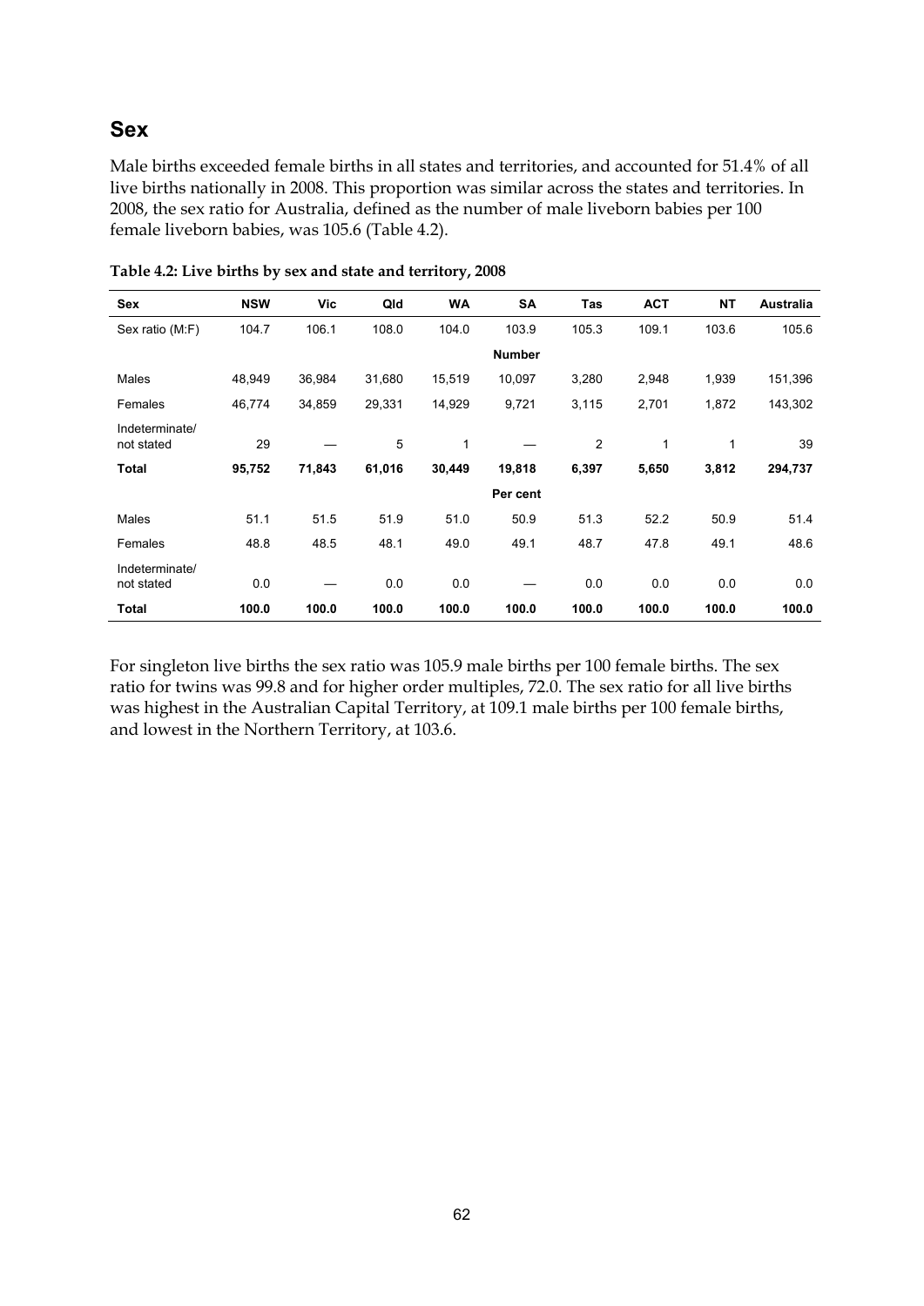## Sex

Male births exceeded female births in all states and territories, and accounted for 51.4% of all live births nationally in 2008. This proportion was similar across the states and territories. In 2008, the sex ratio for Australia, defined as the number of male liveborn babies per 100 female liveborn babies, was 105.6 (Table 4.2).

**Table 4.2: Live births by sex and state and territory, 2008**

| Sex | NSW | Vic | Qld | WA | SA | Tas | ACT | NT | Australia |
|---|---|---|---|---|---|---|---|---|---|
| Sex ratio (M:F) | 104.7 | 106.1 | 108.0 | 104.0 | 103.9 | 105.3 | 109.1 | 103.6 | 105.6 |
| | | | | | **Number** | | | | |
| Males | 48,949 | 36,984 | 31,680 | 15,519 | 10,097 | 3,280 | 2,948 | 1,939 | 151,396 |
| Females | 46,774 | 34,859 | 29,331 | 14,929 | 9,721 | 3,115 | 2,701 | 1,872 | 143,302 |
| Indeterminate/ not stated | 29 | — | 5 | 1 | — | 2 | 1 | 1 | 39 |
| **Total** | **95,752** | **71,843** | **61,016** | **30,449** | **19,818** | **6,397** | **5,650** | **3,812** | **294,737** |
| | | | | | **Per cent** | | | | |
| Males | 51.1 | 51.5 | 51.9 | 51.0 | 50.9 | 51.3 | 52.2 | 50.9 | 51.4 |
| Females | 48.8 | 48.5 | 48.1 | 49.0 | 49.1 | 48.7 | 47.8 | 49.1 | 48.6 |
| Indeterminate/ not stated | 0.0 | — | 0.0 | 0.0 | — | 0.0 | 0.0 | 0.0 | 0.0 |
| **Total** | **100.0** | **100.0** | **100.0** | **100.0** | **100.0** | **100.0** | **100.0** | **100.0** | **100.0** |

For singleton live births the sex ratio was 105.9 male births per 100 female births. The sex ratio for twins was 99.8 and for higher order multiples, 72.0. The sex ratio for all live births was highest in the Australian Capital Territory, at 109.1 male births per 100 female births, and lowest in the Northern Territory, at 103.6.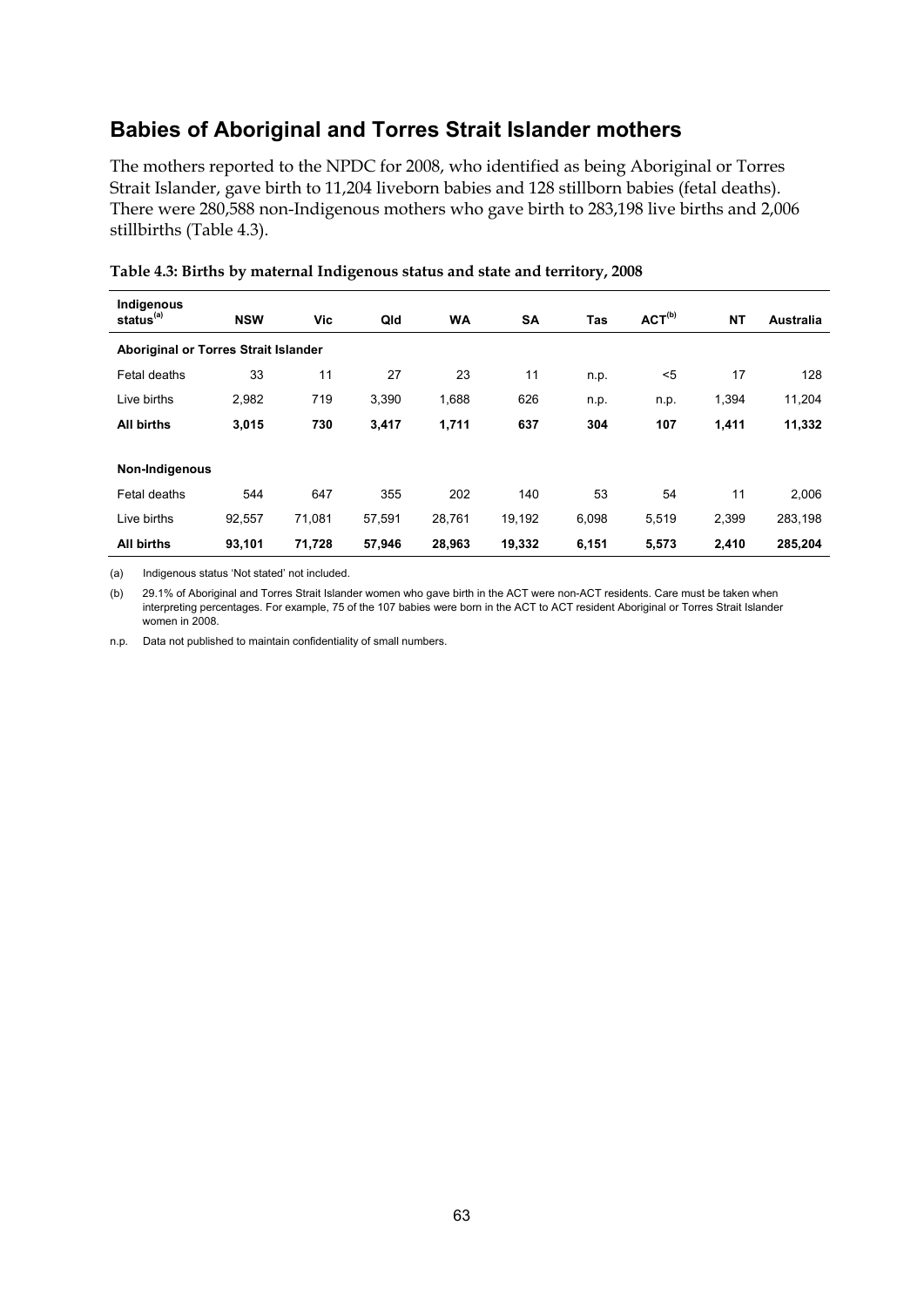## Babies of Aboriginal and Torres Strait Islander mothers

The mothers reported to the NPDC for 2008, who identified as being Aboriginal or Torres Strait Islander, gave birth to 11,204 liveborn babies and 128 stillborn babies (fetal deaths). There were 280,588 non-Indigenous mothers who gave birth to 283,198 live births and 2,006 stillbirths (Table 4.3).

**Table 4.3: Births by maternal Indigenous status and state and territory, 2008**

| Indigenous status[(a)] | NSW | Vic | Qld | WA | SA | Tas | ACT[(b)] | NT | Australia |
|---|---|---|---|---|---|---|---|---|---|
| **Aboriginal or Torres Strait Islander** | | | | | | | | | |
| Fetal deaths | 33 | 11 | 27 | 23 | 11 | n.p. | <5 | 17 | 128 |
| Live births | 2,982 | 719 | 3,390 | 1,688 | 626 | n.p. | n.p. | 1,394 | 11,204 |
| **All births** | **3,015** | **730** | **3,417** | **1,711** | **637** | **304** | **107** | **1,411** | **11,332** |
| **Non-Indigenous** | | | | | | | | | |
| Fetal deaths | 544 | 647 | 355 | 202 | 140 | 53 | 54 | 11 | 2,006 |
| Live births | 92,557 | 71,081 | 57,591 | 28,761 | 19,192 | 6,098 | 5,519 | 2,399 | 283,198 |
| **All births** | **93,101** | **71,728** | **57,946** | **28,963** | **19,332** | **6,151** | **5,573** | **2,410** | **285,204** |

(a) Indigenous status 'Not stated' not included.

(b) 29.1% of Aboriginal and Torres Strait Islander women who gave birth in the ACT were non-ACT residents. Care must be taken when interpreting percentages. For example, 75 of the 107 babies were born in the ACT to ACT resident Aboriginal or Torres Strait Islander women in 2008.

n.p. Data not published to maintain confidentiality of small numbers.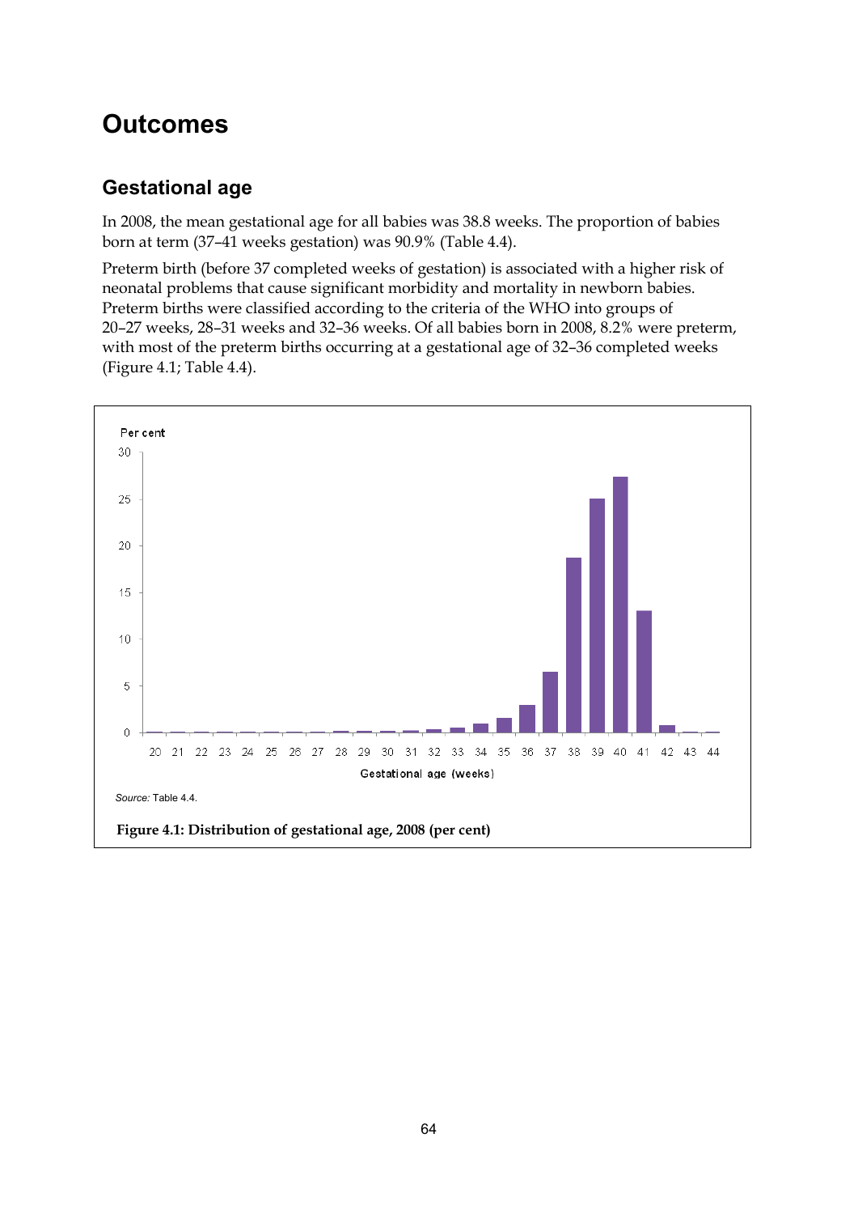# Outcomes

## Gestational age

In 2008, the mean gestational age for all babies was 38.8 weeks. The proportion of babies born at term (37–41 weeks gestation) was 90.9% (Table 4.4).

Preterm birth (before 37 completed weeks of gestation) is associated with a higher risk of neonatal problems that cause significant morbidity and mortality in newborn babies. Preterm births were classified according to the criteria of the WHO into groups of 20–27 weeks, 28–31 weeks and 32–36 weeks. Of all babies born in 2008, 8.2% were preterm, with most of the preterm births occurring at a gestational age of 32–36 completed weeks (Figure 4.1; Table 4.4).

*Source:* Table 4.4.

**Figure 4.1: Distribution of gestational age, 2008 (per cent)**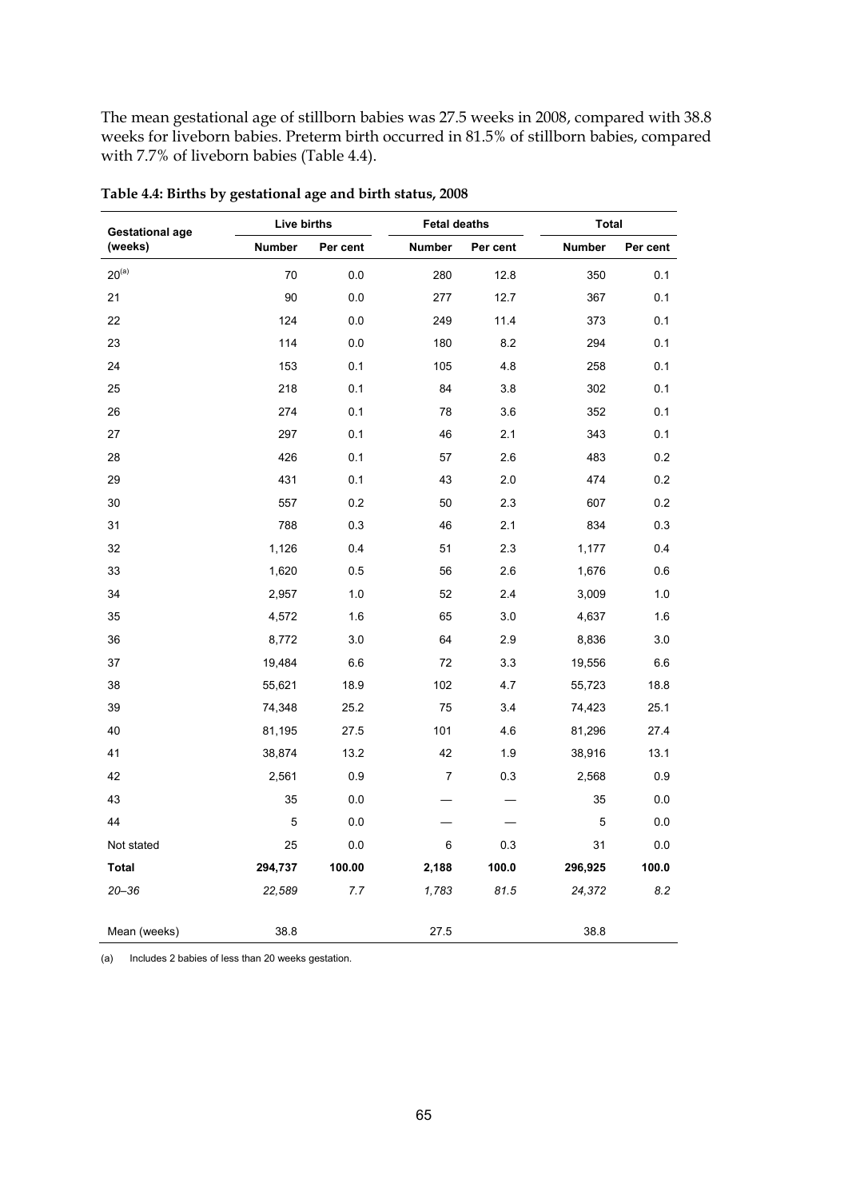The mean gestational age of stillborn babies was 27.5 weeks in 2008, compared with 38.8 weeks for liveborn babies. Preterm birth occurred in 81.5% of stillborn babies, compared with 7.7% of liveborn babies (Table 4.4).

**Table 4.4: Births by gestational age and birth status, 2008**

| Gestational age (weeks) | Live births | | Fetal deaths | | Total | |
|---|---|---|---|---|---|---|
| | **Number** | **Per cent** | **Number** | **Per cent** | **Number** | **Per cent** |
| 20[(a)] | 70 | 0.0 | 280 | 12.8 | 350 | 0.1 |
| 21 | 90 | 0.0 | 277 | 12.7 | 367 | 0.1 |
| 22 | 124 | 0.0 | 249 | 11.4 | 373 | 0.1 |
| 23 | 114 | 0.0 | 180 | 8.2 | 294 | 0.1 |
| 24 | 153 | 0.1 | 105 | 4.8 | 258 | 0.1 |
| 25 | 218 | 0.1 | 84 | 3.8 | 302 | 0.1 |
| 26 | 274 | 0.1 | 78 | 3.6 | 352 | 0.1 |
| 27 | 297 | 0.1 | 46 | 2.1 | 343 | 0.1 |
| 28 | 426 | 0.1 | 57 | 2.6 | 483 | 0.2 |
| 29 | 431 | 0.1 | 43 | 2.0 | 474 | 0.2 |
| 30 | 557 | 0.2 | 50 | 2.3 | 607 | 0.2 |
| 31 | 788 | 0.3 | 46 | 2.1 | 834 | 0.3 |
| 32 | 1,126 | 0.4 | 51 | 2.3 | 1,177 | 0.4 |
| 33 | 1,620 | 0.5 | 56 | 2.6 | 1,676 | 0.6 |
| 34 | 2,957 | 1.0 | 52 | 2.4 | 3,009 | 1.0 |
| 35 | 4,572 | 1.6 | 65 | 3.0 | 4,637 | 1.6 |
| 36 | 8,772 | 3.0 | 64 | 2.9 | 8,836 | 3.0 |
| 37 | 19,484 | 6.6 | 72 | 3.3 | 19,556 | 6.6 |
| 38 | 55,621 | 18.9 | 102 | 4.7 | 55,723 | 18.8 |
| 39 | 74,348 | 25.2 | 75 | 3.4 | 74,423 | 25.1 |
| 40 | 81,195 | 27.5 | 101 | 4.6 | 81,296 | 27.4 |
| 41 | 38,874 | 13.2 | 42 | 1.9 | 38,916 | 13.1 |
| 42 | 2,561 | 0.9 | 7 | 0.3 | 2,568 | 0.9 |
| 43 | 35 | 0.0 | — | — | 35 | 0.0 |
| 44 | 5 | 0.0 | — | — | 5 | 0.0 |
| Not stated | 25 | 0.0 | 6 | 0.3 | 31 | 0.0 |
| **Total** | **294,737** | **100.00** | **2,188** | **100.0** | **296,925** | **100.0** |
| *20–36* | *22,589* | *7.7* | *1,783* | *81.5* | *24,372* | *8.2* |
| Mean (weeks) | 38.8 | | 27.5 | | 38.8 | |

(a) Includes 2 babies of less than 20 weeks gestation.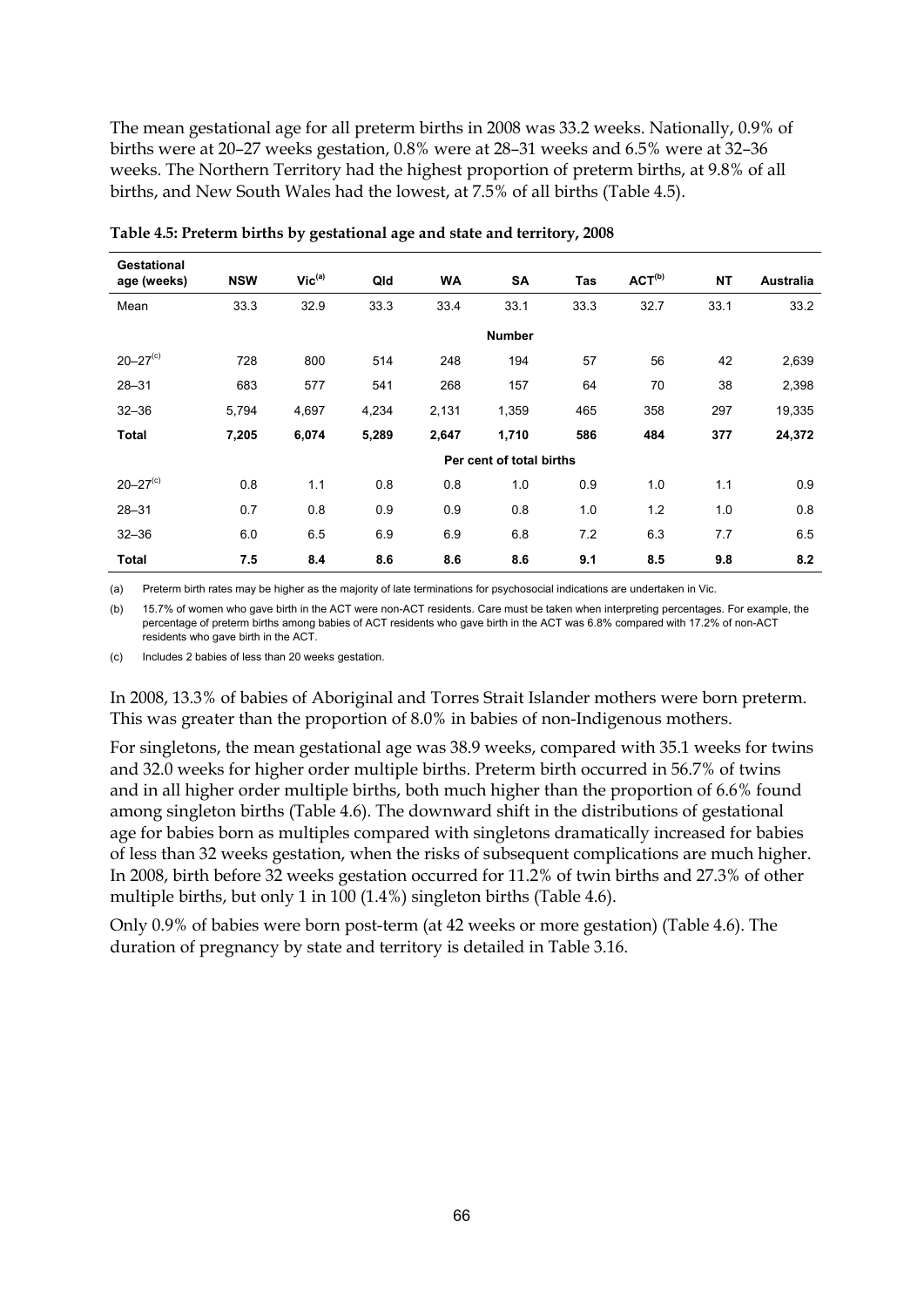The mean gestational age for all preterm births in 2008 was 33.2 weeks. Nationally, 0.9% of births were at 20–27 weeks gestation, 0.8% were at 28–31 weeks and 6.5% were at 32–36 weeks. The Northern Territory had the highest proportion of preterm births, at 9.8% of all births, and New South Wales had the lowest, at 7.5% of all births (Table 4.5).

**Table 4.5: Preterm births by gestational age and state and territory, 2008**

| Gestational age (weeks) | NSW | Vic[(a)] | Qld | WA | SA | Tas | ACT[(b)] | NT | Australia |
|---|---|---|---|---|---|---|---|---|---|
| Mean | 33.3 | 32.9 | 33.3 | 33.4 | 33.1 | 33.3 | 32.7 | 33.1 | 33.2 |
| | | | | | **Number** | | | | |
| 20–27[(c)] | 728 | 800 | 514 | 248 | 194 | 57 | 56 | 42 | 2,639 |
| 28–31 | 683 | 577 | 541 | 268 | 157 | 64 | 70 | 38 | 2,398 |
| 32–36 | 5,794 | 4,697 | 4,234 | 2,131 | 1,359 | 465 | 358 | 297 | 19,335 |
| **Total** | **7,205** | **6,074** | **5,289** | **2,647** | **1,710** | **586** | **484** | **377** | **24,372** |
| | | | | | **Per cent of total births** | | | | |
| 20–27[(c)] | 0.8 | 1.1 | 0.8 | 0.8 | 1.0 | 0.9 | 1.0 | 1.1 | 0.9 |
| 28–31 | 0.7 | 0.8 | 0.9 | 0.9 | 0.8 | 1.0 | 1.2 | 1.0 | 0.8 |
| 32–36 | 6.0 | 6.5 | 6.9 | 6.9 | 6.8 | 7.2 | 6.3 | 7.7 | 6.5 |
| **Total** | **7.5** | **8.4** | **8.6** | **8.6** | **8.6** | **9.1** | **8.5** | **9.8** | **8.2** |

(a) Preterm birth rates may be higher as the majority of late terminations for psychosocial indications are undertaken in Vic.

(b) 15.7% of women who gave birth in the ACT were non-ACT residents. Care must be taken when interpreting percentages. For example, the percentage of preterm births among babies of ACT residents who gave birth in the ACT was 6.8% compared with 17.2% of non-ACT residents who gave birth in the ACT.

(c) Includes 2 babies of less than 20 weeks gestation.

In 2008, 13.3% of babies of Aboriginal and Torres Strait Islander mothers were born preterm. This was greater than the proportion of 8.0% in babies of non-Indigenous mothers.

For singletons, the mean gestational age was 38.9 weeks, compared with 35.1 weeks for twins and 32.0 weeks for higher order multiple births. Preterm birth occurred in 56.7% of twins and in all higher order multiple births, both much higher than the proportion of 6.6% found among singleton births (Table 4.6). The downward shift in the distributions of gestational age for babies born as multiples compared with singletons dramatically increased for babies of less than 32 weeks gestation, when the risks of subsequent complications are much higher. In 2008, birth before 32 weeks gestation occurred for 11.2% of twin births and 27.3% of other multiple births, but only 1 in 100 (1.4%) singleton births (Table 4.6).

Only 0.9% of babies were born post-term (at 42 weeks or more gestation) (Table 4.6). The duration of pregnancy by state and territory is detailed in Table 3.16.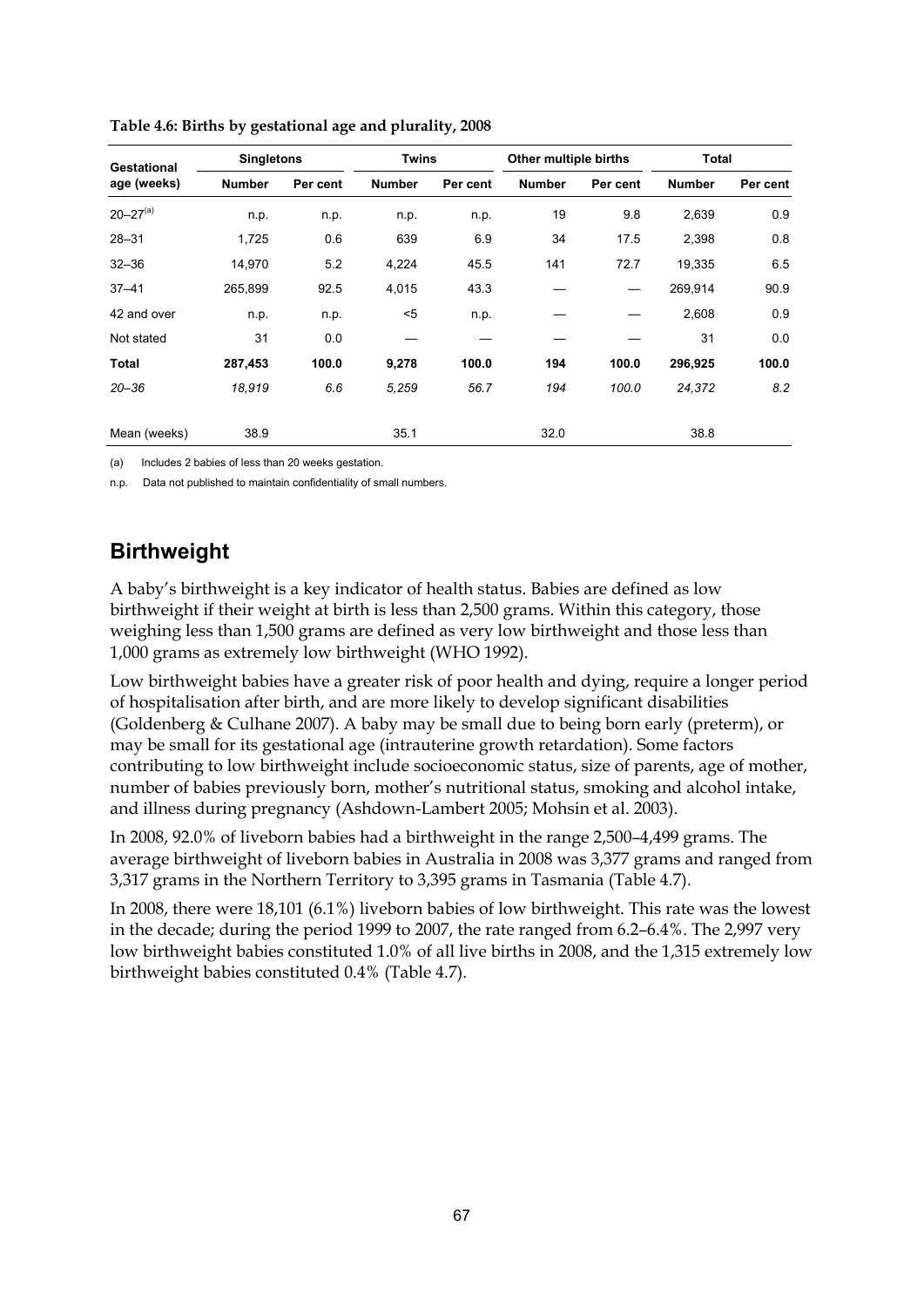**Table 4.6: Births by gestational age and plurality, 2008**

| Gestational age (weeks) | Singletons | | Twins | | Other multiple births | | Total | |
|---|---|---|---|---|---|---|---|---|
| | Number | Per cent | Number | Per cent | Number | Per cent | Number | Per cent |
| 20–27[(a)] | n.p. | n.p. | n.p. | n.p. | 19 | 9.8 | 2,639 | 0.9 |
| 28–31 | 1,725 | 0.6 | 639 | 6.9 | 34 | 17.5 | 2,398 | 0.8 |
| 32–36 | 14,970 | 5.2 | 4,224 | 45.5 | 141 | 72.7 | 19,335 | 6.5 |
| 37–41 | 265,899 | 92.5 | 4,015 | 43.3 | — | — | 269,914 | 90.9 |
| 42 and over | n.p. | n.p. | <5 | n.p. | — | — | 2,608 | 0.9 |
| Not stated | 31 | 0.0 | — | — | — | — | 31 | 0.0 |
| **Total** | **287,453** | **100.0** | **9,278** | **100.0** | **194** | **100.0** | **296,925** | **100.0** |
| *20–36* | *18,919* | *6.6* | *5,259* | *56.7* | *194* | *100.0* | *24,372* | *8.2* |
| Mean (weeks) | 38.9 | | 35.1 | | 32.0 | | 38.8 | |

(a) Includes 2 babies of less than 20 weeks gestation.

n.p. Data not published to maintain confidentiality of small numbers.

## Birthweight

A baby's birthweight is a key indicator of health status. Babies are defined as low birthweight if their weight at birth is less than 2,500 grams. Within this category, those weighing less than 1,500 grams are defined as very low birthweight and those less than 1,000 grams as extremely low birthweight (WHO 1992).

Low birthweight babies have a greater risk of poor health and dying, require a longer period of hospitalisation after birth, and are more likely to develop significant disabilities (Goldenberg & Culhane 2007). A baby may be small due to being born early (preterm), or may be small for its gestational age (intrauterine growth retardation). Some factors contributing to low birthweight include socioeconomic status, size of parents, age of mother, number of babies previously born, mother's nutritional status, smoking and alcohol intake, and illness during pregnancy (Ashdown-Lambert 2005; Mohsin et al. 2003).

In 2008, 92.0% of liveborn babies had a birthweight in the range 2,500–4,499 grams. The average birthweight of liveborn babies in Australia in 2008 was 3,377 grams and ranged from 3,317 grams in the Northern Territory to 3,395 grams in Tasmania (Table 4.7).

In 2008, there were 18,101 (6.1%) liveborn babies of low birthweight. This rate was the lowest in the decade; during the period 1999 to 2007, the rate ranged from 6.2–6.4%. The 2,997 very low birthweight babies constituted 1.0% of all live births in 2008, and the 1,315 extremely low birthweight babies constituted 0.4% (Table 4.7).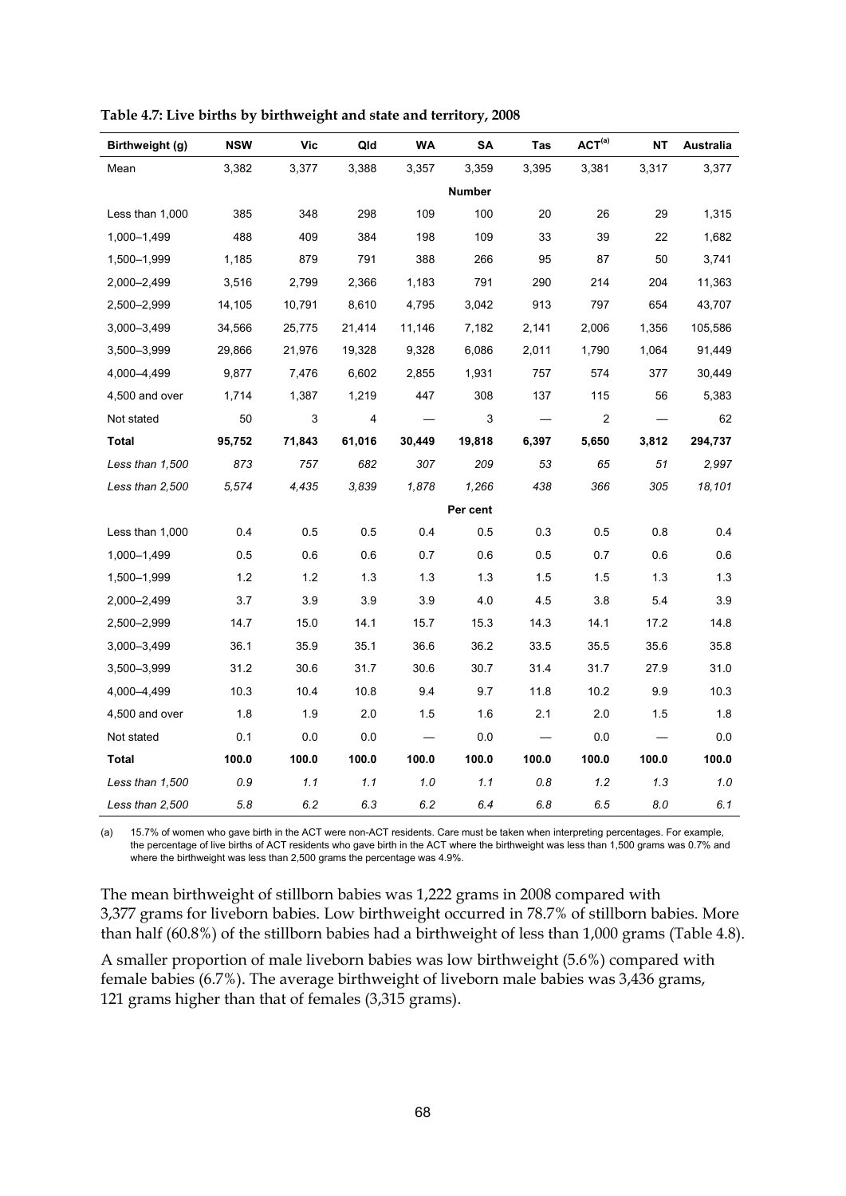**Table 4.7: Live births by birthweight and state and territory, 2008**

| Birthweight (g) | NSW | Vic | Qld | WA | SA | Tas | ACT[(a)] | NT | Australia |
|---|---|---|---|---|---|---|---|---|---|
| Mean | 3,382 | 3,377 | 3,388 | 3,357 | 3,359 | 3,395 | 3,381 | 3,317 | 3,377 |
| | | | | | **Number** | | | | |
| Less than 1,000 | 385 | 348 | 298 | 109 | 100 | 20 | 26 | 29 | 1,315 |
| 1,000–1,499 | 488 | 409 | 384 | 198 | 109 | 33 | 39 | 22 | 1,682 |
| 1,500–1,999 | 1,185 | 879 | 791 | 388 | 266 | 95 | 87 | 50 | 3,741 |
| 2,000–2,499 | 3,516 | 2,799 | 2,366 | 1,183 | 791 | 290 | 214 | 204 | 11,363 |
| 2,500–2,999 | 14,105 | 10,791 | 8,610 | 4,795 | 3,042 | 913 | 797 | 654 | 43,707 |
| 3,000–3,499 | 34,566 | 25,775 | 21,414 | 11,146 | 7,182 | 2,141 | 2,006 | 1,356 | 105,586 |
| 3,500–3,999 | 29,866 | 21,976 | 19,328 | 9,328 | 6,086 | 2,011 | 1,790 | 1,064 | 91,449 |
| 4,000–4,499 | 9,877 | 7,476 | 6,602 | 2,855 | 1,931 | 757 | 574 | 377 | 30,449 |
| 4,500 and over | 1,714 | 1,387 | 1,219 | 447 | 308 | 137 | 115 | 56 | 5,383 |
| Not stated | 50 | 3 | 4 | — | 3 | — | 2 | — | 62 |
| **Total** | **95,752** | **71,843** | **61,016** | **30,449** | **19,818** | **6,397** | **5,650** | **3,812** | **294,737** |
| *Less than 1,500* | *873* | *757* | *682* | *307* | *209* | *53* | *65* | *51* | *2,997* |
| *Less than 2,500* | *5,574* | *4,435* | *3,839* | *1,878* | *1,266* | *438* | *366* | *305* | *18,101* |
| | | | | | **Per cent** | | | | |
| Less than 1,000 | 0.4 | 0.5 | 0.5 | 0.4 | 0.5 | 0.3 | 0.5 | 0.8 | 0.4 |
| 1,000–1,499 | 0.5 | 0.6 | 0.6 | 0.7 | 0.6 | 0.5 | 0.7 | 0.6 | 0.6 |
| 1,500–1,999 | 1.2 | 1.2 | 1.3 | 1.3 | 1.3 | 1.5 | 1.5 | 1.3 | 1.3 |
| 2,000–2,499 | 3.7 | 3.9 | 3.9 | 3.9 | 4.0 | 4.5 | 3.8 | 5.4 | 3.9 |
| 2,500–2,999 | 14.7 | 15.0 | 14.1 | 15.7 | 15.3 | 14.3 | 14.1 | 17.2 | 14.8 |
| 3,000–3,499 | 36.1 | 35.9 | 35.1 | 36.6 | 36.2 | 33.5 | 35.5 | 35.6 | 35.8 |
| 3,500–3,999 | 31.2 | 30.6 | 31.7 | 30.6 | 30.7 | 31.4 | 31.7 | 27.9 | 31.0 |
| 4,000–4,499 | 10.3 | 10.4 | 10.8 | 9.4 | 9.7 | 11.8 | 10.2 | 9.9 | 10.3 |
| 4,500 and over | 1.8 | 1.9 | 2.0 | 1.5 | 1.6 | 2.1 | 2.0 | 1.5 | 1.8 |
| Not stated | 0.1 | 0.0 | 0.0 | — | 0.0 | — | 0.0 | — | 0.0 |
| **Total** | **100.0** | **100.0** | **100.0** | **100.0** | **100.0** | **100.0** | **100.0** | **100.0** | **100.0** |
| *Less than 1,500* | *0.9* | *1.1* | *1.1* | *1.0* | *1.1* | *0.8* | *1.2* | *1.3* | *1.0* |
| *Less than 2,500* | *5.8* | *6.2* | *6.3* | *6.2* | *6.4* | *6.8* | *6.5* | *8.0* | *6.1* |

(a) 15.7% of women who gave birth in the ACT were non-ACT residents. Care must be taken when interpreting percentages. For example, the percentage of live births of ACT residents who gave birth in the ACT where the birthweight was less than 1,500 grams was 0.7% and where the birthweight was less than 2,500 grams the percentage was 4.9%.

The mean birthweight of stillborn babies was 1,222 grams in 2008 compared with 3,377 grams for liveborn babies. Low birthweight occurred in 78.7% of stillborn babies. More than half (60.8%) of the stillborn babies had a birthweight of less than 1,000 grams (Table 4.8).

A smaller proportion of male liveborn babies was low birthweight (5.6%) compared with female babies (6.7%). The average birthweight of liveborn male babies was 3,436 grams, 121 grams higher than that of females (3,315 grams).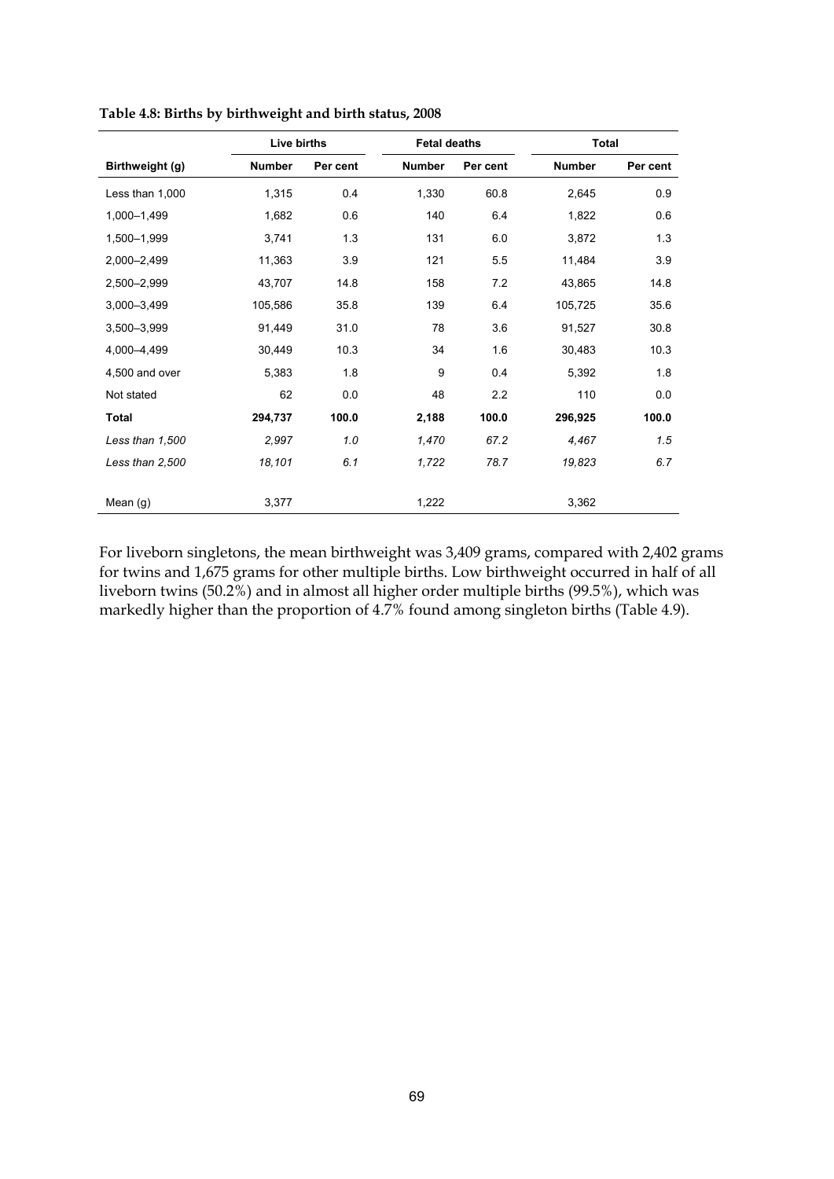**Table 4.8: Births by birthweight and birth status, 2008**

| | Live births | | Fetal deaths | | Total | |
|---|---|---|---|---|---|---|
| **Birthweight (g)** | **Number** | **Per cent** | **Number** | **Per cent** | **Number** | **Per cent** |
| Less than 1,000 | 1,315 | 0.4 | 1,330 | 60.8 | 2,645 | 0.9 |
| 1,000–1,499 | 1,682 | 0.6 | 140 | 6.4 | 1,822 | 0.6 |
| 1,500–1,999 | 3,741 | 1.3 | 131 | 6.0 | 3,872 | 1.3 |
| 2,000–2,499 | 11,363 | 3.9 | 121 | 5.5 | 11,484 | 3.9 |
| 2,500–2,999 | 43,707 | 14.8 | 158 | 7.2 | 43,865 | 14.8 |
| 3,000–3,499 | 105,586 | 35.8 | 139 | 6.4 | 105,725 | 35.6 |
| 3,500–3,999 | 91,449 | 31.0 | 78 | 3.6 | 91,527 | 30.8 |
| 4,000–4,499 | 30,449 | 10.3 | 34 | 1.6 | 30,483 | 10.3 |
| 4,500 and over | 5,383 | 1.8 | 9 | 0.4 | 5,392 | 1.8 |
| Not stated | 62 | 0.0 | 48 | 2.2 | 110 | 0.0 |
| **Total** | **294,737** | **100.0** | **2,188** | **100.0** | **296,925** | **100.0** |
| *Less than 1,500* | *2,997* | *1.0* | *1,470* | *67.2* | *4,467* | *1.5* |
| *Less than 2,500* | *18,101* | *6.1* | *1,722* | *78.7* | *19,823* | *6.7* |
| Mean (g) | 3,377 | | 1,222 | | 3,362 | |

For liveborn singletons, the mean birthweight was 3,409 grams, compared with 2,402 grams for twins and 1,675 grams for other multiple births. Low birthweight occurred in half of all liveborn twins (50.2%) and in almost all higher order multiple births (99.5%), which was markedly higher than the proportion of 4.7% found among singleton births (Table 4.9).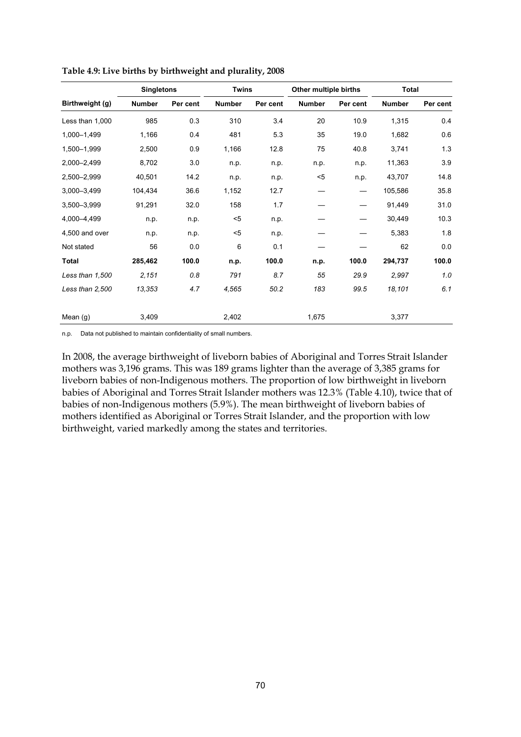**Table 4.9: Live births by birthweight and plurality, 2008**

| | Singletons | | Twins | | Other multiple births | | Total | |
|---|---|---|---|---|---|---|---|---|
| **Birthweight (g)** | **Number** | **Per cent** | **Number** | **Per cent** | **Number** | **Per cent** | **Number** | **Per cent** |
| Less than 1,000 | 985 | 0.3 | 310 | 3.4 | 20 | 10.9 | 1,315 | 0.4 |
| 1,000–1,499 | 1,166 | 0.4 | 481 | 5.3 | 35 | 19.0 | 1,682 | 0.6 |
| 1,500–1,999 | 2,500 | 0.9 | 1,166 | 12.8 | 75 | 40.8 | 3,741 | 1.3 |
| 2,000–2,499 | 8,702 | 3.0 | n.p. | n.p. | n.p. | n.p. | 11,363 | 3.9 |
| 2,500–2,999 | 40,501 | 14.2 | n.p. | n.p. | <5 | n.p. | 43,707 | 14.8 |
| 3,000–3,499 | 104,434 | 36.6 | 1,152 | 12.7 | — | — | 105,586 | 35.8 |
| 3,500–3,999 | 91,291 | 32.0 | 158 | 1.7 | — | — | 91,449 | 31.0 |
| 4,000–4,499 | n.p. | n.p. | <5 | n.p. | — | — | 30,449 | 10.3 |
| 4,500 and over | n.p. | n.p. | <5 | n.p. | — | — | 5,383 | 1.8 |
| Not stated | 56 | 0.0 | 6 | 0.1 | — | — | 62 | 0.0 |
| **Total** | **285,462** | **100.0** | **n.p.** | **100.0** | **n.p.** | **100.0** | **294,737** | **100.0** |
| *Less than 1,500* | *2,151* | *0.8* | *791* | *8.7* | *55* | *29.9* | *2,997* | *1.0* |
| *Less than 2,500* | *13,353* | *4.7* | *4,565* | *50.2* | *183* | *99.5* | *18,101* | *6.1* |
| Mean (g) | 3,409 | | 2,402 | | 1,675 | | 3,377 | |

n.p. Data not published to maintain confidentiality of small numbers.

In 2008, the average birthweight of liveborn babies of Aboriginal and Torres Strait Islander mothers was 3,196 grams. This was 189 grams lighter than the average of 3,385 grams for liveborn babies of non-Indigenous mothers. The proportion of low birthweight in liveborn babies of Aboriginal and Torres Strait Islander mothers was 12.3% (Table 4.10), twice that of babies of non-Indigenous mothers (5.9%). The mean birthweight of liveborn babies of mothers identified as Aboriginal or Torres Strait Islander, and the proportion with low birthweight, varied markedly among the states and territories.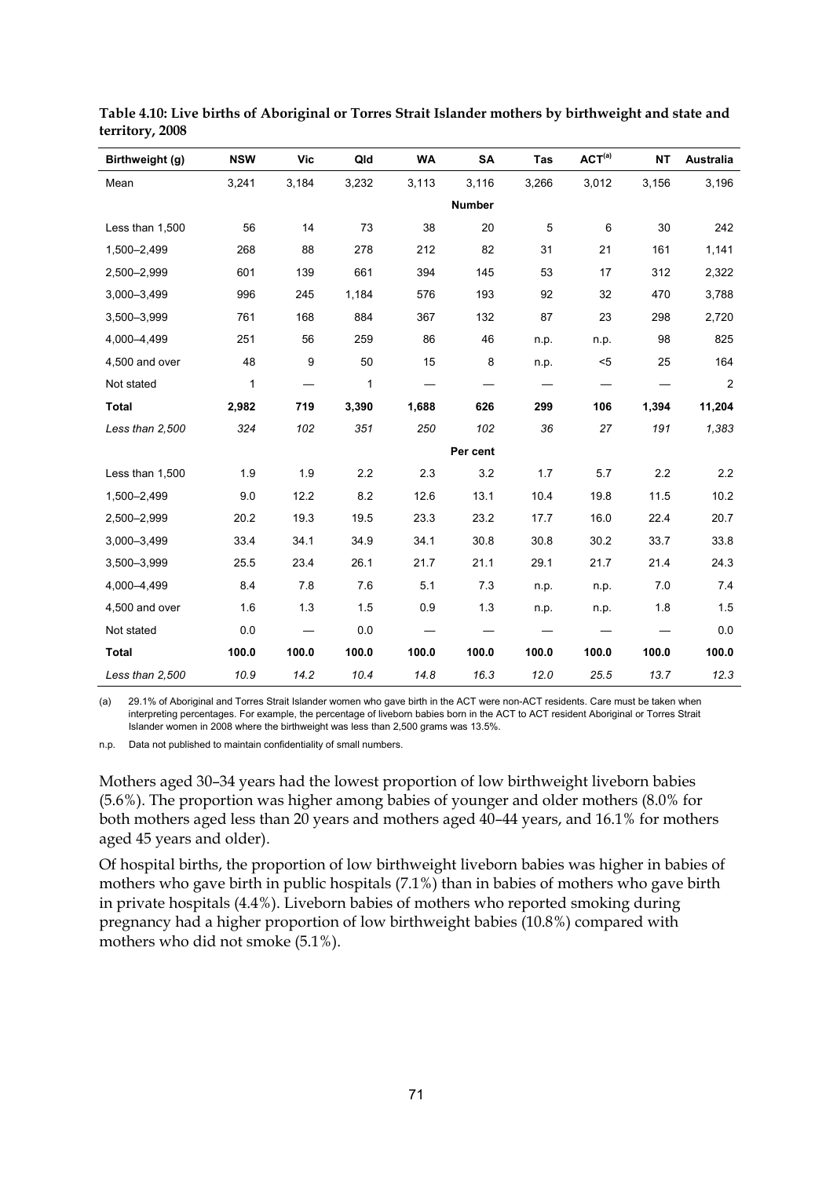**Table 4.10: Live births of Aboriginal or Torres Strait Islander mothers by birthweight and state and territory, 2008**

| Birthweight (g) | NSW | Vic | Qld | WA | SA | Tas | ACT[(a)] | NT | Australia |
|---|---|---|---|---|---|---|---|---|---|
| Mean | 3,241 | 3,184 | 3,232 | 3,113 | 3,116 | 3,266 | 3,012 | 3,156 | 3,196 |
| | | | | | **Number** | | | | |
| Less than 1,500 | 56 | 14 | 73 | 38 | 20 | 5 | 6 | 30 | 242 |
| 1,500–2,499 | 268 | 88 | 278 | 212 | 82 | 31 | 21 | 161 | 1,141 |
| 2,500–2,999 | 601 | 139 | 661 | 394 | 145 | 53 | 17 | 312 | 2,322 |
| 3,000–3,499 | 996 | 245 | 1,184 | 576 | 193 | 92 | 32 | 470 | 3,788 |
| 3,500–3,999 | 761 | 168 | 884 | 367 | 132 | 87 | 23 | 298 | 2,720 |
| 4,000–4,499 | 251 | 56 | 259 | 86 | 46 | n.p. | n.p. | 98 | 825 |
| 4,500 and over | 48 | 9 | 50 | 15 | 8 | n.p. | <5 | 25 | 164 |
| Not stated | 1 | — | 1 | — | — | — | — | — | 2 |
| **Total** | **2,982** | **719** | **3,390** | **1,688** | **626** | **299** | **106** | **1,394** | **11,204** |
| *Less than 2,500* | *324* | *102* | *351* | *250* | *102* | *36* | *27* | *191* | *1,383* |
| | | | | | **Per cent** | | | | |
| Less than 1,500 | 1.9 | 1.9 | 2.2 | 2.3 | 3.2 | 1.7 | 5.7 | 2.2 | 2.2 |
| 1,500–2,499 | 9.0 | 12.2 | 8.2 | 12.6 | 13.1 | 10.4 | 19.8 | 11.5 | 10.2 |
| 2,500–2,999 | 20.2 | 19.3 | 19.5 | 23.3 | 23.2 | 17.7 | 16.0 | 22.4 | 20.7 |
| 3,000–3,499 | 33.4 | 34.1 | 34.9 | 34.1 | 30.8 | 30.8 | 30.2 | 33.7 | 33.8 |
| 3,500–3,999 | 25.5 | 23.4 | 26.1 | 21.7 | 21.1 | 29.1 | 21.7 | 21.4 | 24.3 |
| 4,000–4,499 | 8.4 | 7.8 | 7.6 | 5.1 | 7.3 | n.p. | n.p. | 7.0 | 7.4 |
| 4,500 and over | 1.6 | 1.3 | 1.5 | 0.9 | 1.3 | n.p. | n.p. | 1.8 | 1.5 |
| Not stated | 0.0 | — | 0.0 | — | — | — | — | — | 0.0 |
| **Total** | **100.0** | **100.0** | **100.0** | **100.0** | **100.0** | **100.0** | **100.0** | **100.0** | **100.0** |
| *Less than 2,500* | *10.9* | *14.2* | *10.4* | *14.8* | *16.3* | *12.0* | *25.5* | *13.7* | *12.3* |

(a) 29.1% of Aboriginal and Torres Strait Islander women who gave birth in the ACT were non-ACT residents. Care must be taken when interpreting percentages. For example, the percentage of liveborn babies born in the ACT to ACT resident Aboriginal or Torres Strait Islander women in 2008 where the birthweight was less than 2,500 grams was 13.5%.

n.p. Data not published to maintain confidentiality of small numbers.

Mothers aged 30–34 years had the lowest proportion of low birthweight liveborn babies (5.6%). The proportion was higher among babies of younger and older mothers (8.0% for both mothers aged less than 20 years and mothers aged 40–44 years, and 16.1% for mothers aged 45 years and older).

Of hospital births, the proportion of low birthweight liveborn babies was higher in babies of mothers who gave birth in public hospitals (7.1%) than in babies of mothers who gave birth in private hospitals (4.4%). Liveborn babies of mothers who reported smoking during pregnancy had a higher proportion of low birthweight babies (10.8%) compared with mothers who did not smoke (5.1%).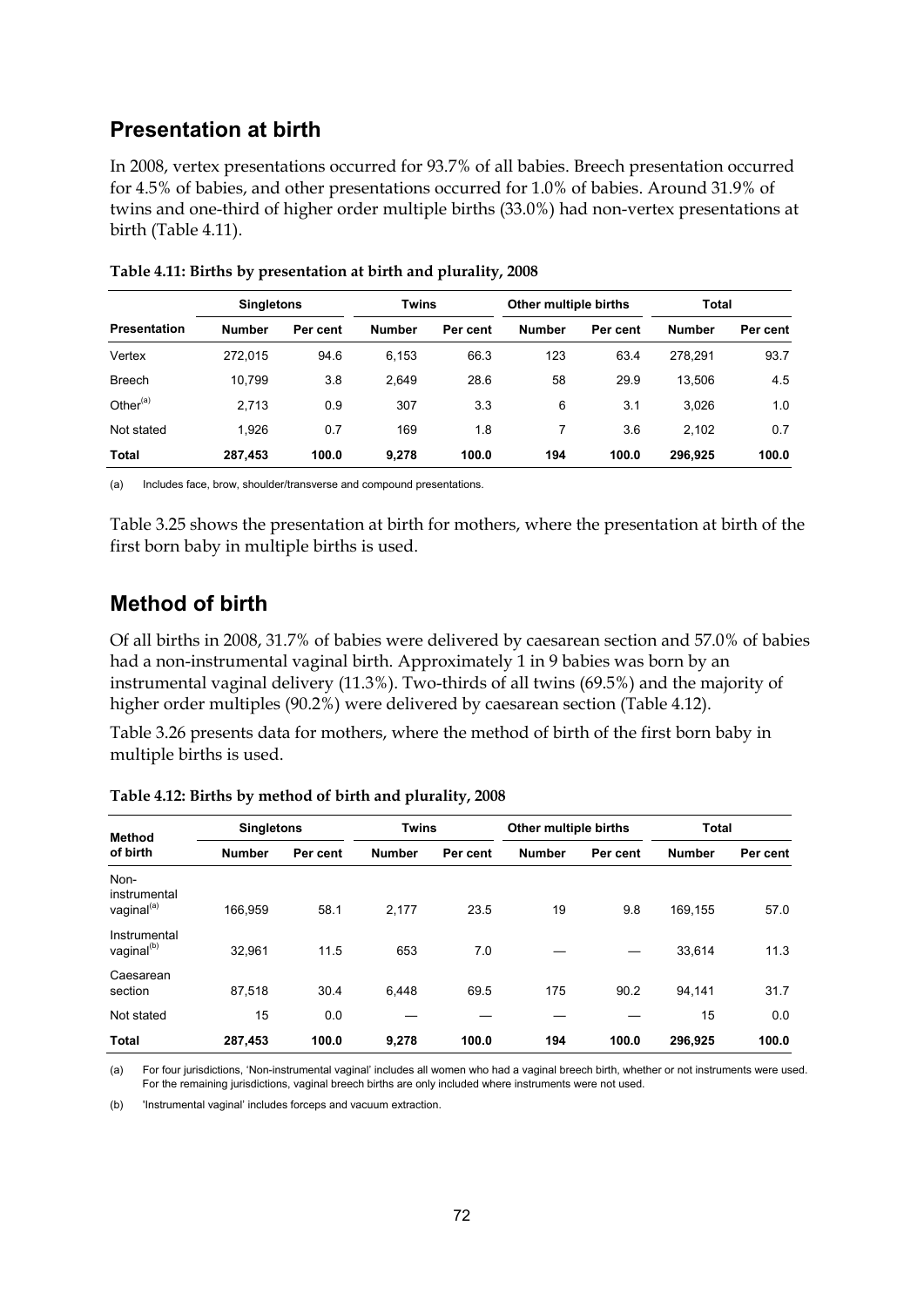## Presentation at birth

In 2008, vertex presentations occurred for 93.7% of all babies. Breech presentation occurred for 4.5% of babies, and other presentations occurred for 1.0% of babies. Around 31.9% of twins and one-third of higher order multiple births (33.0%) had non-vertex presentations at birth (Table 4.11).

**Table 4.11: Births by presentation at birth and plurality, 2008**

| | Singletons | | Twins | | Other multiple births | | Total | |
|---|---|---|---|---|---|---|---|---|
| **Presentation** | **Number** | **Per cent** | **Number** | **Per cent** | **Number** | **Per cent** | **Number** | **Per cent** |
| Vertex | 272,015 | 94.6 | 6,153 | 66.3 | 123 | 63.4 | 278,291 | 93.7 |
| Breech | 10,799 | 3.8 | 2,649 | 28.6 | 58 | 29.9 | 13,506 | 4.5 |
| Other[(a)] | 2,713 | 0.9 | 307 | 3.3 | 6 | 3.1 | 3,026 | 1.0 |
| Not stated | 1,926 | 0.7 | 169 | 1.8 | 7 | 3.6 | 2,102 | 0.7 |
| **Total** | **287,453** | **100.0** | **9,278** | **100.0** | **194** | **100.0** | **296,925** | **100.0** |

(a) Includes face, brow, shoulder/transverse and compound presentations.

Table 3.25 shows the presentation at birth for mothers, where the presentation at birth of the first born baby in multiple births is used.

## Method of birth

Of all births in 2008, 31.7% of babies were delivered by caesarean section and 57.0% of babies had a non-instrumental vaginal birth. Approximately 1 in 9 babies was born by an instrumental vaginal delivery (11.3%). Two-thirds of all twins (69.5%) and the majority of higher order multiples (90.2%) were delivered by caesarean section (Table 4.12).

Table 3.26 presents data for mothers, where the method of birth of the first born baby in multiple births is used.

**Table 4.12: Births by method of birth and plurality, 2008**

| | Singletons | | Twins | | Other multiple births | | Total | |
|---|---|---|---|---|---|---|---|---|
| **Method of birth** | **Number** | **Per cent** | **Number** | **Per cent** | **Number** | **Per cent** | **Number** | **Per cent** |
| Non-instrumental vaginal[(a)] | 166,959 | 58.1 | 2,177 | 23.5 | 19 | 9.8 | 169,155 | 57.0 |
| Instrumental vaginal[(b)] | 32,961 | 11.5 | 653 | 7.0 | — | — | 33,614 | 11.3 |
| Caesarean section | 87,518 | 30.4 | 6,448 | 69.5 | 175 | 90.2 | 94,141 | 31.7 |
| Not stated | 15 | 0.0 | — | — | — | — | 15 | 0.0 |
| **Total** | **287,453** | **100.0** | **9,278** | **100.0** | **194** | **100.0** | **296,925** | **100.0** |

(a) For four jurisdictions, 'Non-instrumental vaginal' includes all women who had a vaginal breech birth, whether or not instruments were used. For the remaining jurisdictions, vaginal breech births are only included where instruments were not used.

(b) 'Instrumental vaginal' includes forceps and vacuum extraction.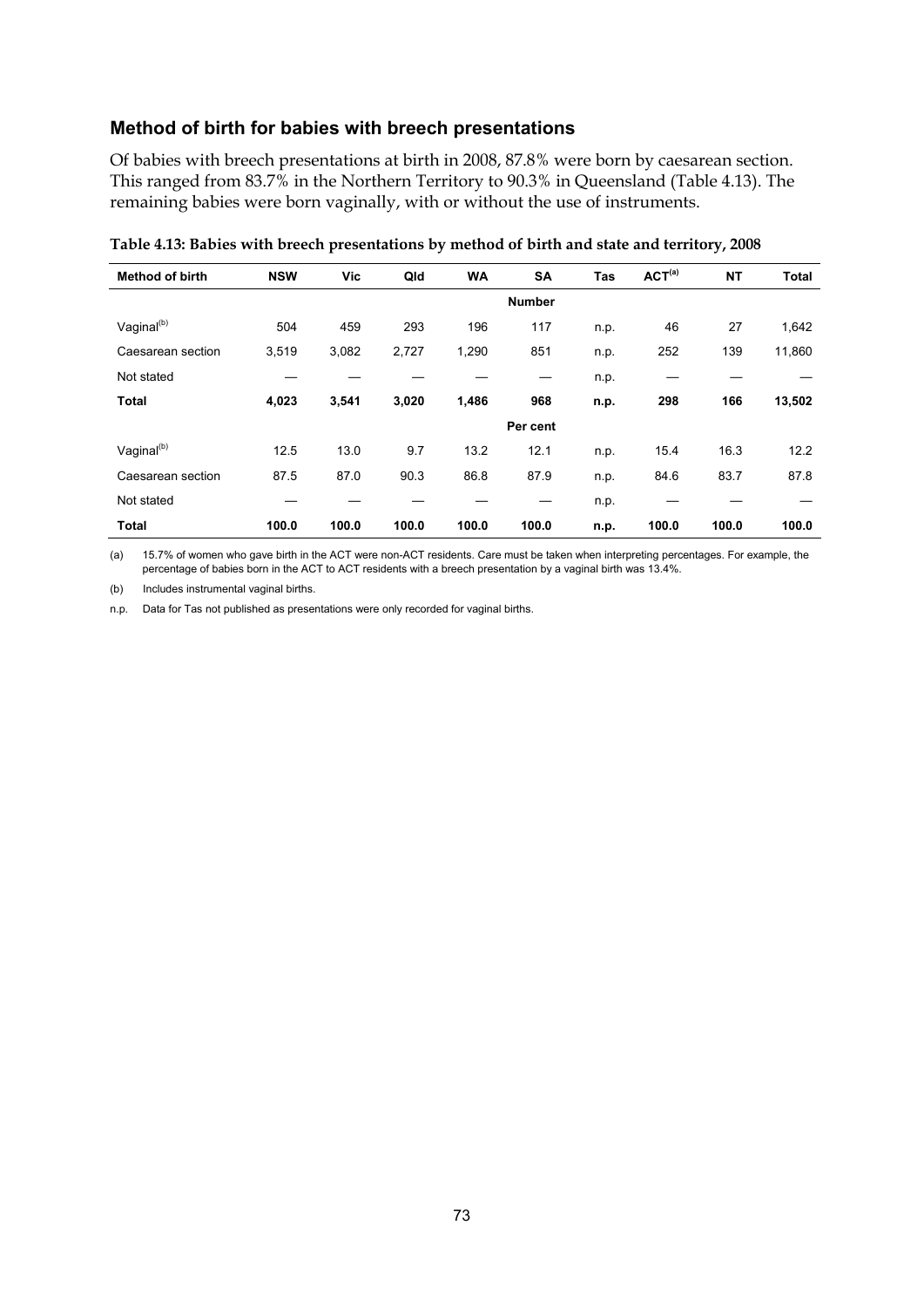## Method of birth for babies with breech presentations

Of babies with breech presentations at birth in 2008, 87.8% were born by caesarean section. This ranged from 83.7% in the Northern Territory to 90.3% in Queensland (Table 4.13). The remaining babies were born vaginally, with or without the use of instruments.

**Table 4.13: Babies with breech presentations by method of birth and state and territory, 2008**

| Method of birth | NSW | Vic | Qld | WA | SA | Tas | ACT[(a)] | NT | Total |
|---|---|---|---|---|---|---|---|---|---|
| | | | | | **Number** | | | | |
| Vaginal[(b)] | 504 | 459 | 293 | 196 | 117 | n.p. | 46 | 27 | 1,642 |
| Caesarean section | 3,519 | 3,082 | 2,727 | 1,290 | 851 | n.p. | 252 | 139 | 11,860 |
| Not stated | — | — | — | — | — | n.p. | — | — | — |
| **Total** | **4,023** | **3,541** | **3,020** | **1,486** | **968** | **n.p.** | **298** | **166** | **13,502** |
| | | | | | **Per cent** | | | | |
| Vaginal[(b)] | 12.5 | 13.0 | 9.7 | 13.2 | 12.1 | n.p. | 15.4 | 16.3 | 12.2 |
| Caesarean section | 87.5 | 87.0 | 90.3 | 86.8 | 87.9 | n.p. | 84.6 | 83.7 | 87.8 |
| Not stated | — | — | — | — | — | n.p. | — | — | — |
| **Total** | **100.0** | **100.0** | **100.0** | **100.0** | **100.0** | **n.p.** | **100.0** | **100.0** | **100.0** |

(a) 15.7% of women who gave birth in the ACT were non-ACT residents. Care must be taken when interpreting percentages. For example, the percentage of babies born in the ACT to ACT residents with a breech presentation by a vaginal birth was 13.4%.

(b) Includes instrumental vaginal births.

n.p. Data for Tas not published as presentations were only recorded for vaginal births.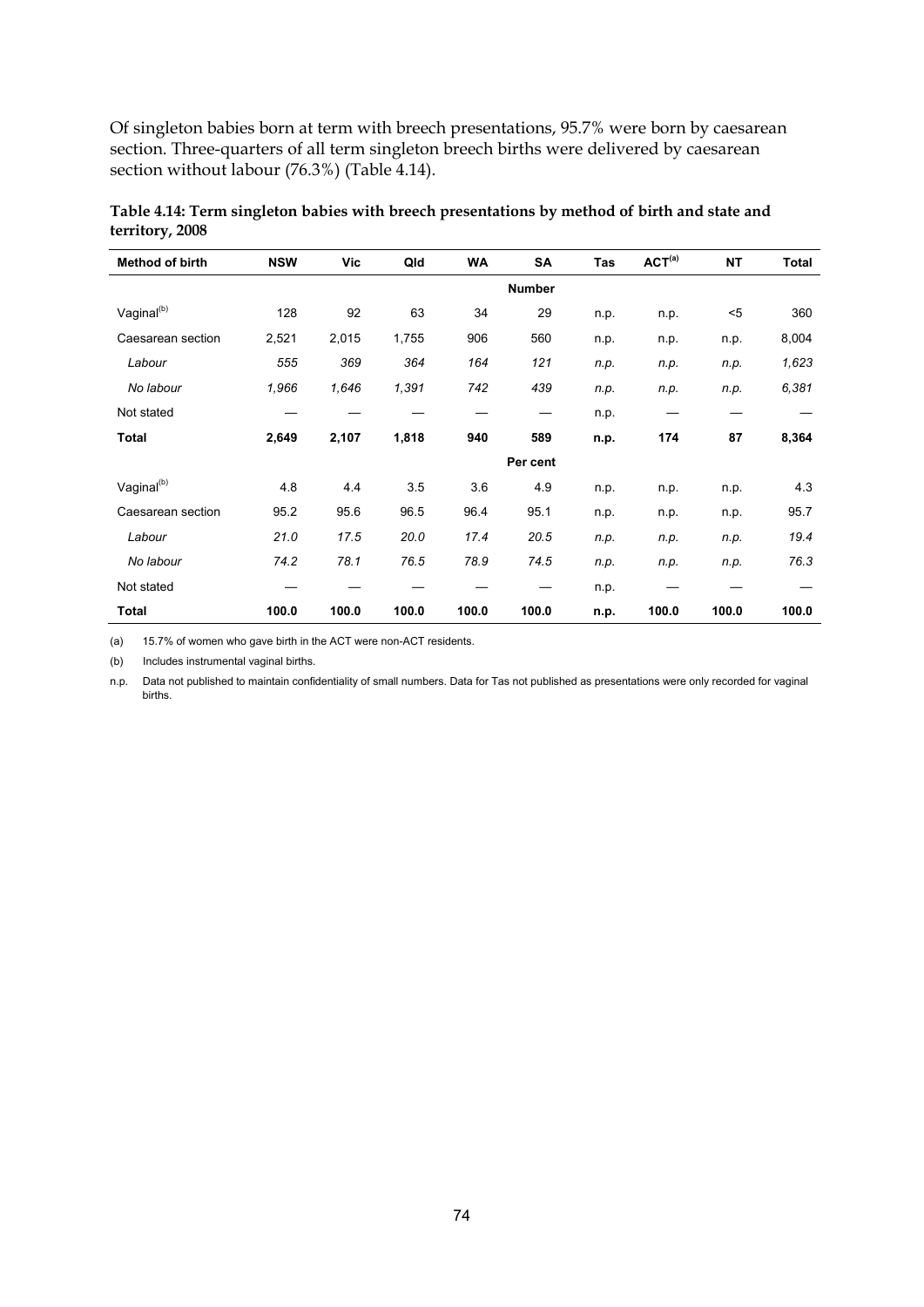Of singleton babies born at term with breech presentations, 95.7% were born by caesarean section. Three-quarters of all term singleton breech births were delivered by caesarean section without labour (76.3%) (Table 4.14).

**Table 4.14: Term singleton babies with breech presentations by method of birth and state and territory, 2008**

| Method of birth | NSW | Vic | Qld | WA | SA | Tas | ACT[(a)] | NT | Total |
|---|---|---|---|---|---|---|---|---|---|
| | | | | | **Number** | | | | |
| Vaginal[(b)] | 128 | 92 | 63 | 34 | 29 | n.p. | n.p. | <5 | 360 |
| Caesarean section | 2,521 | 2,015 | 1,755 | 906 | 560 | n.p. | n.p. | n.p. | 8,004 |
| *Labour* | *555* | *369* | *364* | *164* | *121* | *n.p.* | *n.p.* | *n.p.* | *1,623* |
| *No labour* | *1,966* | *1,646* | *1,391* | *742* | *439* | *n.p.* | *n.p.* | *n.p.* | *6,381* |
| Not stated | — | — | — | — | — | n.p. | — | — | — |
| **Total** | **2,649** | **2,107** | **1,818** | **940** | **589** | **n.p.** | **174** | **87** | **8,364** |
| | | | | | **Per cent** | | | | |
| Vaginal[(b)] | 4.8 | 4.4 | 3.5 | 3.6 | 4.9 | n.p. | n.p. | n.p. | 4.3 |
| Caesarean section | 95.2 | 95.6 | 96.5 | 96.4 | 95.1 | n.p. | n.p. | n.p. | 95.7 |
| *Labour* | *21.0* | *17.5* | *20.0* | *17.4* | *20.5* | *n.p.* | *n.p.* | *n.p.* | *19.4* |
| *No labour* | *74.2* | *78.1* | *76.5* | *78.9* | *74.5* | *n.p.* | *n.p.* | *n.p.* | *76.3* |
| Not stated | — | — | — | — | — | n.p. | — | — | — |
| **Total** | **100.0** | **100.0** | **100.0** | **100.0** | **100.0** | **n.p.** | **100.0** | **100.0** | **100.0** |

(a) 15.7% of women who gave birth in the ACT were non-ACT residents.

(b) Includes instrumental vaginal births.

n.p. Data not published to maintain confidentiality of small numbers. Data for Tas not published as presentations were only recorded for vaginal births.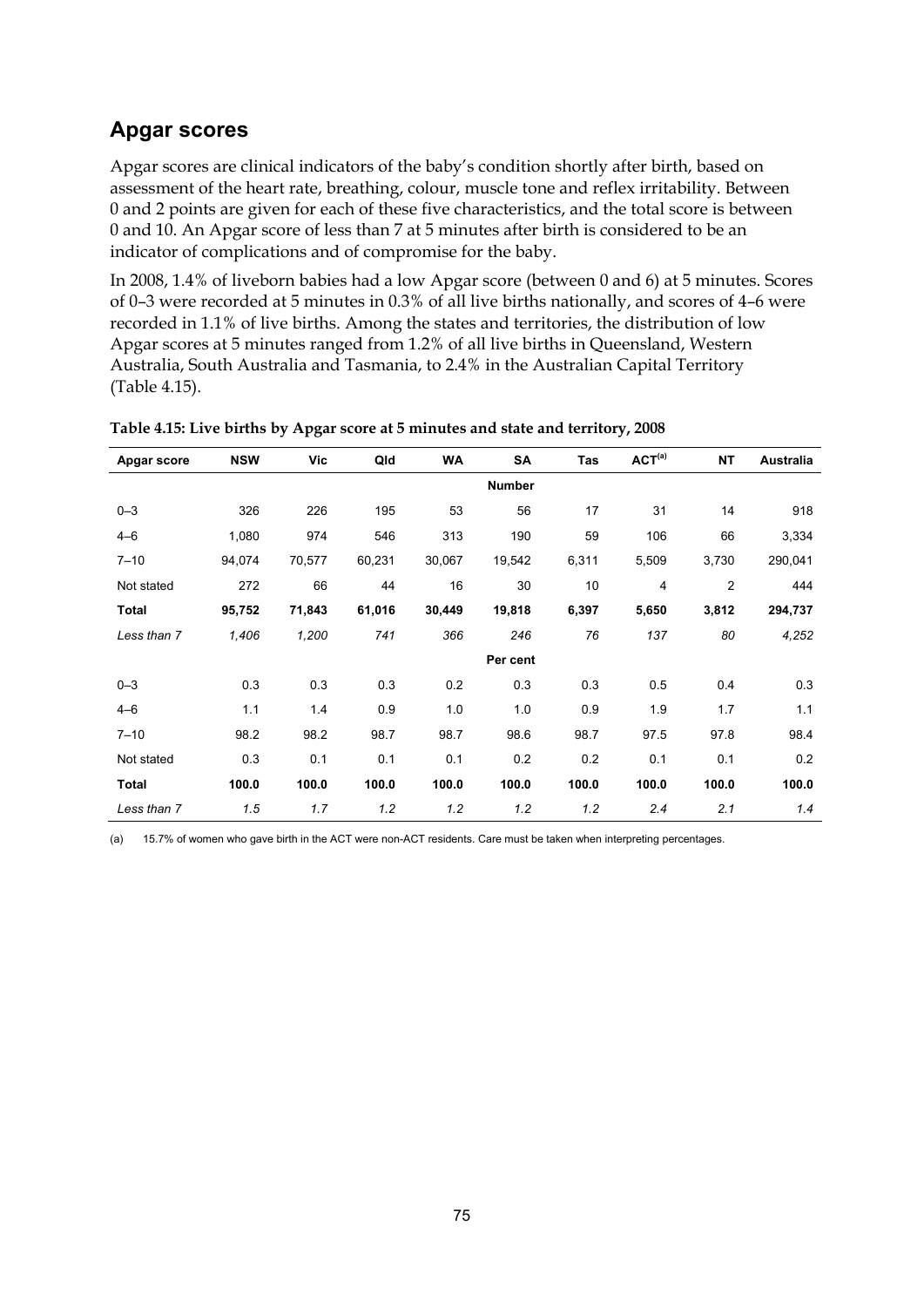## Apgar scores

Apgar scores are clinical indicators of the baby's condition shortly after birth, based on assessment of the heart rate, breathing, colour, muscle tone and reflex irritability. Between 0 and 2 points are given for each of these five characteristics, and the total score is between 0 and 10. An Apgar score of less than 7 at 5 minutes after birth is considered to be an indicator of complications and of compromise for the baby.

In 2008, 1.4% of liveborn babies had a low Apgar score (between 0 and 6) at 5 minutes. Scores of 0–3 were recorded at 5 minutes in 0.3% of all live births nationally, and scores of 4–6 were recorded in 1.1% of live births. Among the states and territories, the distribution of low Apgar scores at 5 minutes ranged from 1.2% of all live births in Queensland, Western Australia, South Australia and Tasmania, to 2.4% in the Australian Capital Territory (Table 4.15).

**Table 4.15: Live births by Apgar score at 5 minutes and state and territory, 2008**

| Apgar score | NSW | Vic | Qld | WA | SA | Tas | ACT[(a)] | NT | Australia |
|---|---|---|---|---|---|---|---|---|---|
| | | | | | **Number** | | | | |
| 0–3 | 326 | 226 | 195 | 53 | 56 | 17 | 31 | 14 | 918 |
| 4–6 | 1,080 | 974 | 546 | 313 | 190 | 59 | 106 | 66 | 3,334 |
| 7–10 | 94,074 | 70,577 | 60,231 | 30,067 | 19,542 | 6,311 | 5,509 | 3,730 | 290,041 |
| Not stated | 272 | 66 | 44 | 16 | 30 | 10 | 4 | 2 | 444 |
| **Total** | **95,752** | **71,843** | **61,016** | **30,449** | **19,818** | **6,397** | **5,650** | **3,812** | **294,737** |
| *Less than 7* | *1,406* | *1,200* | *741* | *366* | *246* | *76* | *137* | *80* | *4,252* |
| | | | | | **Per cent** | | | | |
| 0–3 | 0.3 | 0.3 | 0.3 | 0.2 | 0.3 | 0.3 | 0.5 | 0.4 | 0.3 |
| 4–6 | 1.1 | 1.4 | 0.9 | 1.0 | 1.0 | 0.9 | 1.9 | 1.7 | 1.1 |
| 7–10 | 98.2 | 98.2 | 98.7 | 98.7 | 98.6 | 98.7 | 97.5 | 97.8 | 98.4 |
| Not stated | 0.3 | 0.1 | 0.1 | 0.1 | 0.2 | 0.2 | 0.1 | 0.1 | 0.2 |
| **Total** | **100.0** | **100.0** | **100.0** | **100.0** | **100.0** | **100.0** | **100.0** | **100.0** | **100.0** |
| *Less than 7* | *1.5* | *1.7* | *1.2* | *1.2* | *1.2* | *1.2* | *2.4* | *2.1* | *1.4* |

(a) 15.7% of women who gave birth in the ACT were non-ACT residents. Care must be taken when interpreting percentages.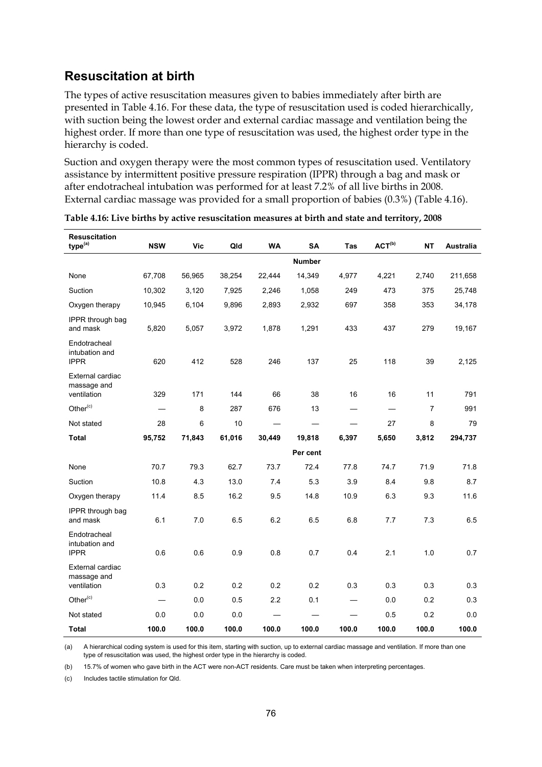## Resuscitation at birth

The types of active resuscitation measures given to babies immediately after birth are presented in Table 4.16. For these data, the type of resuscitation used is coded hierarchically, with suction being the lowest order and external cardiac massage and ventilation being the highest order. If more than one type of resuscitation was used, the highest order type in the hierarchy is coded.

Suction and oxygen therapy were the most common types of resuscitation used. Ventilatory assistance by intermittent positive pressure respiration (IPPR) through a bag and mask or after endotracheal intubation was performed for at least 7.2% of all live births in 2008. External cardiac massage was provided for a small proportion of babies (0.3%) (Table 4.16).

**Table 4.16: Live births by active resuscitation measures at birth and state and territory, 2008**

| Resuscitation type[(a)] | NSW | Vic | Qld | WA | SA | Tas | ACT[(b)] | NT | Australia |
|---|---|---|---|---|---|---|---|---|---|
| | | | | | **Number** | | | | |
| None | 67,708 | 56,965 | 38,254 | 22,444 | 14,349 | 4,977 | 4,221 | 2,740 | 211,658 |
| Suction | 10,302 | 3,120 | 7,925 | 2,246 | 1,058 | 249 | 473 | 375 | 25,748 |
| Oxygen therapy | 10,945 | 6,104 | 9,896 | 2,893 | 2,932 | 697 | 358 | 353 | 34,178 |
| IPPR through bag and mask | 5,820 | 5,057 | 3,972 | 1,878 | 1,291 | 433 | 437 | 279 | 19,167 |
| Endotracheal intubation and IPPR | 620 | 412 | 528 | 246 | 137 | 25 | 118 | 39 | 2,125 |
| External cardiac massage and ventilation | 329 | 171 | 144 | 66 | 38 | 16 | 16 | 11 | 791 |
| Other[(c)] | — | 8 | 287 | 676 | 13 | — | — | 7 | 991 |
| Not stated | 28 | 6 | 10 | — | — | — | 27 | 8 | 79 |
| **Total** | **95,752** | **71,843** | **61,016** | **30,449** | **19,818** | **6,397** | **5,650** | **3,812** | **294,737** |
| | | | | | **Per cent** | | | | |
| None | 70.7 | 79.3 | 62.7 | 73.7 | 72.4 | 77.8 | 74.7 | 71.9 | 71.8 |
| Suction | 10.8 | 4.3 | 13.0 | 7.4 | 5.3 | 3.9 | 8.4 | 9.8 | 8.7 |
| Oxygen therapy | 11.4 | 8.5 | 16.2 | 9.5 | 14.8 | 10.9 | 6.3 | 9.3 | 11.6 |
| IPPR through bag and mask | 6.1 | 7.0 | 6.5 | 6.2 | 6.5 | 6.8 | 7.7 | 7.3 | 6.5 |
| Endotracheal intubation and IPPR | 0.6 | 0.6 | 0.9 | 0.8 | 0.7 | 0.4 | 2.1 | 1.0 | 0.7 |
| External cardiac massage and ventilation | 0.3 | 0.2 | 0.2 | 0.2 | 0.2 | 0.3 | 0.3 | 0.3 | 0.3 |
| Other[(c)] | — | 0.0 | 0.5 | 2.2 | 0.1 | — | 0.0 | 0.2 | 0.3 |
| Not stated | 0.0 | 0.0 | 0.0 | — | — | — | 0.5 | 0.2 | 0.0 |
| **Total** | **100.0** | **100.0** | **100.0** | **100.0** | **100.0** | **100.0** | **100.0** | **100.0** | **100.0** |

(a) A hierarchical coding system is used for this item, starting with suction, up to external cardiac massage and ventilation. If more than one type of resuscitation was used, the highest order type in the hierarchy is coded.

(b) 15.7% of women who gave birth in the ACT were non-ACT residents. Care must be taken when interpreting percentages.

(c) Includes tactile stimulation for Qld.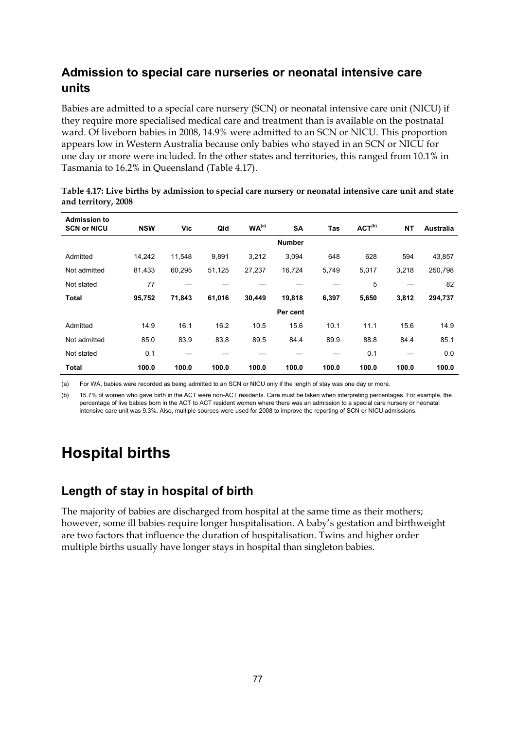## Admission to special care nurseries or neonatal intensive care units

Babies are admitted to a special care nursery (SCN) or neonatal intensive care unit (NICU) if they require more specialised medical care and treatment than is available on the postnatal ward. Of liveborn babies in 2008, 14.9% were admitted to an SCN or NICU. This proportion appears low in Western Australia because only babies who stayed in an SCN or NICU for one day or more were included. In the other states and territories, this ranged from 10.1% in Tasmania to 16.2% in Queensland (Table 4.17).

**Table 4.17: Live births by admission to special care nursery or neonatal intensive care unit and state and territory, 2008**

| Admission to SCN or NICU | NSW | Vic | Qld | WA[(a)] | SA | Tas | ACT[(b)] | NT | Australia |
|---|---|---|---|---|---|---|---|---|---|
| | | | | | **Number** | | | | |
| Admitted | 14,242 | 11,548 | 9,891 | 3,212 | 3,094 | 648 | 628 | 594 | 43,857 |
| Not admitted | 81,433 | 60,295 | 51,125 | 27,237 | 16,724 | 5,749 | 5,017 | 3,218 | 250,798 |
| Not stated | 77 | — | — | — | — | — | 5 | — | 82 |
| **Total** | **95,752** | **71,843** | **61,016** | **30,449** | **19,818** | **6,397** | **5,650** | **3,812** | **294,737** |
| | | | | | **Per cent** | | | | |
| Admitted | 14.9 | 16.1 | 16.2 | 10.5 | 15.6 | 10.1 | 11.1 | 15.6 | 14.9 |
| Not admitted | 85.0 | 83.9 | 83.8 | 89.5 | 84.4 | 89.9 | 88.8 | 84.4 | 85.1 |
| Not stated | 0.1 | — | — | — | — | — | 0.1 | — | 0.0 |
| **Total** | **100.0** | **100.0** | **100.0** | **100.0** | **100.0** | **100.0** | **100.0** | **100.0** | **100.0** |

(a) For WA, babies were recorded as being admitted to an SCN or NICU only if the length of stay was one day or more.

(b) 15.7% of women who gave birth in the ACT were non-ACT residents. Care must be taken when interpreting percentages. For example, the percentage of live babies born in the ACT to ACT resident women where there was an admission to a special care nursery or neonatal intensive care unit was 9.3%. Also, multiple sources were used for 2008 to improve the reporting of SCN or NICU admissions.

# Hospital births

## Length of stay in hospital of birth

The majority of babies are discharged from hospital at the same time as their mothers; however, some ill babies require longer hospitalisation. A baby's gestation and birthweight are two factors that influence the duration of hospitalisation. Twins and higher order multiple births usually have longer stays in hospital than singleton babies.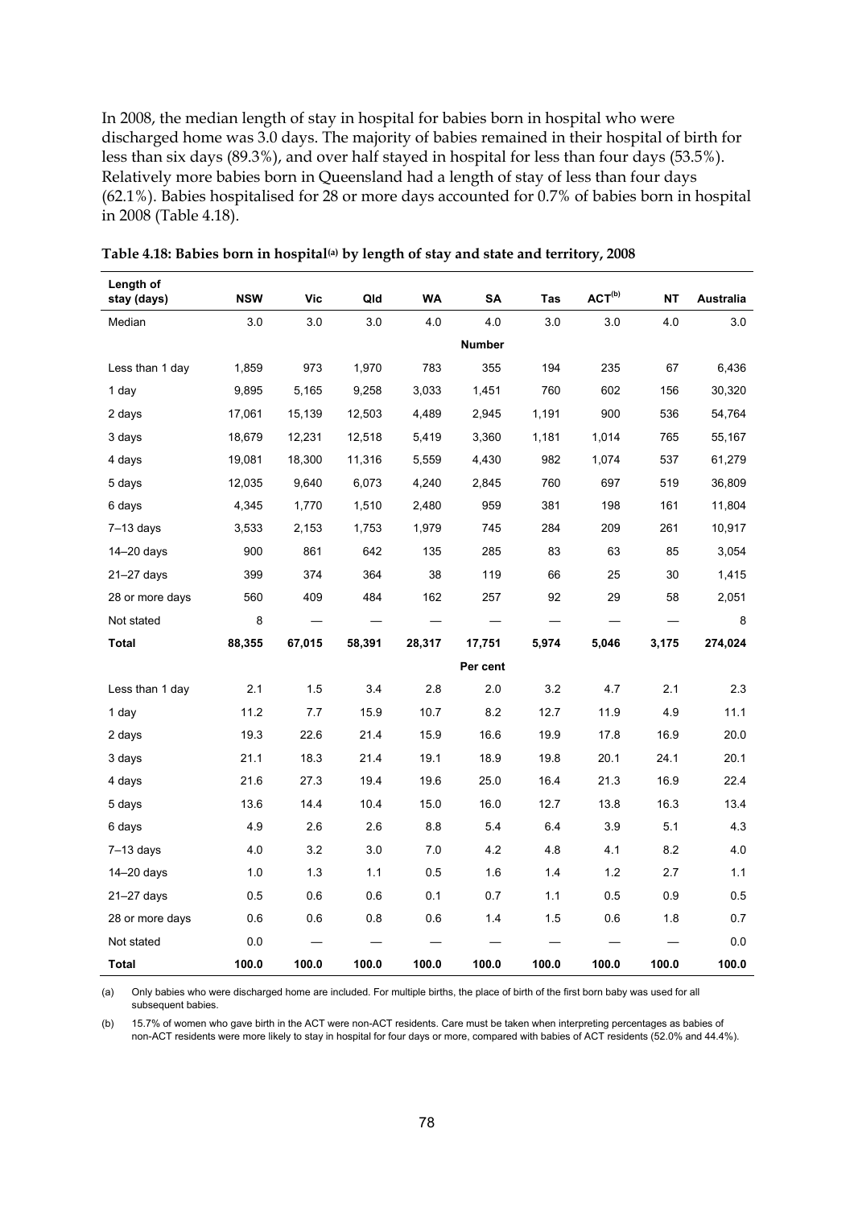In 2008, the median length of stay in hospital for babies born in hospital who were discharged home was 3.0 days. The majority of babies remained in their hospital of birth for less than six days (89.3%), and over half stayed in hospital for less than four days (53.5%). Relatively more babies born in Queensland had a length of stay of less than four days (62.1%). Babies hospitalised for 28 or more days accounted for 0.7% of babies born in hospital in 2008 (Table 4.18).

**Table 4.18: Babies born in hospital[(a)] by length of stay and state and territory, 2008**

| Length of stay (days) | NSW | Vic | Qld | WA | SA | Tas | ACT[(b)] | NT | Australia |
|---|---|---|---|---|---|---|---|---|---|
| Median | 3.0 | 3.0 | 3.0 | 4.0 | 4.0 | 3.0 | 3.0 | 4.0 | 3.0 |
| | | | | | **Number** | | | | |
| Less than 1 day | 1,859 | 973 | 1,970 | 783 | 355 | 194 | 235 | 67 | 6,436 |
| 1 day | 9,895 | 5,165 | 9,258 | 3,033 | 1,451 | 760 | 602 | 156 | 30,320 |
| 2 days | 17,061 | 15,139 | 12,503 | 4,489 | 2,945 | 1,191 | 900 | 536 | 54,764 |
| 3 days | 18,679 | 12,231 | 12,518 | 5,419 | 3,360 | 1,181 | 1,014 | 765 | 55,167 |
| 4 days | 19,081 | 18,300 | 11,316 | 5,559 | 4,430 | 982 | 1,074 | 537 | 61,279 |
| 5 days | 12,035 | 9,640 | 6,073 | 4,240 | 2,845 | 760 | 697 | 519 | 36,809 |
| 6 days | 4,345 | 1,770 | 1,510 | 2,480 | 959 | 381 | 198 | 161 | 11,804 |
| 7–13 days | 3,533 | 2,153 | 1,753 | 1,979 | 745 | 284 | 209 | 261 | 10,917 |
| 14–20 days | 900 | 861 | 642 | 135 | 285 | 83 | 63 | 85 | 3,054 |
| 21–27 days | 399 | 374 | 364 | 38 | 119 | 66 | 25 | 30 | 1,415 |
| 28 or more days | 560 | 409 | 484 | 162 | 257 | 92 | 29 | 58 | 2,051 |
| Not stated | 8 | — | — | — | — | — | — | — | 8 |
| **Total** | **88,355** | **67,015** | **58,391** | **28,317** | **17,751** | **5,974** | **5,046** | **3,175** | **274,024** |
| | | | | | **Per cent** | | | | |
| Less than 1 day | 2.1 | 1.5 | 3.4 | 2.8 | 2.0 | 3.2 | 4.7 | 2.1 | 2.3 |
| 1 day | 11.2 | 7.7 | 15.9 | 10.7 | 8.2 | 12.7 | 11.9 | 4.9 | 11.1 |
| 2 days | 19.3 | 22.6 | 21.4 | 15.9 | 16.6 | 19.9 | 17.8 | 16.9 | 20.0 |
| 3 days | 21.1 | 18.3 | 21.4 | 19.1 | 18.9 | 19.8 | 20.1 | 24.1 | 20.1 |
| 4 days | 21.6 | 27.3 | 19.4 | 19.6 | 25.0 | 16.4 | 21.3 | 16.9 | 22.4 |
| 5 days | 13.6 | 14.4 | 10.4 | 15.0 | 16.0 | 12.7 | 13.8 | 16.3 | 13.4 |
| 6 days | 4.9 | 2.6 | 2.6 | 8.8 | 5.4 | 6.4 | 3.9 | 5.1 | 4.3 |
| 7–13 days | 4.0 | 3.2 | 3.0 | 7.0 | 4.2 | 4.8 | 4.1 | 8.2 | 4.0 |
| 14–20 days | 1.0 | 1.3 | 1.1 | 0.5 | 1.6 | 1.4 | 1.2 | 2.7 | 1.1 |
| 21–27 days | 0.5 | 0.6 | 0.6 | 0.1 | 0.7 | 1.1 | 0.5 | 0.9 | 0.5 |
| 28 or more days | 0.6 | 0.6 | 0.8 | 0.6 | 1.4 | 1.5 | 0.6 | 1.8 | 0.7 |
| Not stated | 0.0 | — | — | — | — | — | — | — | 0.0 |
| **Total** | **100.0** | **100.0** | **100.0** | **100.0** | **100.0** | **100.0** | **100.0** | **100.0** | **100.0** |

(a) Only babies who were discharged home are included. For multiple births, the place of birth of the first born baby was used for all subsequent babies.

(b) 15.7% of women who gave birth in the ACT were non-ACT residents. Care must be taken when interpreting percentages as babies of non-ACT residents were more likely to stay in hospital for four days or more, compared with babies of ACT residents (52.0% and 44.4%).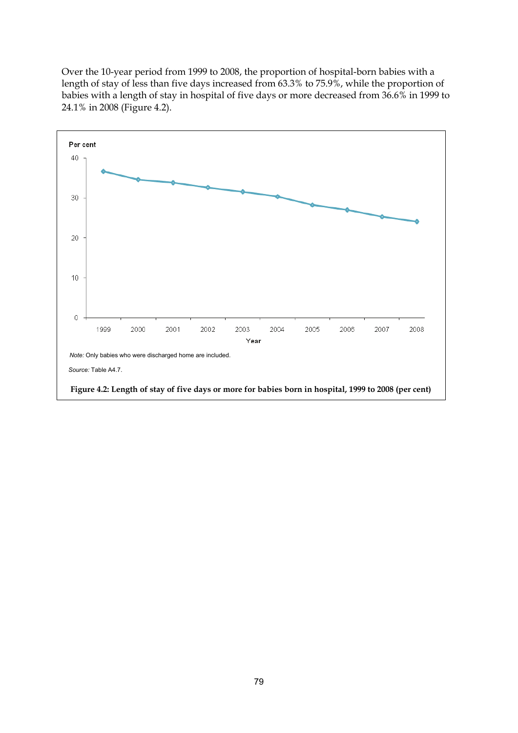Over the 10-year period from 1999 to 2008, the proportion of hospital-born babies with a length of stay of less than five days increased from 63.3% to 75.9%, while the proportion of babies with a length of stay in hospital of five days or more decreased from 36.6% in 1999 to 24.1% in 2008 (Figure 4.2).

*Note:* Only babies who were discharged home are included.

*Source:* Table A4.7.

**Figure 4.2: Length of stay of five days or more for babies born in hospital, 1999 to 2008 (per cent)**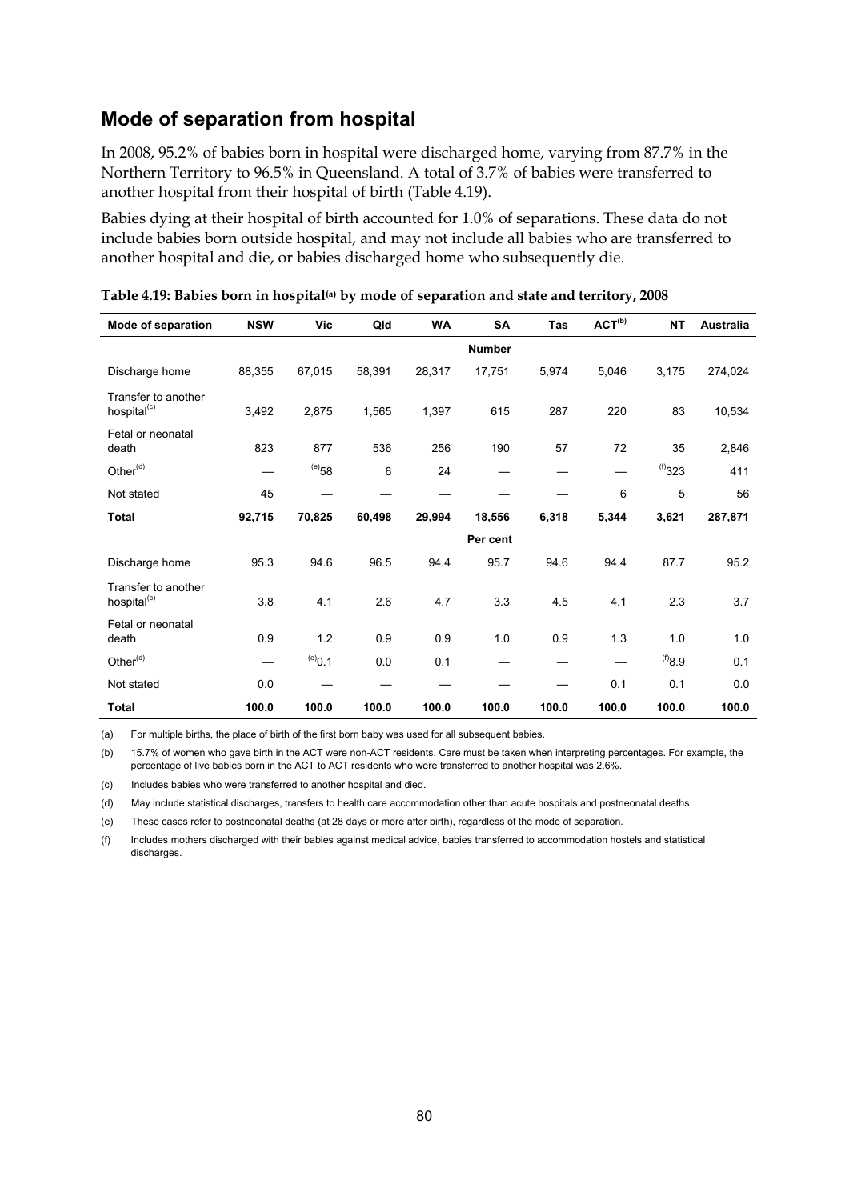## Mode of separation from hospital

In 2008, 95.2% of babies born in hospital were discharged home, varying from 87.7% in the Northern Territory to 96.5% in Queensland. A total of 3.7% of babies were transferred to another hospital from their hospital of birth (Table 4.19).

Babies dying at their hospital of birth accounted for 1.0% of separations. These data do not include babies born outside hospital, and may not include all babies who are transferred to another hospital and die, or babies discharged home who subsequently die.

**Table 4.19: Babies born in hospital[(a)] by mode of separation and state and territory, 2008**

| Mode of separation | NSW | Vic | Qld | WA | SA | Tas | ACT[(b)] | NT | Australia |
|---|---|---|---|---|---|---|---|---|---|
| | | | | | **Number** | | | | |
| Discharge home | 88,355 | 67,015 | 58,391 | 28,317 | 17,751 | 5,974 | 5,046 | 3,175 | 274,024 |
| Transfer to another hospital[(c)] | 3,492 | 2,875 | 1,565 | 1,397 | 615 | 287 | 220 | 83 | 10,534 |
| Fetal or neonatal death | 823 | 877 | 536 | 256 | 190 | 57 | 72 | 35 | 2,846 |
| Other[(d)] | — | [(e)]58 | 6 | 24 | — | — | — | [(f)]323 | 411 |
| Not stated | 45 | — | — | — | — | — | 6 | 5 | 56 |
| **Total** | **92,715** | **70,825** | **60,498** | **29,994** | **18,556** | **6,318** | **5,344** | **3,621** | **287,871** |
| | | | | | **Per cent** | | | | |
| Discharge home | 95.3 | 94.6 | 96.5 | 94.4 | 95.7 | 94.6 | 94.4 | 87.7 | 95.2 |
| Transfer to another hospital[(c)] | 3.8 | 4.1 | 2.6 | 4.7 | 3.3 | 4.5 | 4.1 | 2.3 | 3.7 |
| Fetal or neonatal death | 0.9 | 1.2 | 0.9 | 0.9 | 1.0 | 0.9 | 1.3 | 1.0 | 1.0 |
| Other[(d)] | — | [(e)]0.1 | 0.0 | 0.1 | — | — | — | [(f)]8.9 | 0.1 |
| Not stated | 0.0 | — | — | — | — | — | 0.1 | 0.1 | 0.0 |
| **Total** | **100.0** | **100.0** | **100.0** | **100.0** | **100.0** | **100.0** | **100.0** | **100.0** | **100.0** |

(a) For multiple births, the place of birth of the first born baby was used for all subsequent babies.

(b) 15.7% of women who gave birth in the ACT were non-ACT residents. Care must be taken when interpreting percentages. For example, the percentage of live babies born in the ACT to ACT residents who were transferred to another hospital was 2.6%.

(c) Includes babies who were transferred to another hospital and died.

(d) May include statistical discharges, transfers to health care accommodation other than acute hospitals and postneonatal deaths.

(e) These cases refer to postneonatal deaths (at 28 days or more after birth), regardless of the mode of separation.

(f) Includes mothers discharged with their babies against medical advice, babies transferred to accommodation hostels and statistical discharges.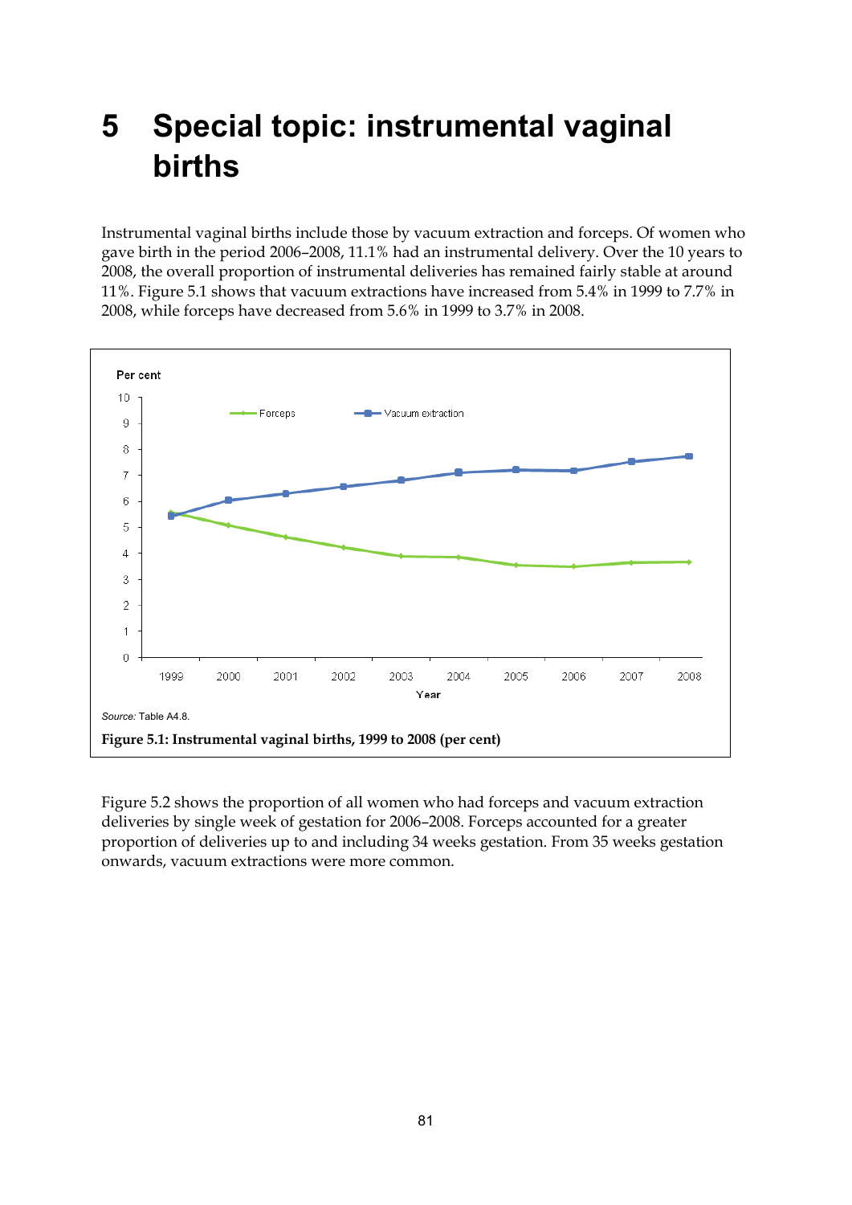# 5 Special topic: instrumental vaginal births

Instrumental vaginal births include those by vacuum extraction and forceps. Of women who gave birth in the period 2006–2008, 11.1% had an instrumental delivery. Over the 10 years to 2008, the overall proportion of instrumental deliveries has remained fairly stable at around 11%. Figure 5.1 shows that vacuum extractions have increased from 5.4% in 1999 to 7.7% in 2008, while forceps have decreased from 5.6% in 1999 to 3.7% in 2008.

*Source:* Table A4.8.

**Figure 5.1: Instrumental vaginal births, 1999 to 2008 (per cent)**

Figure 5.2 shows the proportion of all women who had forceps and vacuum extraction deliveries by single week of gestation for 2006–2008. Forceps accounted for a greater proportion of deliveries up to and including 34 weeks gestation. From 35 weeks gestation onwards, vacuum extractions were more common.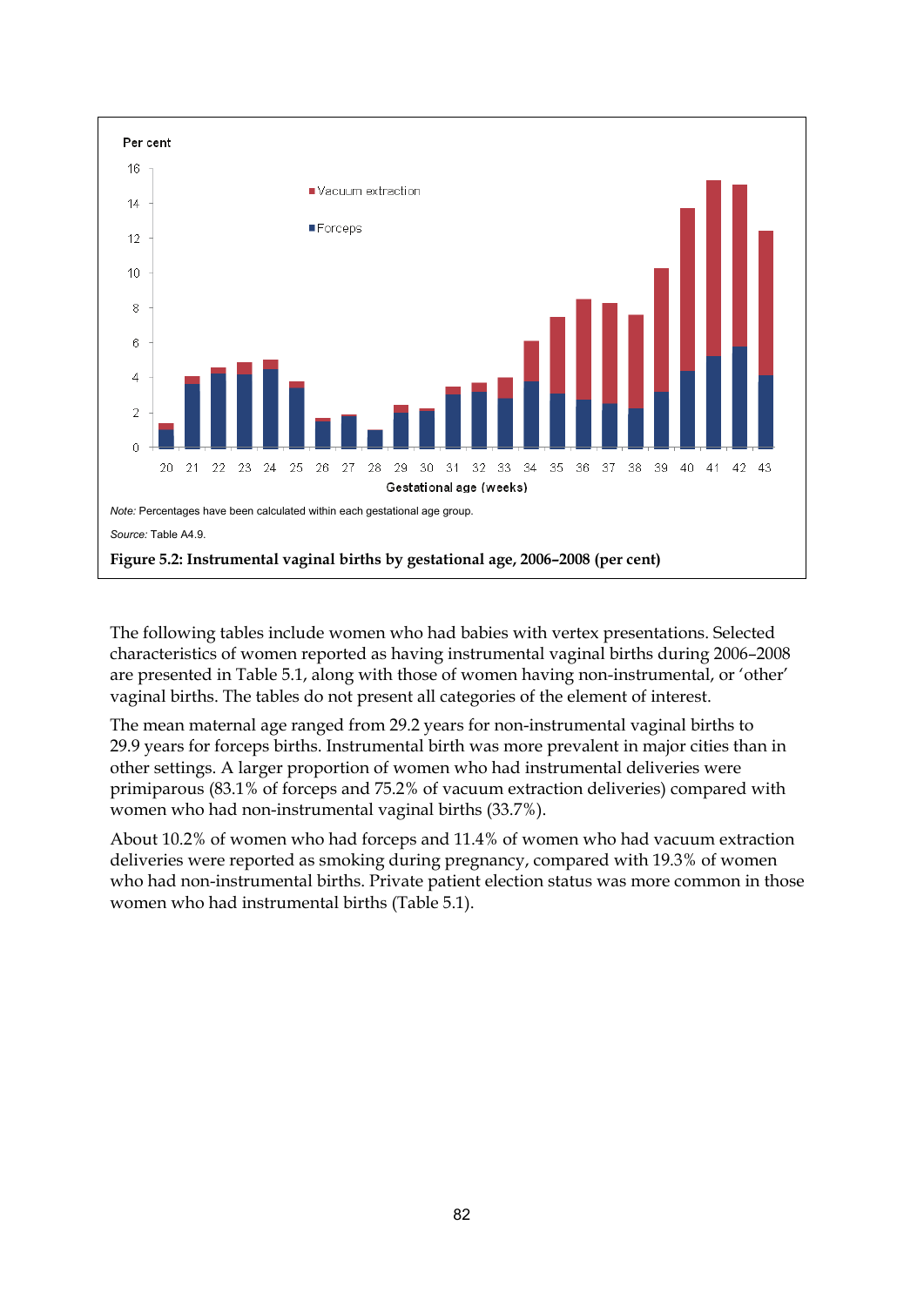Note: Percentages have been calculated within each gestational age group.

Source: Table A4.9.

**Figure 5.2: Instrumental vaginal births by gestational age, 2006–2008 (per cent)**

The following tables include women who had babies with vertex presentations. Selected characteristics of women reported as having instrumental vaginal births during 2006–2008 are presented in Table 5.1, along with those of women having non-instrumental, or 'other' vaginal births. The tables do not present all categories of the element of interest.

The mean maternal age ranged from 29.2 years for non-instrumental vaginal births to 29.9 years for forceps births. Instrumental birth was more prevalent in major cities than in other settings. A larger proportion of women who had instrumental deliveries were primiparous (83.1% of forceps and 75.2% of vacuum extraction deliveries) compared with women who had non-instrumental vaginal births (33.7%).

About 10.2% of women who had forceps and 11.4% of women who had vacuum extraction deliveries were reported as smoking during pregnancy, compared with 19.3% of women who had non-instrumental births. Private patient election status was more common in those women who had instrumental births (Table 5.1).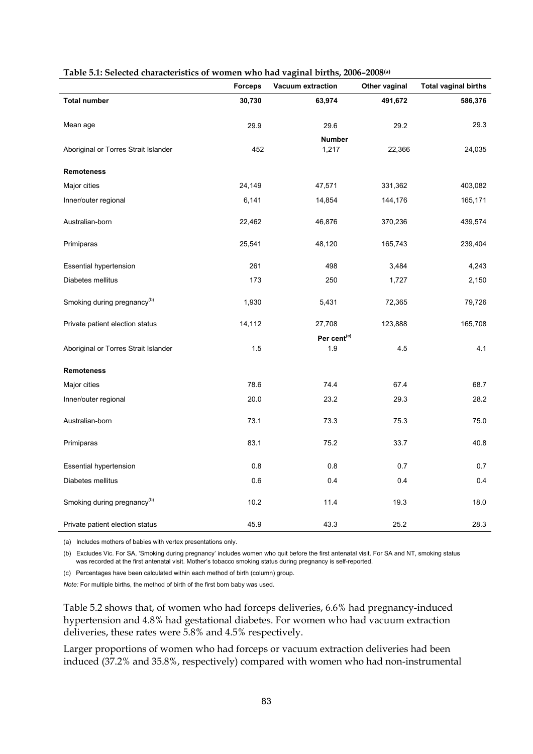**Table 5.1: Selected characteristics of women who had vaginal births, 2006–2008[(a)]**

| | Forceps | Vacuum extraction | Other vaginal | Total vaginal births |
|---|---|---|---|---|
| **Total number** | **30,730** | **63,974** | **491,672** | **586,376** |
| Mean age | 29.9 | 29.6 | 29.2 | 29.3 |
| | | **Number** | | |
| Aboriginal or Torres Strait Islander | 452 | 1,217 | 22,366 | 24,035 |
| **Remoteness** | | | | |
| Major cities | 24,149 | 47,571 | 331,362 | 403,082 |
| Inner/outer regional | 6,141 | 14,854 | 144,176 | 165,171 |
| Australian-born | 22,462 | 46,876 | 370,236 | 439,574 |
| Primiparas | 25,541 | 48,120 | 165,743 | 239,404 |
| Essential hypertension | 261 | 498 | 3,484 | 4,243 |
| Diabetes mellitus | 173 | 250 | 1,727 | 2,150 |
| Smoking during pregnancy[(b)] | 1,930 | 5,431 | 72,365 | 79,726 |
| Private patient election status | 14,112 | 27,708 | 123,888 | 165,708 |
| | | **Per cent[(c)]** | | |
| Aboriginal or Torres Strait Islander | 1.5 | 1.9 | 4.5 | 4.1 |
| **Remoteness** | | | | |
| Major cities | 78.6 | 74.4 | 67.4 | 68.7 |
| Inner/outer regional | 20.0 | 23.2 | 29.3 | 28.2 |
| Australian-born | 73.1 | 73.3 | 75.3 | 75.0 |
| Primiparas | 83.1 | 75.2 | 33.7 | 40.8 |
| Essential hypertension | 0.8 | 0.8 | 0.7 | 0.7 |
| Diabetes mellitus | 0.6 | 0.4 | 0.4 | 0.4 |
| Smoking during pregnancy[(b)] | 10.2 | 11.4 | 19.3 | 18.0 |
| Private patient election status | 45.9 | 43.3 | 25.2 | 28.3 |

(a) Includes mothers of babies with vertex presentations only.

(b) Excludes Vic. For SA, 'Smoking during pregnancy' includes women who quit before the first antenatal visit. For SA and NT, smoking status was recorded at the first antenatal visit. Mother's tobacco smoking status during pregnancy is self-reported.

(c) Percentages have been calculated within each method of birth (column) group.

*Note:* For multiple births, the method of birth of the first born baby was used.

Table 5.2 shows that, of women who had forceps deliveries, 6.6% had pregnancy-induced hypertension and 4.8% had gestational diabetes. For women who had vacuum extraction deliveries, these rates were 5.8% and 4.5% respectively.

Larger proportions of women who had forceps or vacuum extraction deliveries had been induced (37.2% and 35.8%, respectively) compared with women who had non-instrumental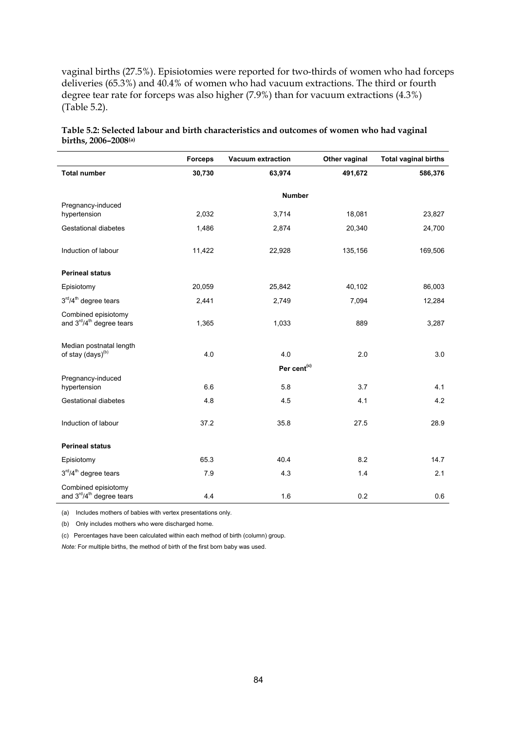vaginal births (27.5%). Episiotomies were reported for two-thirds of women who had forceps deliveries (65.3%) and 40.4% of women who had vacuum extractions. The third or fourth degree tear rate for forceps was also higher (7.9%) than for vacuum extractions (4.3%) (Table 5.2).

**Table 5.2: Selected labour and birth characteristics and outcomes of women who had vaginal births, 2006–2008(a)**

| | Forceps | Vacuum extraction | Other vaginal | Total vaginal births |
|---|---|---|---|---|
| **Total number** | **30,730** | **63,974** | **491,672** | **586,376** |
| | | **Number** | | |
| Pregnancy-induced hypertension | 2,032 | 3,714 | 18,081 | 23,827 |
| Gestational diabetes | 1,486 | 2,874 | 20,340 | 24,700 |
| Induction of labour | 11,422 | 22,928 | 135,156 | 169,506 |
| **Perineal status** | | | | |
| Episiotomy | 20,059 | 25,842 | 40,102 | 86,003 |
| 3rd/4th degree tears | 2,441 | 2,749 | 7,094 | 12,284 |
| Combined episiotomy and 3rd/4th degree tears | 1,365 | 1,033 | 889 | 3,287 |
| Median postnatal length of stay (days)(b) | 4.0 | 4.0 | 2.0 | 3.0 |
| | | **Per cent(c)** | | |
| Pregnancy-induced hypertension | 6.6 | 5.8 | 3.7 | 4.1 |
| Gestational diabetes | 4.8 | 4.5 | 4.1 | 4.2 |
| Induction of labour | 37.2 | 35.8 | 27.5 | 28.9 |
| **Perineal status** | | | | |
| Episiotomy | 65.3 | 40.4 | 8.2 | 14.7 |
| 3rd/4th degree tears | 7.9 | 4.3 | 1.4 | 2.1 |
| Combined episiotomy and 3rd/4th degree tears | 4.4 | 1.6 | 0.2 | 0.6 |

(a) Includes mothers of babies with vertex presentations only.

(b) Only includes mothers who were discharged home.

(c) Percentages have been calculated within each method of birth (column) group.

*Note:* For multiple births, the method of birth of the first born baby was used.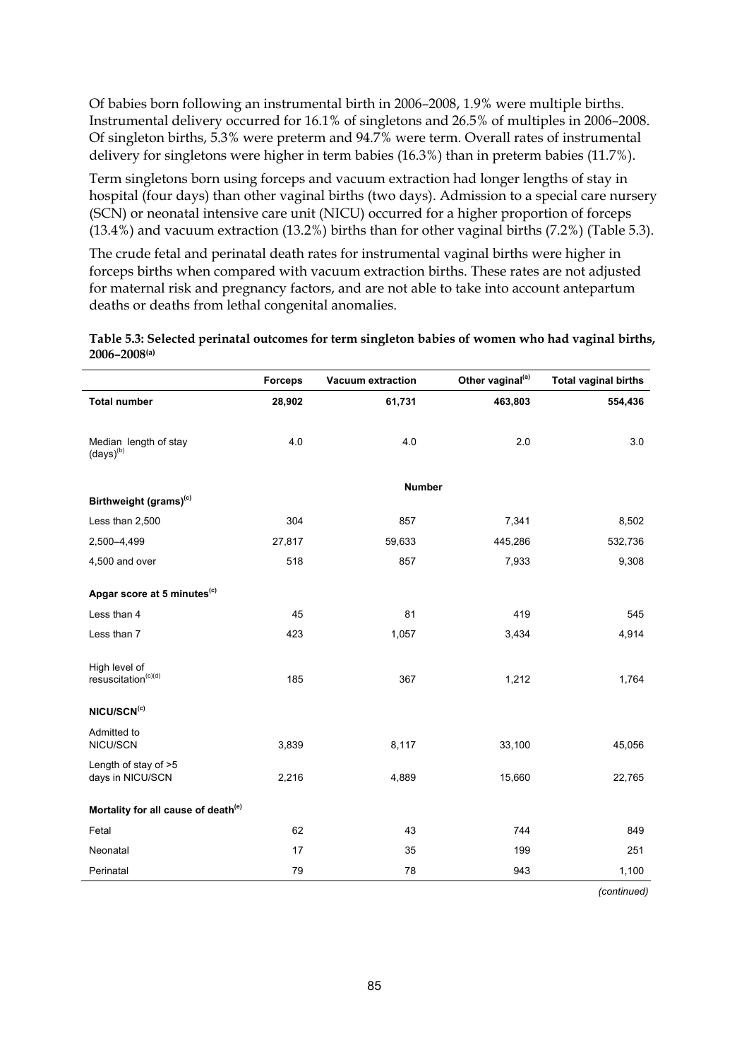Of babies born following an instrumental birth in 2006–2008, 1.9% were multiple births. Instrumental delivery occurred for 16.1% of singletons and 26.5% of multiples in 2006–2008. Of singleton births, 5.3% were preterm and 94.7% were term. Overall rates of instrumental delivery for singletons were higher in term babies (16.3%) than in preterm babies (11.7%).

Term singletons born using forceps and vacuum extraction had longer lengths of stay in hospital (four days) than other vaginal births (two days). Admission to a special care nursery (SCN) or neonatal intensive care unit (NICU) occurred for a higher proportion of forceps (13.4%) and vacuum extraction (13.2%) births than for other vaginal births (7.2%) (Table 5.3).

The crude fetal and perinatal death rates for instrumental vaginal births were higher in forceps births when compared with vacuum extraction births. These rates are not adjusted for maternal risk and pregnancy factors, and are not able to take into account antepartum deaths or deaths from lethal congenital anomalies.

**Table 5.3: Selected perinatal outcomes for term singleton babies of women who had vaginal births, 2006–2008[(a)]**

| | Forceps | Vacuum extraction | Other vaginal[(a)] | Total vaginal births |
|---|---|---|---|---|
| **Total number** | **28,902** | **61,731** | **463,803** | **554,436** |
| Median length of stay (days)[(b)] | 4.0 | 4.0 | 2.0 | 3.0 |
| | | **Number** | | |
| **Birthweight (grams)[(c)]** | | | | |
| Less than 2,500 | 304 | 857 | 7,341 | 8,502 |
| 2,500–4,499 | 27,817 | 59,633 | 445,286 | 532,736 |
| 4,500 and over | 518 | 857 | 7,933 | 9,308 |
| **Apgar score at 5 minutes[(c)]** | | | | |
| Less than 4 | 45 | 81 | 419 | 545 |
| Less than 7 | 423 | 1,057 | 3,434 | 4,914 |
| High level of resuscitation[(c)(d)] | 185 | 367 | 1,212 | 1,764 |
| **NICU/SCN[(c)]** | | | | |
| Admitted to NICU/SCN | 3,839 | 8,117 | 33,100 | 45,056 |
| Length of stay of >5 days in NICU/SCN | 2,216 | 4,889 | 15,660 | 22,765 |
| **Mortality for all cause of death[(e)]** | | | | |
| Fetal | 62 | 43 | 744 | 849 |
| Neonatal | 17 | 35 | 199 | 251 |
| Perinatal | 79 | 78 | 943 | 1,100 |

*(continued)*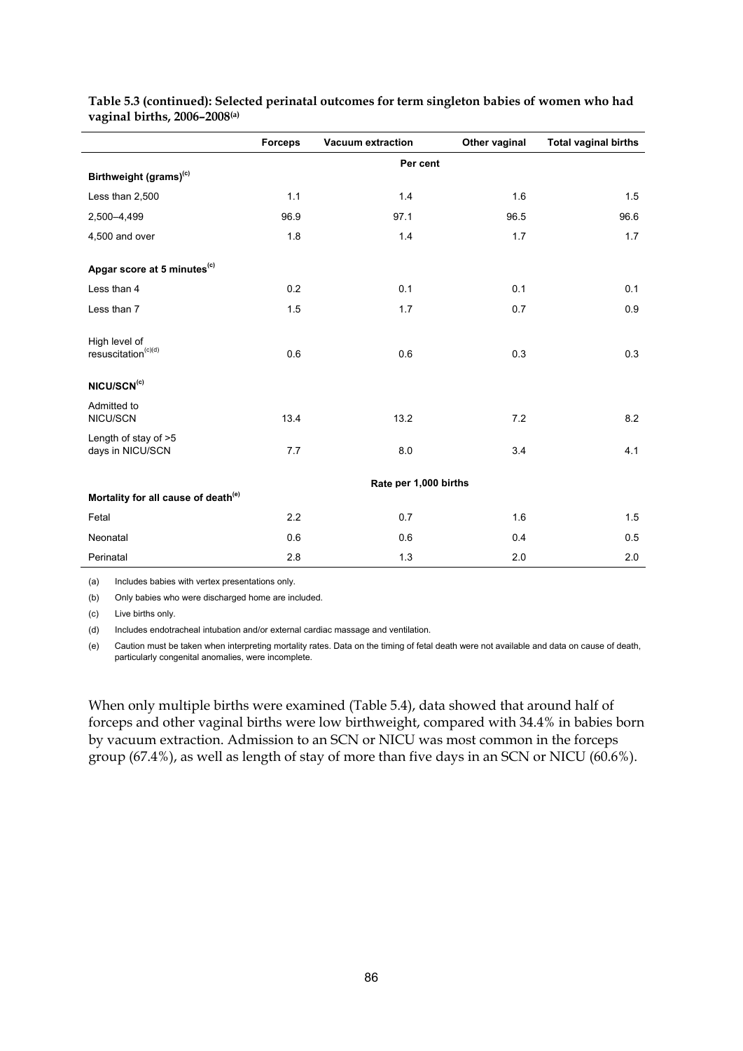**Table 5.3 (continued): Selected perinatal outcomes for term singleton babies of women who had vaginal births, 2006–2008[(a)]**

| | Forceps | Vacuum extraction | Other vaginal | Total vaginal births |
|---|---|---|---|---|
| | | Per cent | | |
| **Birthweight (grams)[(c)]** | | | | |
| Less than 2,500 | 1.1 | 1.4 | 1.6 | 1.5 |
| 2,500–4,499 | 96.9 | 97.1 | 96.5 | 96.6 |
| 4,500 and over | 1.8 | 1.4 | 1.7 | 1.7 |
| **Apgar score at 5 minutes[(c)]** | | | | |
| Less than 4 | 0.2 | 0.1 | 0.1 | 0.1 |
| Less than 7 | 1.5 | 1.7 | 0.7 | 0.9 |
| High level of resuscitation[(c)(d)] | 0.6 | 0.6 | 0.3 | 0.3 |
| **NICU/SCN[(c)]** | | | | |
| Admitted to NICU/SCN | 13.4 | 13.2 | 7.2 | 8.2 |
| Length of stay of >5 days in NICU/SCN | 7.7 | 8.0 | 3.4 | 4.1 |
| | | Rate per 1,000 births | | |
| **Mortality for all cause of death[(e)]** | | | | |
| Fetal | 2.2 | 0.7 | 1.6 | 1.5 |
| Neonatal | 0.6 | 0.6 | 0.4 | 0.5 |
| Perinatal | 2.8 | 1.3 | 2.0 | 2.0 |

(a) Includes babies with vertex presentations only.

(b) Only babies who were discharged home are included.

(c) Live births only.

(d) Includes endotracheal intubation and/or external cardiac massage and ventilation.

(e) Caution must be taken when interpreting mortality rates. Data on the timing of fetal death were not available and data on cause of death, particularly congenital anomalies, were incomplete.

When only multiple births were examined (Table 5.4), data showed that around half of forceps and other vaginal births were low birthweight, compared with 34.4% in babies born by vacuum extraction. Admission to an SCN or NICU was most common in the forceps group (67.4%), as well as length of stay of more than five days in an SCN or NICU (60.6%).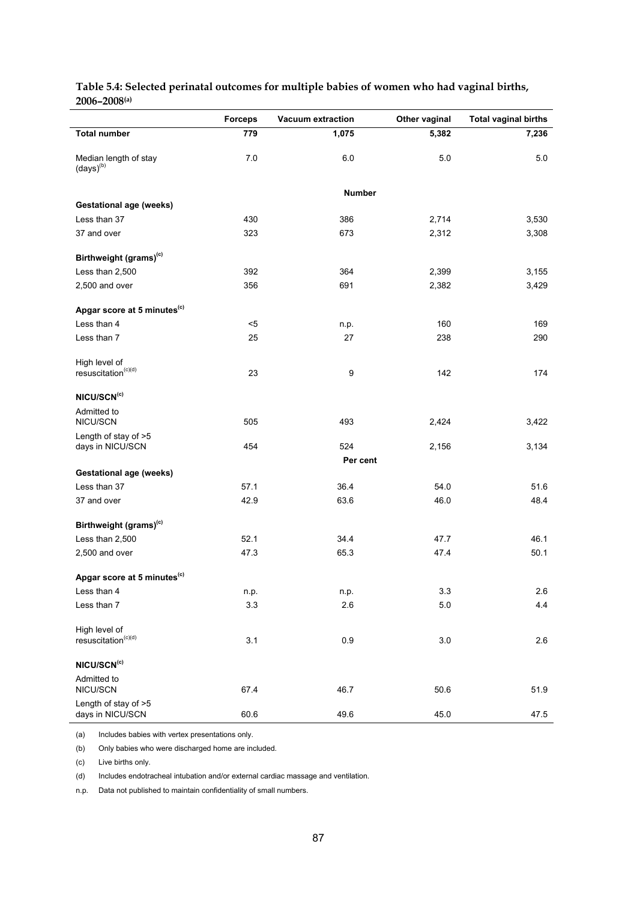**Table 5.4: Selected perinatal outcomes for multiple babies of women who had vaginal births, 2006–2008[(a)]**

| | Forceps | Vacuum extraction | Other vaginal | Total vaginal births |
|---|---|---|---|---|
| **Total number** | **779** | **1,075** | **5,382** | **7,236** |
| Median length of stay (days)[(b)] | 7.0 | 6.0 | 5.0 | 5.0 |
| | | **Number** | | |
| **Gestational age (weeks)** | | | | |
| Less than 37 | 430 | 386 | 2,714 | 3,530 |
| 37 and over | 323 | 673 | 2,312 | 3,308 |
| **Birthweight (grams)[(c)]** | | | | |
| Less than 2,500 | 392 | 364 | 2,399 | 3,155 |
| 2,500 and over | 356 | 691 | 2,382 | 3,429 |
| **Apgar score at 5 minutes[(c)]** | | | | |
| Less than 4 | <5 | n.p. | 160 | 169 |
| Less than 7 | 25 | 27 | 238 | 290 |
| High level of resuscitation[(c)(d)] | 23 | 9 | 142 | 174 |
| **NICU/SCN[(c)]** | | | | |
| Admitted to NICU/SCN | 505 | 493 | 2,424 | 3,422 |
| Length of stay of >5 days in NICU/SCN | 454 | 524 | 2,156 | 3,134 |
| | | **Per cent** | | |
| **Gestational age (weeks)** | | | | |
| Less than 37 | 57.1 | 36.4 | 54.0 | 51.6 |
| 37 and over | 42.9 | 63.6 | 46.0 | 48.4 |
| **Birthweight (grams)[(c)]** | | | | |
| Less than 2,500 | 52.1 | 34.4 | 47.7 | 46.1 |
| 2,500 and over | 47.3 | 65.3 | 47.4 | 50.1 |
| **Apgar score at 5 minutes[(c)]** | | | | |
| Less than 4 | n.p. | n.p. | 3.3 | 2.6 |
| Less than 7 | 3.3 | 2.6 | 5.0 | 4.4 |
| High level of resuscitation[(c)(d)] | 3.1 | 0.9 | 3.0 | 2.6 |
| **NICU/SCN[(c)]** | | | | |
| Admitted to NICU/SCN | 67.4 | 46.7 | 50.6 | 51.9 |
| Length of stay of >5 days in NICU/SCN | 60.6 | 49.6 | 45.0 | 47.5 |

(a) Includes babies with vertex presentations only.

(b) Only babies who were discharged home are included.

(c) Live births only.

(d) Includes endotracheal intubation and/or external cardiac massage and ventilation.

n.p. Data not published to maintain confidentiality of small numbers.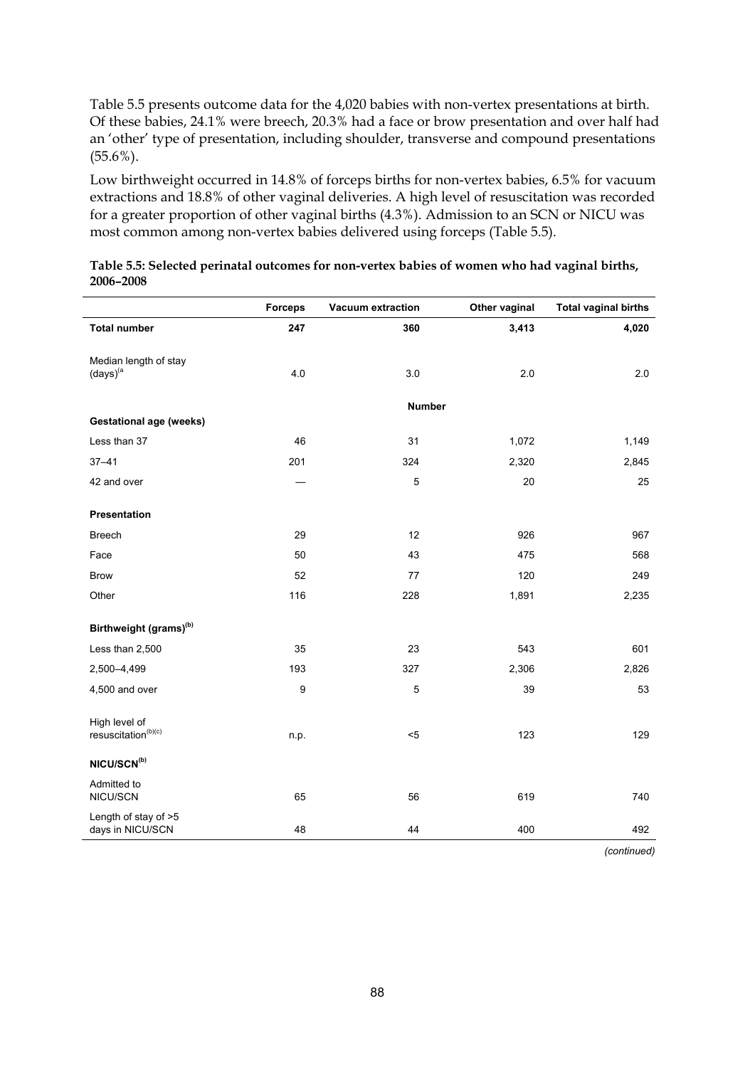Table 5.5 presents outcome data for the 4,020 babies with non-vertex presentations at birth. Of these babies, 24.1% were breech, 20.3% had a face or brow presentation and over half had an 'other' type of presentation, including shoulder, transverse and compound presentations (55.6%).

Low birthweight occurred in 14.8% of forceps births for non-vertex babies, 6.5% for vacuum extractions and 18.8% of other vaginal deliveries. A high level of resuscitation was recorded for a greater proportion of other vaginal births (4.3%). Admission to an SCN or NICU was most common among non-vertex babies delivered using forceps (Table 5.5).

**Table 5.5: Selected perinatal outcomes for non-vertex babies of women who had vaginal births, 2006–2008**

| | Forceps | Vacuum extraction | Other vaginal | Total vaginal births |
|---|---|---|---|---|
| **Total number** | **247** | **360** | **3,413** | **4,020** |
| Median length of stay (days)[(a)] | 4.0 | 3.0 | 2.0 | 2.0 |
| | | **Number** | | |
| **Gestational age (weeks)** | | | | |
| Less than 37 | 46 | 31 | 1,072 | 1,149 |
| 37–41 | 201 | 324 | 2,320 | 2,845 |
| 42 and over | — | 5 | 20 | 25 |
| **Presentation** | | | | |
| Breech | 29 | 12 | 926 | 967 |
| Face | 50 | 43 | 475 | 568 |
| Brow | 52 | 77 | 120 | 249 |
| Other | 116 | 228 | 1,891 | 2,235 |
| **Birthweight (grams)[(b)]** | | | | |
| Less than 2,500 | 35 | 23 | 543 | 601 |
| 2,500–4,499 | 193 | 327 | 2,306 | 2,826 |
| 4,500 and over | 9 | 5 | 39 | 53 |
| High level of resuscitation[(b)(c)] | n.p. | <5 | 123 | 129 |
| **NICU/SCN[(b)]** | | | | |
| Admitted to NICU/SCN | 65 | 56 | 619 | 740 |
| Length of stay of >5 days in NICU/SCN | 48 | 44 | 400 | 492 |

*(continued)*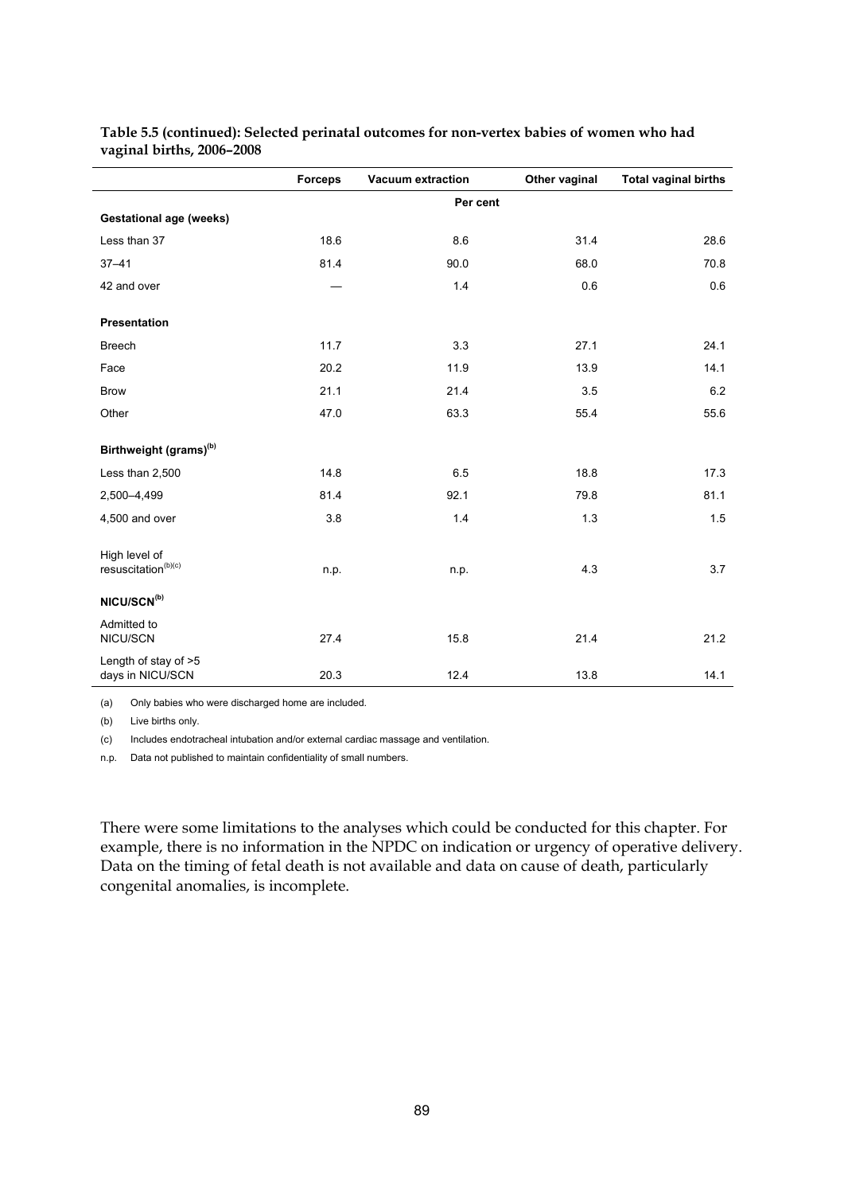**Table 5.5 (continued): Selected perinatal outcomes for non-vertex babies of women who had vaginal births, 2006–2008**

| | Forceps | Vacuum extraction | Other vaginal | Total vaginal births |
|---|---|---|---|---|
| | | Per cent | | |
| **Gestational age (weeks)** | | | | |
| Less than 37 | 18.6 | 8.6 | 31.4 | 28.6 |
| 37–41 | 81.4 | 90.0 | 68.0 | 70.8 |
| 42 and over | — | 1.4 | 0.6 | 0.6 |
| **Presentation** | | | | |
| Breech | 11.7 | 3.3 | 27.1 | 24.1 |
| Face | 20.2 | 11.9 | 13.9 | 14.1 |
| Brow | 21.1 | 21.4 | 3.5 | 6.2 |
| Other | 47.0 | 63.3 | 55.4 | 55.6 |
| **Birthweight (grams)(b)** | | | | |
| Less than 2,500 | 14.8 | 6.5 | 18.8 | 17.3 |
| 2,500–4,499 | 81.4 | 92.1 | 79.8 | 81.1 |
| 4,500 and over | 3.8 | 1.4 | 1.3 | 1.5 |
| High level of resuscitation(b)(c) | n.p. | n.p. | 4.3 | 3.7 |
| **NICU/SCN(b)** | | | | |
| Admitted to NICU/SCN | 27.4 | 15.8 | 21.4 | 21.2 |
| Length of stay of >5 days in NICU/SCN | 20.3 | 12.4 | 13.8 | 14.1 |

(a) Only babies who were discharged home are included.

(b) Live births only.

(c) Includes endotracheal intubation and/or external cardiac massage and ventilation.

n.p. Data not published to maintain confidentiality of small numbers.

There were some limitations to the analyses which could be conducted for this chapter. For example, there is no information in the NPDC on indication or urgency of operative delivery. Data on the timing of fetal death is not available and data on cause of death, particularly congenital anomalies, is incomplete.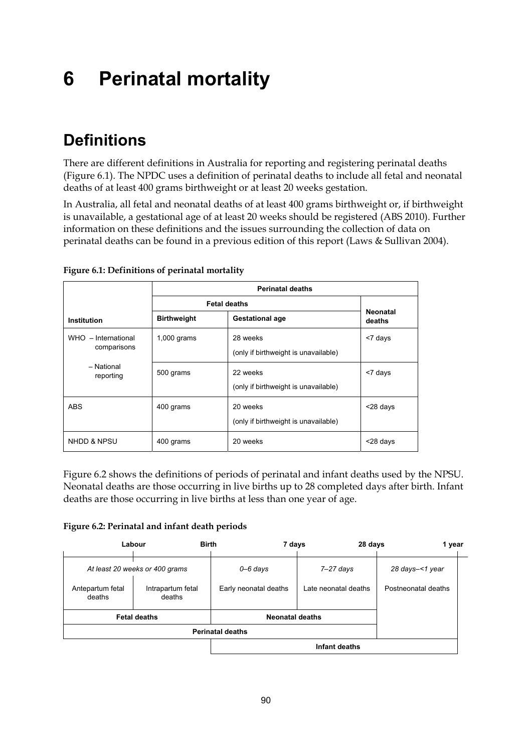# 6 Perinatal mortality

## Definitions

There are different definitions in Australia for reporting and registering perinatal deaths (Figure 6.1). The NPDC uses a definition of perinatal deaths to include all fetal and neonatal deaths of at least 400 grams birthweight or at least 20 weeks gestation.

In Australia, all fetal and neonatal deaths of at least 400 grams birthweight or, if birthweight is unavailable, a gestational age of at least 20 weeks should be registered (ABS 2010). Further information on these definitions and the issues surrounding the collection of data on perinatal deaths can be found in a previous edition of this report (Laws & Sullivan 2004).

**Figure 6.1: Definitions of perinatal mortality**

| | Perinatal deaths | | |
|---|---|---|---|
| | Fetal deaths | | |
| Institution | Birthweight | Gestational age | Neonatal deaths |
| WHO – International comparisons | 1,000 grams | 28 weeks (only if birthweight is unavailable) | <7 days |
| – National reporting | 500 grams | 22 weeks (only if birthweight is unavailable) | <7 days |
| ABS | 400 grams | 20 weeks (only if birthweight is unavailable) | <28 days |
| NHDD & NPSU | 400 grams | 20 weeks | <28 days |

Figure 6.2 shows the definitions of periods of perinatal and infant deaths used by the NPSU. Neonatal deaths are those occurring in live births up to 28 completed days after birth. Infant deaths are those occurring in live births at less than one year of age.

**Figure 6.2: Perinatal and infant death periods**

| Labour | | Birth | 7 days | 28 days | 1 year |
|---|---|---|---|---|---|
| *At least 20 weeks or 400 grams* | | *0–6 days* | *7–27 days* | *28 days–<1 year* | |
| Antepartum fetal deaths | Intrapartum fetal deaths | Early neonatal deaths | Late neonatal deaths | Postneonatal deaths | |
| Fetal deaths | | Neonatal deaths | | | |
| Perinatal deaths | | | | | |
| | | Infant deaths | | | |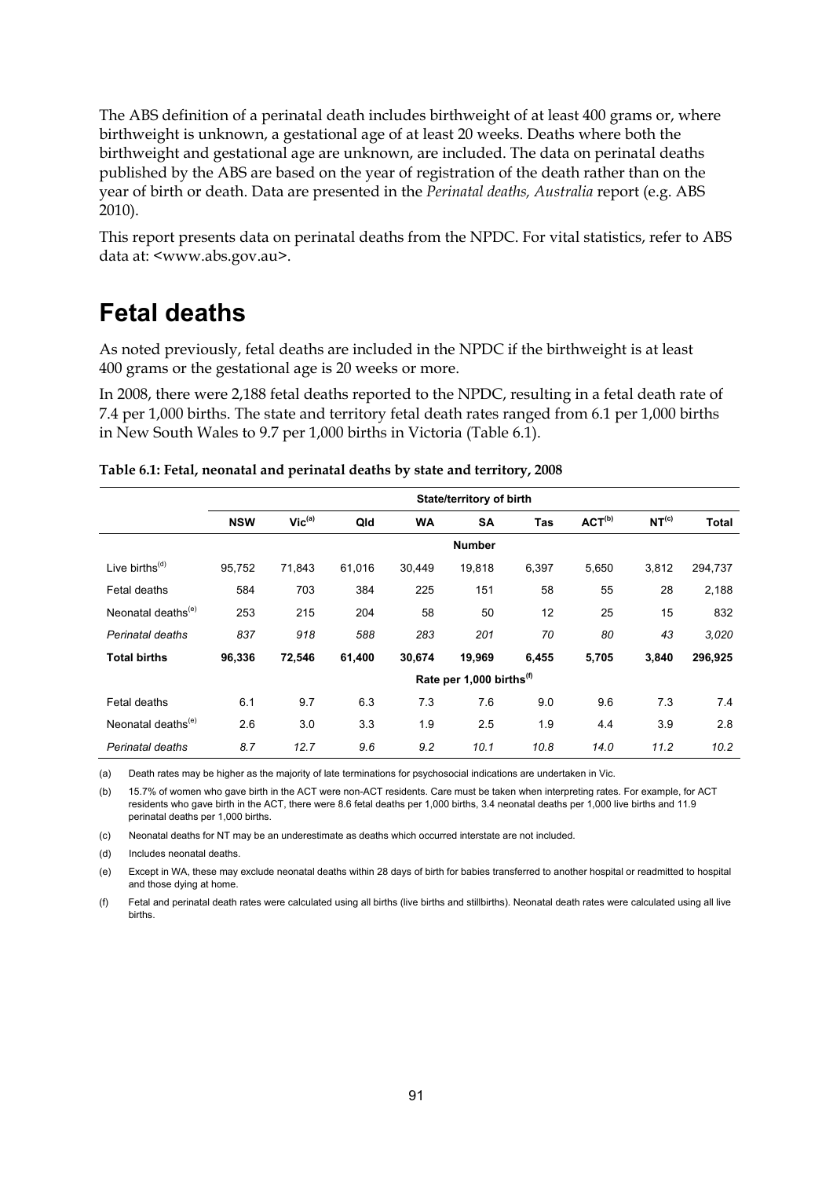The ABS definition of a perinatal death includes birthweight of at least 400 grams or, where birthweight is unknown, a gestational age of at least 20 weeks. Deaths where both the birthweight and gestational age are unknown, are included. The data on perinatal deaths published by the ABS are based on the year of registration of the death rather than on the year of birth or death. Data are presented in the *Perinatal deaths, Australia* report (e.g. ABS 2010).

This report presents data on perinatal deaths from the NPDC. For vital statistics, refer to ABS data at: <www.abs.gov.au>.

# Fetal deaths

As noted previously, fetal deaths are included in the NPDC if the birthweight is at least 400 grams or the gestational age is 20 weeks or more.

In 2008, there were 2,188 fetal deaths reported to the NPDC, resulting in a fetal death rate of 7.4 per 1,000 births. The state and territory fetal death rates ranged from 6.1 per 1,000 births in New South Wales to 9.7 per 1,000 births in Victoria (Table 6.1).

**Table 6.1: Fetal, neonatal and perinatal deaths by state and territory, 2008**

| | State/territory of birth | | | | | | | | |
|---|---|---|---|---|---|---|---|---|---|
| | **NSW** | **Vic[(a)]** | **Qld** | **WA** | **SA** | **Tas** | **ACT[(b)]** | **NT[(c)]** | **Total** |
| | | | | | **Number** | | | | |
| Live births[(d)] | 95,752 | 71,843 | 61,016 | 30,449 | 19,818 | 6,397 | 5,650 | 3,812 | 294,737 |
| Fetal deaths | 584 | 703 | 384 | 225 | 151 | 58 | 55 | 28 | 2,188 |
| Neonatal deaths[(e)] | 253 | 215 | 204 | 58 | 50 | 12 | 25 | 15 | 832 |
| *Perinatal deaths* | *837* | *918* | *588* | *283* | *201* | *70* | *80* | *43* | *3,020* |
| **Total births** | **96,336** | **72,546** | **61,400** | **30,674** | **19,969** | **6,455** | **5,705** | **3,840** | **296,925** |
| | | | | | **Rate per 1,000 births[(f)]** | | | | |
| Fetal deaths | 6.1 | 9.7 | 6.3 | 7.3 | 7.6 | 9.0 | 9.6 | 7.3 | 7.4 |
| Neonatal deaths[(e)] | 2.6 | 3.0 | 3.3 | 1.9 | 2.5 | 1.9 | 4.4 | 3.9 | 2.8 |
| *Perinatal deaths* | *8.7* | *12.7* | *9.6* | *9.2* | *10.1* | *10.8* | *14.0* | *11.2* | *10.2* |

(a) Death rates may be higher as the majority of late terminations for psychosocial indications are undertaken in Vic.

(b) 15.7% of women who gave birth in the ACT were non-ACT residents. Care must be taken when interpreting rates. For example, for ACT residents who gave birth in the ACT, there were 8.6 fetal deaths per 1,000 births, 3.4 neonatal deaths per 1,000 live births and 11.9 perinatal deaths per 1,000 births.

(c) Neonatal deaths for NT may be an underestimate as deaths which occurred interstate are not included.

(d) Includes neonatal deaths.

(e) Except in WA, these may exclude neonatal deaths within 28 days of birth for babies transferred to another hospital or readmitted to hospital and those dying at home.

(f) Fetal and perinatal death rates were calculated using all births (live births and stillbirths). Neonatal death rates were calculated using all live births.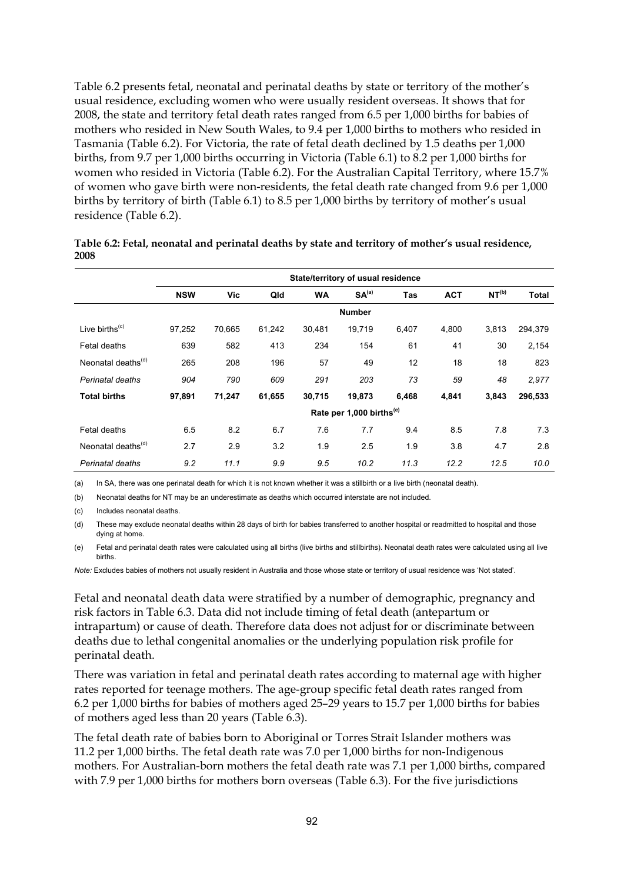Table 6.2 presents fetal, neonatal and perinatal deaths by state or territory of the mother's usual residence, excluding women who were usually resident overseas. It shows that for 2008, the state and territory fetal death rates ranged from 6.5 per 1,000 births for babies of mothers who resided in New South Wales, to 9.4 per 1,000 births to mothers who resided in Tasmania (Table 6.2). For Victoria, the rate of fetal death declined by 1.5 deaths per 1,000 births, from 9.7 per 1,000 births occurring in Victoria (Table 6.1) to 8.2 per 1,000 births for women who resided in Victoria (Table 6.2). For the Australian Capital Territory, where 15.7% of women who gave birth were non-residents, the fetal death rate changed from 9.6 per 1,000 births by territory of birth (Table 6.1) to 8.5 per 1,000 births by territory of mother's usual residence (Table 6.2).

**Table 6.2: Fetal, neonatal and perinatal deaths by state and territory of mother's usual residence, 2008**

| | State/territory of usual residence | | | | | | | | |
|---|---|---|---|---|---|---|---|---|---|
| | **NSW** | **Vic** | **Qld** | **WA** | **SA[(a)]** | **Tas** | **ACT** | **NT[(b)]** | **Total** |
| | | | | | **Number** | | | | |
| Live births[(c)] | 97,252 | 70,665 | 61,242 | 30,481 | 19,719 | 6,407 | 4,800 | 3,813 | 294,379 |
| Fetal deaths | 639 | 582 | 413 | 234 | 154 | 61 | 41 | 30 | 2,154 |
| Neonatal deaths[(d)] | 265 | 208 | 196 | 57 | 49 | 12 | 18 | 18 | 823 |
| *Perinatal deaths* | *904* | *790* | *609* | *291* | *203* | *73* | *59* | *48* | *2,977* |
| **Total births** | **97,891** | **71,247** | **61,655** | **30,715** | **19,873** | **6,468** | **4,841** | **3,843** | **296,533** |
| | | | | | **Rate per 1,000 births[(e)]** | | | | |
| Fetal deaths | 6.5 | 8.2 | 6.7 | 7.6 | 7.7 | 9.4 | 8.5 | 7.8 | 7.3 |
| Neonatal deaths[(d)] | 2.7 | 2.9 | 3.2 | 1.9 | 2.5 | 1.9 | 3.8 | 4.7 | 2.8 |
| *Perinatal deaths* | *9.2* | *11.1* | *9.9* | *9.5* | *10.2* | *11.3* | *12.2* | *12.5* | *10.0* |

(a) In SA, there was one perinatal death for which it is not known whether it was a stillbirth or a live birth (neonatal death).

(b) Neonatal deaths for NT may be an underestimate as deaths which occurred interstate are not included.

(c) Includes neonatal deaths.

(d) These may exclude neonatal deaths within 28 days of birth for babies transferred to another hospital or readmitted to hospital and those dying at home.

(e) Fetal and perinatal death rates were calculated using all births (live births and stillbirths). Neonatal death rates were calculated using all live births.

*Note:* Excludes babies of mothers not usually resident in Australia and those whose state or territory of usual residence was 'Not stated'.

Fetal and neonatal death data were stratified by a number of demographic, pregnancy and risk factors in Table 6.3. Data did not include timing of fetal death (antepartum or intrapartum) or cause of death. Therefore data does not adjust for or discriminate between deaths due to lethal congenital anomalies or the underlying population risk profile for perinatal death.

There was variation in fetal and perinatal death rates according to maternal age with higher rates reported for teenage mothers. The age-group specific fetal death rates ranged from 6.2 per 1,000 births for babies of mothers aged 25–29 years to 15.7 per 1,000 births for babies of mothers aged less than 20 years (Table 6.3).

The fetal death rate of babies born to Aboriginal or Torres Strait Islander mothers was 11.2 per 1,000 births. The fetal death rate was 7.0 per 1,000 births for non-Indigenous mothers. For Australian-born mothers the fetal death rate was 7.1 per 1,000 births, compared with 7.9 per 1,000 births for mothers born overseas (Table 6.3). For the five jurisdictions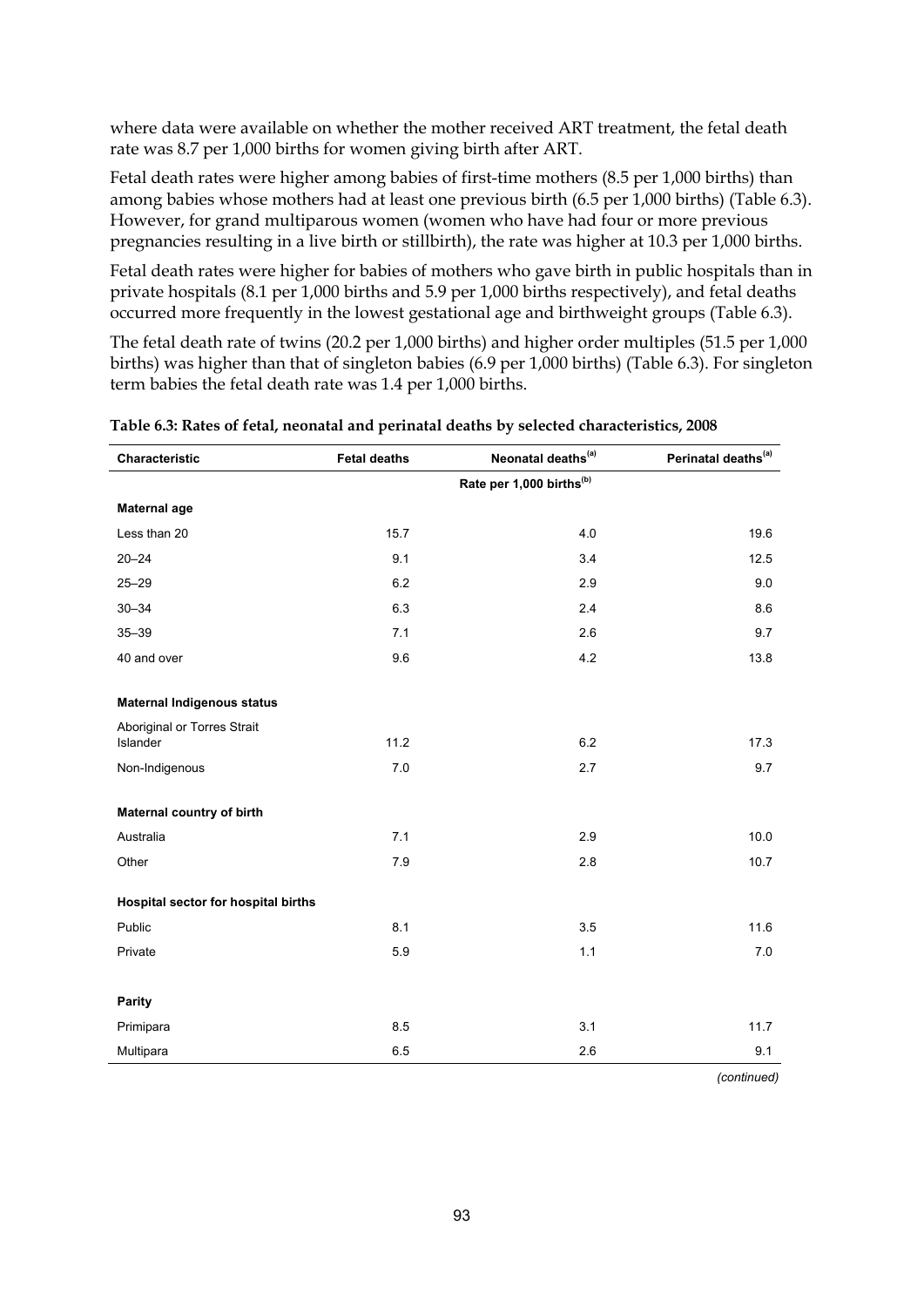where data were available on whether the mother received ART treatment, the fetal death rate was 8.7 per 1,000 births for women giving birth after ART.

Fetal death rates were higher among babies of first-time mothers (8.5 per 1,000 births) than among babies whose mothers had at least one previous birth (6.5 per 1,000 births) (Table 6.3). However, for grand multiparous women (women who have had four or more previous pregnancies resulting in a live birth or stillbirth), the rate was higher at 10.3 per 1,000 births.

Fetal death rates were higher for babies of mothers who gave birth in public hospitals than in private hospitals (8.1 per 1,000 births and 5.9 per 1,000 births respectively), and fetal deaths occurred more frequently in the lowest gestational age and birthweight groups (Table 6.3).

The fetal death rate of twins (20.2 per 1,000 births) and higher order multiples (51.5 per 1,000 births) was higher than that of singleton babies (6.9 per 1,000 births) (Table 6.3). For singleton term babies the fetal death rate was 1.4 per 1,000 births.

**Table 6.3: Rates of fetal, neonatal and perinatal deaths by selected characteristics, 2008**

| Characteristic | Fetal deaths | Neonatal deaths[(a)] | Perinatal deaths[(a)] |
|---|---|---|---|
| | | Rate per 1,000 births[(b)] | |
| **Maternal age** | | | |
| Less than 20 | 15.7 | 4.0 | 19.6 |
| 20–24 | 9.1 | 3.4 | 12.5 |
| 25–29 | 6.2 | 2.9 | 9.0 |
| 30–34 | 6.3 | 2.4 | 8.6 |
| 35–39 | 7.1 | 2.6 | 9.7 |
| 40 and over | 9.6 | 4.2 | 13.8 |
| **Maternal Indigenous status** | | | |
| Aboriginal or Torres Strait Islander | 11.2 | 6.2 | 17.3 |
| Non-Indigenous | 7.0 | 2.7 | 9.7 |
| **Maternal country of birth** | | | |
| Australia | 7.1 | 2.9 | 10.0 |
| Other | 7.9 | 2.8 | 10.7 |
| **Hospital sector for hospital births** | | | |
| Public | 8.1 | 3.5 | 11.6 |
| Private | 5.9 | 1.1 | 7.0 |
| **Parity** | | | |
| Primipara | 8.5 | 3.1 | 11.7 |
| Multipara | 6.5 | 2.6 | 9.1 |

*(continued)*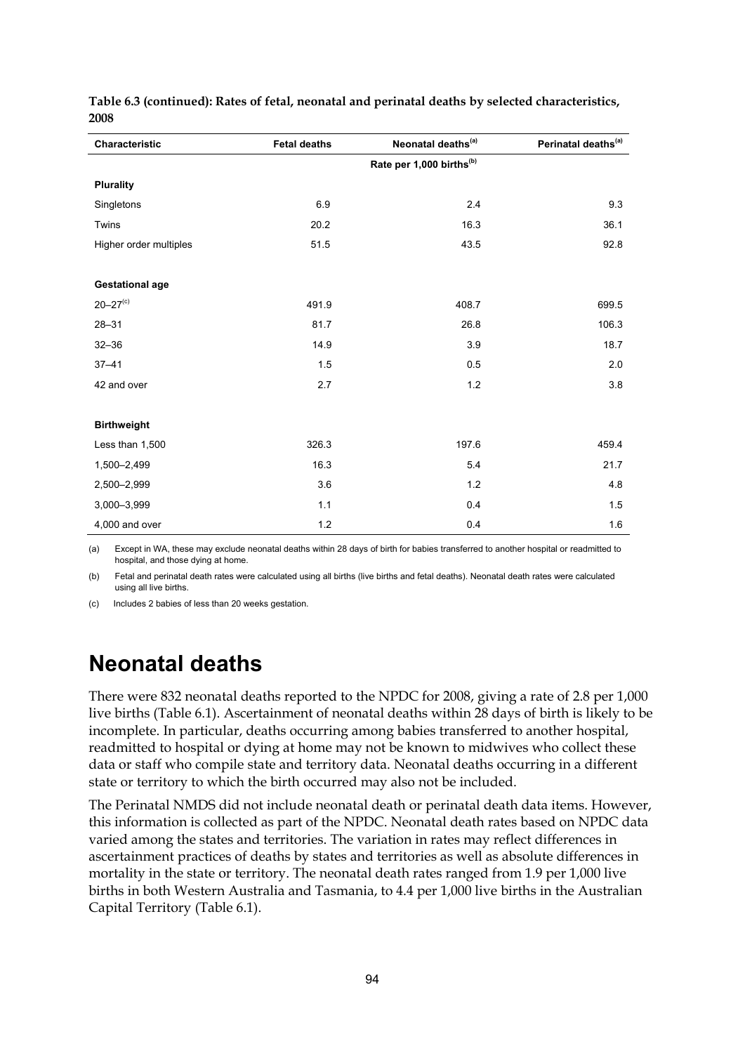**Table 6.3 (continued): Rates of fetal, neonatal and perinatal deaths by selected characteristics, 2008**

| Characteristic | Fetal deaths | Neonatal deaths[(a)] | Perinatal deaths[(a)] |
|---|---|---|---|
| | | Rate per 1,000 births[(b)] | |
| **Plurality** | | | |
| Singletons | 6.9 | 2.4 | 9.3 |
| Twins | 20.2 | 16.3 | 36.1 |
| Higher order multiples | 51.5 | 43.5 | 92.8 |
| **Gestational age** | | | |
| 20–27[(c)] | 491.9 | 408.7 | 699.5 |
| 28–31 | 81.7 | 26.8 | 106.3 |
| 32–36 | 14.9 | 3.9 | 18.7 |
| 37–41 | 1.5 | 0.5 | 2.0 |
| 42 and over | 2.7 | 1.2 | 3.8 |
| **Birthweight** | | | |
| Less than 1,500 | 326.3 | 197.6 | 459.4 |
| 1,500–2,499 | 16.3 | 5.4 | 21.7 |
| 2,500–2,999 | 3.6 | 1.2 | 4.8 |
| 3,000–3,999 | 1.1 | 0.4 | 1.5 |
| 4,000 and over | 1.2 | 0.4 | 1.6 |

(a) Except in WA, these may exclude neonatal deaths within 28 days of birth for babies transferred to another hospital or readmitted to hospital, and those dying at home.

(b) Fetal and perinatal death rates were calculated using all births (live births and fetal deaths). Neonatal death rates were calculated using all live births.

(c) Includes 2 babies of less than 20 weeks gestation.

# Neonatal deaths

There were 832 neonatal deaths reported to the NPDC for 2008, giving a rate of 2.8 per 1,000 live births (Table 6.1). Ascertainment of neonatal deaths within 28 days of birth is likely to be incomplete. In particular, deaths occurring among babies transferred to another hospital, readmitted to hospital or dying at home may not be known to midwives who collect these data or staff who compile state and territory data. Neonatal deaths occurring in a different state or territory to which the birth occurred may also not be included.

The Perinatal NMDS did not include neonatal death or perinatal death data items. However, this information is collected as part of the NPDC. Neonatal death rates based on NPDC data varied among the states and territories. The variation in rates may reflect differences in ascertainment practices of deaths by states and territories as well as absolute differences in mortality in the state or territory. The neonatal death rates ranged from 1.9 per 1,000 live births in both Western Australia and Tasmania, to 4.4 per 1,000 live births in the Australian Capital Territory (Table 6.1).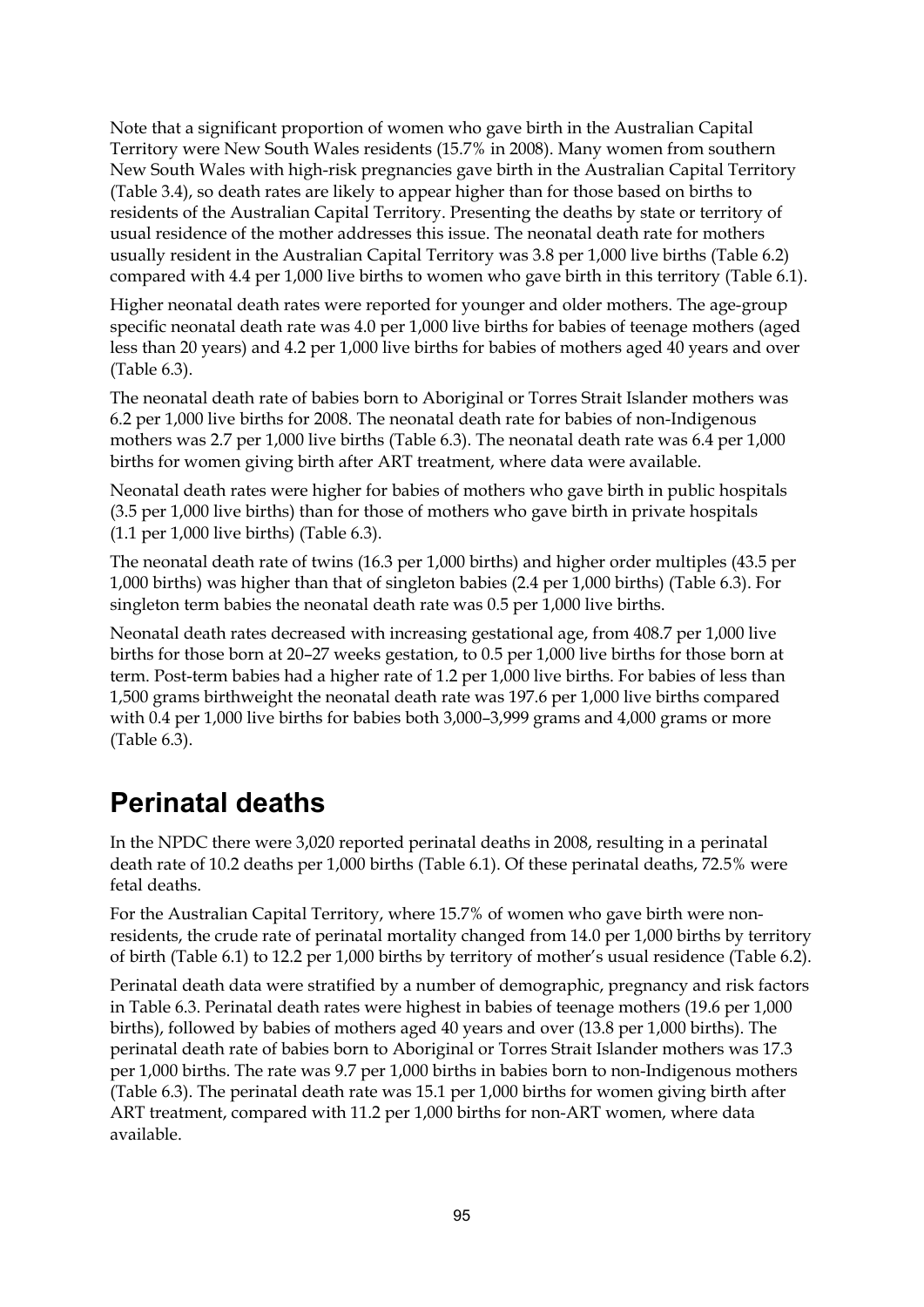Note that a significant proportion of women who gave birth in the Australian Capital Territory were New South Wales residents (15.7% in 2008). Many women from southern New South Wales with high-risk pregnancies gave birth in the Australian Capital Territory (Table 3.4), so death rates are likely to appear higher than for those based on births to residents of the Australian Capital Territory. Presenting the deaths by state or territory of usual residence of the mother addresses this issue. The neonatal death rate for mothers usually resident in the Australian Capital Territory was 3.8 per 1,000 live births (Table 6.2) compared with 4.4 per 1,000 live births to women who gave birth in this territory (Table 6.1).

Higher neonatal death rates were reported for younger and older mothers. The age-group specific neonatal death rate was 4.0 per 1,000 live births for babies of teenage mothers (aged less than 20 years) and 4.2 per 1,000 live births for babies of mothers aged 40 years and over (Table 6.3).

The neonatal death rate of babies born to Aboriginal or Torres Strait Islander mothers was 6.2 per 1,000 live births for 2008. The neonatal death rate for babies of non-Indigenous mothers was 2.7 per 1,000 live births (Table 6.3). The neonatal death rate was 6.4 per 1,000 births for women giving birth after ART treatment, where data were available.

Neonatal death rates were higher for babies of mothers who gave birth in public hospitals (3.5 per 1,000 live births) than for those of mothers who gave birth in private hospitals (1.1 per 1,000 live births) (Table 6.3).

The neonatal death rate of twins (16.3 per 1,000 births) and higher order multiples (43.5 per 1,000 births) was higher than that of singleton babies (2.4 per 1,000 births) (Table 6.3). For singleton term babies the neonatal death rate was 0.5 per 1,000 live births.

Neonatal death rates decreased with increasing gestational age, from 408.7 per 1,000 live births for those born at 20–27 weeks gestation, to 0.5 per 1,000 live births for those born at term. Post-term babies had a higher rate of 1.2 per 1,000 live births. For babies of less than 1,500 grams birthweight the neonatal death rate was 197.6 per 1,000 live births compared with 0.4 per 1,000 live births for babies both 3,000–3,999 grams and 4,000 grams or more (Table 6.3).

## Perinatal deaths

In the NPDC there were 3,020 reported perinatal deaths in 2008, resulting in a perinatal death rate of 10.2 deaths per 1,000 births (Table 6.1). Of these perinatal deaths, 72.5% were fetal deaths.

For the Australian Capital Territory, where 15.7% of women who gave birth were non-residents, the crude rate of perinatal mortality changed from 14.0 per 1,000 births by territory of birth (Table 6.1) to 12.2 per 1,000 births by territory of mother's usual residence (Table 6.2).

Perinatal death data were stratified by a number of demographic, pregnancy and risk factors in Table 6.3. Perinatal death rates were highest in babies of teenage mothers (19.6 per 1,000 births), followed by babies of mothers aged 40 years and over (13.8 per 1,000 births). The perinatal death rate of babies born to Aboriginal or Torres Strait Islander mothers was 17.3 per 1,000 births. The rate was 9.7 per 1,000 births in babies born to non-Indigenous mothers (Table 6.3). The perinatal death rate was 15.1 per 1,000 births for women giving birth after ART treatment, compared with 11.2 per 1,000 births for non-ART women, where data available.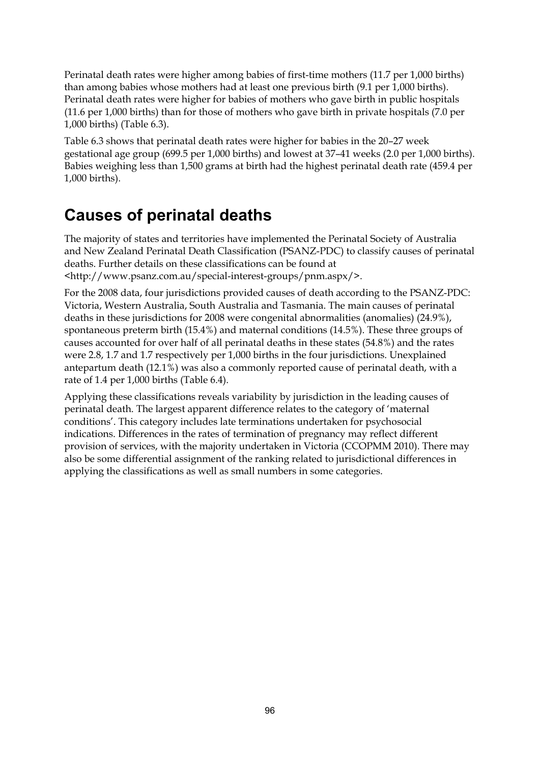Perinatal death rates were higher among babies of first-time mothers (11.7 per 1,000 births) than among babies whose mothers had at least one previous birth (9.1 per 1,000 births). Perinatal death rates were higher for babies of mothers who gave birth in public hospitals (11.6 per 1,000 births) than for those of mothers who gave birth in private hospitals (7.0 per 1,000 births) (Table 6.3).

Table 6.3 shows that perinatal death rates were higher for babies in the 20–27 week gestational age group (699.5 per 1,000 births) and lowest at 37–41 weeks (2.0 per 1,000 births). Babies weighing less than 1,500 grams at birth had the highest perinatal death rate (459.4 per 1,000 births).

## Causes of perinatal deaths

The majority of states and territories have implemented the Perinatal Society of Australia and New Zealand Perinatal Death Classification (PSANZ-PDC) to classify causes of perinatal deaths. Further details on these classifications can be found at <http://www.psanz.com.au/special-interest-groups/pnm.aspx/>.

For the 2008 data, four jurisdictions provided causes of death according to the PSANZ-PDC: Victoria, Western Australia, South Australia and Tasmania. The main causes of perinatal deaths in these jurisdictions for 2008 were congenital abnormalities (anomalies) (24.9%), spontaneous preterm birth (15.4%) and maternal conditions (14.5%). These three groups of causes accounted for over half of all perinatal deaths in these states (54.8%) and the rates were 2.8, 1.7 and 1.7 respectively per 1,000 births in the four jurisdictions. Unexplained antepartum death (12.1%) was also a commonly reported cause of perinatal death, with a rate of 1.4 per 1,000 births (Table 6.4).

Applying these classifications reveals variability by jurisdiction in the leading causes of perinatal death. The largest apparent difference relates to the category of 'maternal conditions'. This category includes late terminations undertaken for psychosocial indications. Differences in the rates of termination of pregnancy may reflect different provision of services, with the majority undertaken in Victoria (CCOPMM 2010). There may also be some differential assignment of the ranking related to jurisdictional differences in applying the classifications as well as small numbers in some categories.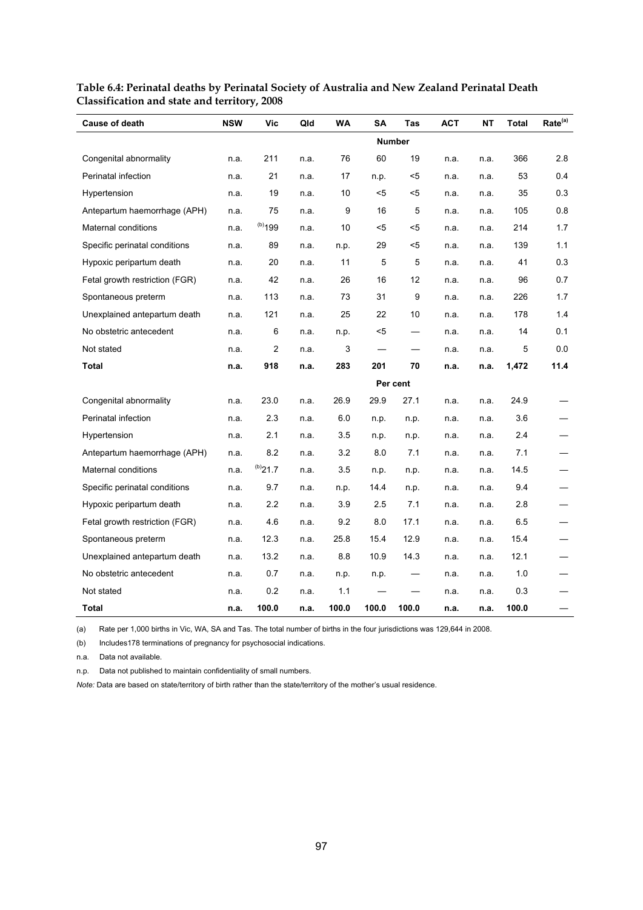**Table 6.4: Perinatal deaths by Perinatal Society of Australia and New Zealand Perinatal Death Classification and state and territory, 2008**

| Cause of death | NSW | Vic | Qld | WA | SA | Tas | ACT | NT | Total | Rate[(a)] |
|---|---|---|---|---|---|---|---|---|---|---|
| | | | | | **Number** | | | | | |
| Congenital abnormality | n.a. | 211 | n.a. | 76 | 60 | 19 | n.a. | n.a. | 366 | 2.8 |
| Perinatal infection | n.a. | 21 | n.a. | 17 | n.p. | <5 | n.a. | n.a. | 53 | 0.4 |
| Hypertension | n.a. | 19 | n.a. | 10 | <5 | <5 | n.a. | n.a. | 35 | 0.3 |
| Antepartum haemorrhage (APH) | n.a. | 75 | n.a. | 9 | 16 | 5 | n.a. | n.a. | 105 | 0.8 |
| Maternal conditions | n.a. | [(b)]199 | n.a. | 10 | <5 | <5 | n.a. | n.a. | 214 | 1.7 |
| Specific perinatal conditions | n.a. | 89 | n.a. | n.p. | 29 | <5 | n.a. | n.a. | 139 | 1.1 |
| Hypoxic peripartum death | n.a. | 20 | n.a. | 11 | 5 | 5 | n.a. | n.a. | 41 | 0.3 |
| Fetal growth restriction (FGR) | n.a. | 42 | n.a. | 26 | 16 | 12 | n.a. | n.a. | 96 | 0.7 |
| Spontaneous preterm | n.a. | 113 | n.a. | 73 | 31 | 9 | n.a. | n.a. | 226 | 1.7 |
| Unexplained antepartum death | n.a. | 121 | n.a. | 25 | 22 | 10 | n.a. | n.a. | 178 | 1.4 |
| No obstetric antecedent | n.a. | 6 | n.a. | n.p. | <5 | — | n.a. | n.a. | 14 | 0.1 |
| Not stated | n.a. | 2 | n.a. | 3 | — | — | n.a. | n.a. | 5 | 0.0 |
| **Total** | **n.a.** | **918** | **n.a.** | **283** | **201** | **70** | **n.a.** | **n.a.** | **1,472** | **11.4** |
| | | | | | **Per cent** | | | | | |
| Congenital abnormality | n.a. | 23.0 | n.a. | 26.9 | 29.9 | 27.1 | n.a. | n.a. | 24.9 | — |
| Perinatal infection | n.a. | 2.3 | n.a. | 6.0 | n.p. | n.p. | n.a. | n.a. | 3.6 | — |
| Hypertension | n.a. | 2.1 | n.a. | 3.5 | n.p. | n.p. | n.a. | n.a. | 2.4 | — |
| Antepartum haemorrhage (APH) | n.a. | 8.2 | n.a. | 3.2 | 8.0 | 7.1 | n.a. | n.a. | 7.1 | — |
| Maternal conditions | n.a. | [(b)]21.7 | n.a. | 3.5 | n.p. | n.p. | n.a. | n.a. | 14.5 | — |
| Specific perinatal conditions | n.a. | 9.7 | n.a. | n.p. | 14.4 | n.p. | n.a. | n.a. | 9.4 | — |
| Hypoxic peripartum death | n.a. | 2.2 | n.a. | 3.9 | 2.5 | 7.1 | n.a. | n.a. | 2.8 | — |
| Fetal growth restriction (FGR) | n.a. | 4.6 | n.a. | 9.2 | 8.0 | 17.1 | n.a. | n.a. | 6.5 | — |
| Spontaneous preterm | n.a. | 12.3 | n.a. | 25.8 | 15.4 | 12.9 | n.a. | n.a. | 15.4 | — |
| Unexplained antepartum death | n.a. | 13.2 | n.a. | 8.8 | 10.9 | 14.3 | n.a. | n.a. | 12.1 | — |
| No obstetric antecedent | n.a. | 0.7 | n.a. | n.p. | n.p. | — | n.a. | n.a. | 1.0 | — |
| Not stated | n.a. | 0.2 | n.a. | 1.1 | — | — | n.a. | n.a. | 0.3 | — |
| **Total** | **n.a.** | **100.0** | **n.a.** | **100.0** | **100.0** | **100.0** | **n.a.** | **n.a.** | **100.0** | — |

(a) Rate per 1,000 births in Vic, WA, SA and Tas. The total number of births in the four jurisdictions was 129,644 in 2008.

(b) Includes178 terminations of pregnancy for psychosocial indications.

n.a. Data not available.

n.p. Data not published to maintain confidentiality of small numbers.

*Note:* Data are based on state/territory of birth rather than the state/territory of the mother's usual residence.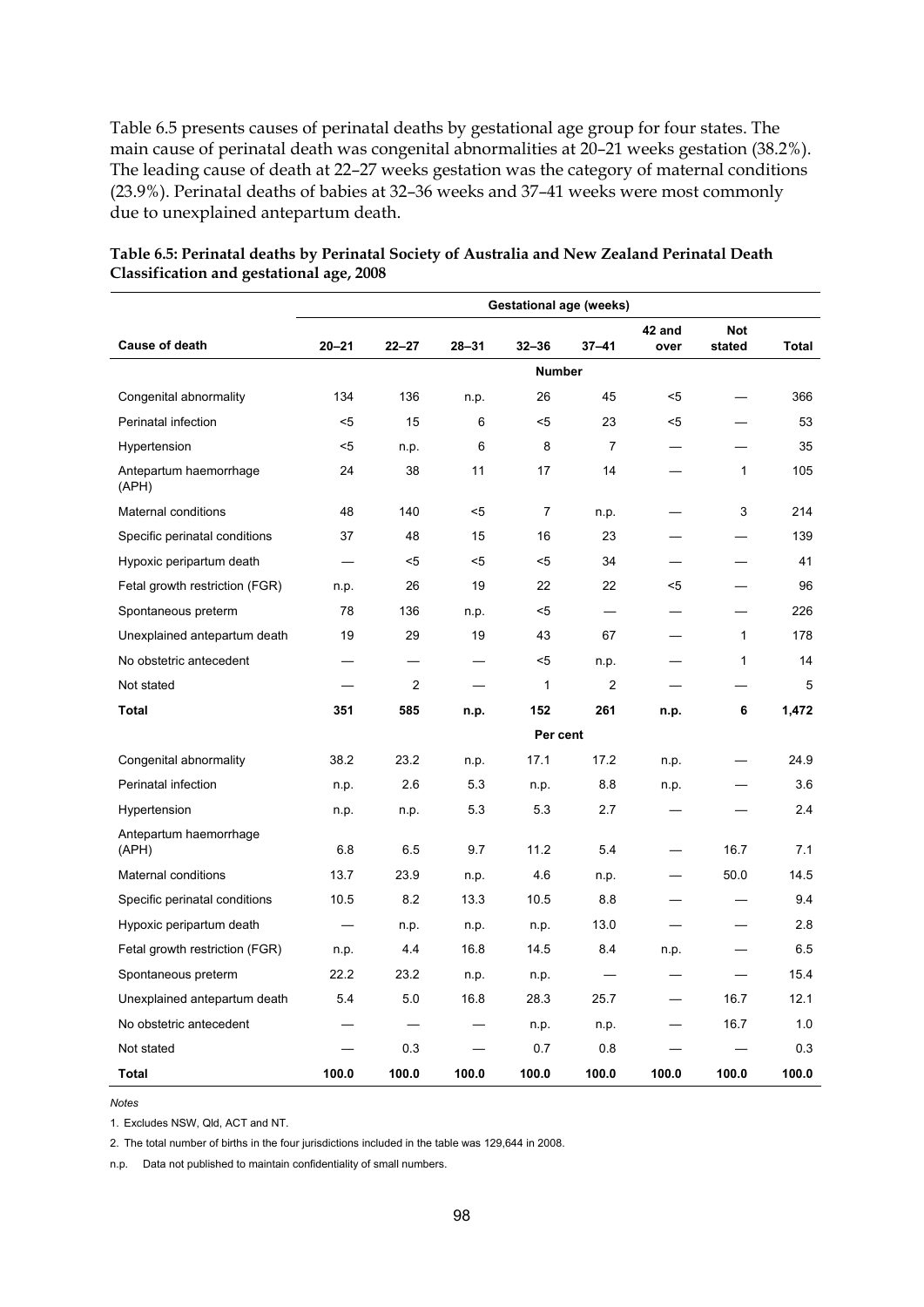Table 6.5 presents causes of perinatal deaths by gestational age group for four states. The main cause of perinatal death was congenital abnormalities at 20–21 weeks gestation (38.2%). The leading cause of death at 22–27 weeks gestation was the category of maternal conditions (23.9%). Perinatal deaths of babies at 32–36 weeks and 37–41 weeks were most commonly due to unexplained antepartum death.

**Table 6.5: Perinatal deaths by Perinatal Society of Australia and New Zealand Perinatal Death Classification and gestational age, 2008**

| | Gestational age (weeks) | | | | | | | |
|---|---|---|---|---|---|---|---|---|
| **Cause of death** | **20–21** | **22–27** | **28–31** | **32–36** | **37–41** | **42 and over** | **Not stated** | **Total** |
| | | | | **Number** | | | | |
| Congenital abnormality | 134 | 136 | n.p. | 26 | 45 | <5 | — | 366 |
| Perinatal infection | <5 | 15 | 6 | <5 | 23 | <5 | — | 53 |
| Hypertension | <5 | n.p. | 6 | 8 | 7 | — | — | 35 |
| Antepartum haemorrhage (APH) | 24 | 38 | 11 | 17 | 14 | — | 1 | 105 |
| Maternal conditions | 48 | 140 | <5 | 7 | n.p. | — | 3 | 214 |
| Specific perinatal conditions | 37 | 48 | 15 | 16 | 23 | — | — | 139 |
| Hypoxic peripartum death | — | <5 | <5 | <5 | 34 | — | — | 41 |
| Fetal growth restriction (FGR) | n.p. | 26 | 19 | 22 | 22 | <5 | — | 96 |
| Spontaneous preterm | 78 | 136 | n.p. | <5 | — | — | — | 226 |
| Unexplained antepartum death | 19 | 29 | 19 | 43 | 67 | — | 1 | 178 |
| No obstetric antecedent | — | — | — | <5 | n.p. | — | 1 | 14 |
| Not stated | — | 2 | — | 1 | 2 | — | — | 5 |
| **Total** | **351** | **585** | **n.p.** | **152** | **261** | **n.p.** | **6** | **1,472** |
| | | | | **Per cent** | | | | |
| Congenital abnormality | 38.2 | 23.2 | n.p. | 17.1 | 17.2 | n.p. | — | 24.9 |
| Perinatal infection | n.p. | 2.6 | 5.3 | n.p. | 8.8 | n.p. | — | 3.6 |
| Hypertension | n.p. | n.p. | 5.3 | 5.3 | 2.7 | — | — | 2.4 |
| Antepartum haemorrhage (APH) | 6.8 | 6.5 | 9.7 | 11.2 | 5.4 | — | 16.7 | 7.1 |
| Maternal conditions | 13.7 | 23.9 | n.p. | 4.6 | n.p. | — | 50.0 | 14.5 |
| Specific perinatal conditions | 10.5 | 8.2 | 13.3 | 10.5 | 8.8 | — | — | 9.4 |
| Hypoxic peripartum death | — | n.p. | n.p. | n.p. | 13.0 | — | — | 2.8 |
| Fetal growth restriction (FGR) | n.p. | 4.4 | 16.8 | 14.5 | 8.4 | n.p. | — | 6.5 |
| Spontaneous preterm | 22.2 | 23.2 | n.p. | n.p. | — | — | — | 15.4 |
| Unexplained antepartum death | 5.4 | 5.0 | 16.8 | 28.3 | 25.7 | — | 16.7 | 12.1 |
| No obstetric antecedent | — | — | — | n.p. | n.p. | — | 16.7 | 1.0 |
| Not stated | — | 0.3 | — | 0.7 | 0.8 | — | — | 0.3 |
| **Total** | **100.0** | **100.0** | **100.0** | **100.0** | **100.0** | **100.0** | **100.0** | **100.0** |

*Notes*

1. Excludes NSW, Qld, ACT and NT.

2. The total number of births in the four jurisdictions included in the table was 129,644 in 2008.

n.p. Data not published to maintain confidentiality of small numbers.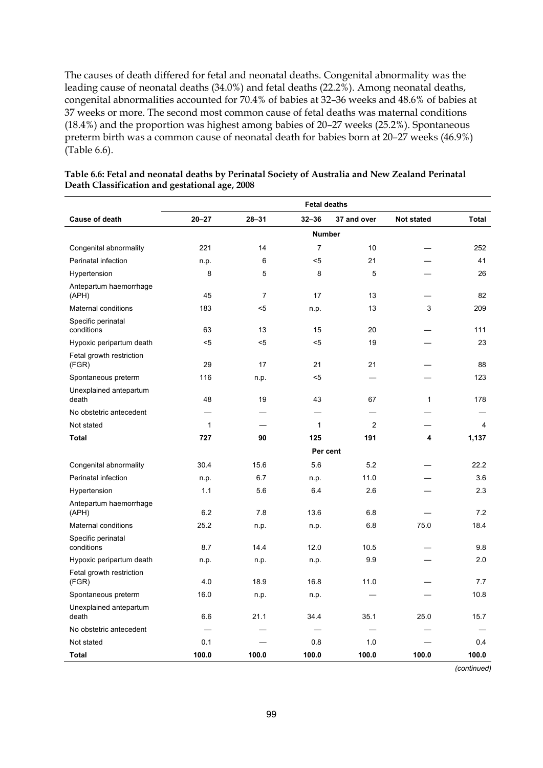The causes of death differed for fetal and neonatal deaths. Congenital abnormality was the leading cause of neonatal deaths (34.0%) and fetal deaths (22.2%). Among neonatal deaths, congenital abnormalities accounted for 70.4% of babies at 32–36 weeks and 48.6% of babies at 37 weeks or more. The second most common cause of fetal deaths was maternal conditions (18.4%) and the proportion was highest among babies of 20–27 weeks (25.2%). Spontaneous preterm birth was a common cause of neonatal death for babies born at 20–27 weeks (46.9%) (Table 6.6).

**Table 6.6: Fetal and neonatal deaths by Perinatal Society of Australia and New Zealand Perinatal Death Classification and gestational age, 2008**

| | Fetal deaths | | | | | |
|---|---|---|---|---|---|---|
| **Cause of death** | **20–27** | **28–31** | **32–36** | **37 and over** | **Not stated** | **Total** |
| | | | **Number** | | | |
| Congenital abnormality | 221 | 14 | 7 | 10 | — | 252 |
| Perinatal infection | n.p. | 6 | <5 | 21 | — | 41 |
| Hypertension | 8 | 5 | 8 | 5 | — | 26 |
| Antepartum haemorrhage (APH) | 45 | 7 | 17 | 13 | — | 82 |
| Maternal conditions | 183 | <5 | n.p. | 13 | 3 | 209 |
| Specific perinatal conditions | 63 | 13 | 15 | 20 | — | 111 |
| Hypoxic peripartum death | <5 | <5 | <5 | 19 | — | 23 |
| Fetal growth restriction (FGR) | 29 | 17 | 21 | 21 | — | 88 |
| Spontaneous preterm | 116 | n.p. | <5 | — | — | 123 |
| Unexplained antepartum death | 48 | 19 | 43 | 67 | 1 | 178 |
| No obstetric antecedent | — | — | — | — | — | — |
| Not stated | 1 | — | 1 | 2 | — | 4 |
| **Total** | **727** | **90** | **125** | **191** | **4** | **1,137** |
| | | | **Per cent** | | | |
| Congenital abnormality | 30.4 | 15.6 | 5.6 | 5.2 | — | 22.2 |
| Perinatal infection | n.p. | 6.7 | n.p. | 11.0 | — | 3.6 |
| Hypertension | 1.1 | 5.6 | 6.4 | 2.6 | — | 2.3 |
| Antepartum haemorrhage (APH) | 6.2 | 7.8 | 13.6 | 6.8 | — | 7.2 |
| Maternal conditions | 25.2 | n.p. | n.p. | 6.8 | 75.0 | 18.4 |
| Specific perinatal conditions | 8.7 | 14.4 | 12.0 | 10.5 | — | 9.8 |
| Hypoxic peripartum death | n.p. | n.p. | n.p. | 9.9 | — | 2.0 |
| Fetal growth restriction (FGR) | 4.0 | 18.9 | 16.8 | 11.0 | — | 7.7 |
| Spontaneous preterm | 16.0 | n.p. | n.p. | — | — | 10.8 |
| Unexplained antepartum death | 6.6 | 21.1 | 34.4 | 35.1 | 25.0 | 15.7 |
| No obstetric antecedent | — | — | — | — | — | — |
| Not stated | 0.1 | — | 0.8 | 1.0 | — | 0.4 |
| **Total** | **100.0** | **100.0** | **100.0** | **100.0** | **100.0** | **100.0** |

*(continued)*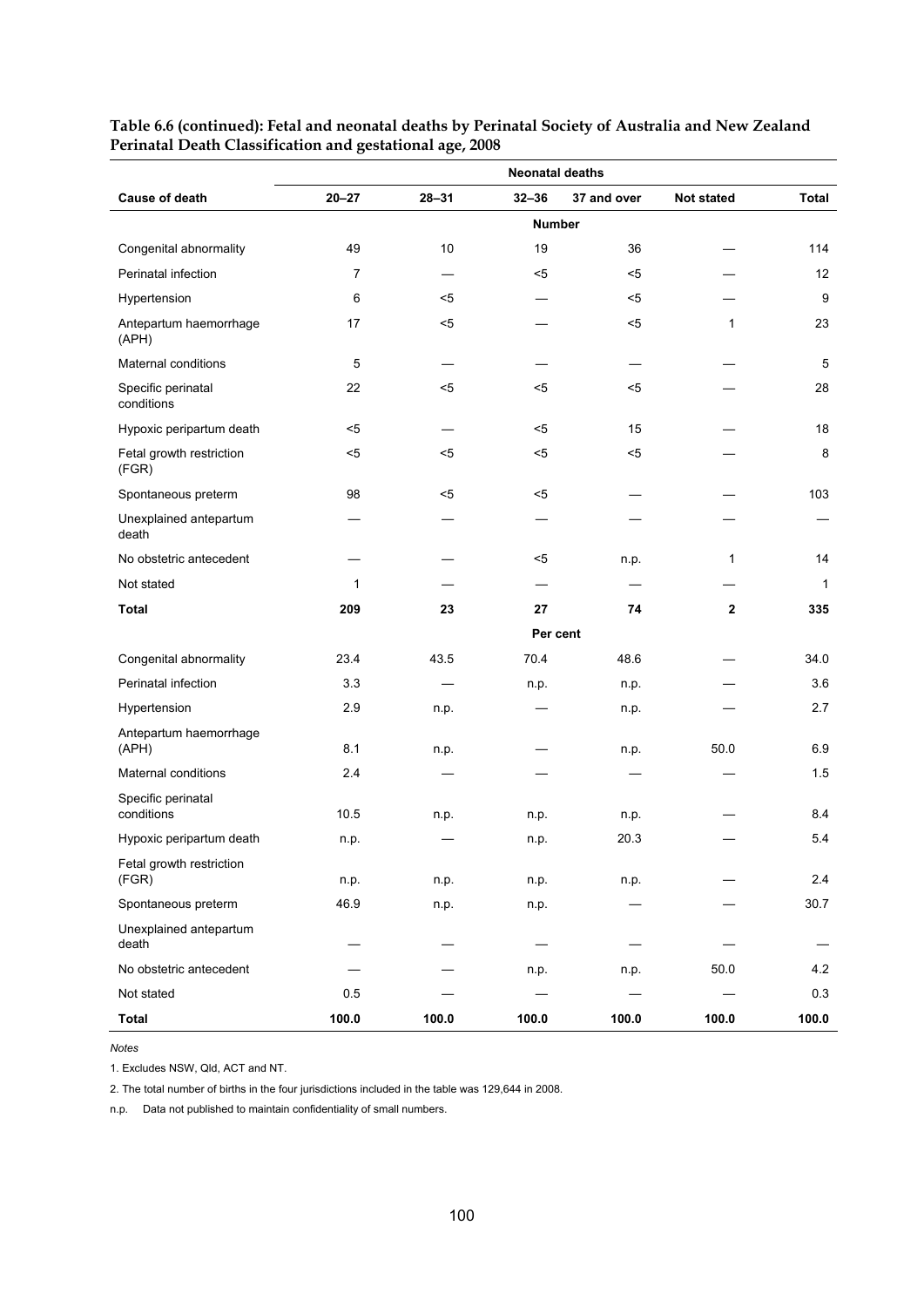**Table 6.6 (continued): Fetal and neonatal deaths by Perinatal Society of Australia and New Zealand Perinatal Death Classification and gestational age, 2008**

| | Neonatal deaths | | | | | |
|---|---|---|---|---|---|---|
| **Cause of death** | **20–27** | **28–31** | **32–36** | **37 and over** | **Not stated** | **Total** |
| | | | **Number** | | | |
| Congenital abnormality | 49 | 10 | 19 | 36 | — | 114 |
| Perinatal infection | 7 | — | <5 | <5 | — | 12 |
| Hypertension | 6 | <5 | — | <5 | — | 9 |
| Antepartum haemorrhage (APH) | 17 | <5 | — | <5 | 1 | 23 |
| Maternal conditions | 5 | — | — | — | — | 5 |
| Specific perinatal conditions | 22 | <5 | <5 | <5 | — | 28 |
| Hypoxic peripartum death | <5 | — | <5 | 15 | — | 18 |
| Fetal growth restriction (FGR) | <5 | <5 | <5 | <5 | — | 8 |
| Spontaneous preterm | 98 | <5 | <5 | — | — | 103 |
| Unexplained antepartum death | — | — | — | — | — | — |
| No obstetric antecedent | — | — | <5 | n.p. | 1 | 14 |
| Not stated | 1 | — | — | — | — | 1 |
| **Total** | **209** | **23** | **27** | **74** | **2** | **335** |
| | | | **Per cent** | | | |
| Congenital abnormality | 23.4 | 43.5 | 70.4 | 48.6 | — | 34.0 |
| Perinatal infection | 3.3 | — | n.p. | n.p. | — | 3.6 |
| Hypertension | 2.9 | n.p. | — | n.p. | — | 2.7 |
| Antepartum haemorrhage (APH) | 8.1 | n.p. | — | n.p. | 50.0 | 6.9 |
| Maternal conditions | 2.4 | — | — | — | — | 1.5 |
| Specific perinatal conditions | 10.5 | n.p. | n.p. | n.p. | — | 8.4 |
| Hypoxic peripartum death | n.p. | — | n.p. | 20.3 | — | 5.4 |
| Fetal growth restriction (FGR) | n.p. | n.p. | n.p. | n.p. | — | 2.4 |
| Spontaneous preterm | 46.9 | n.p. | n.p. | — | — | 30.7 |
| Unexplained antepartum death | — | — | — | — | — | — |
| No obstetric antecedent | — | — | n.p. | n.p. | 50.0 | 4.2 |
| Not stated | 0.5 | — | — | — | — | 0.3 |
| **Total** | **100.0** | **100.0** | **100.0** | **100.0** | **100.0** | **100.0** |

*Notes*

1. Excludes NSW, Qld, ACT and NT.

2. The total number of births in the four jurisdictions included in the table was 129,644 in 2008.

n.p. Data not published to maintain confidentiality of small numbers.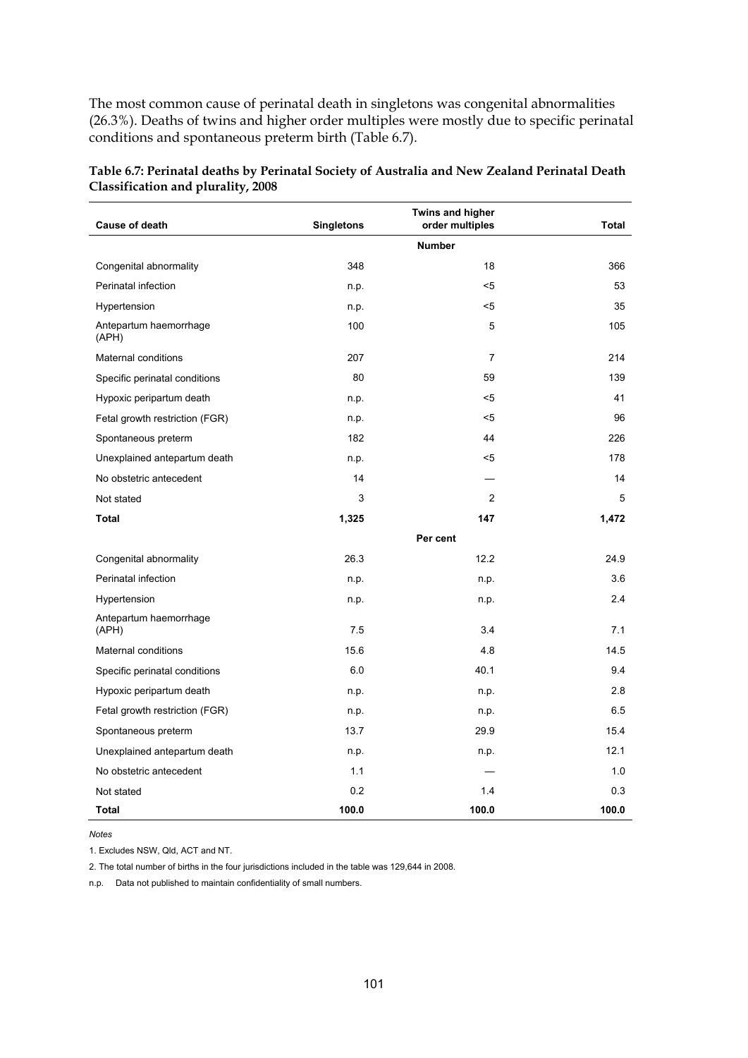The most common cause of perinatal death in singletons was congenital abnormalities (26.3%). Deaths of twins and higher order multiples were mostly due to specific perinatal conditions and spontaneous preterm birth (Table 6.7).

**Table 6.7: Perinatal deaths by Perinatal Society of Australia and New Zealand Perinatal Death Classification and plurality, 2008**

| Cause of death | Singletons | Twins and higher order multiples | Total |
|---|---|---|---|
| | | **Number** | |
| Congenital abnormality | 348 | 18 | 366 |
| Perinatal infection | n.p. | <5 | 53 |
| Hypertension | n.p. | <5 | 35 |
| Antepartum haemorrhage (APH) | 100 | 5 | 105 |
| Maternal conditions | 207 | 7 | 214 |
| Specific perinatal conditions | 80 | 59 | 139 |
| Hypoxic peripartum death | n.p. | <5 | 41 |
| Fetal growth restriction (FGR) | n.p. | <5 | 96 |
| Spontaneous preterm | 182 | 44 | 226 |
| Unexplained antepartum death | n.p. | <5 | 178 |
| No obstetric antecedent | 14 | — | 14 |
| Not stated | 3 | 2 | 5 |
| **Total** | **1,325** | **147** | **1,472** |
| | | **Per cent** | |
| Congenital abnormality | 26.3 | 12.2 | 24.9 |
| Perinatal infection | n.p. | n.p. | 3.6 |
| Hypertension | n.p. | n.p. | 2.4 |
| Antepartum haemorrhage (APH) | 7.5 | 3.4 | 7.1 |
| Maternal conditions | 15.6 | 4.8 | 14.5 |
| Specific perinatal conditions | 6.0 | 40.1 | 9.4 |
| Hypoxic peripartum death | n.p. | n.p. | 2.8 |
| Fetal growth restriction (FGR) | n.p. | n.p. | 6.5 |
| Spontaneous preterm | 13.7 | 29.9 | 15.4 |
| Unexplained antepartum death | n.p. | n.p. | 12.1 |
| No obstetric antecedent | 1.1 | — | 1.0 |
| Not stated | 0.2 | 1.4 | 0.3 |
| **Total** | **100.0** | **100.0** | **100.0** |

*Notes*

1. Excludes NSW, Qld, ACT and NT.

2. The total number of births in the four jurisdictions included in the table was 129,644 in 2008.

n.p. Data not published to maintain confidentiality of small numbers.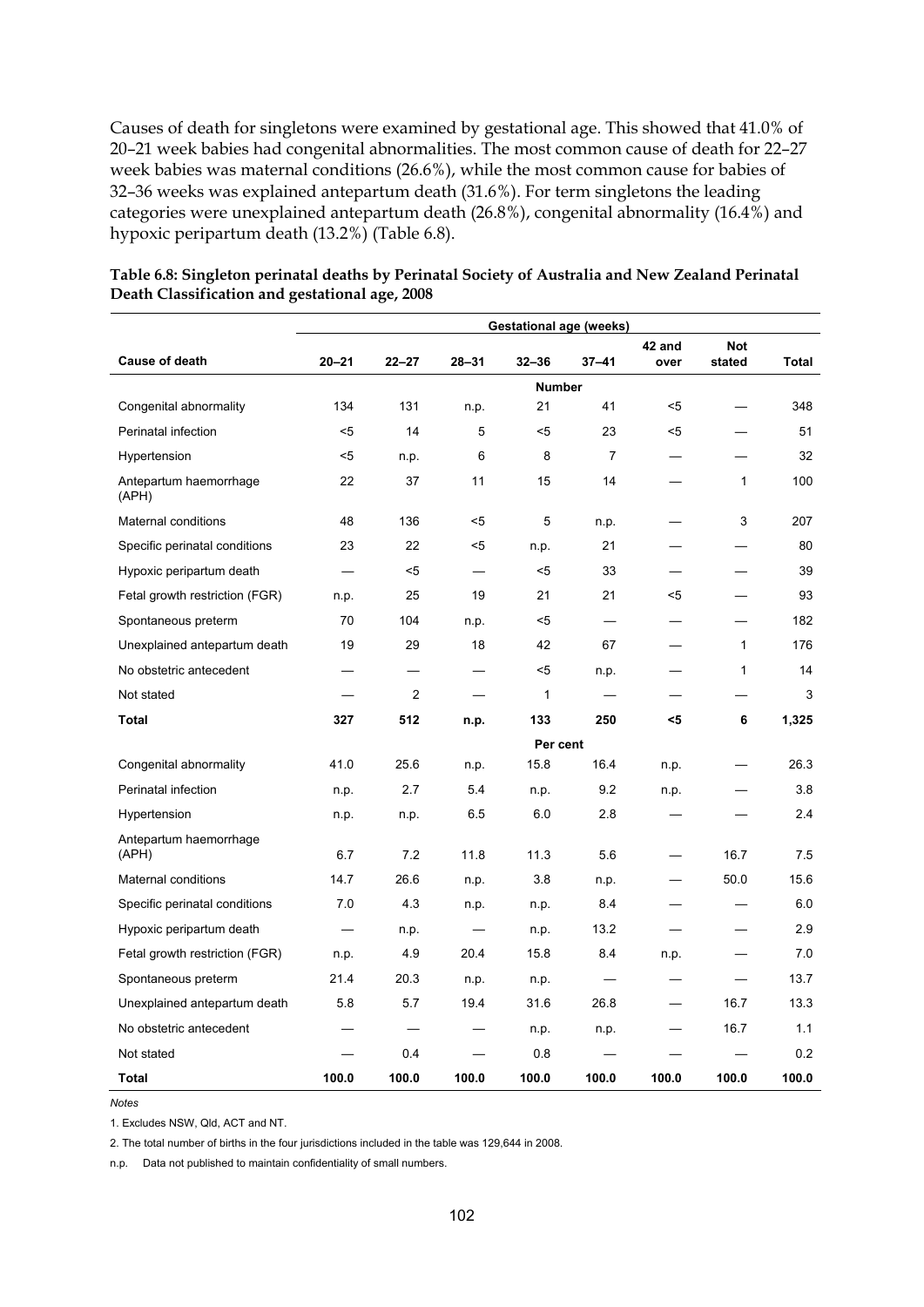Causes of death for singletons were examined by gestational age. This showed that 41.0% of 20–21 week babies had congenital abnormalities. The most common cause of death for 22–27 week babies was maternal conditions (26.6%), while the most common cause for babies of 32–36 weeks was explained antepartum death (31.6%). For term singletons the leading categories were unexplained antepartum death (26.8%), congenital abnormality (16.4%) and hypoxic peripartum death (13.2%) (Table 6.8).

**Table 6.8: Singleton perinatal deaths by Perinatal Society of Australia and New Zealand Perinatal Death Classification and gestational age, 2008**

| | Gestational age (weeks) | | | | | | | |
|---|---|---|---|---|---|---|---|---|
| **Cause of death** | **20–21** | **22–27** | **28–31** | **32–36** | **37–41** | **42 and over** | **Not stated** | **Total** |
| | | | | **Number** | | | | |
| Congenital abnormality | 134 | 131 | n.p. | 21 | 41 | <5 | — | 348 |
| Perinatal infection | <5 | 14 | 5 | <5 | 23 | <5 | — | 51 |
| Hypertension | <5 | n.p. | 6 | 8 | 7 | — | — | 32 |
| Antepartum haemorrhage (APH) | 22 | 37 | 11 | 15 | 14 | — | 1 | 100 |
| Maternal conditions | 48 | 136 | <5 | 5 | n.p. | — | 3 | 207 |
| Specific perinatal conditions | 23 | 22 | <5 | n.p. | 21 | — | — | 80 |
| Hypoxic peripartum death | — | <5 | — | <5 | 33 | — | — | 39 |
| Fetal growth restriction (FGR) | n.p. | 25 | 19 | 21 | 21 | <5 | — | 93 |
| Spontaneous preterm | 70 | 104 | n.p. | <5 | — | — | — | 182 |
| Unexplained antepartum death | 19 | 29 | 18 | 42 | 67 | — | 1 | 176 |
| No obstetric antecedent | — | — | — | <5 | n.p. | — | 1 | 14 |
| Not stated | — | 2 | — | 1 | — | — | — | 3 |
| **Total** | **327** | **512** | **n.p.** | **133** | **250** | **<5** | **6** | **1,325** |
| | | | | **Per cent** | | | | |
| Congenital abnormality | 41.0 | 25.6 | n.p. | 15.8 | 16.4 | n.p. | — | 26.3 |
| Perinatal infection | n.p. | 2.7 | 5.4 | n.p. | 9.2 | n.p. | — | 3.8 |
| Hypertension | n.p. | n.p. | 6.5 | 6.0 | 2.8 | — | — | 2.4 |
| Antepartum haemorrhage (APH) | 6.7 | 7.2 | 11.8 | 11.3 | 5.6 | — | 16.7 | 7.5 |
| Maternal conditions | 14.7 | 26.6 | n.p. | 3.8 | n.p. | — | 50.0 | 15.6 |
| Specific perinatal conditions | 7.0 | 4.3 | n.p. | n.p. | 8.4 | — | — | 6.0 |
| Hypoxic peripartum death | — | n.p. | — | n.p. | 13.2 | — | — | 2.9 |
| Fetal growth restriction (FGR) | n.p. | 4.9 | 20.4 | 15.8 | 8.4 | n.p. | — | 7.0 |
| Spontaneous preterm | 21.4 | 20.3 | n.p. | n.p. | — | — | — | 13.7 |
| Unexplained antepartum death | 5.8 | 5.7 | 19.4 | 31.6 | 26.8 | — | 16.7 | 13.3 |
| No obstetric antecedent | — | — | — | n.p. | n.p. | — | 16.7 | 1.1 |
| Not stated | — | 0.4 | — | 0.8 | — | — | — | 0.2 |
| **Total** | **100.0** | **100.0** | **100.0** | **100.0** | **100.0** | **100.0** | **100.0** | **100.0** |

*Notes*

1. Excludes NSW, Qld, ACT and NT.

2. The total number of births in the four jurisdictions included in the table was 129,644 in 2008.

n.p. Data not published to maintain confidentiality of small numbers.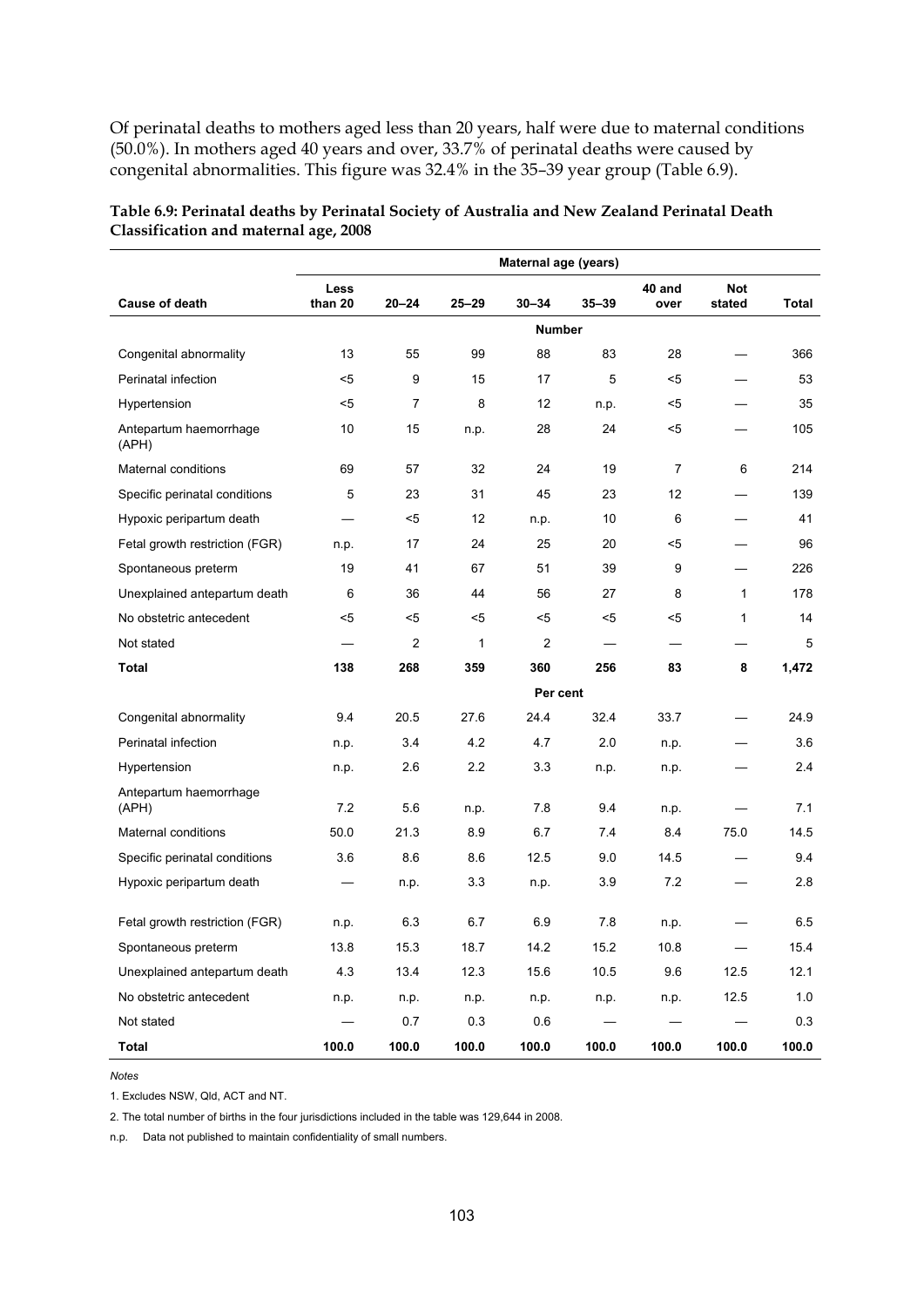Of perinatal deaths to mothers aged less than 20 years, half were due to maternal conditions (50.0%). In mothers aged 40 years and over, 33.7% of perinatal deaths were caused by congenital abnormalities. This figure was 32.4% in the 35–39 year group (Table 6.9).

**Table 6.9: Perinatal deaths by Perinatal Society of Australia and New Zealand Perinatal Death Classification and maternal age, 2008**

| | Maternal age (years) | | | | | | | |
|---|---|---|---|---|---|---|---|---|
| **Cause of death** | **Less than 20** | **20–24** | **25–29** | **30–34** | **35–39** | **40 and over** | **Not stated** | **Total** |
| | | | | **Number** | | | | |
| Congenital abnormality | 13 | 55 | 99 | 88 | 83 | 28 | — | 366 |
| Perinatal infection | <5 | 9 | 15 | 17 | 5 | <5 | — | 53 |
| Hypertension | <5 | 7 | 8 | 12 | n.p. | <5 | — | 35 |
| Antepartum haemorrhage (APH) | 10 | 15 | n.p. | 28 | 24 | <5 | — | 105 |
| Maternal conditions | 69 | 57 | 32 | 24 | 19 | 7 | 6 | 214 |
| Specific perinatal conditions | 5 | 23 | 31 | 45 | 23 | 12 | — | 139 |
| Hypoxic peripartum death | — | <5 | 12 | n.p. | 10 | 6 | — | 41 |
| Fetal growth restriction (FGR) | n.p. | 17 | 24 | 25 | 20 | <5 | — | 96 |
| Spontaneous preterm | 19 | 41 | 67 | 51 | 39 | 9 | — | 226 |
| Unexplained antepartum death | 6 | 36 | 44 | 56 | 27 | 8 | 1 | 178 |
| No obstetric antecedent | <5 | <5 | <5 | <5 | <5 | <5 | 1 | 14 |
| Not stated | — | 2 | 1 | 2 | — | — | — | 5 |
| **Total** | **138** | **268** | **359** | **360** | **256** | **83** | **8** | **1,472** |
| | | | | **Per cent** | | | | |
| Congenital abnormality | 9.4 | 20.5 | 27.6 | 24.4 | 32.4 | 33.7 | — | 24.9 |
| Perinatal infection | n.p. | 3.4 | 4.2 | 4.7 | 2.0 | n.p. | — | 3.6 |
| Hypertension | n.p. | 2.6 | 2.2 | 3.3 | n.p. | n.p. | — | 2.4 |
| Antepartum haemorrhage (APH) | 7.2 | 5.6 | n.p. | 7.8 | 9.4 | n.p. | — | 7.1 |
| Maternal conditions | 50.0 | 21.3 | 8.9 | 6.7 | 7.4 | 8.4 | 75.0 | 14.5 |
| Specific perinatal conditions | 3.6 | 8.6 | 8.6 | 12.5 | 9.0 | 14.5 | — | 9.4 |
| Hypoxic peripartum death | — | n.p. | 3.3 | n.p. | 3.9 | 7.2 | — | 2.8 |
| Fetal growth restriction (FGR) | n.p. | 6.3 | 6.7 | 6.9 | 7.8 | n.p. | — | 6.5 |
| Spontaneous preterm | 13.8 | 15.3 | 18.7 | 14.2 | 15.2 | 10.8 | — | 15.4 |
| Unexplained antepartum death | 4.3 | 13.4 | 12.3 | 15.6 | 10.5 | 9.6 | 12.5 | 12.1 |
| No obstetric antecedent | n.p. | n.p. | n.p. | n.p. | n.p. | n.p. | 12.5 | 1.0 |
| Not stated | — | 0.7 | 0.3 | 0.6 | — | — | — | 0.3 |
| **Total** | **100.0** | **100.0** | **100.0** | **100.0** | **100.0** | **100.0** | **100.0** | **100.0** |

*Notes*

1. Excludes NSW, Qld, ACT and NT.

2. The total number of births in the four jurisdictions included in the table was 129,644 in 2008.

n.p. Data not published to maintain confidentiality of small numbers.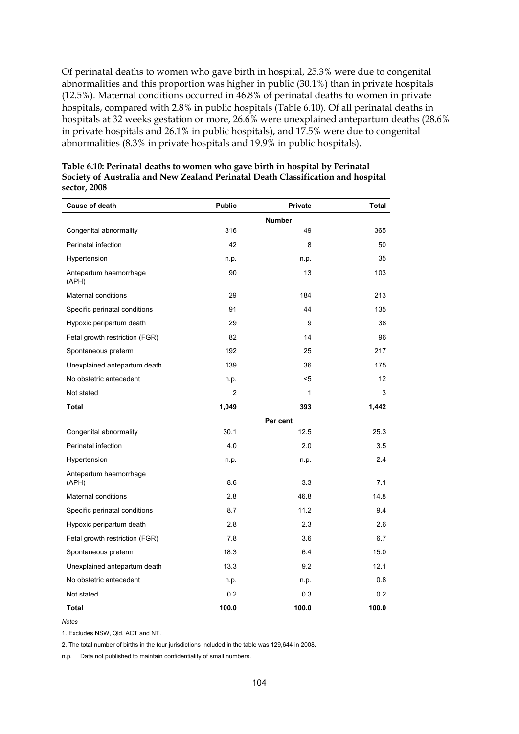Of perinatal deaths to women who gave birth in hospital, 25.3% were due to congenital abnormalities and this proportion was higher in public (30.1%) than in private hospitals (12.5%). Maternal conditions occurred in 46.8% of perinatal deaths to women in private hospitals, compared with 2.8% in public hospitals (Table 6.10). Of all perinatal deaths in hospitals at 32 weeks gestation or more, 26.6% were unexplained antepartum deaths (28.6% in private hospitals and 26.1% in public hospitals), and 17.5% were due to congenital abnormalities (8.3% in private hospitals and 19.9% in public hospitals).

**Table 6.10: Perinatal deaths to women who gave birth in hospital by Perinatal Society of Australia and New Zealand Perinatal Death Classification and hospital sector, 2008**

| Cause of death | Public | Private | Total |
|---|---|---|---|
| | | **Number** | |
| Congenital abnormality | 316 | 49 | 365 |
| Perinatal infection | 42 | 8 | 50 |
| Hypertension | n.p. | n.p. | 35 |
| Antepartum haemorrhage (APH) | 90 | 13 | 103 |
| Maternal conditions | 29 | 184 | 213 |
| Specific perinatal conditions | 91 | 44 | 135 |
| Hypoxic peripartum death | 29 | 9 | 38 |
| Fetal growth restriction (FGR) | 82 | 14 | 96 |
| Spontaneous preterm | 192 | 25 | 217 |
| Unexplained antepartum death | 139 | 36 | 175 |
| No obstetric antecedent | n.p. | <5 | 12 |
| Not stated | 2 | 1 | 3 |
| **Total** | **1,049** | **393** | **1,442** |
| | | **Per cent** | |
| Congenital abnormality | 30.1 | 12.5 | 25.3 |
| Perinatal infection | 4.0 | 2.0 | 3.5 |
| Hypertension | n.p. | n.p. | 2.4 |
| Antepartum haemorrhage (APH) | 8.6 | 3.3 | 7.1 |
| Maternal conditions | 2.8 | 46.8 | 14.8 |
| Specific perinatal conditions | 8.7 | 11.2 | 9.4 |
| Hypoxic peripartum death | 2.8 | 2.3 | 2.6 |
| Fetal growth restriction (FGR) | 7.8 | 3.6 | 6.7 |
| Spontaneous preterm | 18.3 | 6.4 | 15.0 |
| Unexplained antepartum death | 13.3 | 9.2 | 12.1 |
| No obstetric antecedent | n.p. | n.p. | 0.8 |
| Not stated | 0.2 | 0.3 | 0.2 |
| **Total** | **100.0** | **100.0** | **100.0** |

*Notes*

1. Excludes NSW, Qld, ACT and NT.

2. The total number of births in the four jurisdictions included in the table was 129,644 in 2008.

n.p. Data not published to maintain confidentiality of small numbers.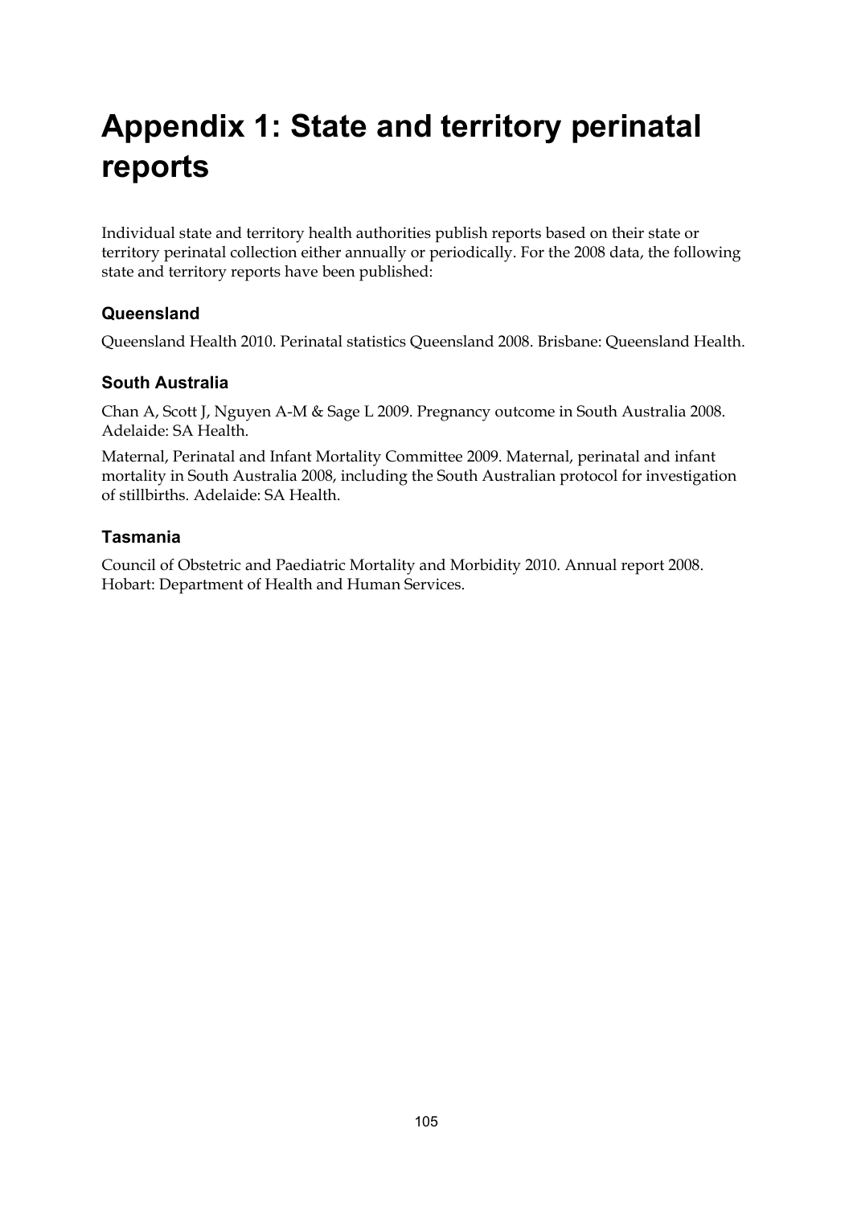# Appendix 1: State and territory perinatal reports

Individual state and territory health authorities publish reports based on their state or territory perinatal collection either annually or periodically. For the 2008 data, the following state and territory reports have been published:

### Queensland

Queensland Health 2010. Perinatal statistics Queensland 2008. Brisbane: Queensland Health.

### South Australia

Chan A, Scott J, Nguyen A-M & Sage L 2009. Pregnancy outcome in South Australia 2008. Adelaide: SA Health.

Maternal, Perinatal and Infant Mortality Committee 2009. Maternal, perinatal and infant mortality in South Australia 2008, including the South Australian protocol for investigation of stillbirths. Adelaide: SA Health.

### Tasmania

Council of Obstetric and Paediatric Mortality and Morbidity 2010. Annual report 2008. Hobart: Department of Health and Human Services.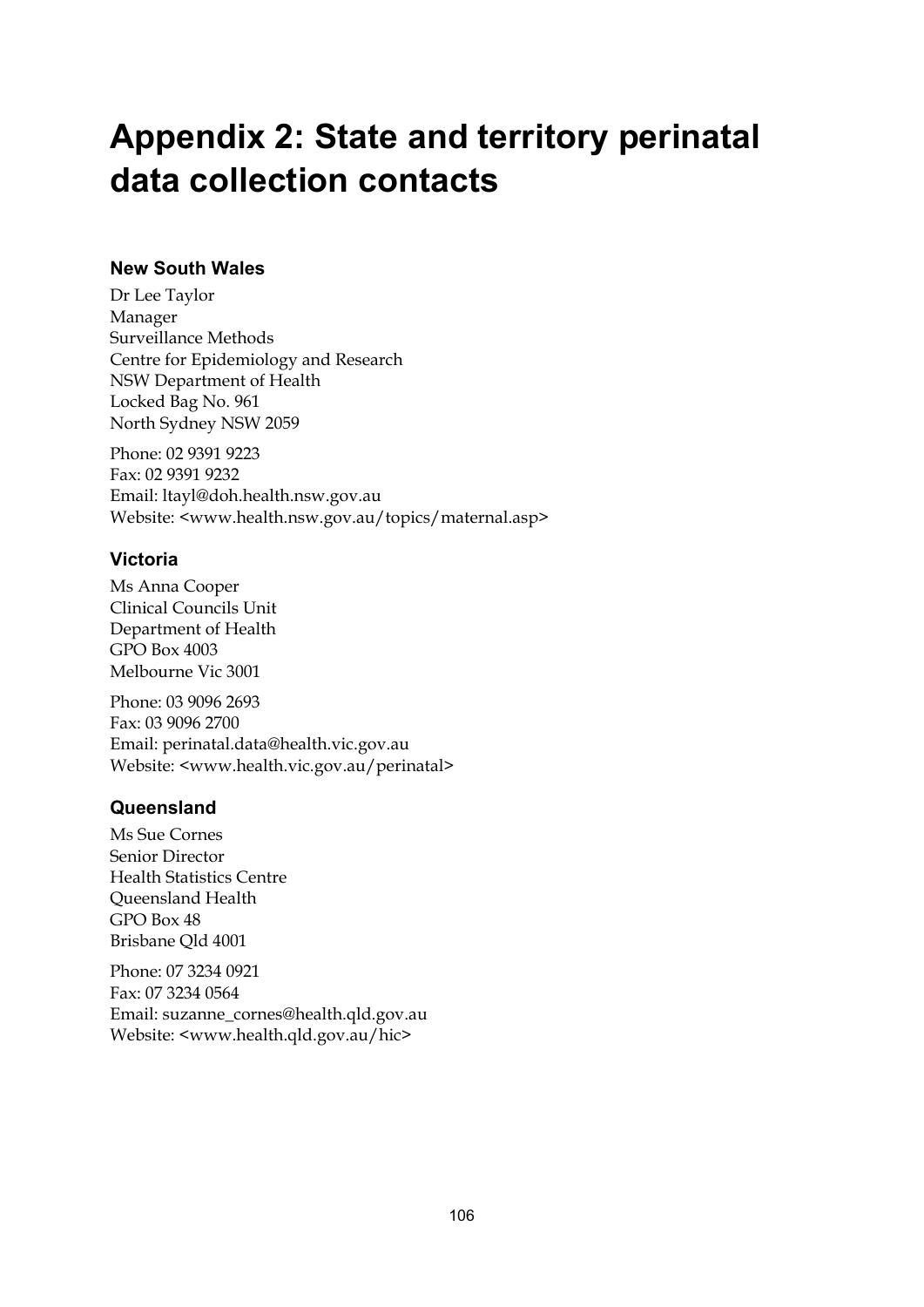# Appendix 2: State and territory perinatal data collection contacts

### New South Wales

Dr Lee Taylor
Manager
Surveillance Methods
Centre for Epidemiology and Research
NSW Department of Health
Locked Bag No. 961
North Sydney NSW 2059

Phone: 02 9391 9223
Fax: 02 9391 9232
Email: ltayl@doh.health.nsw.gov.au
Website: <www.health.nsw.gov.au/topics/maternal.asp>

### Victoria

Ms Anna Cooper
Clinical Councils Unit
Department of Health
GPO Box 4003
Melbourne Vic 3001

Phone: 03 9096 2693
Fax: 03 9096 2700
Email: perinatal.data@health.vic.gov.au
Website: <www.health.vic.gov.au/perinatal>

### Queensland

Ms Sue Cornes
Senior Director
Health Statistics Centre
Queensland Health
GPO Box 48
Brisbane Qld 4001

Phone: 07 3234 0921
Fax: 07 3234 0564
Email: suzanne_cornes@health.qld.gov.au
Website: <www.health.qld.gov.au/hic>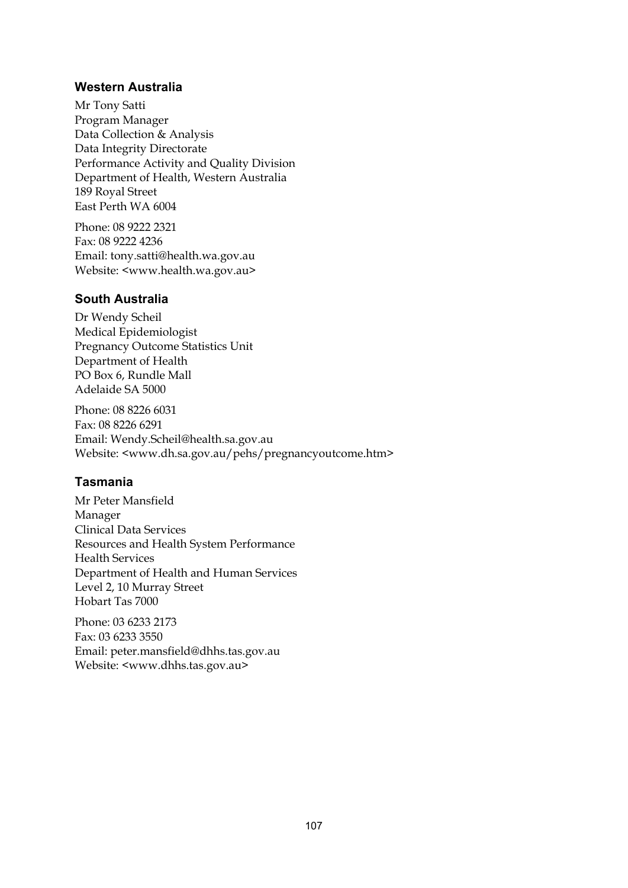### Western Australia

Mr Tony Satti
Program Manager
Data Collection & Analysis
Data Integrity Directorate
Performance Activity and Quality Division
Department of Health, Western Australia
189 Royal Street
East Perth WA 6004

Phone: 08 9222 2321
Fax: 08 9222 4236
Email: tony.satti@health.wa.gov.au
Website: <www.health.wa.gov.au>

### South Australia

Dr Wendy Scheil
Medical Epidemiologist
Pregnancy Outcome Statistics Unit
Department of Health
PO Box 6, Rundle Mall
Adelaide SA 5000

Phone: 08 8226 6031
Fax: 08 8226 6291
Email: Wendy.Scheil@health.sa.gov.au
Website: <www.dh.sa.gov.au/pehs/pregnancyoutcome.htm>

### Tasmania

Mr Peter Mansfield
Manager
Clinical Data Services
Resources and Health System Performance
Health Services
Department of Health and Human Services
Level 2, 10 Murray Street
Hobart Tas 7000

Phone: 03 6233 2173
Fax: 03 6233 3550
Email: peter.mansfield@dhhs.tas.gov.au
Website: <www.dhhs.tas.gov.au>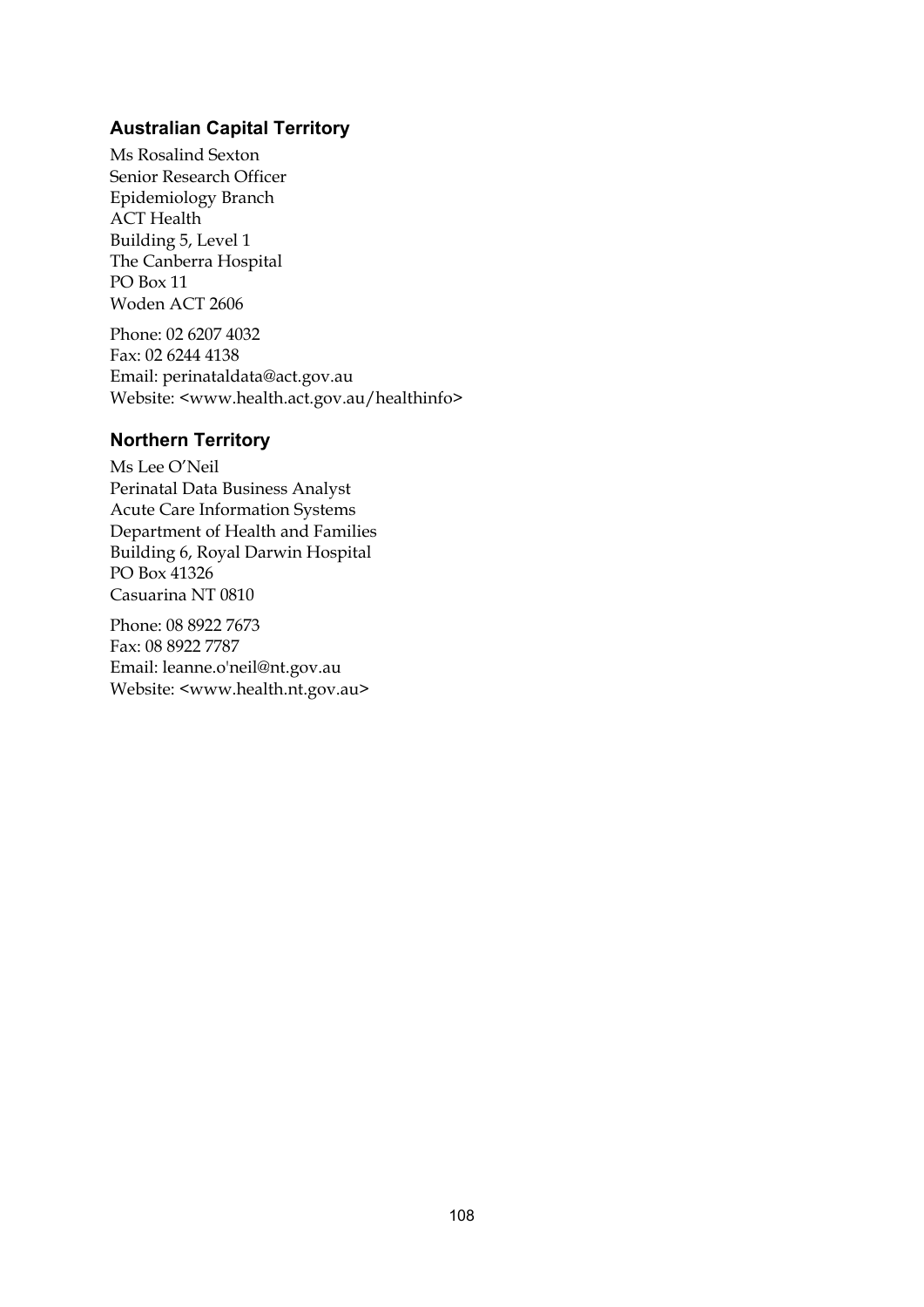### Australian Capital Territory

Ms Rosalind Sexton
Senior Research Officer
Epidemiology Branch
ACT Health
Building 5, Level 1
The Canberra Hospital
PO Box 11
Woden ACT 2606

Phone: 02 6207 4032
Fax: 02 6244 4138
Email: perinataldata@act.gov.au
Website: <www.health.act.gov.au/healthinfo>

### Northern Territory

Ms Lee O'Neil
Perinatal Data Business Analyst
Acute Care Information Systems
Department of Health and Families
Building 6, Royal Darwin Hospital
PO Box 41326
Casuarina NT 0810

Phone: 08 8922 7673
Fax: 08 8922 7787
Email: leanne.o'neil@nt.gov.au
Website: <www.health.nt.gov.au>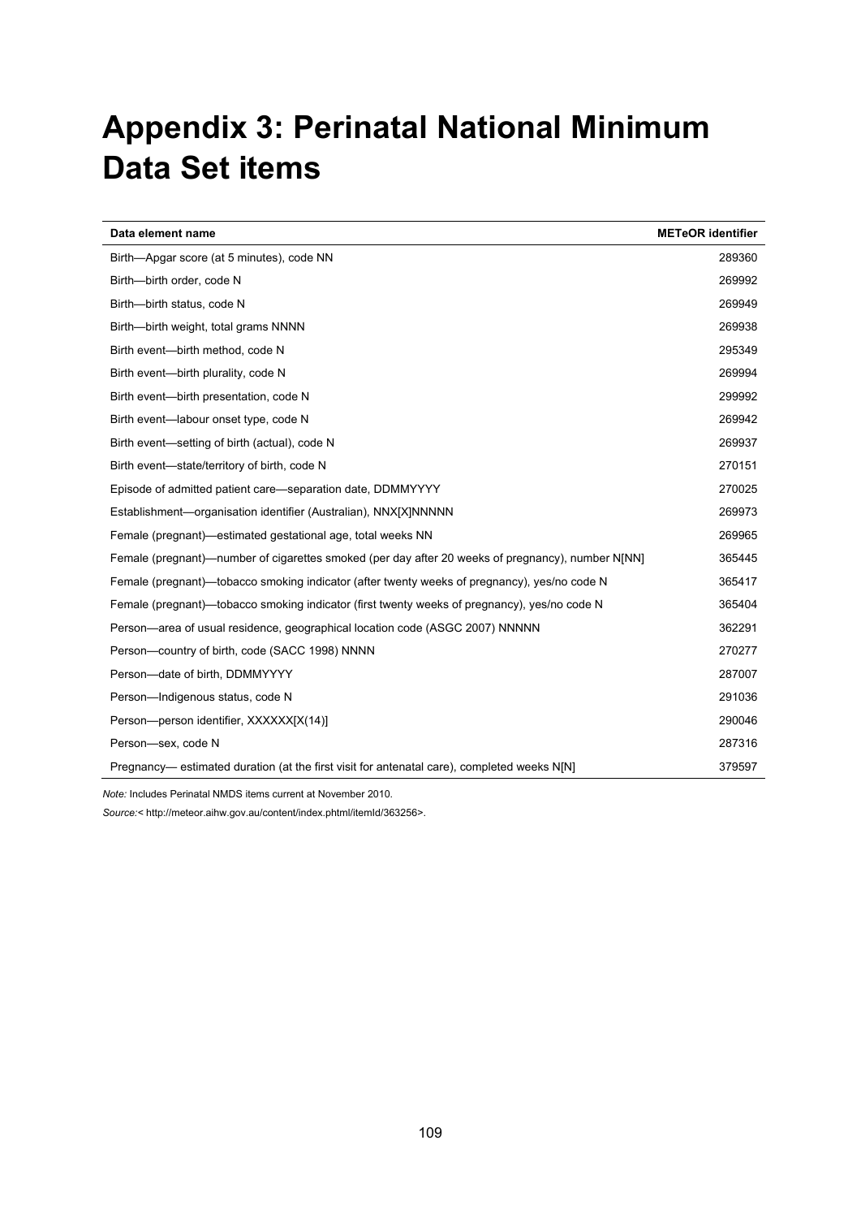# Appendix 3: Perinatal National Minimum Data Set items

| Data element name | METeOR identifier |
|---|---|
| Birth—Apgar score (at 5 minutes), code NN | 289360 |
| Birth—birth order, code N | 269992 |
| Birth—birth status, code N | 269949 |
| Birth—birth weight, total grams NNNN | 269938 |
| Birth event—birth method, code N | 295349 |
| Birth event—birth plurality, code N | 269994 |
| Birth event—birth presentation, code N | 299992 |
| Birth event—labour onset type, code N | 269942 |
| Birth event—setting of birth (actual), code N | 269937 |
| Birth event—state/territory of birth, code N | 270151 |
| Episode of admitted patient care—separation date, DDMMYYYY | 270025 |
| Establishment—organisation identifier (Australian), NNX[X]NNNNN | 269973 |
| Female (pregnant)—estimated gestational age, total weeks NN | 269965 |
| Female (pregnant)—number of cigarettes smoked (per day after 20 weeks of pregnancy), number N[NN] | 365445 |
| Female (pregnant)—tobacco smoking indicator (after twenty weeks of pregnancy), yes/no code N | 365417 |
| Female (pregnant)—tobacco smoking indicator (first twenty weeks of pregnancy), yes/no code N | 365404 |
| Person—area of usual residence, geographical location code (ASGC 2007) NNNNN | 362291 |
| Person—country of birth, code (SACC 1998) NNNN | 270277 |
| Person—date of birth, DDMMYYYY | 287007 |
| Person—Indigenous status, code N | 291036 |
| Person—person identifier, XXXXXX[X(14)] | 290046 |
| Person—sex, code N | 287316 |
| Pregnancy— estimated duration (at the first visit for antenatal care), completed weeks N[N] | 379597 |

*Note:* Includes Perinatal NMDS items current at November 2010.

*Source:*< http://meteor.aihw.gov.au/content/index.phtml/itemId/363256>.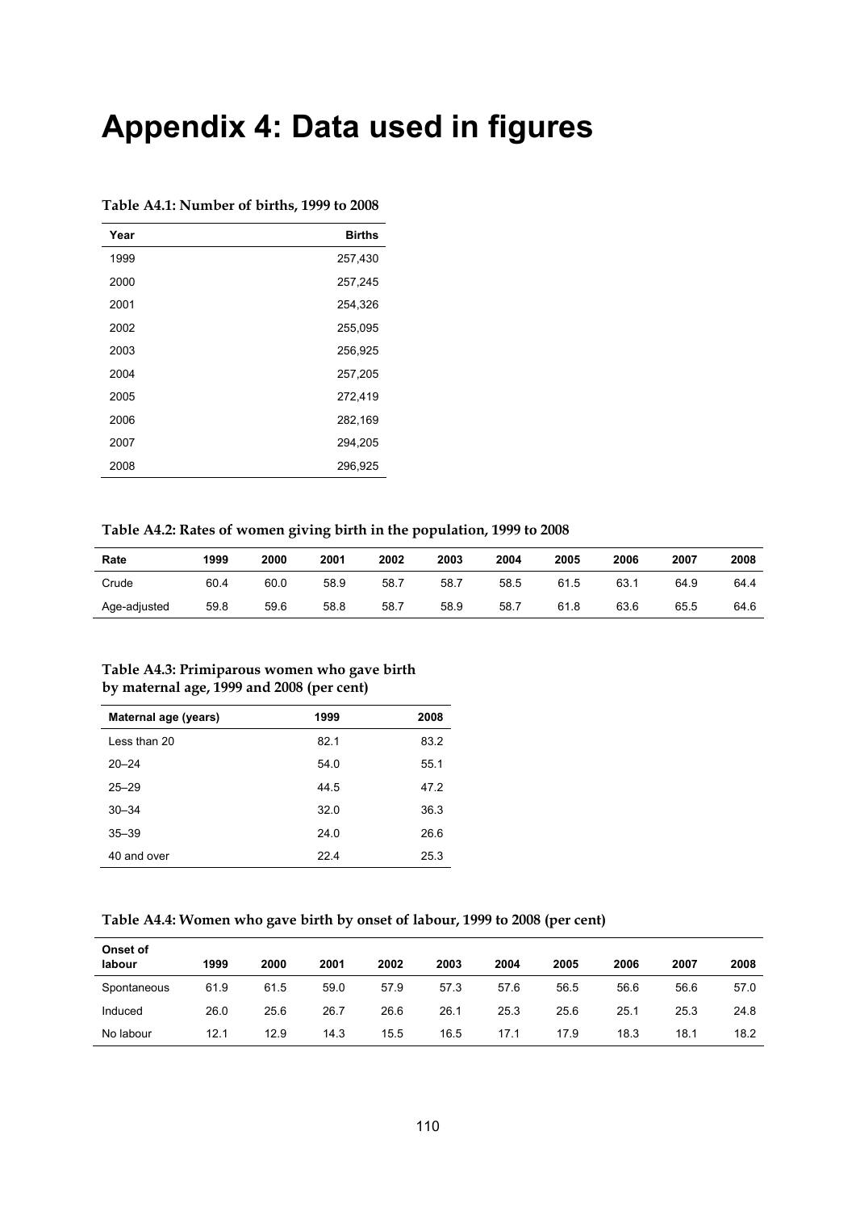# Appendix 4: Data used in figures

**Table A4.1: Number of births, 1999 to 2008**

| Year | Births |
|---|---|
| 1999 | 257,430 |
| 2000 | 257,245 |
| 2001 | 254,326 |
| 2002 | 255,095 |
| 2003 | 256,925 |
| 2004 | 257,205 |
| 2005 | 272,419 |
| 2006 | 282,169 |
| 2007 | 294,205 |
| 2008 | 296,925 |

**Table A4.2: Rates of women giving birth in the population, 1999 to 2008**

| Rate | 1999 | 2000 | 2001 | 2002 | 2003 | 2004 | 2005 | 2006 | 2007 | 2008 |
|---|---|---|---|---|---|---|---|---|---|---|
| Crude | 60.4 | 60.0 | 58.9 | 58.7 | 58.7 | 58.5 | 61.5 | 63.1 | 64.9 | 64.4 |
| Age-adjusted | 59.8 | 59.6 | 58.8 | 58.7 | 58.9 | 58.7 | 61.8 | 63.6 | 65.5 | 64.6 |

**Table A4.3: Primiparous women who gave birth by maternal age, 1999 and 2008 (per cent)**

| Maternal age (years) | 1999 | 2008 |
|---|---|---|
| Less than 20 | 82.1 | 83.2 |
| 20–24 | 54.0 | 55.1 |
| 25–29 | 44.5 | 47.2 |
| 30–34 | 32.0 | 36.3 |
| 35–39 | 24.0 | 26.6 |
| 40 and over | 22.4 | 25.3 |

**Table A4.4: Women who gave birth by onset of labour, 1999 to 2008 (per cent)**

| Onset of labour | 1999 | 2000 | 2001 | 2002 | 2003 | 2004 | 2005 | 2006 | 2007 | 2008 |
|---|---|---|---|---|---|---|---|---|---|---|
| Spontaneous | 61.9 | 61.5 | 59.0 | 57.9 | 57.3 | 57.6 | 56.5 | 56.6 | 56.6 | 57.0 |
| Induced | 26.0 | 25.6 | 26.7 | 26.6 | 26.1 | 25.3 | 25.6 | 25.1 | 25.3 | 24.8 |
| No labour | 12.1 | 12.9 | 14.3 | 15.5 | 16.5 | 17.1 | 17.9 | 18.3 | 18.1 | 18.2 |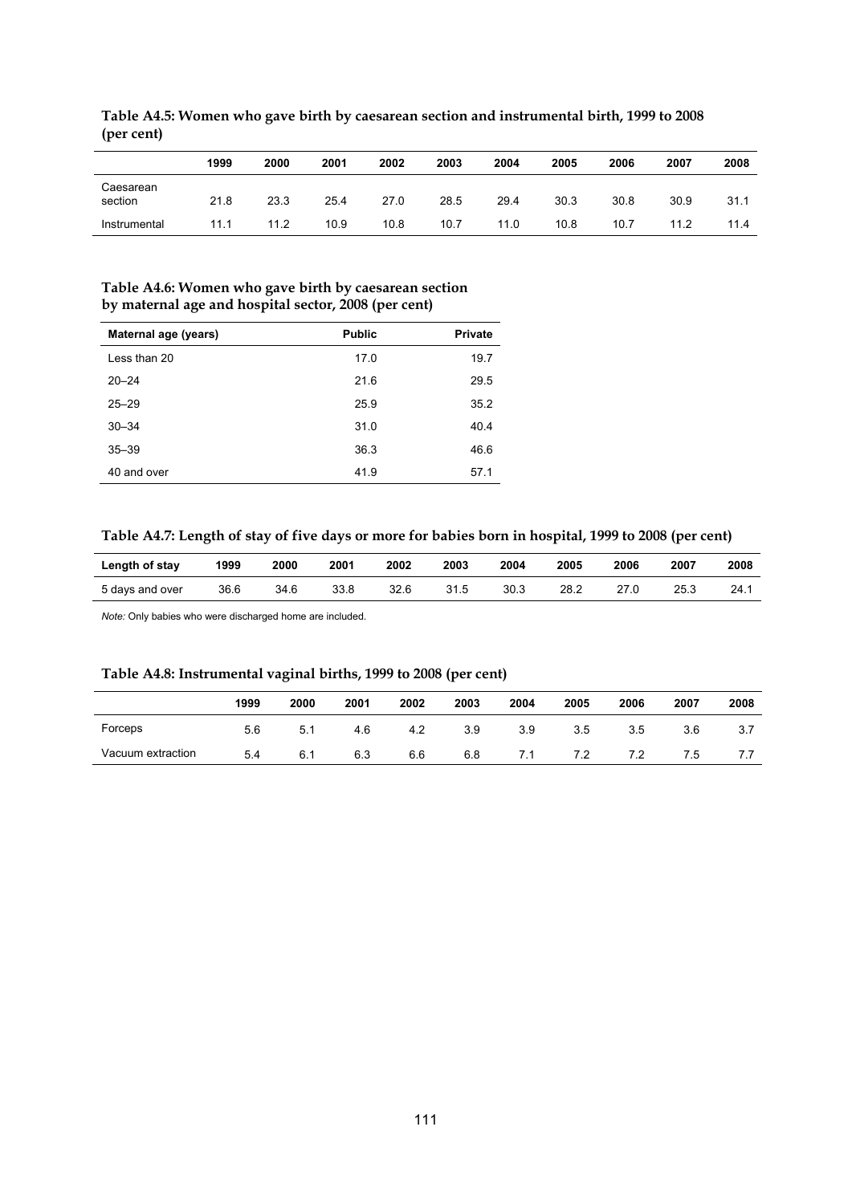**Table A4.5: Women who gave birth by caesarean section and instrumental birth, 1999 to 2008 (per cent)**

| | 1999 | 2000 | 2001 | 2002 | 2003 | 2004 | 2005 | 2006 | 2007 | 2008 |
|---|---|---|---|---|---|---|---|---|---|---|
| Caesarean section | 21.8 | 23.3 | 25.4 | 27.0 | 28.5 | 29.4 | 30.3 | 30.8 | 30.9 | 31.1 |
| Instrumental | 11.1 | 11.2 | 10.9 | 10.8 | 10.7 | 11.0 | 10.8 | 10.7 | 11.2 | 11.4 |

**Table A4.6: Women who gave birth by caesarean section by maternal age and hospital sector, 2008 (per cent)**

| Maternal age (years) | Public | Private |
|---|---|---|
| Less than 20 | 17.0 | 19.7 |
| 20–24 | 21.6 | 29.5 |
| 25–29 | 25.9 | 35.2 |
| 30–34 | 31.0 | 40.4 |
| 35–39 | 36.3 | 46.6 |
| 40 and over | 41.9 | 57.1 |

**Table A4.7: Length of stay of five days or more for babies born in hospital, 1999 to 2008 (per cent)**

| Length of stay | 1999 | 2000 | 2001 | 2002 | 2003 | 2004 | 2005 | 2006 | 2007 | 2008 |
|---|---|---|---|---|---|---|---|---|---|---|
| 5 days and over | 36.6 | 34.6 | 33.8 | 32.6 | 31.5 | 30.3 | 28.2 | 27.0 | 25.3 | 24.1 |

*Note:* Only babies who were discharged home are included.

**Table A4.8: Instrumental vaginal births, 1999 to 2008 (per cent)**

| | 1999 | 2000 | 2001 | 2002 | 2003 | 2004 | 2005 | 2006 | 2007 | 2008 |
|---|---|---|---|---|---|---|---|---|---|---|
| Forceps | 5.6 | 5.1 | 4.6 | 4.2 | 3.9 | 3.9 | 3.5 | 3.5 | 3.6 | 3.7 |
| Vacuum extraction | 5.4 | 6.1 | 6.3 | 6.6 | 6.8 | 7.1 | 7.2 | 7.2 | 7.5 | 7.7 |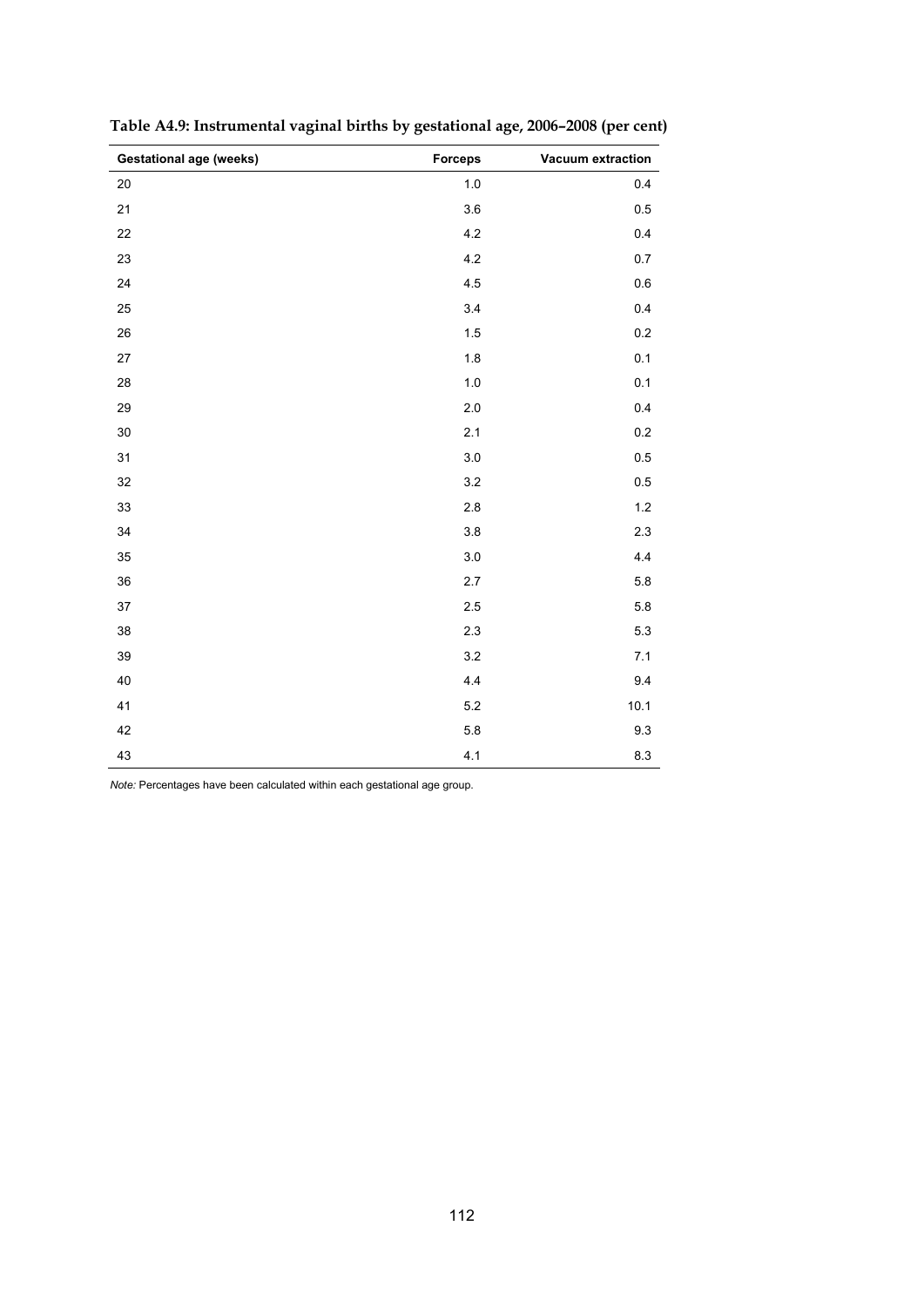**Table A4.9: Instrumental vaginal births by gestational age, 2006–2008 (per cent)**

| Gestational age (weeks) | Forceps | Vacuum extraction |
|---|---|---|
| 20 | 1.0 | 0.4 |
| 21 | 3.6 | 0.5 |
| 22 | 4.2 | 0.4 |
| 23 | 4.2 | 0.7 |
| 24 | 4.5 | 0.6 |
| 25 | 3.4 | 0.4 |
| 26 | 1.5 | 0.2 |
| 27 | 1.8 | 0.1 |
| 28 | 1.0 | 0.1 |
| 29 | 2.0 | 0.4 |
| 30 | 2.1 | 0.2 |
| 31 | 3.0 | 0.5 |
| 32 | 3.2 | 0.5 |
| 33 | 2.8 | 1.2 |
| 34 | 3.8 | 2.3 |
| 35 | 3.0 | 4.4 |
| 36 | 2.7 | 5.8 |
| 37 | 2.5 | 5.8 |
| 38 | 2.3 | 5.3 |
| 39 | 3.2 | 7.1 |
| 40 | 4.4 | 9.4 |
| 41 | 5.2 | 10.1 |
| 42 | 5.8 | 9.3 |
| 43 | 4.1 | 8.3 |

*Note:* Percentages have been calculated within each gestational age group.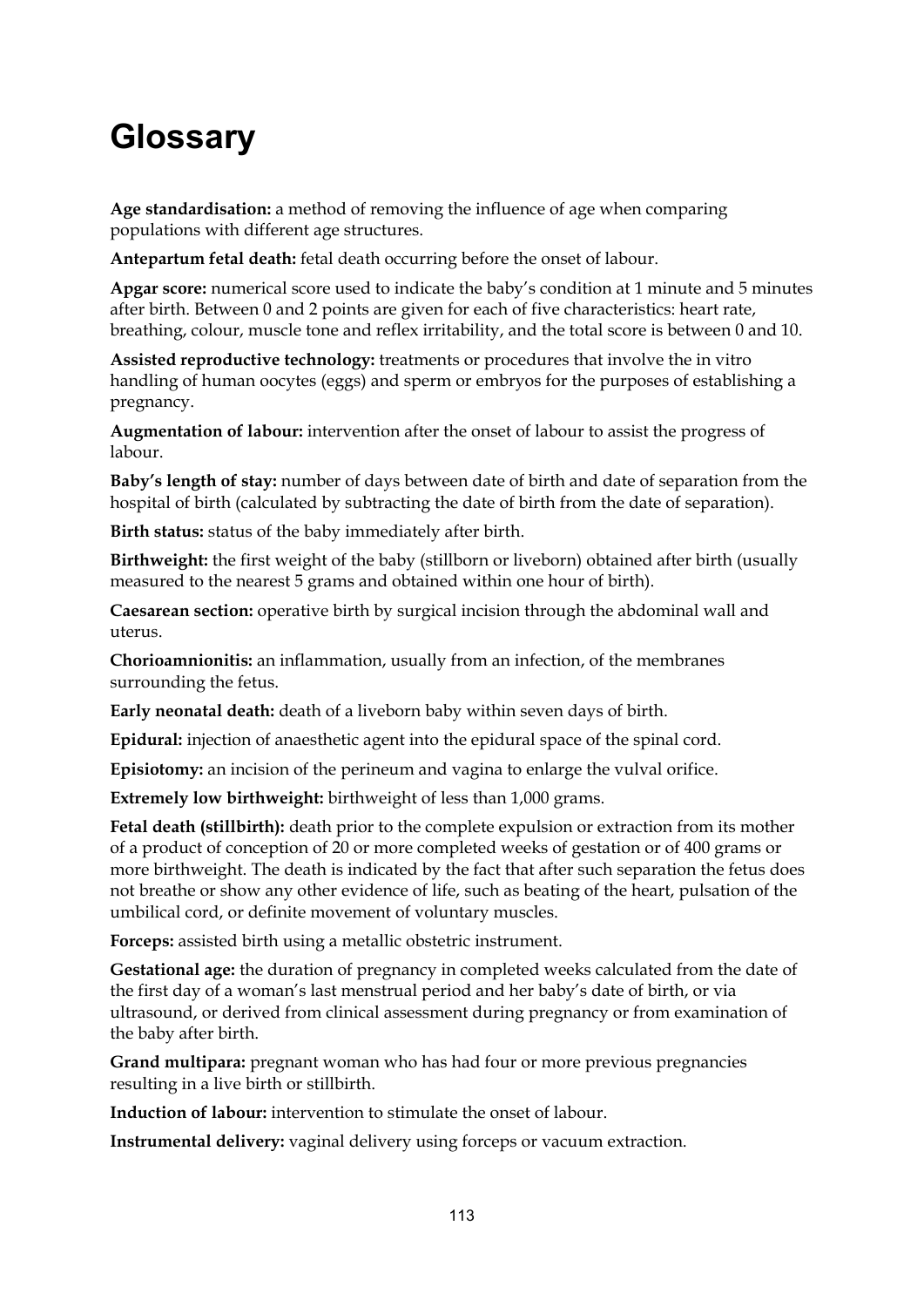# Glossary

**Age standardisation:** a method of removing the influence of age when comparing populations with different age structures.

**Antepartum fetal death:** fetal death occurring before the onset of labour.

**Apgar score:** numerical score used to indicate the baby's condition at 1 minute and 5 minutes after birth. Between 0 and 2 points are given for each of five characteristics: heart rate, breathing, colour, muscle tone and reflex irritability, and the total score is between 0 and 10.

**Assisted reproductive technology:** treatments or procedures that involve the in vitro handling of human oocytes (eggs) and sperm or embryos for the purposes of establishing a pregnancy.

**Augmentation of labour:** intervention after the onset of labour to assist the progress of labour.

**Baby's length of stay:** number of days between date of birth and date of separation from the hospital of birth (calculated by subtracting the date of birth from the date of separation).

**Birth status:** status of the baby immediately after birth.

**Birthweight:** the first weight of the baby (stillborn or liveborn) obtained after birth (usually measured to the nearest 5 grams and obtained within one hour of birth).

**Caesarean section:** operative birth by surgical incision through the abdominal wall and uterus.

**Chorioamnionitis:** an inflammation, usually from an infection, of the membranes surrounding the fetus.

**Early neonatal death:** death of a liveborn baby within seven days of birth.

**Epidural:** injection of anaesthetic agent into the epidural space of the spinal cord.

**Episiotomy:** an incision of the perineum and vagina to enlarge the vulval orifice.

**Extremely low birthweight:** birthweight of less than 1,000 grams.

**Fetal death (stillbirth):** death prior to the complete expulsion or extraction from its mother of a product of conception of 20 or more completed weeks of gestation or of 400 grams or more birthweight. The death is indicated by the fact that after such separation the fetus does not breathe or show any other evidence of life, such as beating of the heart, pulsation of the umbilical cord, or definite movement of voluntary muscles.

**Forceps:** assisted birth using a metallic obstetric instrument.

**Gestational age:** the duration of pregnancy in completed weeks calculated from the date of the first day of a woman's last menstrual period and her baby's date of birth, or via ultrasound, or derived from clinical assessment during pregnancy or from examination of the baby after birth.

**Grand multipara:** pregnant woman who has had four or more previous pregnancies resulting in a live birth or stillbirth.

**Induction of labour:** intervention to stimulate the onset of labour.

**Instrumental delivery:** vaginal delivery using forceps or vacuum extraction.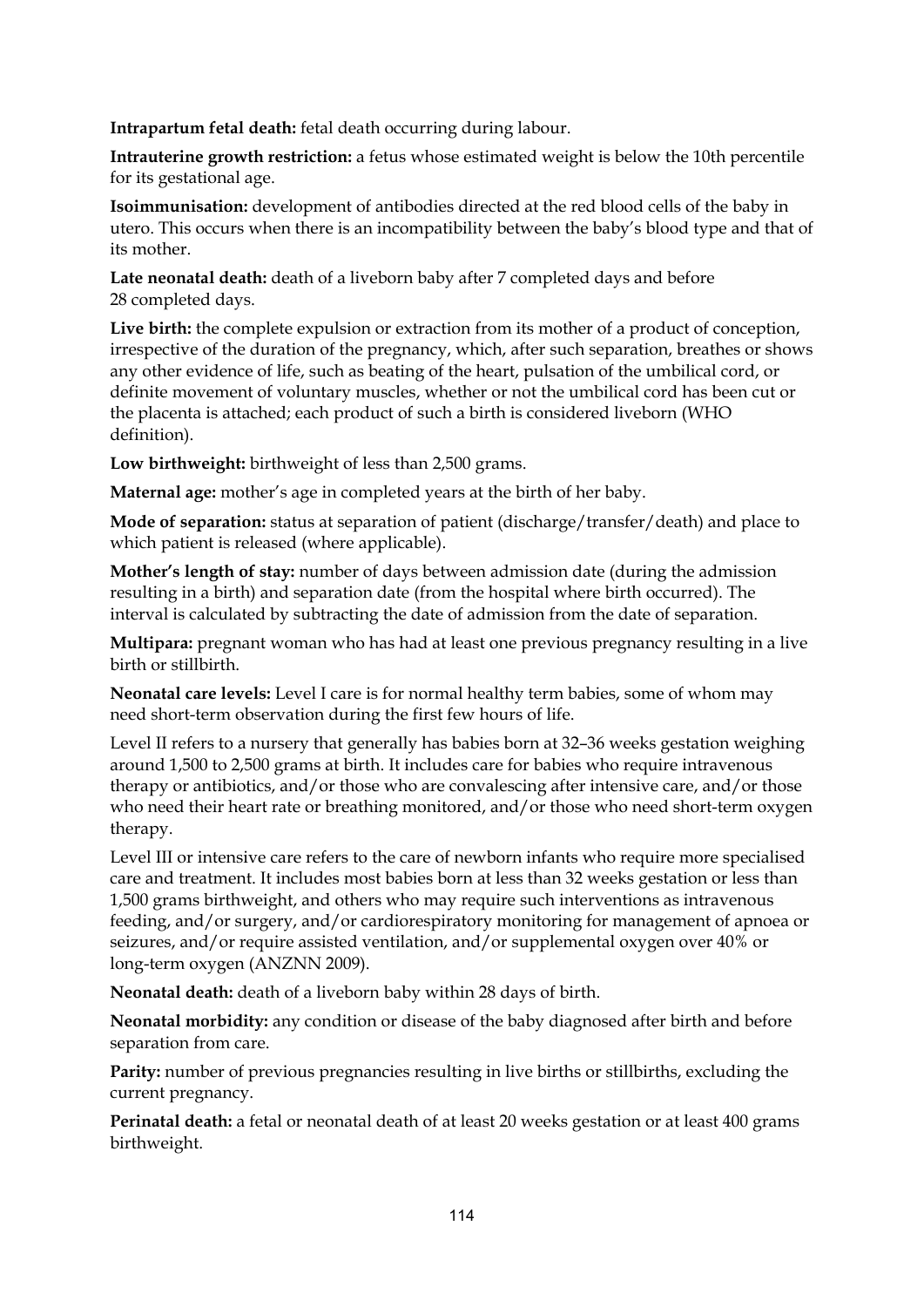**Intrapartum fetal death:** fetal death occurring during labour.

**Intrauterine growth restriction:** a fetus whose estimated weight is below the 10th percentile for its gestational age.

**Isoimmunisation:** development of antibodies directed at the red blood cells of the baby in utero. This occurs when there is an incompatibility between the baby's blood type and that of its mother.

**Late neonatal death:** death of a liveborn baby after 7 completed days and before 28 completed days.

**Live birth:** the complete expulsion or extraction from its mother of a product of conception, irrespective of the duration of the pregnancy, which, after such separation, breathes or shows any other evidence of life, such as beating of the heart, pulsation of the umbilical cord, or definite movement of voluntary muscles, whether or not the umbilical cord has been cut or the placenta is attached; each product of such a birth is considered liveborn (WHO definition).

**Low birthweight:** birthweight of less than 2,500 grams.

**Maternal age:** mother's age in completed years at the birth of her baby.

**Mode of separation:** status at separation of patient (discharge/transfer/death) and place to which patient is released (where applicable).

**Mother's length of stay:** number of days between admission date (during the admission resulting in a birth) and separation date (from the hospital where birth occurred). The interval is calculated by subtracting the date of admission from the date of separation.

**Multipara:** pregnant woman who has had at least one previous pregnancy resulting in a live birth or stillbirth.

**Neonatal care levels:** Level I care is for normal healthy term babies, some of whom may need short-term observation during the first few hours of life.

Level II refers to a nursery that generally has babies born at 32–36 weeks gestation weighing around 1,500 to 2,500 grams at birth. It includes care for babies who require intravenous therapy or antibiotics, and/or those who are convalescing after intensive care, and/or those who need their heart rate or breathing monitored, and/or those who need short-term oxygen therapy.

Level III or intensive care refers to the care of newborn infants who require more specialised care and treatment. It includes most babies born at less than 32 weeks gestation or less than 1,500 grams birthweight, and others who may require such interventions as intravenous feeding, and/or surgery, and/or cardiorespiratory monitoring for management of apnoea or seizures, and/or require assisted ventilation, and/or supplemental oxygen over 40% or long-term oxygen (ANZNN 2009).

**Neonatal death:** death of a liveborn baby within 28 days of birth.

**Neonatal morbidity:** any condition or disease of the baby diagnosed after birth and before separation from care.

**Parity:** number of previous pregnancies resulting in live births or stillbirths, excluding the current pregnancy.

**Perinatal death:** a fetal or neonatal death of at least 20 weeks gestation or at least 400 grams birthweight.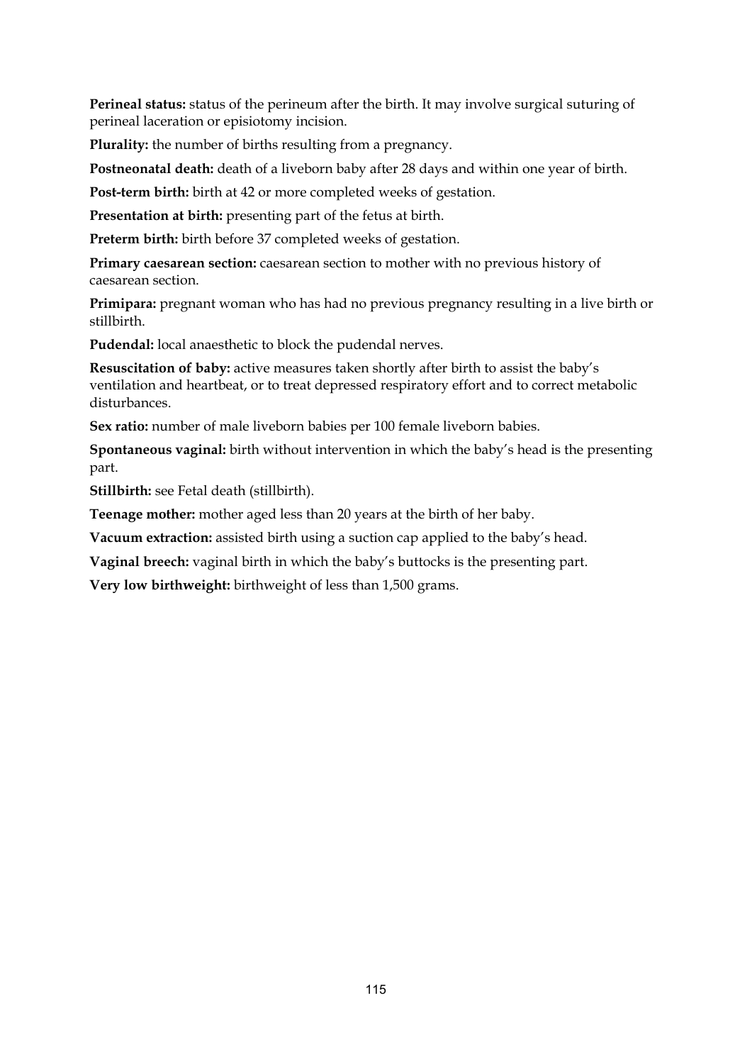**Perineal status:** status of the perineum after the birth. It may involve surgical suturing of perineal laceration or episiotomy incision.

**Plurality:** the number of births resulting from a pregnancy.

**Postneonatal death:** death of a liveborn baby after 28 days and within one year of birth.

**Post-term birth:** birth at 42 or more completed weeks of gestation.

**Presentation at birth:** presenting part of the fetus at birth.

**Preterm birth:** birth before 37 completed weeks of gestation.

**Primary caesarean section:** caesarean section to mother with no previous history of caesarean section.

**Primipara:** pregnant woman who has had no previous pregnancy resulting in a live birth or stillbirth.

**Pudendal:** local anaesthetic to block the pudendal nerves.

**Resuscitation of baby:** active measures taken shortly after birth to assist the baby's ventilation and heartbeat, or to treat depressed respiratory effort and to correct metabolic disturbances.

**Sex ratio:** number of male liveborn babies per 100 female liveborn babies.

**Spontaneous vaginal:** birth without intervention in which the baby's head is the presenting part.

**Stillbirth:** see Fetal death (stillbirth).

**Teenage mother:** mother aged less than 20 years at the birth of her baby.

**Vacuum extraction:** assisted birth using a suction cap applied to the baby's head.

**Vaginal breech:** vaginal birth in which the baby's buttocks is the presenting part.

**Very low birthweight:** birthweight of less than 1,500 grams.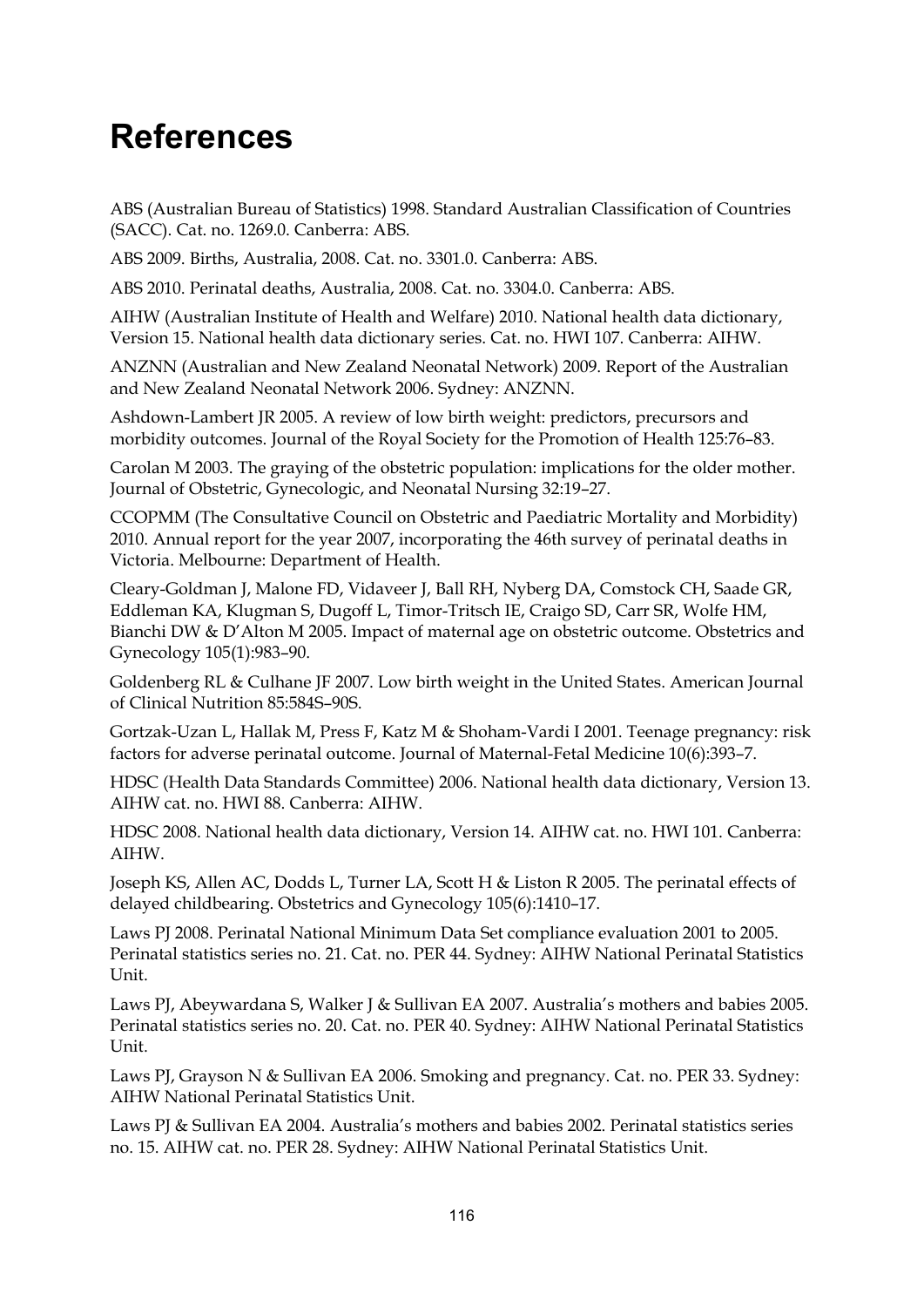# References

ABS (Australian Bureau of Statistics) 1998. Standard Australian Classification of Countries (SACC). Cat. no. 1269.0. Canberra: ABS.

ABS 2009. Births, Australia, 2008. Cat. no. 3301.0. Canberra: ABS.

ABS 2010. Perinatal deaths, Australia, 2008. Cat. no. 3304.0. Canberra: ABS.

AIHW (Australian Institute of Health and Welfare) 2010. National health data dictionary, Version 15. National health data dictionary series. Cat. no. HWI 107. Canberra: AIHW.

ANZNN (Australian and New Zealand Neonatal Network) 2009. Report of the Australian and New Zealand Neonatal Network 2006. Sydney: ANZNN.

Ashdown-Lambert JR 2005. A review of low birth weight: predictors, precursors and morbidity outcomes. Journal of the Royal Society for the Promotion of Health 125:76–83.

Carolan M 2003. The graying of the obstetric population: implications for the older mother. Journal of Obstetric, Gynecologic, and Neonatal Nursing 32:19–27.

CCOPMM (The Consultative Council on Obstetric and Paediatric Mortality and Morbidity) 2010. Annual report for the year 2007, incorporating the 46th survey of perinatal deaths in Victoria. Melbourne: Department of Health.

Cleary-Goldman J, Malone FD, Vidaveer J, Ball RH, Nyberg DA, Comstock CH, Saade GR, Eddleman KA, Klugman S, Dugoff L, Timor-Tritsch IE, Craigo SD, Carr SR, Wolfe HM, Bianchi DW & D'Alton M 2005. Impact of maternal age on obstetric outcome. Obstetrics and Gynecology 105(1):983–90.

Goldenberg RL & Culhane JF 2007. Low birth weight in the United States. American Journal of Clinical Nutrition 85:584S–90S.

Gortzak-Uzan L, Hallak M, Press F, Katz M & Shoham-Vardi I 2001. Teenage pregnancy: risk factors for adverse perinatal outcome. Journal of Maternal-Fetal Medicine 10(6):393–7.

HDSC (Health Data Standards Committee) 2006. National health data dictionary, Version 13. AIHW cat. no. HWI 88. Canberra: AIHW.

HDSC 2008. National health data dictionary, Version 14. AIHW cat. no. HWI 101. Canberra: AIHW.

Joseph KS, Allen AC, Dodds L, Turner LA, Scott H & Liston R 2005. The perinatal effects of delayed childbearing. Obstetrics and Gynecology 105(6):1410–17.

Laws PJ 2008. Perinatal National Minimum Data Set compliance evaluation 2001 to 2005. Perinatal statistics series no. 21. Cat. no. PER 44. Sydney: AIHW National Perinatal Statistics Unit.

Laws PJ, Abeywardana S, Walker J & Sullivan EA 2007. Australia's mothers and babies 2005. Perinatal statistics series no. 20. Cat. no. PER 40. Sydney: AIHW National Perinatal Statistics Unit.

Laws PJ, Grayson N & Sullivan EA 2006. Smoking and pregnancy. Cat. no. PER 33. Sydney: AIHW National Perinatal Statistics Unit.

Laws PJ & Sullivan EA 2004. Australia's mothers and babies 2002. Perinatal statistics series no. 15. AIHW cat. no. PER 28. Sydney: AIHW National Perinatal Statistics Unit.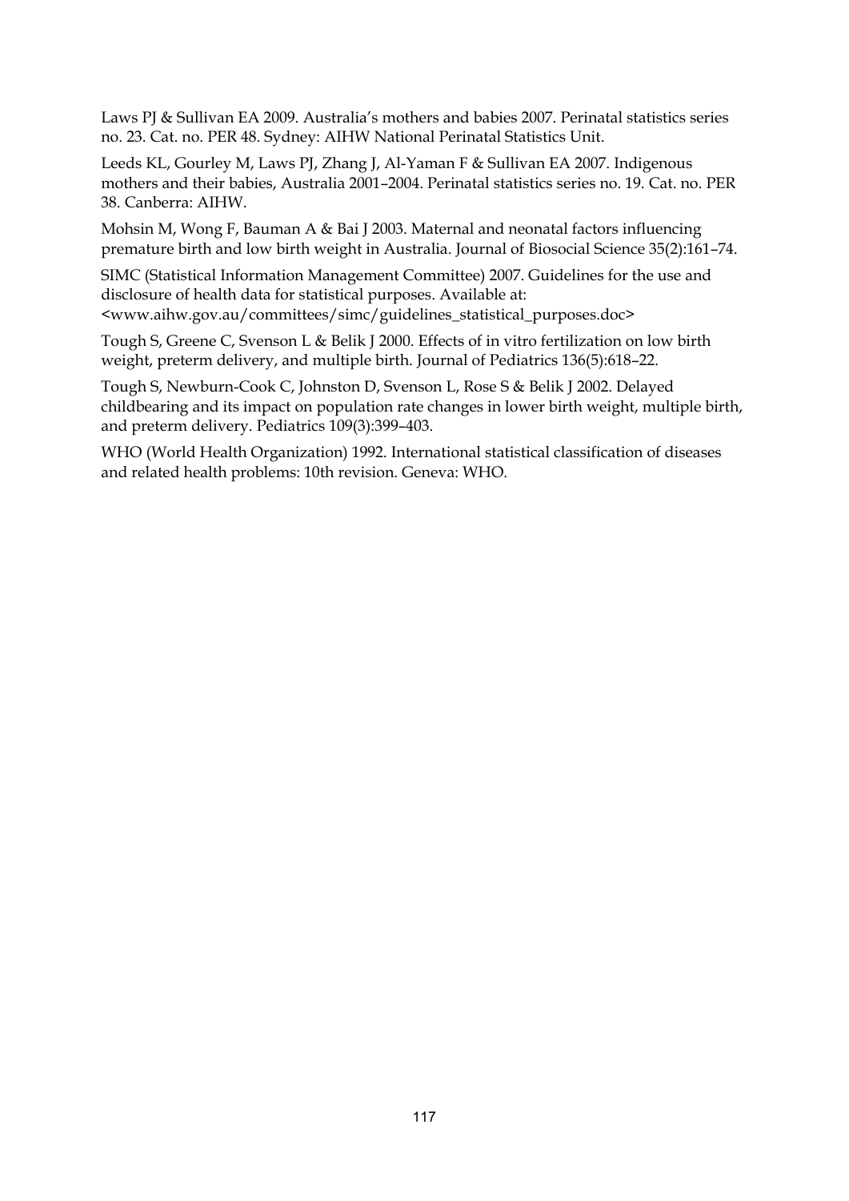Laws PJ & Sullivan EA 2009. Australia's mothers and babies 2007. Perinatal statistics series no. 23. Cat. no. PER 48. Sydney: AIHW National Perinatal Statistics Unit.

Leeds KL, Gourley M, Laws PJ, Zhang J, Al-Yaman F & Sullivan EA 2007. Indigenous mothers and their babies, Australia 2001–2004. Perinatal statistics series no. 19. Cat. no. PER 38. Canberra: AIHW.

Mohsin M, Wong F, Bauman A & Bai J 2003. Maternal and neonatal factors influencing premature birth and low birth weight in Australia. Journal of Biosocial Science 35(2):161–74.

SIMC (Statistical Information Management Committee) 2007. Guidelines for the use and disclosure of health data for statistical purposes. Available at: <www.aihw.gov.au/committees/simc/guidelines_statistical_purposes.doc>

Tough S, Greene C, Svenson L & Belik J 2000. Effects of in vitro fertilization on low birth weight, preterm delivery, and multiple birth. Journal of Pediatrics 136(5):618–22.

Tough S, Newburn-Cook C, Johnston D, Svenson L, Rose S & Belik J 2002. Delayed childbearing and its impact on population rate changes in lower birth weight, multiple birth, and preterm delivery. Pediatrics 109(3):399–403.

WHO (World Health Organization) 1992. International statistical classification of diseases and related health problems: 10th revision. Geneva: WHO.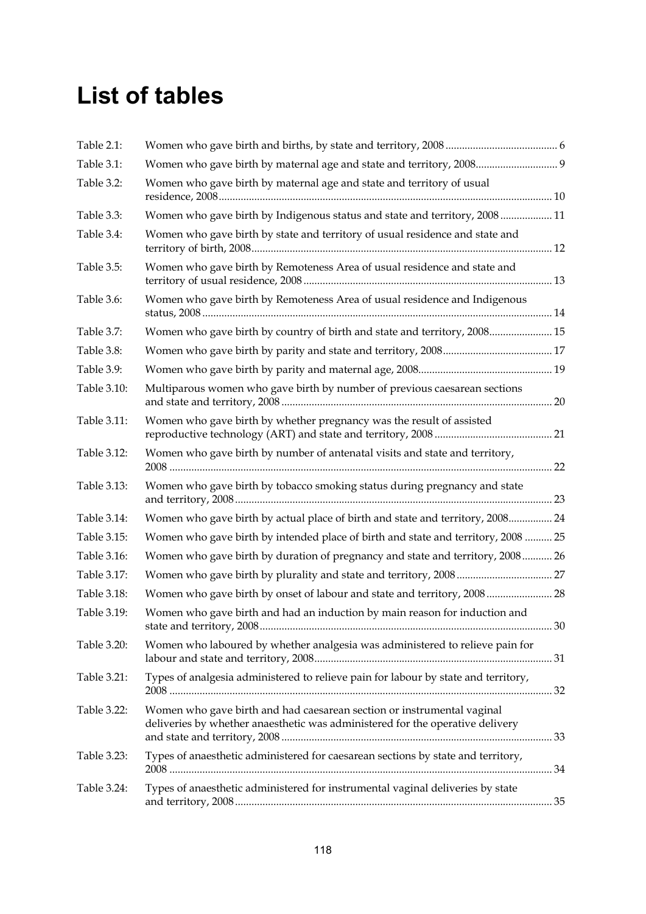# List of tables

| | | |
|---|---|---|
| Table 2.1: | Women who gave birth and births, by state and territory, 2008 | 6 |
| Table 3.1: | Women who gave birth by maternal age and state and territory, 2008 | 9 |
| Table 3.2: | Women who gave birth by maternal age and state and territory of usual residence, 2008 | 10 |
| Table 3.3: | Women who gave birth by Indigenous status and state and territory, 2008 | 11 |
| Table 3.4: | Women who gave birth by state and territory of usual residence and state and territory of birth, 2008 | 12 |
| Table 3.5: | Women who gave birth by Remoteness Area of usual residence and state and territory of usual residence, 2008 | 13 |
| Table 3.6: | Women who gave birth by Remoteness Area of usual residence and Indigenous status, 2008 | 14 |
| Table 3.7: | Women who gave birth by country of birth and state and territory, 2008 | 15 |
| Table 3.8: | Women who gave birth by parity and state and territory, 2008 | 17 |
| Table 3.9: | Women who gave birth by parity and maternal age, 2008 | 19 |
| Table 3.10: | Multiparous women who gave birth by number of previous caesarean sections and state and territory, 2008 | 20 |
| Table 3.11: | Women who gave birth by whether pregnancy was the result of assisted reproductive technology (ART) and state and territory, 2008 | 21 |
| Table 3.12: | Women who gave birth by number of antenatal visits and state and territory, 2008 | 22 |
| Table 3.13: | Women who gave birth by tobacco smoking status during pregnancy and state and territory, 2008 | 23 |
| Table 3.14: | Women who gave birth by actual place of birth and state and territory, 2008 | 24 |
| Table 3.15: | Women who gave birth by intended place of birth and state and territory, 2008 | 25 |
| Table 3.16: | Women who gave birth by duration of pregnancy and state and territory, 2008 | 26 |
| Table 3.17: | Women who gave birth by plurality and state and territory, 2008 | 27 |
| Table 3.18: | Women who gave birth by onset of labour and state and territory, 2008 | 28 |
| Table 3.19: | Women who gave birth and had an induction by main reason for induction and state and territory, 2008 | 30 |
| Table 3.20: | Women who laboured by whether analgesia was administered to relieve pain for labour and state and territory, 2008 | 31 |
| Table 3.21: | Types of analgesia administered to relieve pain for labour by state and territory, 2008 | 32 |
| Table 3.22: | Women who gave birth and had caesarean section or instrumental vaginal deliveries by whether anaesthetic was administered for the operative delivery and state and territory, 2008 | 33 |
| Table 3.23: | Types of anaesthetic administered for caesarean sections by state and territory, 2008 | 34 |
| Table 3.24: | Types of anaesthetic administered for instrumental vaginal deliveries by state and territory, 2008 | 35 |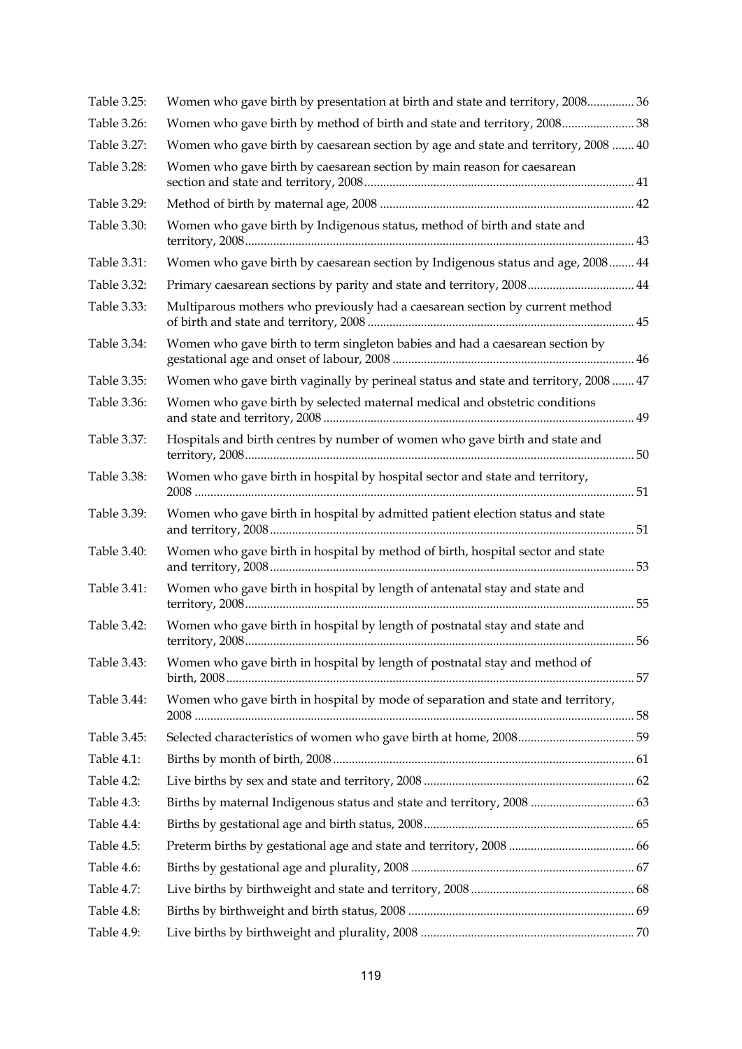| | | |
|---|---|---|
| Table 3.25: | Women who gave birth by presentation at birth and state and territory, 2008 | 36 |
| Table 3.26: | Women who gave birth by method of birth and state and territory, 2008 | 38 |
| Table 3.27: | Women who gave birth by caesarean section by age and state and territory, 2008 | 40 |
| Table 3.28: | Women who gave birth by caesarean section by main reason for caesarean section and state and territory, 2008 | 41 |
| Table 3.29: | Method of birth by maternal age, 2008 | 42 |
| Table 3.30: | Women who gave birth by Indigenous status, method of birth and state and territory, 2008 | 43 |
| Table 3.31: | Women who gave birth by caesarean section by Indigenous status and age, 2008 | 44 |
| Table 3.32: | Primary caesarean sections by parity and state and territory, 2008 | 44 |
| Table 3.33: | Multiparous mothers who previously had a caesarean section by current method of birth and state and territory, 2008 | 45 |
| Table 3.34: | Women who gave birth to term singleton babies and had a caesarean section by gestational age and onset of labour, 2008 | 46 |
| Table 3.35: | Women who gave birth vaginally by perineal status and state and territory, 2008 | 47 |
| Table 3.36: | Women who gave birth by selected maternal medical and obstetric conditions and state and territory, 2008 | 49 |
| Table 3.37: | Hospitals and birth centres by number of women who gave birth and state and territory, 2008 | 50 |
| Table 3.38: | Women who gave birth in hospital by hospital sector and state and territory, 2008 | 51 |
| Table 3.39: | Women who gave birth in hospital by admitted patient election status and state and territory, 2008 | 51 |
| Table 3.40: | Women who gave birth in hospital by method of birth, hospital sector and state and territory, 2008 | 53 |
| Table 3.41: | Women who gave birth in hospital by length of antenatal stay and state and territory, 2008 | 55 |
| Table 3.42: | Women who gave birth in hospital by length of postnatal stay and state and territory, 2008 | 56 |
| Table 3.43: | Women who gave birth in hospital by length of postnatal stay and method of birth, 2008 | 57 |
| Table 3.44: | Women who gave birth in hospital by mode of separation and state and territory, 2008 | 58 |
| Table 3.45: | Selected characteristics of women who gave birth at home, 2008 | 59 |
| Table 4.1: | Births by month of birth, 2008 | 61 |
| Table 4.2: | Live births by sex and state and territory, 2008 | 62 |
| Table 4.3: | Births by maternal Indigenous status and state and territory, 2008 | 63 |
| Table 4.4: | Births by gestational age and birth status, 2008 | 65 |
| Table 4.5: | Preterm births by gestational age and state and territory, 2008 | 66 |
| Table 4.6: | Births by gestational age and plurality, 2008 | 67 |
| Table 4.7: | Live births by birthweight and state and territory, 2008 | 68 |
| Table 4.8: | Births by birthweight and birth status, 2008 | 69 |
| Table 4.9: | Live births by birthweight and plurality, 2008 | 70 |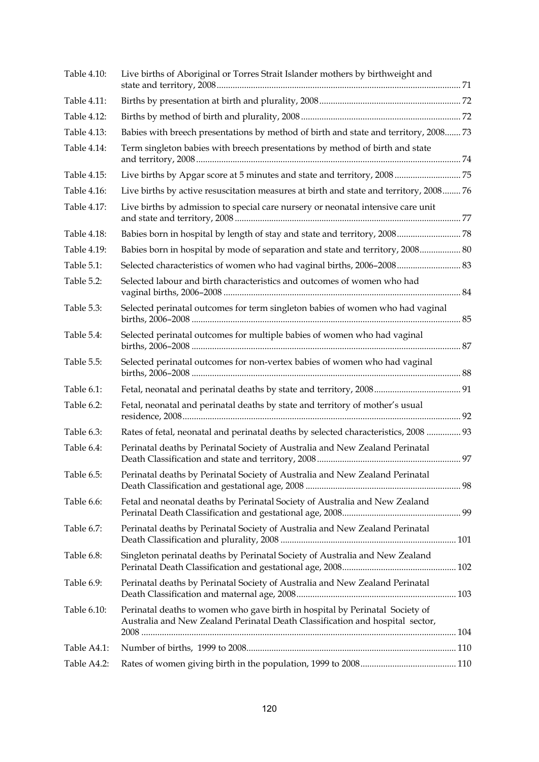| | | |
|---|---|---|
| Table 4.10: | Live births of Aboriginal or Torres Strait Islander mothers by birthweight and state and territory, 2008 | 71 |
| Table 4.11: | Births by presentation at birth and plurality, 2008 | 72 |
| Table 4.12: | Births by method of birth and plurality, 2008 | 72 |
| Table 4.13: | Babies with breech presentations by method of birth and state and territory, 2008 | 73 |
| Table 4.14: | Term singleton babies with breech presentations by method of birth and state and territory, 2008 | 74 |
| Table 4.15: | Live births by Apgar score at 5 minutes and state and territory, 2008 | 75 |
| Table 4.16: | Live births by active resuscitation measures at birth and state and territory, 2008 | 76 |
| Table 4.17: | Live births by admission to special care nursery or neonatal intensive care unit and state and territory, 2008 | 77 |
| Table 4.18: | Babies born in hospital by length of stay and state and territory, 2008 | 78 |
| Table 4.19: | Babies born in hospital by mode of separation and state and territory, 2008 | 80 |
| Table 5.1: | Selected characteristics of women who had vaginal births, 2006–2008 | 83 |
| Table 5.2: | Selected labour and birth characteristics and outcomes of women who had vaginal births, 2006–2008 | 84 |
| Table 5.3: | Selected perinatal outcomes for term singleton babies of women who had vaginal births, 2006–2008 | 85 |
| Table 5.4: | Selected perinatal outcomes for multiple babies of women who had vaginal births, 2006–2008 | 87 |
| Table 5.5: | Selected perinatal outcomes for non-vertex babies of women who had vaginal births, 2006–2008 | 88 |
| Table 6.1: | Fetal, neonatal and perinatal deaths by state and territory, 2008 | 91 |
| Table 6.2: | Fetal, neonatal and perinatal deaths by state and territory of mother's usual residence, 2008 | 92 |
| Table 6.3: | Rates of fetal, neonatal and perinatal deaths by selected characteristics, 2008 | 93 |
| Table 6.4: | Perinatal deaths by Perinatal Society of Australia and New Zealand Perinatal Death Classification and state and territory, 2008 | 97 |
| Table 6.5: | Perinatal deaths by Perinatal Society of Australia and New Zealand Perinatal Death Classification and gestational age, 2008 | 98 |
| Table 6.6: | Fetal and neonatal deaths by Perinatal Society of Australia and New Zealand Perinatal Death Classification and gestational age, 2008 | 99 |
| Table 6.7: | Perinatal deaths by Perinatal Society of Australia and New Zealand Perinatal Death Classification and plurality, 2008 | 101 |
| Table 6.8: | Singleton perinatal deaths by Perinatal Society of Australia and New Zealand Perinatal Death Classification and gestational age, 2008 | 102 |
| Table 6.9: | Perinatal deaths by Perinatal Society of Australia and New Zealand Perinatal Death Classification and maternal age, 2008 | 103 |
| Table 6.10: | Perinatal deaths to women who gave birth in hospital by Perinatal Society of Australia and New Zealand Perinatal Death Classification and hospital sector, 2008 | 104 |
| Table A4.1: | Number of births, 1999 to 2008 | 110 |
| Table A4.2: | Rates of women giving birth in the population, 1999 to 2008 | 110 |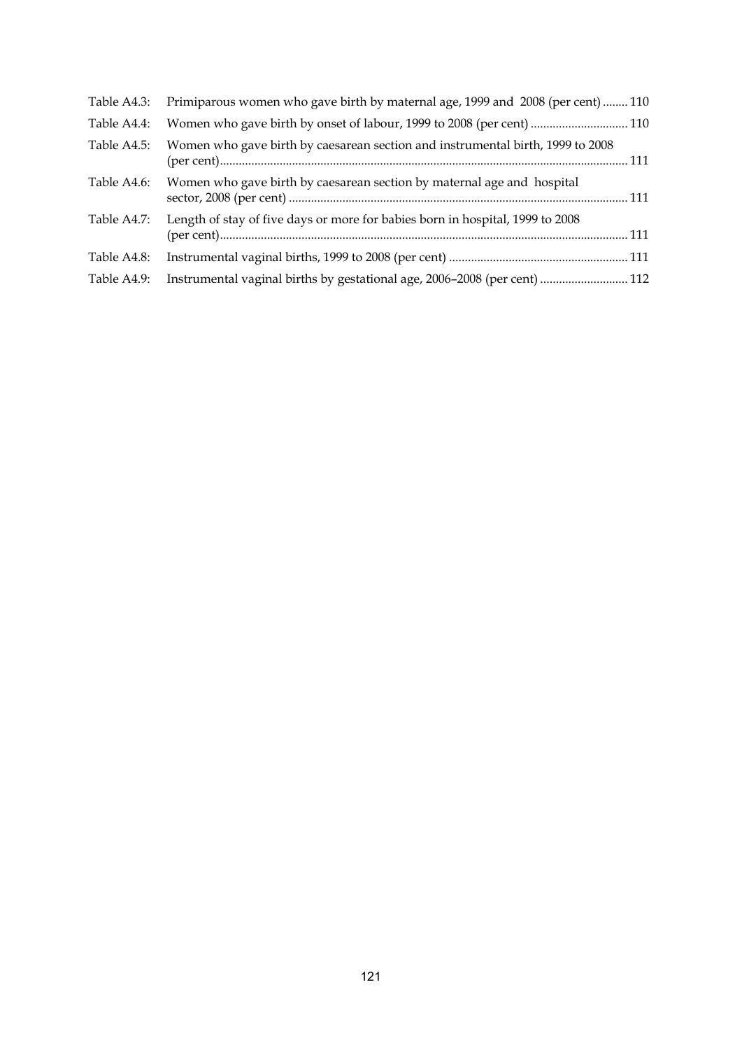Table A4.3: Primiparous women who gave birth by maternal age, 1999 and 2008 (per cent) ........ 110

Table A4.4: Women who gave birth by onset of labour, 1999 to 2008 (per cent) ............................... 110

Table A4.5: Women who gave birth by caesarean section and instrumental birth, 1999 to 2008 (per cent)................................................................................................................................ 111

Table A4.6: Women who gave birth by caesarean section by maternal age and hospital sector, 2008 (per cent) ........................................................................................................... 111

Table A4.7: Length of stay of five days or more for babies born in hospital, 1999 to 2008 (per cent)................................................................................................................................ 111

Table A4.8: Instrumental vaginal births, 1999 to 2008 (per cent) ......................................................... 111

Table A4.9: Instrumental vaginal births by gestational age, 2006–2008 (per cent) ............................ 112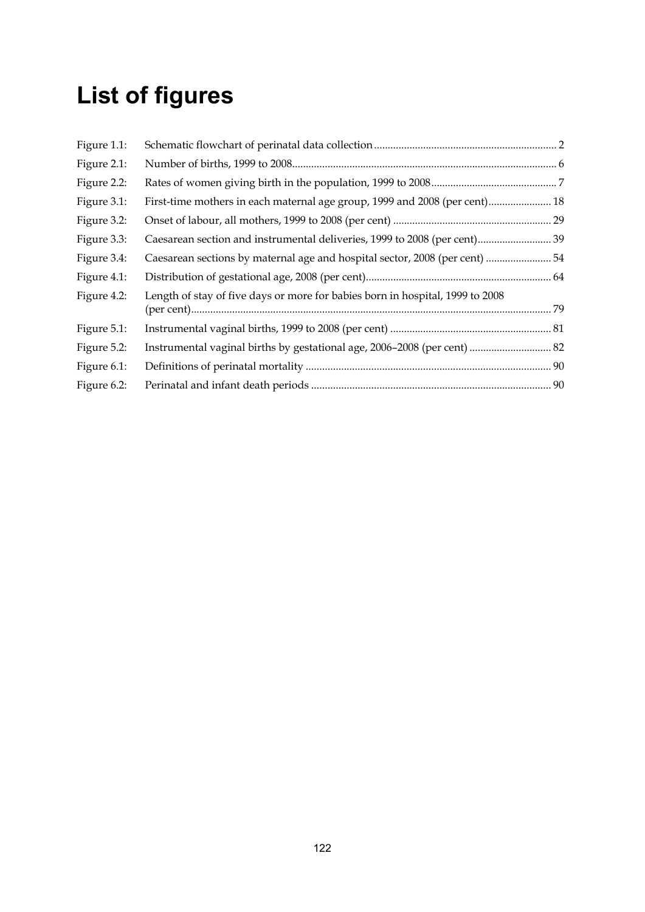# List of figures

| | | |
|---|---|---|
| Figure 1.1: | Schematic flowchart of perinatal data collection | 2 |
| Figure 2.1: | Number of births, 1999 to 2008 | 6 |
| Figure 2.2: | Rates of women giving birth in the population, 1999 to 2008 | 7 |
| Figure 3.1: | First-time mothers in each maternal age group, 1999 and 2008 (per cent) | 18 |
| Figure 3.2: | Onset of labour, all mothers, 1999 to 2008 (per cent) | 29 |
| Figure 3.3: | Caesarean section and instrumental deliveries, 1999 to 2008 (per cent) | 39 |
| Figure 3.4: | Caesarean sections by maternal age and hospital sector, 2008 (per cent) | 54 |
| Figure 4.1: | Distribution of gestational age, 2008 (per cent) | 64 |
| Figure 4.2: | Length of stay of five days or more for babies born in hospital, 1999 to 2008 (per cent) | 79 |
| Figure 5.1: | Instrumental vaginal births, 1999 to 2008 (per cent) | 81 |
| Figure 5.2: | Instrumental vaginal births by gestational age, 2006–2008 (per cent) | 82 |
| Figure 6.1: | Definitions of perinatal mortality | 90 |
| Figure 6.2: | Perinatal and infant death periods | 90 |